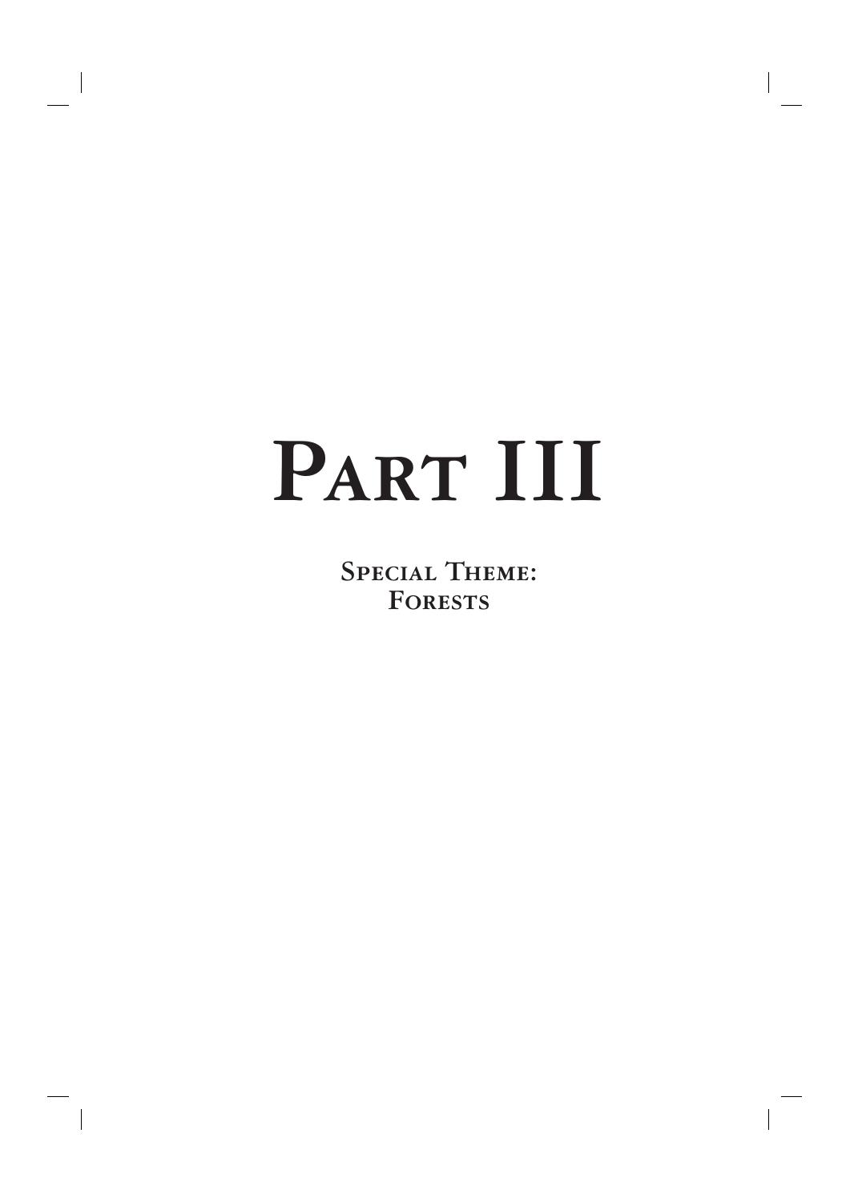# Part III

## Special Theme: Forests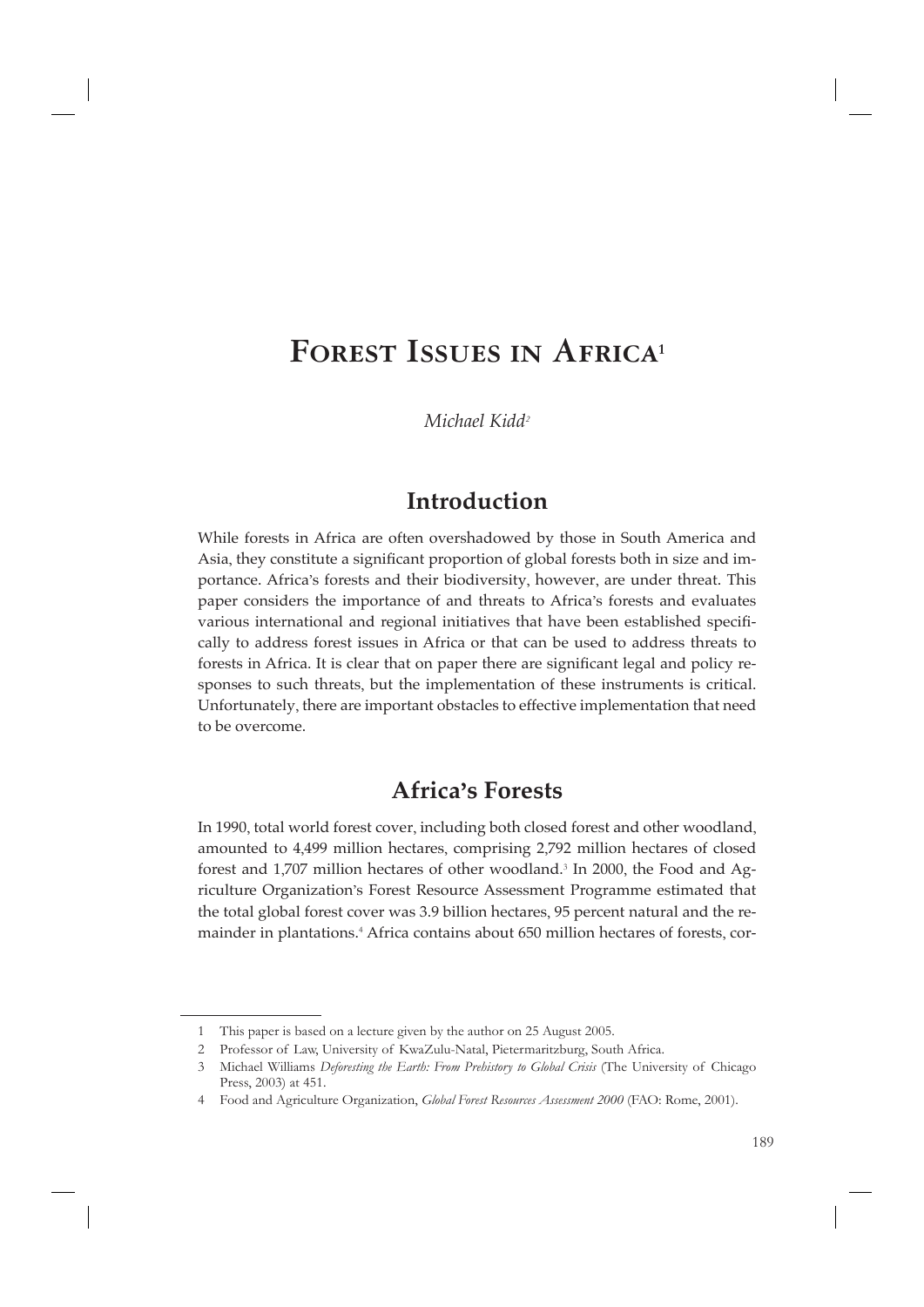# Forest Issues in Africa[1]

*Michael Kidd[2]*

## Introduction

While forests in Africa are often overshadowed by those in South America and Asia, they constitute a significant proportion of global forests both in size and importance. Africa's forests and their biodiversity, however, are under threat. This paper considers the importance of and threats to Africa's forests and evaluates various international and regional initiatives that have been established specifically to address forest issues in Africa or that can be used to address threats to forests in Africa. It is clear that on paper there are significant legal and policy responses to such threats, but the implementation of these instruments is critical. Unfortunately, there are important obstacles to effective implementation that need to be overcome.

## Africa's Forests

In 1990, total world forest cover, including both closed forest and other woodland, amounted to 4,499 million hectares, comprising 2,792 million hectares of closed forest and 1,707 million hectares of other woodland.[3] In 2000, the Food and Agriculture Organization's Forest Resource Assessment Programme estimated that the total global forest cover was 3.9 billion hectares, 95 percent natural and the remainder in plantations.[4] Africa contains about 650 million hectares of forests, cor-

---

1 This paper is based on a lecture given by the author on 25 August 2005.

2 Professor of Law, University of KwaZulu-Natal, Pietermaritzburg, South Africa.

3 Michael Williams *Deforesting the Earth: From Prehistory to Global Crisis* (The University of Chicago Press, 2003) at 451.

4 Food and Agriculture Organization, *Global Forest Resources Assessment 2000* (FAO: Rome, 2001).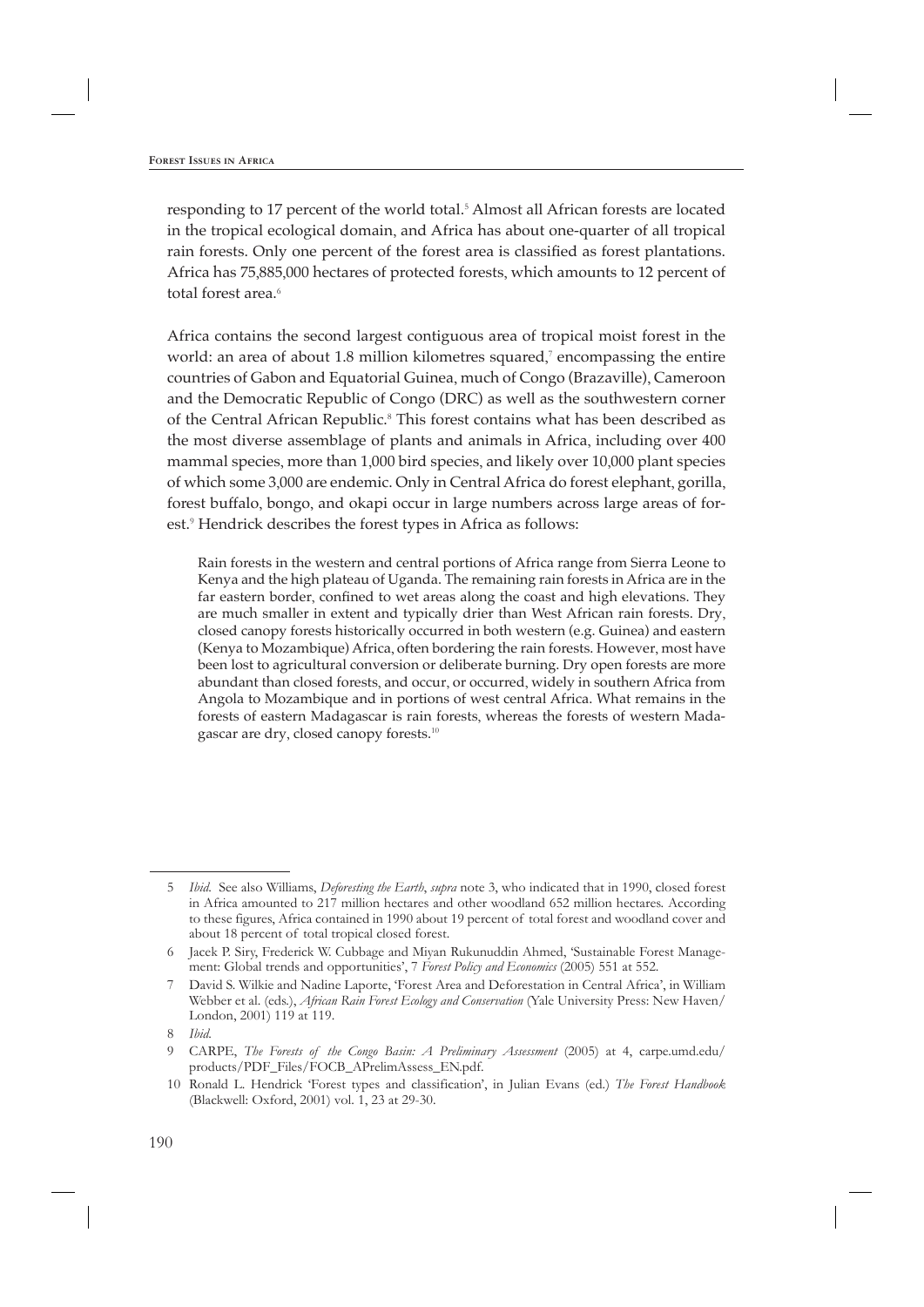responding to 17 percent of the world total.[5] Almost all African forests are located in the tropical ecological domain, and Africa has about one-quarter of all tropical rain forests. Only one percent of the forest area is classified as forest plantations. Africa has 75,885,000 hectares of protected forests, which amounts to 12 percent of total forest area.[6]

Africa contains the second largest contiguous area of tropical moist forest in the world: an area of about 1.8 million kilometres squared,[7] encompassing the entire countries of Gabon and Equatorial Guinea, much of Congo (Brazaville), Cameroon and the Democratic Republic of Congo (DRC) as well as the southwestern corner of the Central African Republic.[8] This forest contains what has been described as the most diverse assemblage of plants and animals in Africa, including over 400 mammal species, more than 1,000 bird species, and likely over 10,000 plant species of which some 3,000 are endemic. Only in Central Africa do forest elephant, gorilla, forest buffalo, bongo, and okapi occur in large numbers across large areas of forest.[9] Hendrick describes the forest types in Africa as follows:

> Rain forests in the western and central portions of Africa range from Sierra Leone to Kenya and the high plateau of Uganda. The remaining rain forests in Africa are in the far eastern border, confined to wet areas along the coast and high elevations. They are much smaller in extent and typically drier than West African rain forests. Dry, closed canopy forests historically occurred in both western (e.g. Guinea) and eastern (Kenya to Mozambique) Africa, often bordering the rain forests. However, most have been lost to agricultural conversion or deliberate burning. Dry open forests are more abundant than closed forests, and occur, or occurred, widely in southern Africa from Angola to Mozambique and in portions of west central Africa. What remains in the forests of eastern Madagascar is rain forests, whereas the forests of western Madagascar are dry, closed canopy forests.[10]

---

5 *Ibid.* See also Williams, *Deforesting the Earth*, *supra* note 3, who indicated that in 1990, closed forest in Africa amounted to 217 million hectares and other woodland 652 million hectares. According to these figures, Africa contained in 1990 about 19 percent of total forest and woodland cover and about 18 percent of total tropical closed forest.

6 Jacek P. Siry, Frederick W. Cubbage and Miyan Rukunuddin Ahmed, 'Sustainable Forest Management: Global trends and opportunities', 7 *Forest Policy and Economics* (2005) 551 at 552.

7 David S. Wilkie and Nadine Laporte, 'Forest Area and Deforestation in Central Africa', in William Webber et al. (eds.), *African Rain Forest Ecology and Conservation* (Yale University Press: New Haven/ London, 2001) 119 at 119.

8 *Ibid.*

9 CARPE, *The Forests of the Congo Basin: A Preliminary Assessment* (2005) at 4, carpe.umd.edu/ products/PDF_Files/FOCB_APrelimAssess_EN.pdf.

10 Ronald L. Hendrick 'Forest types and classification', in Julian Evans (ed.) *The Forest Handbook* (Blackwell: Oxford, 2001) vol. 1, 23 at 29-30.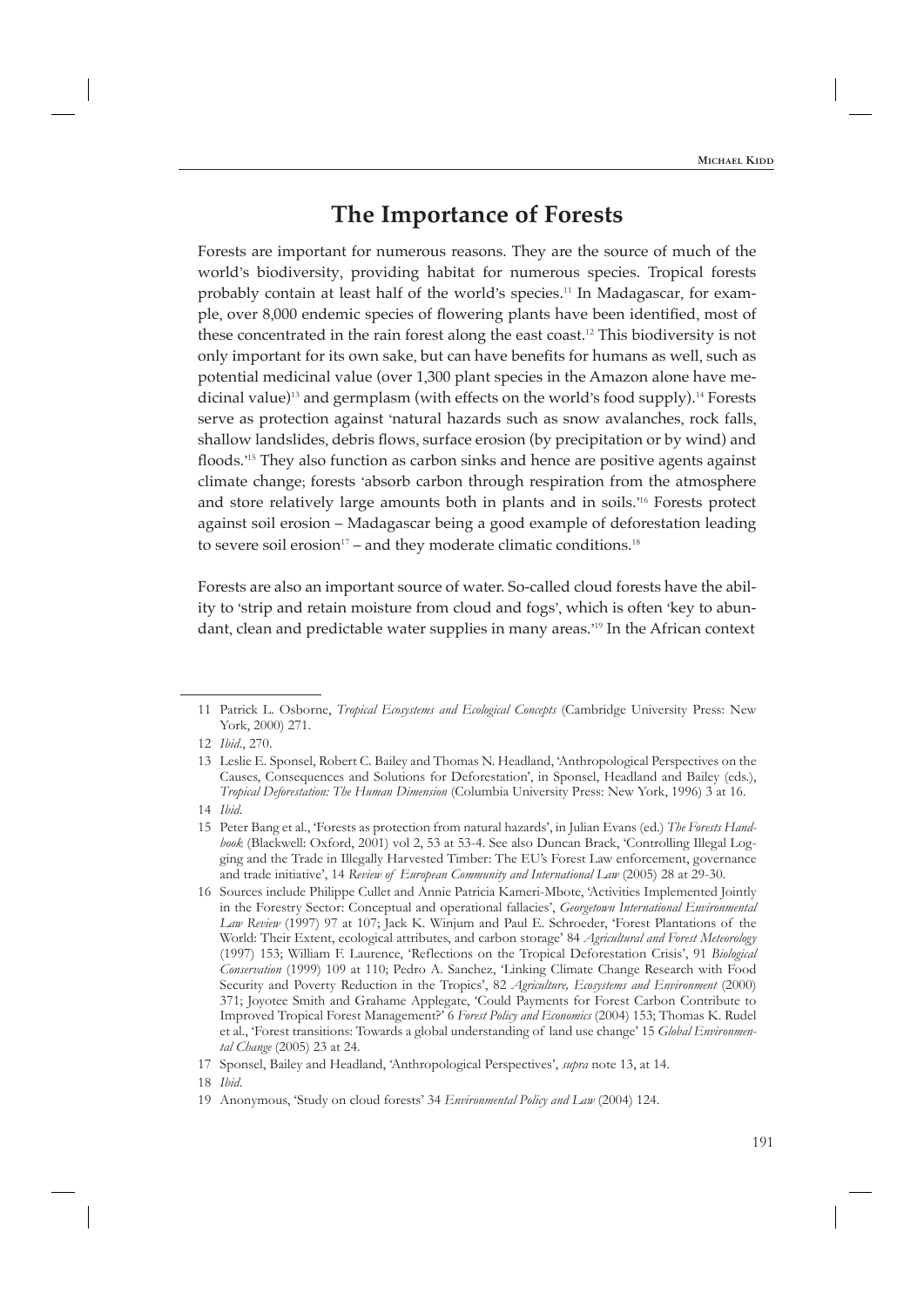## The Importance of Forests

Forests are important for numerous reasons. They are the source of much of the world's biodiversity, providing habitat for numerous species. Tropical forests probably contain at least half of the world's species.[11] In Madagascar, for example, over 8,000 endemic species of flowering plants have been identified, most of these concentrated in the rain forest along the east coast.[12] This biodiversity is not only important for its own sake, but can have benefits for humans as well, such as potential medicinal value (over 1,300 plant species in the Amazon alone have medicinal value)[13] and germplasm (with effects on the world's food supply).[14] Forests serve as protection against 'natural hazards such as snow avalanches, rock falls, shallow landslides, debris flows, surface erosion (by precipitation or by wind) and floods.'[15] They also function as carbon sinks and hence are positive agents against climate change; forests 'absorb carbon through respiration from the atmosphere and store relatively large amounts both in plants and in soils.'[16] Forests protect against soil erosion – Madagascar being a good example of deforestation leading to severe soil erosion[17] – and they moderate climatic conditions.[18]

Forests are also an important source of water. So-called cloud forests have the ability to 'strip and retain moisture from cloud and fogs', which is often 'key to abundant, clean and predictable water supplies in many areas.'[19] In the African context

---

11 Patrick L. Osborne, *Tropical Ecosystems and Ecological Concepts* (Cambridge University Press: New York, 2000) 271.

12 *Ibid*., 270.

13 Leslie E. Sponsel, Robert C. Bailey and Thomas N. Headland, 'Anthropological Perspectives on the Causes, Consequences and Solutions for Deforestation', in Sponsel, Headland and Bailey (eds.), *Tropical Deforestation: The Human Dimension* (Columbia University Press: New York, 1996) 3 at 16.

14 *Ibid*.

15 Peter Bang et al., 'Forests as protection from natural hazards', in Julian Evans (ed.) *The Forests Handbook* (Blackwell: Oxford, 2001) vol 2, 53 at 53-4. See also Duncan Brack, 'Controlling Illegal Logging and the Trade in Illegally Harvested Timber: The EU's Forest Law enforcement, governance and trade initiative', 14 *Review of European Community and International Law* (2005) 28 at 29-30.

16 Sources include Philippe Cullet and Annie Patricia Kameri-Mbote, 'Activities Implemented Jointly in the Forestry Sector: Conceptual and operational fallacies', *Georgetown International Environmental Law Review* (1997) 97 at 107; Jack K. Winjum and Paul E. Schroeder, 'Forest Plantations of the World: Their Extent, ecological attributes, and carbon storage' 84 *Agricultural and Forest Meteorology* (1997) 153; William F. Laurence, 'Reflections on the Tropical Deforestation Crisis', 91 *Biological Conservation* (1999) 109 at 110; Pedro A. Sanchez, 'Linking Climate Change Research with Food Security and Poverty Reduction in the Tropics', 82 *Agriculture, Ecosystems and Environment* (2000) 371; Joyotee Smith and Grahame Applegate, 'Could Payments for Forest Carbon Contribute to Improved Tropical Forest Management?' 6 *Forest Policy and Economics* (2004) 153; Thomas K. Rudel et al., 'Forest transitions: Towards a global understanding of land use change' 15 *Global Environmental Change* (2005) 23 at 24.

17 Sponsel, Bailey and Headland, 'Anthropological Perspectives', *supra* note 13, at 14.

18 *Ibid*.

19 Anonymous, 'Study on cloud forests' 34 *Environmental Policy and Law* (2004) 124.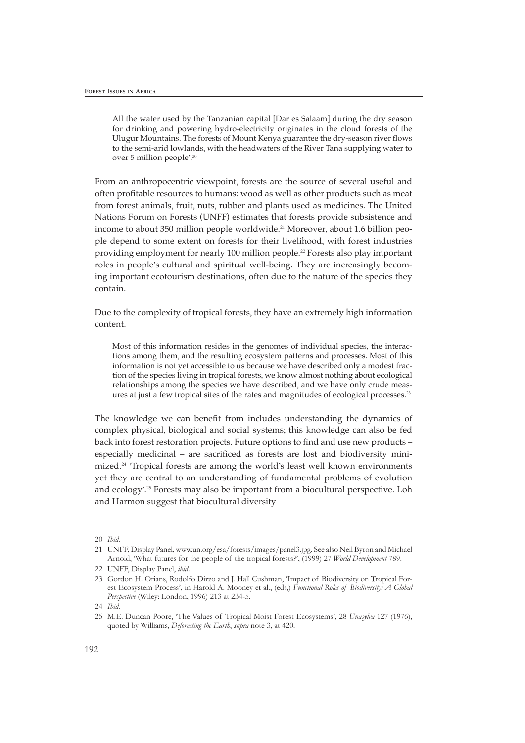> All the water used by the Tanzanian capital [Dar es Salaam] during the dry season for drinking and powering hydro-electricity originates in the cloud forests of the Ulugur Mountains. The forests of Mount Kenya guarantee the dry-season river flows to the semi-arid lowlands, with the headwaters of the River Tana supplying water to over 5 million people'.[20]

From an anthropocentric viewpoint, forests are the source of several useful and often profitable resources to humans: wood as well as other products such as meat from forest animals, fruit, nuts, rubber and plants used as medicines. The United Nations Forum on Forests (UNFF) estimates that forests provide subsistence and income to about 350 million people worldwide.[21] Moreover, about 1.6 billion people depend to some extent on forests for their livelihood, with forest industries providing employment for nearly 100 million people.[22] Forests also play important roles in people's cultural and spiritual well-being. They are increasingly becoming important ecotourism destinations, often due to the nature of the species they contain.

Due to the complexity of tropical forests, they have an extremely high information content.

> Most of this information resides in the genomes of individual species, the interactions among them, and the resulting ecosystem patterns and processes. Most of this information is not yet accessible to us because we have described only a modest fraction of the species living in tropical forests; we know almost nothing about ecological relationships among the species we have described, and we have only crude measures at just a few tropical sites of the rates and magnitudes of ecological processes.[23]

The knowledge we can benefit from includes understanding the dynamics of complex physical, biological and social systems; this knowledge can also be fed back into forest restoration projects. Future options to find and use new products – especially medicinal – are sacrificed as forests are lost and biodiversity minimized.[24] 'Tropical forests are among the world's least well known environments yet they are central to an understanding of fundamental problems of evolution and ecology'.[25] Forests may also be important from a biocultural perspective. Loh and Harmon suggest that biocultural diversity

---

20 *Ibid.*

21 UNFF, Display Panel, www.un.org/esa/forests/images/panel3.jpg. See also Neil Byron and Michael Arnold, 'What futures for the people of the tropical forests?', (1999) 27 *World Development* 789.

22 UNFF, Display Panel, *ibid*.

23 Gordon H. Orians, Rodolfo Dirzo and J. Hall Cushman, 'Impact of Biodiversity on Tropical Forest Ecosystem Process', in Harold A. Mooney et al., (eds,) *Functional Roles of Biodiversity: A Global Perspective* (Wiley: London, 1996) 213 at 234-5.

24 *Ibid.*

25 M.E. Duncan Poore, 'The Values of Tropical Moist Forest Ecosystems', 28 *Unasylva* 127 (1976), quoted by Williams, *Deforesting the Earth*, *supra* note 3, at 420.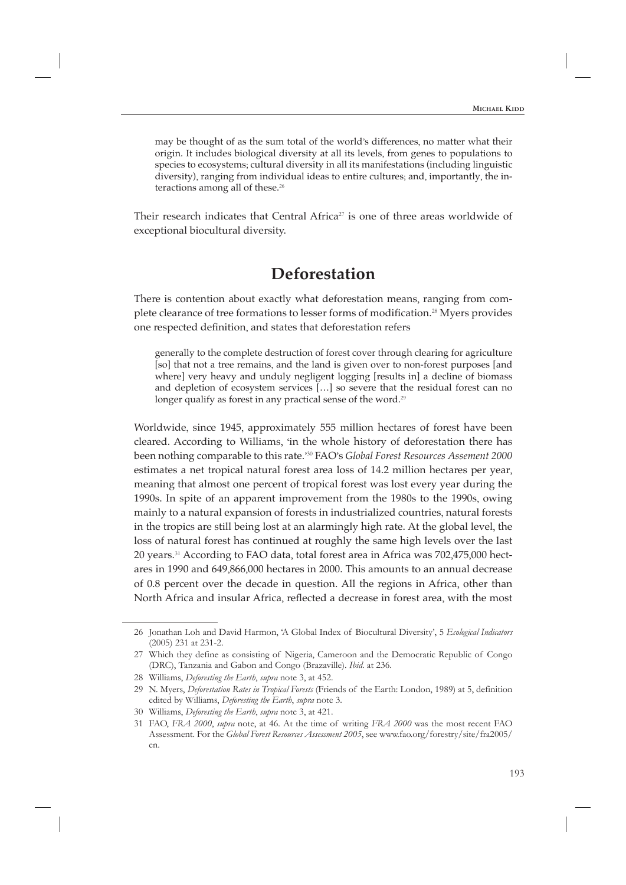> may be thought of as the sum total of the world's differences, no matter what their origin. It includes biological diversity at all its levels, from genes to populations to species to ecosystems; cultural diversity in all its manifestations (including linguistic diversity), ranging from individual ideas to entire cultures; and, importantly, the interactions among all of these.[26]

Their research indicates that Central Africa[27] is one of three areas worldwide of exceptional biocultural diversity.

## Deforestation

There is contention about exactly what deforestation means, ranging from complete clearance of tree formations to lesser forms of modification.[28] Myers provides one respected definition, and states that deforestation refers

> generally to the complete destruction of forest cover through clearing for agriculture [so] that not a tree remains, and the land is given over to non-forest purposes [and where] very heavy and unduly negligent logging [results in] a decline of biomass and depletion of ecosystem services […] so severe that the residual forest can no longer qualify as forest in any practical sense of the word.[29]

Worldwide, since 1945, approximately 555 million hectares of forest have been cleared. According to Williams, 'in the whole history of deforestation there has been nothing comparable to this rate.'[30] FAO's *Global Forest Resources Assesment 2000* estimates a net tropical natural forest area loss of 14.2 million hectares per year, meaning that almost one percent of tropical forest was lost every year during the 1990s. In spite of an apparent improvement from the 1980s to the 1990s, owing mainly to a natural expansion of forests in industrialized countries, natural forests in the tropics are still being lost at an alarmingly high rate. At the global level, the loss of natural forest has continued at roughly the same high levels over the last 20 years.[31] According to FAO data, total forest area in Africa was 702,475,000 hectares in 1990 and 649,866,000 hectares in 2000. This amounts to an annual decrease of 0.8 percent over the decade in question. All the regions in Africa, other than North Africa and insular Africa, reflected a decrease in forest area, with the most

---

26 Jonathan Loh and David Harmon, 'A Global Index of Biocultural Diversity', 5 *Ecological Indicators* (2005) 231 at 231-2.

27 Which they define as consisting of Nigeria, Cameroon and the Democratic Republic of Congo (DRC), Tanzania and Gabon and Congo (Brazaville). *Ibid.* at 236.

28 Williams, *Deforesting the Earth*, *supra* note 3, at 452.

29 N. Myers, *Deforestation Rates in Tropical Forests* (Friends of the Earth: London, 1989) at 5, definition edited by Williams, *Deforesting the Earth*, *supra* note 3.

30 Williams, *Deforesting the Earth*, *supra* note 3, at 421.

31 FAO, *FRA 2000*, *supra* note, at 46. At the time of writing *FRA 2000* was the most recent FAO Assessment. For the *Global Forest Resources Assessment 2005*, see www.fao.org/forestry/site/fra2005/en.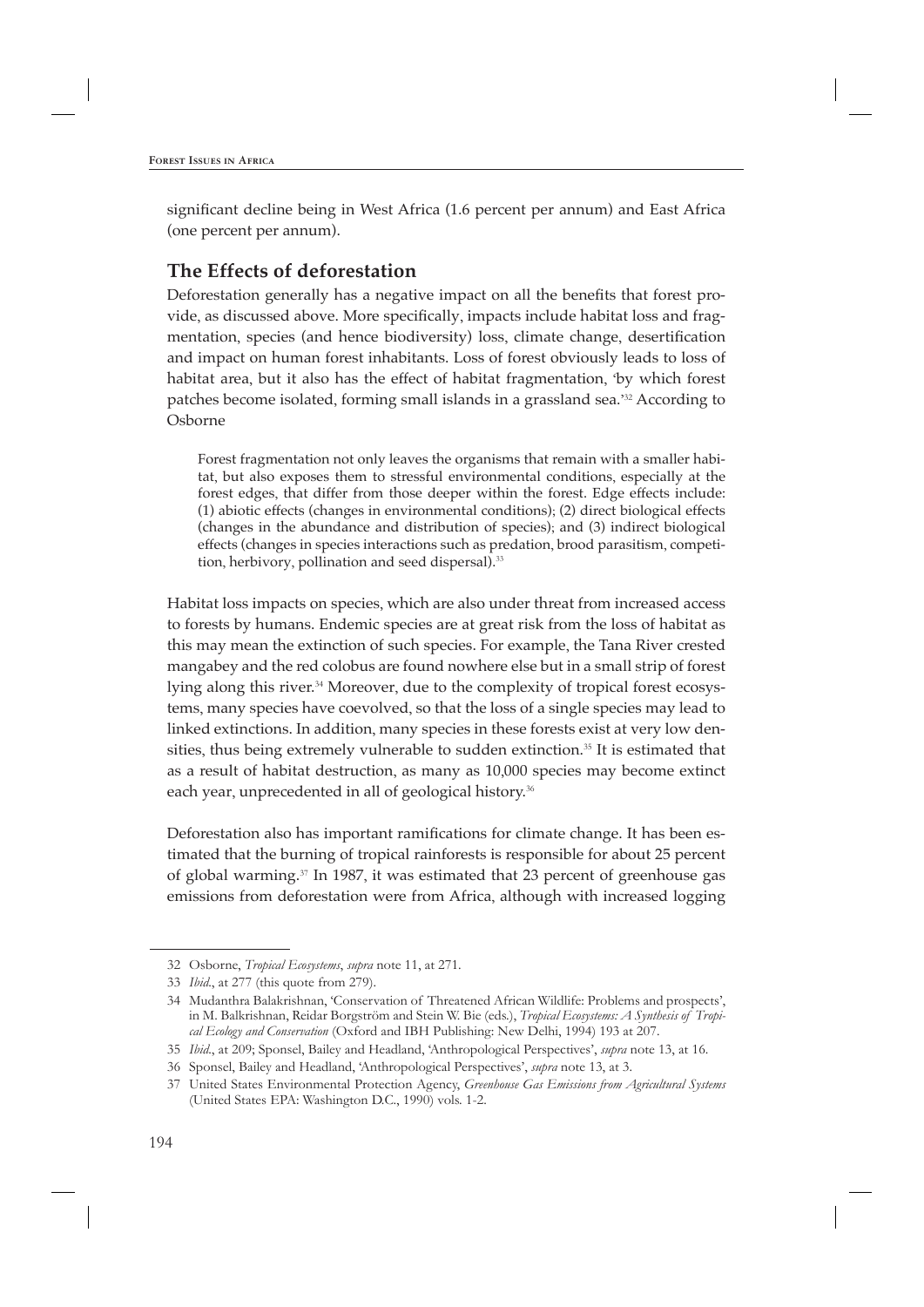significant decline being in West Africa (1.6 percent per annum) and East Africa (one percent per annum).

## The Effects of deforestation

Deforestation generally has a negative impact on all the benefits that forest provide, as discussed above. More specifically, impacts include habitat loss and fragmentation, species (and hence biodiversity) loss, climate change, desertification and impact on human forest inhabitants. Loss of forest obviously leads to loss of habitat area, but it also has the effect of habitat fragmentation, 'by which forest patches become isolated, forming small islands in a grassland sea.'[32] According to Osborne

> Forest fragmentation not only leaves the organisms that remain with a smaller habitat, but also exposes them to stressful environmental conditions, especially at the forest edges, that differ from those deeper within the forest. Edge effects include: (1) abiotic effects (changes in environmental conditions); (2) direct biological effects (changes in the abundance and distribution of species); and (3) indirect biological effects (changes in species interactions such as predation, brood parasitism, competition, herbivory, pollination and seed dispersal).[33]

Habitat loss impacts on species, which are also under threat from increased access to forests by humans. Endemic species are at great risk from the loss of habitat as this may mean the extinction of such species. For example, the Tana River crested mangabey and the red colobus are found nowhere else but in a small strip of forest lying along this river.[34] Moreover, due to the complexity of tropical forest ecosystems, many species have coevolved, so that the loss of a single species may lead to linked extinctions. In addition, many species in these forests exist at very low densities, thus being extremely vulnerable to sudden extinction.[35] It is estimated that as a result of habitat destruction, as many as 10,000 species may become extinct each year, unprecedented in all of geological history.[36]

Deforestation also has important ramifications for climate change. It has been estimated that the burning of tropical rainforests is responsible for about 25 percent of global warming.[37] In 1987, it was estimated that 23 percent of greenhouse gas emissions from deforestation were from Africa, although with increased logging

---

32 Osborne, *Tropical Ecosystems*, *supra* note 11, at 271.

33 *Ibid*., at 277 (this quote from 279).

34 Mudanthra Balakrishnan, 'Conservation of Threatened African Wildlife: Problems and prospects', in M. Balkrishnan, Reidar Borgström and Stein W. Bie (eds.), *Tropical Ecosystems: A Synthesis of Tropical Ecology and Conservation* (Oxford and IBH Publishing: New Delhi, 1994) 193 at 207.

35 *Ibid*., at 209; Sponsel, Bailey and Headland, 'Anthropological Perspectives', *supra* note 13, at 16.

36 Sponsel, Bailey and Headland, 'Anthropological Perspectives', *supra* note 13, at 3.

37 United States Environmental Protection Agency, *Greenhouse Gas Emissions from Agricultural Systems* (United States EPA: Washington D.C., 1990) vols. 1-2.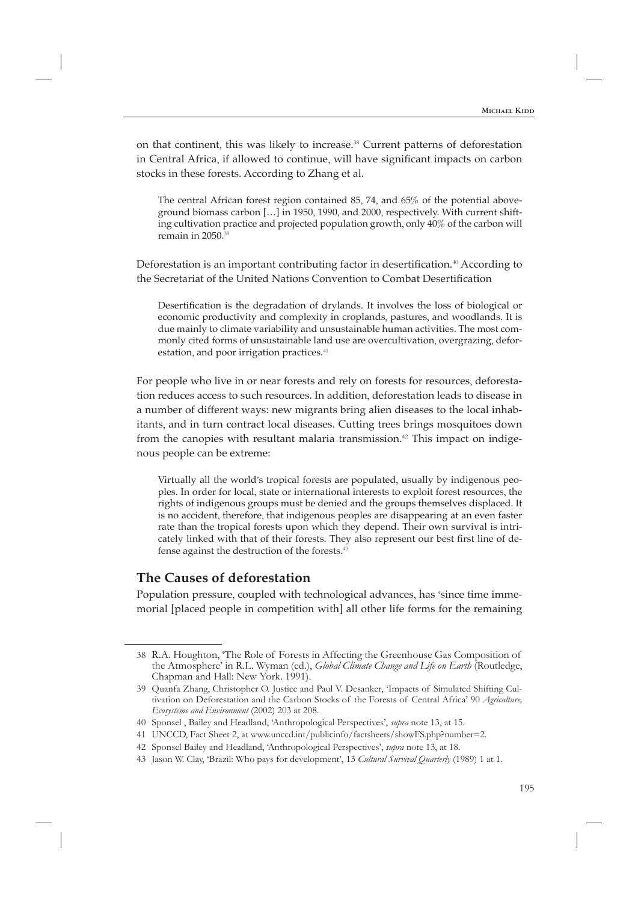on that continent, this was likely to increase.[38] Current patterns of deforestation in Central Africa, if allowed to continue, will have significant impacts on carbon stocks in these forests. According to Zhang et al.

> The central African forest region contained 85, 74, and 65% of the potential above-ground biomass carbon […] in 1950, 1990, and 2000, respectively. With current shifting cultivation practice and projected population growth, only 40% of the carbon will remain in 2050.[39]

Deforestation is an important contributing factor in desertification.[40] According to the Secretariat of the United Nations Convention to Combat Desertification

> Desertification is the degradation of drylands. It involves the loss of biological or economic productivity and complexity in croplands, pastures, and woodlands. It is due mainly to climate variability and unsustainable human activities. The most commonly cited forms of unsustainable land use are overcultivation, overgrazing, deforestation, and poor irrigation practices.[41]

For people who live in or near forests and rely on forests for resources, deforestation reduces access to such resources. In addition, deforestation leads to disease in a number of different ways: new migrants bring alien diseases to the local inhabitants, and in turn contract local diseases. Cutting trees brings mosquitoes down from the canopies with resultant malaria transmission.[42] This impact on indigenous people can be extreme:

> Virtually all the world's tropical forests are populated, usually by indigenous peoples. In order for local, state or international interests to exploit forest resources, the rights of indigenous groups must be denied and the groups themselves displaced. It is no accident, therefore, that indigenous peoples are disappearing at an even faster rate than the tropical forests upon which they depend. Their own survival is intricately linked with that of their forests. They also represent our best first line of defense against the destruction of the forests.[43]

## The Causes of deforestation

Population pressure, coupled with technological advances, has 'since time immemorial [placed people in competition with] all other life forms for the remaining

---

38 R.A. Houghton, 'The Role of Forests in Affecting the Greenhouse Gas Composition of the Atmosphere' in R.L. Wyman (ed.), *Global Climate Change and Life on Earth* (Routledge, Chapman and Hall: New York. 1991).

39 Quanfa Zhang, Christopher O. Justice and Paul V. Desanker, 'Impacts of Simulated Shifting Cultivation on Deforestation and the Carbon Stocks of the Forests of Central Africa' 90 *Agriculture, Ecosystems and Environment* (2002) 203 at 208.

40 Sponsel , Bailey and Headland, 'Anthropological Perspectives', *supra* note 13, at 15.

41 UNCCD, Fact Sheet 2, at www.unccd.int/publicinfo/factsheets/showFS.php?number=2.

42 Sponsel Bailey and Headland, 'Anthropological Perspectives', *supra* note 13, at 18.

43 Jason W. Clay, 'Brazil: Who pays for development', 13 *Cultural Survival Quarterly* (1989) 1 at 1.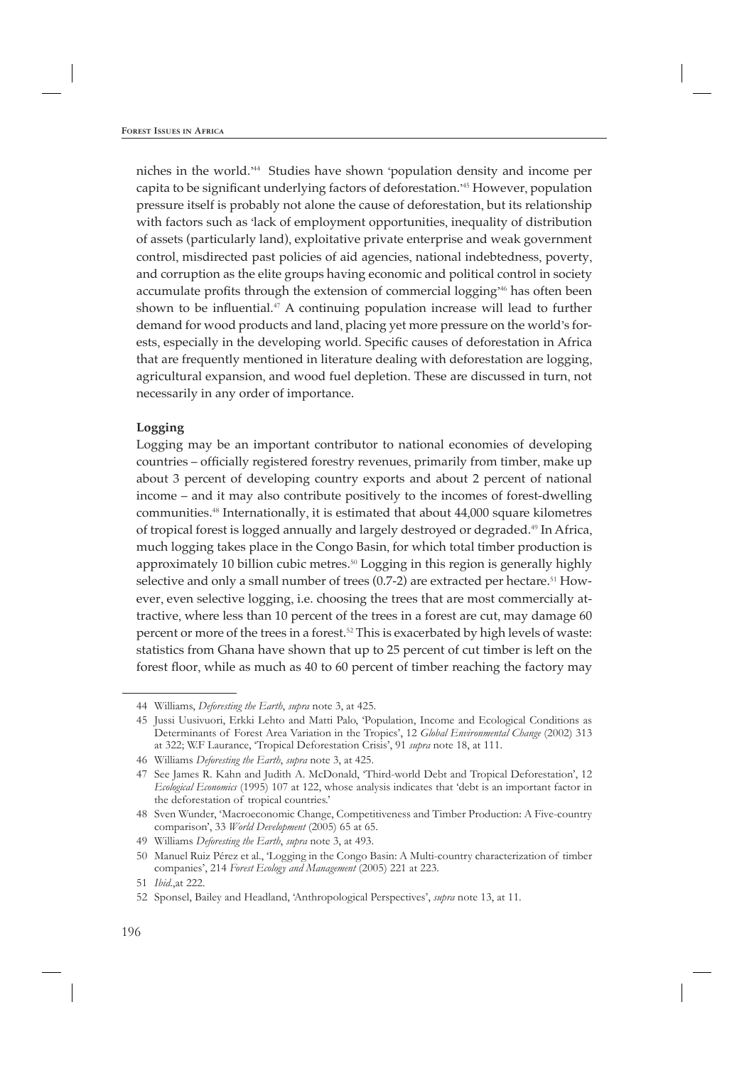niches in the world.'[44] Studies have shown 'population density and income per capita to be significant underlying factors of deforestation.'[45] However, population pressure itself is probably not alone the cause of deforestation, but its relationship with factors such as 'lack of employment opportunities, inequality of distribution of assets (particularly land), exploitative private enterprise and weak government control, misdirected past policies of aid agencies, national indebtedness, poverty, and corruption as the elite groups having economic and political control in society accumulate profits through the extension of commercial logging'[46] has often been shown to be influential.[47] A continuing population increase will lead to further demand for wood products and land, placing yet more pressure on the world's forests, especially in the developing world. Specific causes of deforestation in Africa that are frequently mentioned in literature dealing with deforestation are logging, agricultural expansion, and wood fuel depletion. These are discussed in turn, not necessarily in any order of importance.

**Logging**

Logging may be an important contributor to national economies of developing countries – officially registered forestry revenues, primarily from timber, make up about 3 percent of developing country exports and about 2 percent of national income – and it may also contribute positively to the incomes of forest-dwelling communities.[48] Internationally, it is estimated that about 44,000 square kilometres of tropical forest is logged annually and largely destroyed or degraded.[49] In Africa, much logging takes place in the Congo Basin, for which total timber production is approximately 10 billion cubic metres.[50] Logging in this region is generally highly selective and only a small number of trees (0.7-2) are extracted per hectare.[51] However, even selective logging, i.e. choosing the trees that are most commercially attractive, where less than 10 percent of the trees in a forest are cut, may damage 60 percent or more of the trees in a forest.[52] This is exacerbated by high levels of waste: statistics from Ghana have shown that up to 25 percent of cut timber is left on the forest floor, while as much as 40 to 60 percent of timber reaching the factory may

---

44 Williams, *Deforesting the Earth*, *supra* note 3, at 425.

45 Jussi Uusivuori, Erkki Lehto and Matti Palo, 'Population, Income and Ecological Conditions as Determinants of Forest Area Variation in the Tropics', 12 *Global Environmental Change* (2002) 313 at 322; W.F Laurance, 'Tropical Deforestation Crisis', 91 *supra* note 18, at 111.

46 Williams *Deforesting the Earth*, *supra* note 3, at 425.

47 See James R. Kahn and Judith A. McDonald, 'Third-world Debt and Tropical Deforestation', 12 *Ecological Economics* (1995) 107 at 122, whose analysis indicates that 'debt is an important factor in the deforestation of tropical countries.'

48 Sven Wunder, 'Macroeconomic Change, Competitiveness and Timber Production: A Five-country comparison', 33 *World Development* (2005) 65 at 65.

49 Williams *Deforesting the Earth*, *supra* note 3, at 493.

50 Manuel Ruiz Pérez et al., 'Logging in the Congo Basin: A Multi-country characterization of timber companies', 214 *Forest Ecology and Management* (2005) 221 at 223.

51 *Ibid*.,at 222.

52 Sponsel, Bailey and Headland, 'Anthropological Perspectives', *supra* note 13, at 11.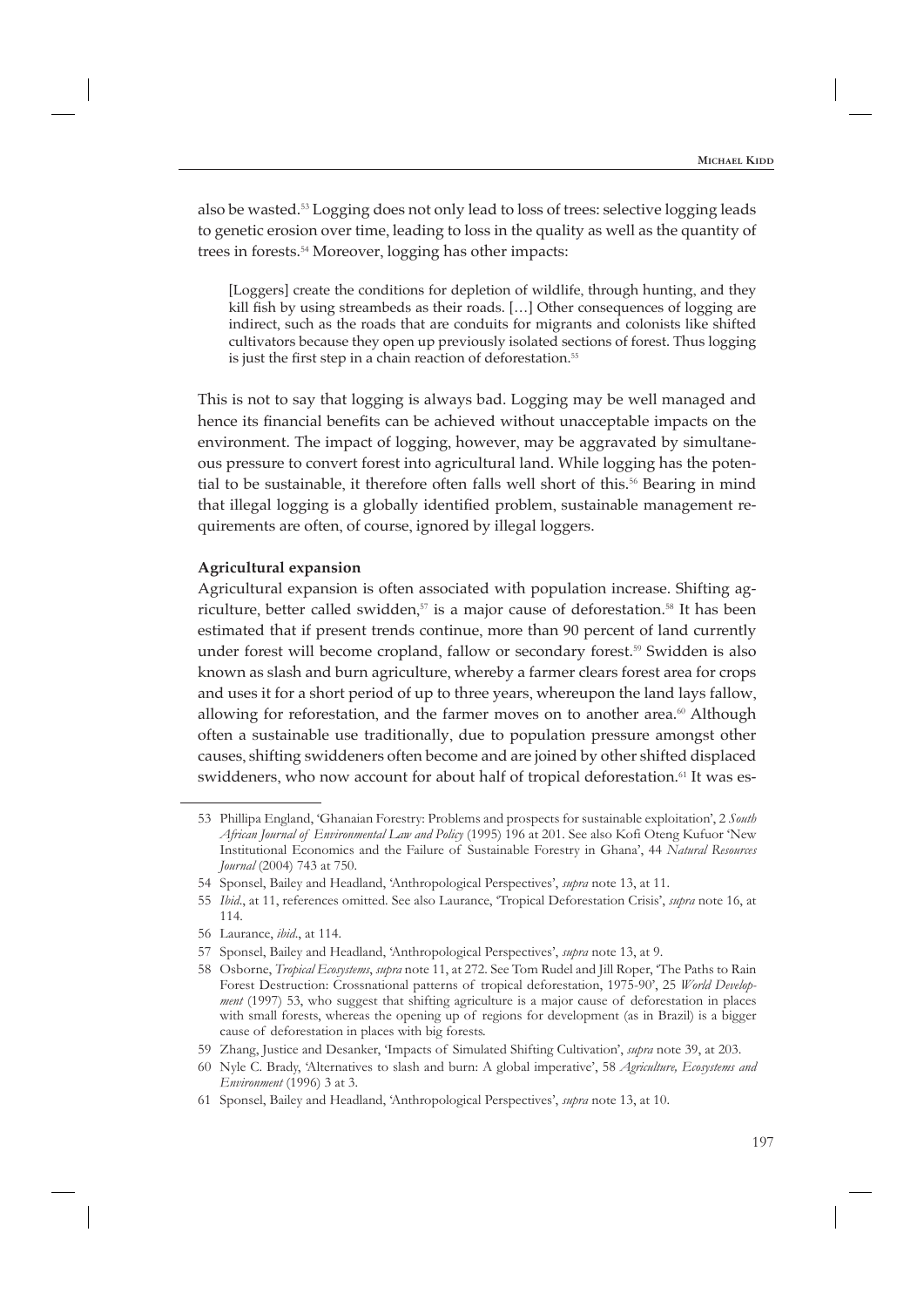also be wasted.[53] Logging does not only lead to loss of trees: selective logging leads to genetic erosion over time, leading to loss in the quality as well as the quantity of trees in forests.[54] Moreover, logging has other impacts:

> [Loggers] create the conditions for depletion of wildlife, through hunting, and they kill fish by using streambeds as their roads. […] Other consequences of logging are indirect, such as the roads that are conduits for migrants and colonists like shifted cultivators because they open up previously isolated sections of forest. Thus logging is just the first step in a chain reaction of deforestation.[55]

This is not to say that logging is always bad. Logging may be well managed and hence its financial benefits can be achieved without unacceptable impacts on the environment. The impact of logging, however, may be aggravated by simultaneous pressure to convert forest into agricultural land. While logging has the potential to be sustainable, it therefore often falls well short of this.[56] Bearing in mind that illegal logging is a globally identified problem, sustainable management requirements are often, of course, ignored by illegal loggers.

**Agricultural expansion**

Agricultural expansion is often associated with population increase. Shifting agriculture, better called swidden,[57] is a major cause of deforestation.[58] It has been estimated that if present trends continue, more than 90 percent of land currently under forest will become cropland, fallow or secondary forest.[59] Swidden is also known as slash and burn agriculture, whereby a farmer clears forest area for crops and uses it for a short period of up to three years, whereupon the land lays fallow, allowing for reforestation, and the farmer moves on to another area.[60] Although often a sustainable use traditionally, due to population pressure amongst other causes, shifting swiddeners often become and are joined by other shifted displaced swiddeners, who now account for about half of tropical deforestation.[61] It was es-

---

53 Phillipa England, 'Ghanaian Forestry: Problems and prospects for sustainable exploitation', 2 *South African Journal of Environmental Law and Policy* (1995) 196 at 201. See also Kofi Oteng Kufuor 'New Institutional Economics and the Failure of Sustainable Forestry in Ghana', 44 *Natural Resources Journal* (2004) 743 at 750.

54 Sponsel, Bailey and Headland, 'Anthropological Perspectives', *supra* note 13, at 11.

55 *Ibid*., at 11, references omitted. See also Laurance, 'Tropical Deforestation Crisis', *supra* note 16, at 114.

56 Laurance, *ibid*., at 114.

57 Sponsel, Bailey and Headland, 'Anthropological Perspectives', *supra* note 13, at 9.

58 Osborne, *Tropical Ecosystems*, *supra* note 11, at 272. See Tom Rudel and Jill Roper, 'The Paths to Rain Forest Destruction: Crossnational patterns of tropical deforestation, 1975-90', 25 *World Development* (1997) 53, who suggest that shifting agriculture is a major cause of deforestation in places with small forests, whereas the opening up of regions for development (as in Brazil) is a bigger cause of deforestation in places with big forests.

59 Zhang, Justice and Desanker, 'Impacts of Simulated Shifting Cultivation', *supra* note 39, at 203.

60 Nyle C. Brady, 'Alternatives to slash and burn: A global imperative', 58 *Agriculture, Ecosystems and Environment* (1996) 3 at 3.

61 Sponsel, Bailey and Headland, 'Anthropological Perspectives', *supra* note 13, at 10.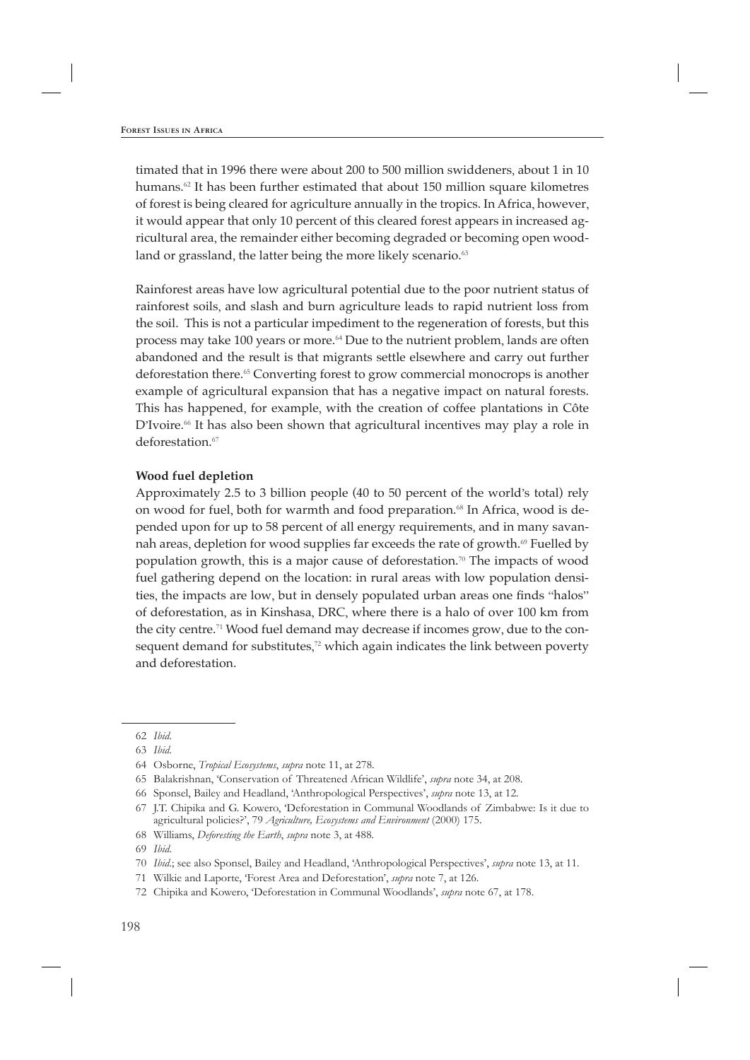timated that in 1996 there were about 200 to 500 million swiddeners, about 1 in 10 humans.[62] It has been further estimated that about 150 million square kilometres of forest is being cleared for agriculture annually in the tropics. In Africa, however, it would appear that only 10 percent of this cleared forest appears in increased agricultural area, the remainder either becoming degraded or becoming open woodland or grassland, the latter being the more likely scenario.[63]

Rainforest areas have low agricultural potential due to the poor nutrient status of rainforest soils, and slash and burn agriculture leads to rapid nutrient loss from the soil. This is not a particular impediment to the regeneration of forests, but this process may take 100 years or more.[64] Due to the nutrient problem, lands are often abandoned and the result is that migrants settle elsewhere and carry out further deforestation there.[65] Converting forest to grow commercial monocrops is another example of agricultural expansion that has a negative impact on natural forests. This has happened, for example, with the creation of coffee plantations in Côte D'Ivoire.[66] It has also been shown that agricultural incentives may play a role in deforestation.[67]

**Wood fuel depletion**

Approximately 2.5 to 3 billion people (40 to 50 percent of the world's total) rely on wood for fuel, both for warmth and food preparation.[68] In Africa, wood is depended upon for up to 58 percent of all energy requirements, and in many savannah areas, depletion for wood supplies far exceeds the rate of growth.[69] Fuelled by population growth, this is a major cause of deforestation.[70] The impacts of wood fuel gathering depend on the location: in rural areas with low population densities, the impacts are low, but in densely populated urban areas one finds "halos" of deforestation, as in Kinshasa, DRC, where there is a halo of over 100 km from the city centre.[71] Wood fuel demand may decrease if incomes grow, due to the consequent demand for substitutes,[72] which again indicates the link between poverty and deforestation.

---

62 *Ibid.*

63 *Ibid.*

64 Osborne, *Tropical Ecosystems*, *supra* note 11, at 278.

65 Balakrishnan, 'Conservation of Threatened African Wildlife', *supra* note 34, at 208.

66 Sponsel, Bailey and Headland, 'Anthropological Perspectives', *supra* note 13, at 12.

67 J.T. Chipika and G. Kowero, 'Deforestation in Communal Woodlands of Zimbabwe: Is it due to agricultural policies?', 79 *Agriculture, Ecosystems and Environment* (2000) 175.

68 Williams, *Deforesting the Earth*, *supra* note 3, at 488.

69 *Ibid.*

70 *Ibid.*; see also Sponsel, Bailey and Headland, 'Anthropological Perspectives', *supra* note 13, at 11.

71 Wilkie and Laporte, 'Forest Area and Deforestation', *supra* note 7, at 126.

72 Chipika and Kowero, 'Deforestation in Communal Woodlands', *supra* note 67, at 178.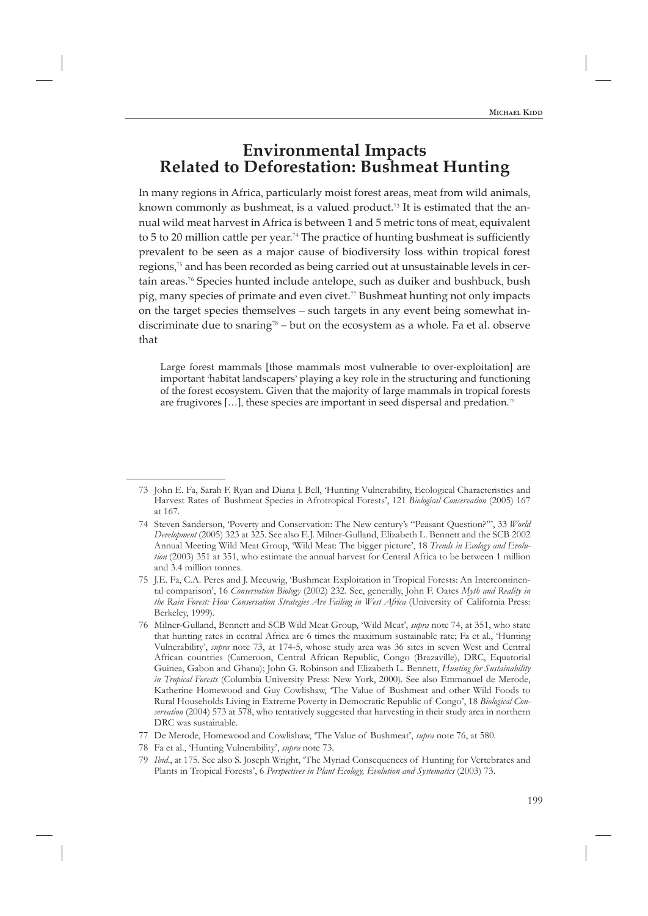## Environmental Impacts Related to Deforestation: Bushmeat Hunting

In many regions in Africa, particularly moist forest areas, meat from wild animals, known commonly as bushmeat, is a valued product.[73] It is estimated that the annual wild meat harvest in Africa is between 1 and 5 metric tons of meat, equivalent to 5 to 20 million cattle per year.[74] The practice of hunting bushmeat is sufficiently prevalent to be seen as a major cause of biodiversity loss within tropical forest regions,[75] and has been recorded as being carried out at unsustainable levels in certain areas.[76] Species hunted include antelope, such as duiker and bushbuck, bush pig, many species of primate and even civet.[77] Bushmeat hunting not only impacts on the target species themselves – such targets in any event being somewhat indiscriminate due to snaring[78] – but on the ecosystem as a whole. Fa et al. observe that

> Large forest mammals [those mammals most vulnerable to over-exploitation] are important 'habitat landscapers' playing a key role in the structuring and functioning of the forest ecosystem. Given that the majority of large mammals in tropical forests are frugivores […], these species are important in seed dispersal and predation.[79]

---

73 John E. Fa, Sarah F. Ryan and Diana J. Bell, 'Hunting Vulnerability, Ecological Characteristics and Harvest Rates of Bushmeat Species in Afrotropical Forests', 121 *Biological Conservation* (2005) 167 at 167.

74 Steven Sanderson, 'Poverty and Conservation: The New century's "Peasant Question?"', 33 *World Development* (2005) 323 at 325. See also E.J. Milner-Gulland, Elizabeth L. Bennett and the SCB 2002 Annual Meeting Wild Meat Group, 'Wild Meat: The bigger picture', 18 *Trends in Ecology and Evolution* (2003) 351 at 351, who estimate the annual harvest for Central Africa to be between 1 million and 3.4 million tonnes.

75 J.E. Fa, C.A. Peres and J. Meeuwig, 'Bushmeat Exploitation in Tropical Forests: An Intercontinental comparison', 16 *Conservation Biology* (2002) 232. See, generally, John F. Oates *Myth and Reality in the Rain Forest: How Conservation Strategies Are Failing in West Africa* (University of California Press: Berkeley, 1999).

76 Milner-Gulland, Bennett and SCB Wild Meat Group, 'Wild Meat', *supra* note 74, at 351, who state that hunting rates in central Africa are 6 times the maximum sustainable rate; Fa et al., 'Hunting Vulnerability', *supra* note 73, at 174-5, whose study area was 36 sites in seven West and Central African countries (Cameroon, Central African Republic, Congo (Brazaville), DRC, Equatorial Guinea, Gabon and Ghana); John G. Robinson and Elizabeth L. Bennett, *Hunting for Sustainability in Tropical Forests* (Columbia University Press: New York, 2000). See also Emmanuel de Merode, Katherine Homewood and Guy Cowlishaw, 'The Value of Bushmeat and other Wild Foods to Rural Households Living in Extreme Poverty in Democratic Republic of Congo', 18 *Biological Conservation* (2004) 573 at 578, who tentatively suggested that harvesting in their study area in northern DRC was sustainable.

77 De Merode, Homewood and Cowlishaw, 'The Value of Bushmeat', *supra* note 76, at 580.

78 Fa et al., 'Hunting Vulnerability', *supra* note 73.

79 *Ibid*., at 175. See also S. Joseph Wright, 'The Myriad Consequences of Hunting for Vertebrates and Plants in Tropical Forests', 6 *Perspectives in Plant Ecology, Evolution and Systematics* (2003) 73.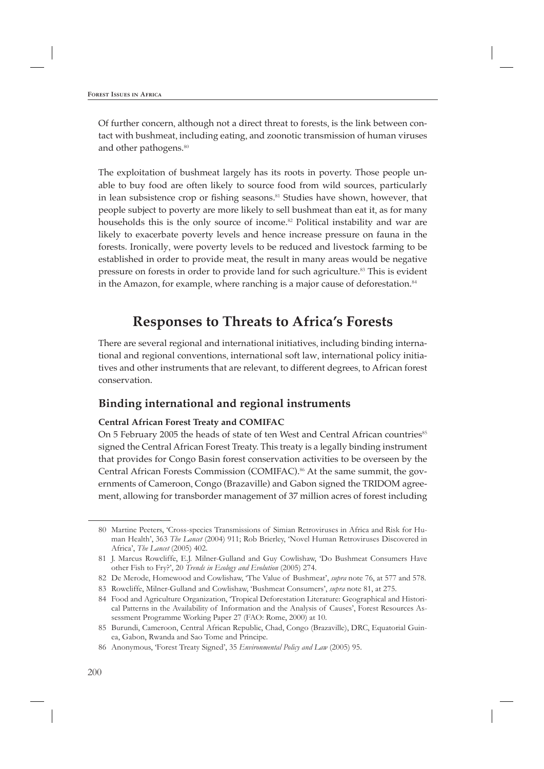Of further concern, although not a direct threat to forests, is the link between contact with bushmeat, including eating, and zoonotic transmission of human viruses and other pathogens.[80]

The exploitation of bushmeat largely has its roots in poverty. Those people unable to buy food are often likely to source food from wild sources, particularly in lean subsistence crop or fishing seasons.[81] Studies have shown, however, that people subject to poverty are more likely to sell bushmeat than eat it, as for many households this is the only source of income.[82] Political instability and war are likely to exacerbate poverty levels and hence increase pressure on fauna in the forests. Ironically, were poverty levels to be reduced and livestock farming to be established in order to provide meat, the result in many areas would be negative pressure on forests in order to provide land for such agriculture.[83] This is evident in the Amazon, for example, where ranching is a major cause of deforestation.[84]

# Responses to Threats to Africa's Forests

There are several regional and international initiatives, including binding international and regional conventions, international soft law, international policy initiatives and other instruments that are relevant, to different degrees, to African forest conservation.

## Binding international and regional instruments

### Central African Forest Treaty and COMIFAC

On 5 February 2005 the heads of state of ten West and Central African countries[85] signed the Central African Forest Treaty. This treaty is a legally binding instrument that provides for Congo Basin forest conservation activities to be overseen by the Central African Forests Commission (COMIFAC).[86] At the same summit, the governments of Cameroon, Congo (Brazaville) and Gabon signed the TRIDOM agreement, allowing for transborder management of 37 million acres of forest including

---

80 Martine Peeters, 'Cross-species Transmissions of Simian Retroviruses in Africa and Risk for Human Health', 363 *The Lancet* (2004) 911; Rob Brierley, 'Novel Human Retroviruses Discovered in Africa', *The Lancet* (2005) 402.

81 J. Marcus Rowcliffe, E.J. Milner-Gulland and Guy Cowlishaw, 'Do Bushmeat Consumers Have other Fish to Fry?', 20 *Trends in Ecology and Evolution* (2005) 274.

82 De Merode, Homewood and Cowlishaw, 'The Value of Bushmeat', *supra* note 76, at 577 and 578.

83 Rowcliffe, Milner-Gulland and Cowlishaw, 'Bushmeat Consumers', *supra* note 81, at 275.

84 Food and Agriculture Organization, 'Tropical Deforestation Literature: Geographical and Historical Patterns in the Availability of Information and the Analysis of Causes', Forest Resources Assessment Programme Working Paper 27 (FAO: Rome, 2000) at 10.

85 Burundi, Cameroon, Central African Republic, Chad, Congo (Brazaville), DRC, Equatorial Guinea, Gabon, Rwanda and Sao Tome and Principe.

86 Anonymous, 'Forest Treaty Signed', 35 *Environmental Policy and Law* (2005) 95.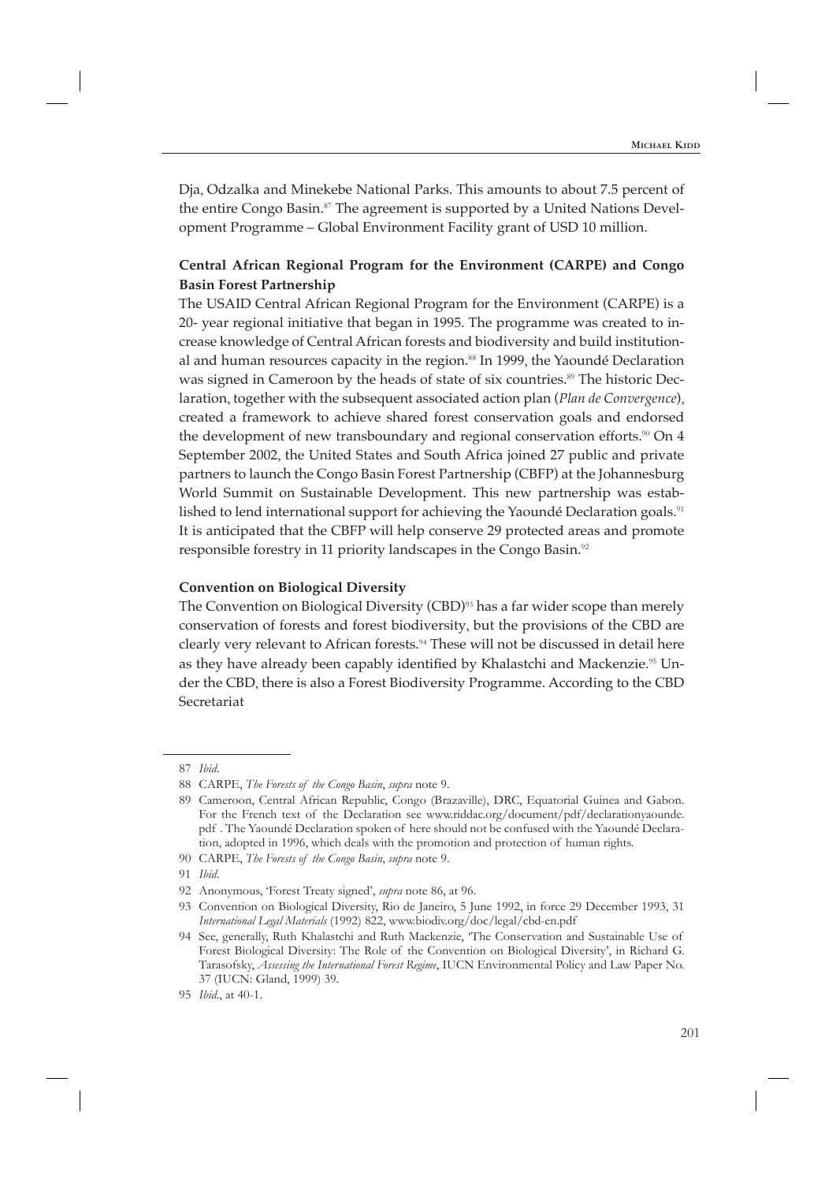Dja, Odzalka and Minekebe National Parks. This amounts to about 7.5 percent of the entire Congo Basin.[87] The agreement is supported by a United Nations Development Programme – Global Environment Facility grant of USD 10 million.

### Central African Regional Program for the Environment (CARPE) and Congo Basin Forest Partnership

The USAID Central African Regional Program for the Environment (CARPE) is a 20- year regional initiative that began in 1995. The programme was created to increase knowledge of Central African forests and biodiversity and build institutional and human resources capacity in the region.[88] In 1999, the Yaoundé Declaration was signed in Cameroon by the heads of state of six countries.[89] The historic Declaration, together with the subsequent associated action plan (*Plan de Convergence*), created a framework to achieve shared forest conservation goals and endorsed the development of new transboundary and regional conservation efforts.[90] On 4 September 2002, the United States and South Africa joined 27 public and private partners to launch the Congo Basin Forest Partnership (CBFP) at the Johannesburg World Summit on Sustainable Development. This new partnership was established to lend international support for achieving the Yaoundé Declaration goals.[91] It is anticipated that the CBFP will help conserve 29 protected areas and promote responsible forestry in 11 priority landscapes in the Congo Basin.[92]

### Convention on Biological Diversity

The Convention on Biological Diversity (CBD)[93] has a far wider scope than merely conservation of forests and forest biodiversity, but the provisions of the CBD are clearly very relevant to African forests.[94] These will not be discussed in detail here as they have already been capably identified by Khalastchi and Mackenzie.[95] Under the CBD, there is also a Forest Biodiversity Programme. According to the CBD Secretariat

---

87 *Ibid*.

88 CARPE, *The Forests of the Congo Basin*, *supra* note 9.

89 Cameroon, Central African Republic, Congo (Brazaville), DRC, Equatorial Guinea and Gabon. For the French text of the Declaration see www.riddac.org/document/pdf/declarationyaounde.pdf . The Yaoundé Declaration spoken of here should not be confused with the Yaoundé Declaration, adopted in 1996, which deals with the promotion and protection of human rights.

90 CARPE, *The Forests of the Congo Basin*, *supra* note 9.

91 *Ibid*.

92 Anonymous, 'Forest Treaty signed', *supra* note 86, at 96.

93 Convention on Biological Diversity, Rio de Janeiro, 5 June 1992, in force 29 December 1993, 31 *International Legal Materials* (1992) 822, www.biodiv.org/doc/legal/cbd-en.pdf

94 See, generally, Ruth Khalastchi and Ruth Mackenzie, 'The Conservation and Sustainable Use of Forest Biological Diversity: The Role of the Convention on Biological Diversity', in Richard G. Tarasofsky, *Assessing the International Forest Regime*, IUCN Environmental Policy and Law Paper No. 37 (IUCN: Gland, 1999) 39.

95 *Ibid*., at 40-1.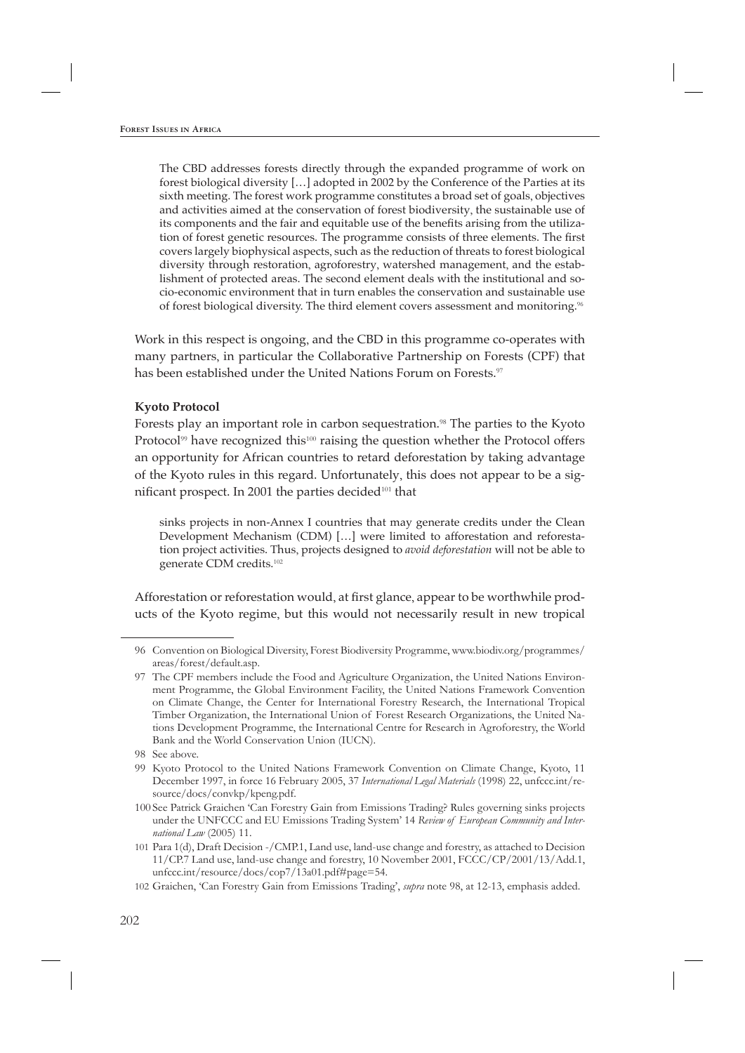> The CBD addresses forests directly through the expanded programme of work on forest biological diversity […] adopted in 2002 by the Conference of the Parties at its sixth meeting. The forest work programme constitutes a broad set of goals, objectives and activities aimed at the conservation of forest biodiversity, the sustainable use of its components and the fair and equitable use of the benefits arising from the utilization of forest genetic resources. The programme consists of three elements. The first covers largely biophysical aspects, such as the reduction of threats to forest biological diversity through restoration, agroforestry, watershed management, and the establishment of protected areas. The second element deals with the institutional and socio-economic environment that in turn enables the conservation and sustainable use of forest biological diversity. The third element covers assessment and monitoring.[96]

Work in this respect is ongoing, and the CBD in this programme co-operates with many partners, in particular the Collaborative Partnership on Forests (CPF) that has been established under the United Nations Forum on Forests.[97]

**Kyoto Protocol**

Forests play an important role in carbon sequestration.[98] The parties to the Kyoto Protocol[99] have recognized this[100] raising the question whether the Protocol offers an opportunity for African countries to retard deforestation by taking advantage of the Kyoto rules in this regard. Unfortunately, this does not appear to be a significant prospect. In 2001 the parties decided[101] that

> sinks projects in non-Annex I countries that may generate credits under the Clean Development Mechanism (CDM) […] were limited to afforestation and reforestation project activities. Thus, projects designed to *avoid deforestation* will not be able to generate CDM credits.[102]

Afforestation or reforestation would, at first glance, appear to be worthwhile products of the Kyoto regime, but this would not necessarily result in new tropical

---

96 Convention on Biological Diversity, Forest Biodiversity Programme, www.biodiv.org/programmes/areas/forest/default.asp.

97 The CPF members include the Food and Agriculture Organization, the United Nations Environment Programme, the Global Environment Facility, the United Nations Framework Convention on Climate Change, the Center for International Forestry Research, the International Tropical Timber Organization, the International Union of Forest Research Organizations, the United Nations Development Programme, the International Centre for Research in Agroforestry, the World Bank and the World Conservation Union (IUCN).

98 See above.

99 Kyoto Protocol to the United Nations Framework Convention on Climate Change, Kyoto, 11 December 1997, in force 16 February 2005, 37 *International Legal Materials* (1998) 22, unfccc.int/resource/docs/convkp/kpeng.pdf.

100 See Patrick Graichen 'Can Forestry Gain from Emissions Trading? Rules governing sinks projects under the UNFCCC and EU Emissions Trading System' 14 *Review of European Community and International Law* (2005) 11.

101 Para 1(d), Draft Decision -/CMP.1, Land use, land-use change and forestry, as attached to Decision 11/CP.7 Land use, land-use change and forestry, 10 November 2001, FCCC/CP/2001/13/Add.1, unfccc.int/resource/docs/cop7/13a01.pdf#page=54.

102 Graichen, 'Can Forestry Gain from Emissions Trading', *supra* note 98, at 12-13, emphasis added.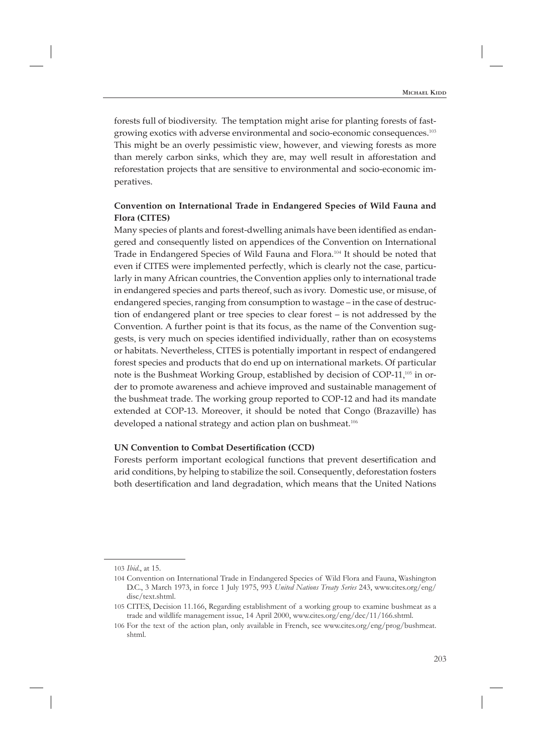forests full of biodiversity. The temptation might arise for planting forests of fast-growing exotics with adverse environmental and socio-economic consequences.[103] This might be an overly pessimistic view, however, and viewing forests as more than merely carbon sinks, which they are, may well result in afforestation and reforestation projects that are sensitive to environmental and socio-economic imperatives.

**Convention on International Trade in Endangered Species of Wild Fauna and Flora (CITES)**

Many species of plants and forest-dwelling animals have been identified as endangered and consequently listed on appendices of the Convention on International Trade in Endangered Species of Wild Fauna and Flora.[104] It should be noted that even if CITES were implemented perfectly, which is clearly not the case, particularly in many African countries, the Convention applies only to international trade in endangered species and parts thereof, such as ivory. Domestic use, or misuse, of endangered species, ranging from consumption to wastage – in the case of destruction of endangered plant or tree species to clear forest – is not addressed by the Convention. A further point is that its focus, as the name of the Convention suggests, is very much on species identified individually, rather than on ecosystems or habitats. Nevertheless, CITES is potentially important in respect of endangered forest species and products that do end up on international markets. Of particular note is the Bushmeat Working Group, established by decision of COP-11,[105] in order to promote awareness and achieve improved and sustainable management of the bushmeat trade. The working group reported to COP-12 and had its mandate extended at COP-13. Moreover, it should be noted that Congo (Brazaville) has developed a national strategy and action plan on bushmeat.[106]

**UN Convention to Combat Desertification (CCD)**

Forests perform important ecological functions that prevent desertification and arid conditions, by helping to stabilize the soil. Consequently, deforestation fosters both desertification and land degradation, which means that the United Nations

---

103 *Ibid*., at 15.

104 Convention on International Trade in Endangered Species of Wild Flora and Fauna, Washington D.C., 3 March 1973, in force 1 July 1975, 993 *United Nations Treaty Series* 243, www.cites.org/eng/disc/text.shtml.

105 CITES, Decision 11.166, Regarding establishment of a working group to examine bushmeat as a trade and wildlife management issue, 14 April 2000, www.cites.org/eng/dec/11/166.shtml.

106 For the text of the action plan, only available in French, see www.cites.org/eng/prog/bushmeat.shtml.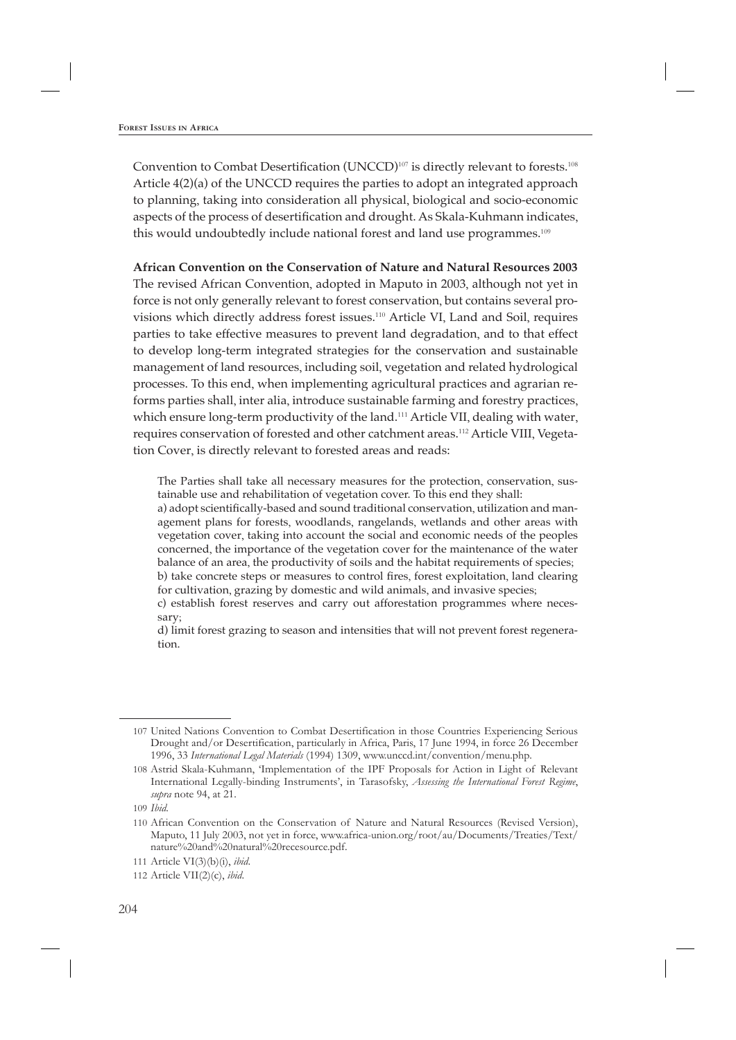Convention to Combat Desertification (UNCCD)[107] is directly relevant to forests.[108] Article 4(2)(a) of the UNCCD requires the parties to adopt an integrated approach to planning, taking into consideration all physical, biological and socio-economic aspects of the process of desertification and drought. As Skala-Kuhmann indicates, this would undoubtedly include national forest and land use programmes.[109]

**African Convention on the Conservation of Nature and Natural Resources 2003**

The revised African Convention, adopted in Maputo in 2003, although not yet in force is not only generally relevant to forest conservation, but contains several provisions which directly address forest issues.[110] Article VI, Land and Soil, requires parties to take effective measures to prevent land degradation, and to that effect to develop long-term integrated strategies for the conservation and sustainable management of land resources, including soil, vegetation and related hydrological processes. To this end, when implementing agricultural practices and agrarian reforms parties shall, inter alia, introduce sustainable farming and forestry practices, which ensure long-term productivity of the land.[111] Article VII, dealing with water, requires conservation of forested and other catchment areas.[112] Article VIII, Vegetation Cover, is directly relevant to forested areas and reads:

> The Parties shall take all necessary measures for the protection, conservation, sustainable use and rehabilitation of vegetation cover. To this end they shall:
> a) adopt scientifically-based and sound traditional conservation, utilization and management plans for forests, woodlands, rangelands, wetlands and other areas with vegetation cover, taking into account the social and economic needs of the peoples concerned, the importance of the vegetation cover for the maintenance of the water balance of an area, the productivity of soils and the habitat requirements of species;
> b) take concrete steps or measures to control fires, forest exploitation, land clearing for cultivation, grazing by domestic and wild animals, and invasive species;
> c) establish forest reserves and carry out afforestation programmes where necessary;
> d) limit forest grazing to season and intensities that will not prevent forest regeneration.

---

107 United Nations Convention to Combat Desertification in those Countries Experiencing Serious Drought and/or Desertification, particularly in Africa, Paris, 17 June 1994, in force 26 December 1996, 33 *International Legal Materials* (1994) 1309, www.unccd.int/convention/menu.php.

108 Astrid Skala-Kuhmann, 'Implementation of the IPF Proposals for Action in Light of Relevant International Legally-binding Instruments', in Tarasofsky, *Assessing the International Forest Regime*, *supra* note 94, at 21.

109 *Ibid.*

110 African Convention on the Conservation of Nature and Natural Resources (Revised Version), Maputo, 11 July 2003, not yet in force, www.africa-union.org/root/au/Documents/Treaties/Text/nature%20and%20natural%20recesource.pdf.

111 Article VI(3)(b)(i), *ibid.*

112 Article VII(2)(c), *ibid.*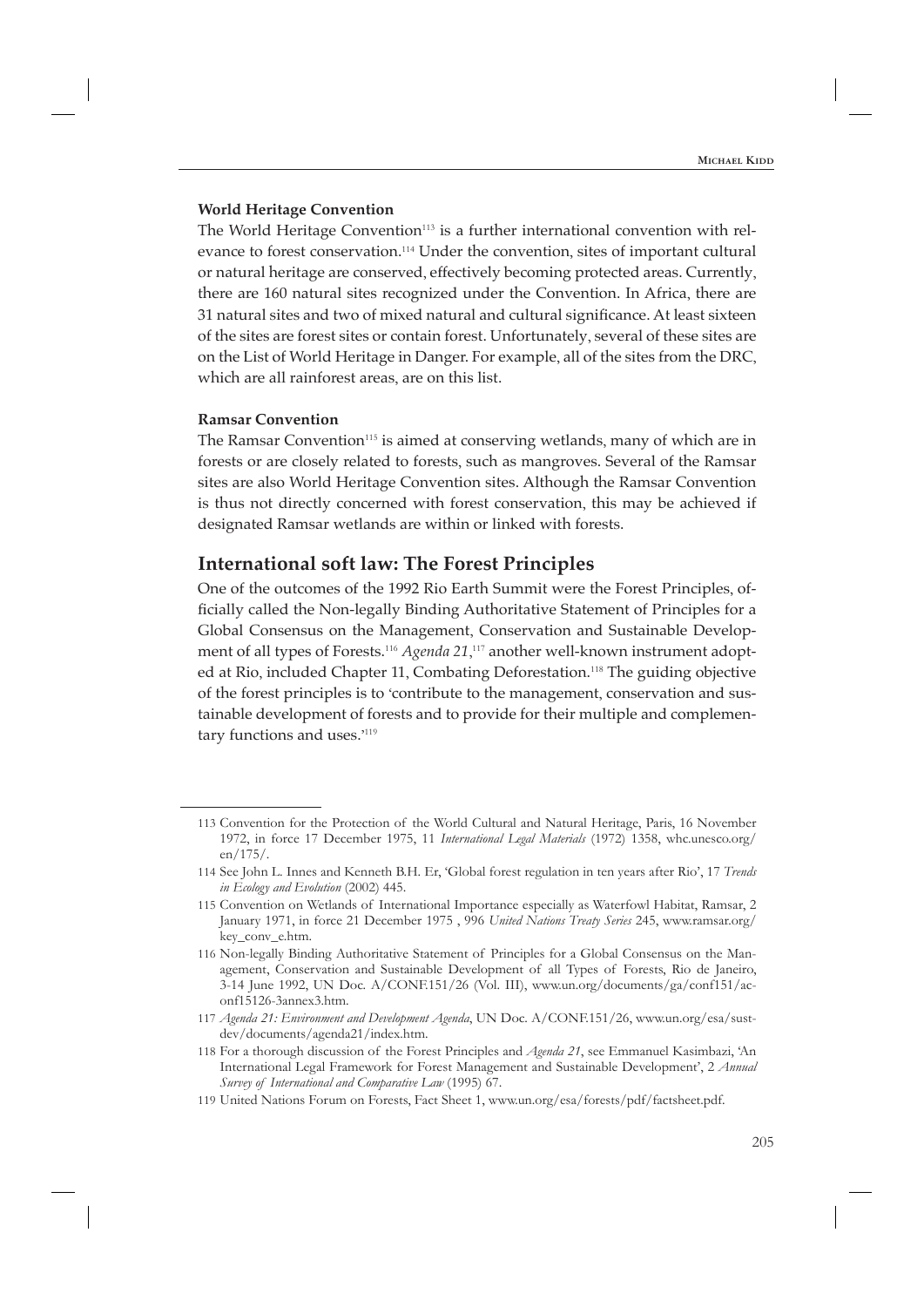#### World Heritage Convention

The World Heritage Convention[113] is a further international convention with relevance to forest conservation.[114] Under the convention, sites of important cultural or natural heritage are conserved, effectively becoming protected areas. Currently, there are 160 natural sites recognized under the Convention. In Africa, there are 31 natural sites and two of mixed natural and cultural significance. At least sixteen of the sites are forest sites or contain forest. Unfortunately, several of these sites are on the List of World Heritage in Danger. For example, all of the sites from the DRC, which are all rainforest areas, are on this list.

#### Ramsar Convention

The Ramsar Convention[115] is aimed at conserving wetlands, many of which are in forests or are closely related to forests, such as mangroves. Several of the Ramsar sites are also World Heritage Convention sites. Although the Ramsar Convention is thus not directly concerned with forest conservation, this may be achieved if designated Ramsar wetlands are within or linked with forests.

## International soft law: The Forest Principles

One of the outcomes of the 1992 Rio Earth Summit were the Forest Principles, officially called the Non-legally Binding Authoritative Statement of Principles for a Global Consensus on the Management, Conservation and Sustainable Development of all types of Forests.[116] *Agenda 21*,[117] another well-known instrument adopted at Rio, included Chapter 11, Combating Deforestation.[118] The guiding objective of the forest principles is to 'contribute to the management, conservation and sustainable development of forests and to provide for their multiple and complementary functions and uses.'[119]

---

113 Convention for the Protection of the World Cultural and Natural Heritage, Paris, 16 November 1972, in force 17 December 1975, 11 *International Legal Materials* (1972) 1358, whc.unesco.org/en/175/.

114 See John L. Innes and Kenneth B.H. Er, 'Global forest regulation in ten years after Rio', 17 *Trends in Ecology and Evolution* (2002) 445.

115 Convention on Wetlands of International Importance especially as Waterfowl Habitat, Ramsar, 2 January 1971, in force 21 December 1975 , 996 *United Nations Treaty Series* 245, www.ramsar.org/key_conv_e.htm.

116 Non-legally Binding Authoritative Statement of Principles for a Global Consensus on the Management, Conservation and Sustainable Development of all Types of Forests, Rio de Janeiro, 3-14 June 1992, UN Doc. A/CONF.151/26 (Vol. III), www.un.org/documents/ga/conf151/aconf15126-3annex3.htm.

117 *Agenda 21: Environment and Development Agenda*, UN Doc. A/CONF.151/26, www.un.org/esa/sustdev/documents/agenda21/index.htm.

118 For a thorough discussion of the Forest Principles and *Agenda 21*, see Emmanuel Kasimbazi, 'An International Legal Framework for Forest Management and Sustainable Development', 2 *Annual Survey of International and Comparative Law* (1995) 67.

119 United Nations Forum on Forests, Fact Sheet 1, www.un.org/esa/forests/pdf/factsheet.pdf.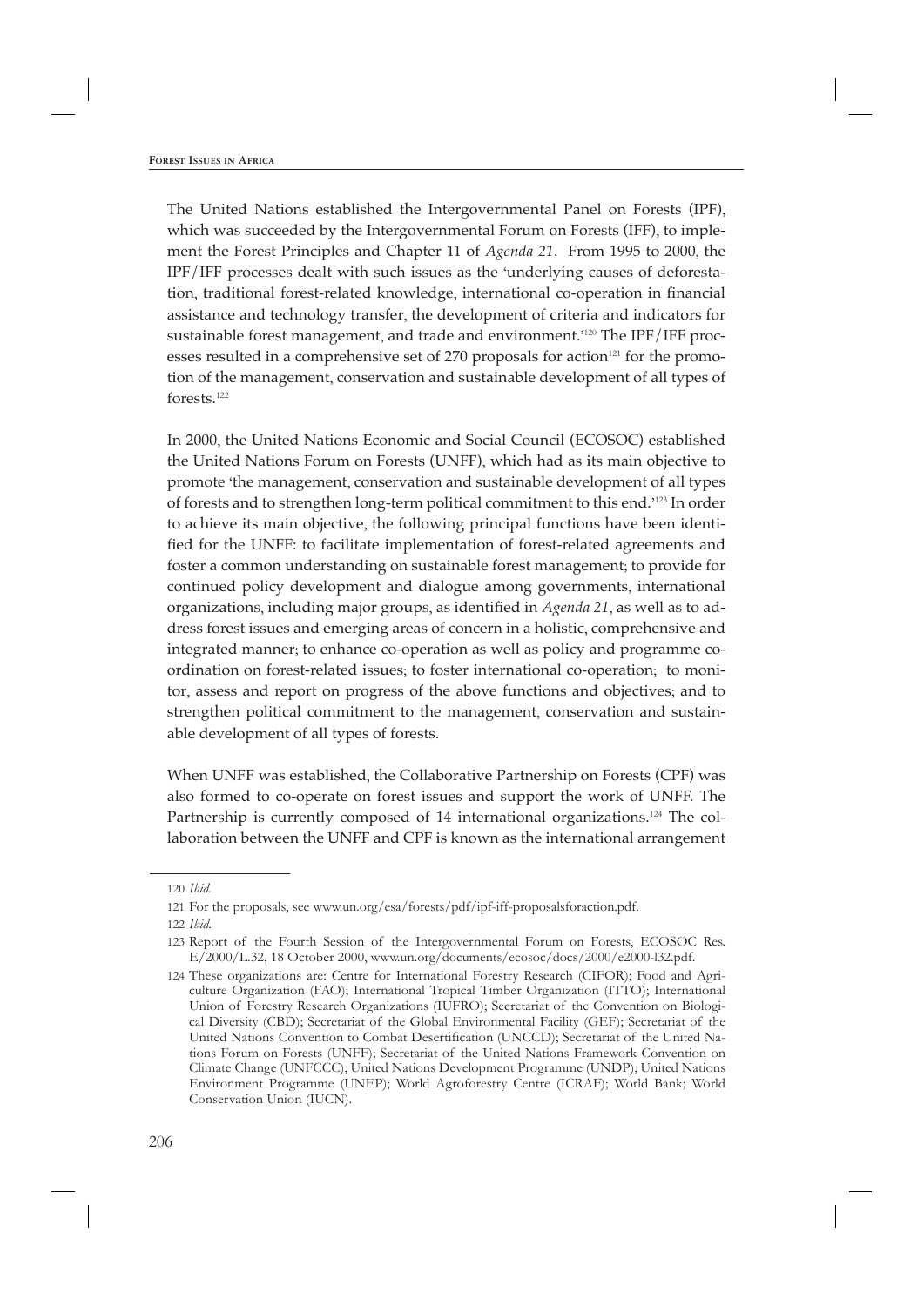The United Nations established the Intergovernmental Panel on Forests (IPF), which was succeeded by the Intergovernmental Forum on Forests (IFF), to implement the Forest Principles and Chapter 11 of *Agenda 21*. From 1995 to 2000, the IPF/IFF processes dealt with such issues as the 'underlying causes of deforestation, traditional forest-related knowledge, international co-operation in financial assistance and technology transfer, the development of criteria and indicators for sustainable forest management, and trade and environment.'[120] The IPF/IFF processes resulted in a comprehensive set of 270 proposals for action[121] for the promotion of the management, conservation and sustainable development of all types of forests.[122]

In 2000, the United Nations Economic and Social Council (ECOSOC) established the United Nations Forum on Forests (UNFF), which had as its main objective to promote 'the management, conservation and sustainable development of all types of forests and to strengthen long-term political commitment to this end.'[123] In order to achieve its main objective, the following principal functions have been identified for the UNFF: to facilitate implementation of forest-related agreements and foster a common understanding on sustainable forest management; to provide for continued policy development and dialogue among governments, international organizations, including major groups, as identified in *Agenda 21*, as well as to address forest issues and emerging areas of concern in a holistic, comprehensive and integrated manner; to enhance co-operation as well as policy and programme coordination on forest-related issues; to foster international co-operation; to monitor, assess and report on progress of the above functions and objectives; and to strengthen political commitment to the management, conservation and sustainable development of all types of forests.

When UNFF was established, the Collaborative Partnership on Forests (CPF) was also formed to co-operate on forest issues and support the work of UNFF. The Partnership is currently composed of 14 international organizations.[124] The collaboration between the UNFF and CPF is known as the international arrangement

---

120 *Ibid.*

121 For the proposals, see www.un.org/esa/forests/pdf/ipf-iff-proposalsforaction.pdf.

122 *Ibid.*

123 Report of the Fourth Session of the Intergovernmental Forum on Forests, ECOSOC Res. E/2000/L.32, 18 October 2000, www.un.org/documents/ecosoc/docs/2000/e2000-l32.pdf.

124 These organizations are: Centre for International Forestry Research (CIFOR); Food and Agriculture Organization (FAO); International Tropical Timber Organization (ITTO); International Union of Forestry Research Organizations (IUFRO); Secretariat of the Convention on Biological Diversity (CBD); Secretariat of the Global Environmental Facility (GEF); Secretariat of the United Nations Convention to Combat Desertification (UNCCD); Secretariat of the United Nations Forum on Forests (UNFF); Secretariat of the United Nations Framework Convention on Climate Change (UNFCCC); United Nations Development Programme (UNDP); United Nations Environment Programme (UNEP); World Agroforestry Centre (ICRAF); World Bank; World Conservation Union (IUCN).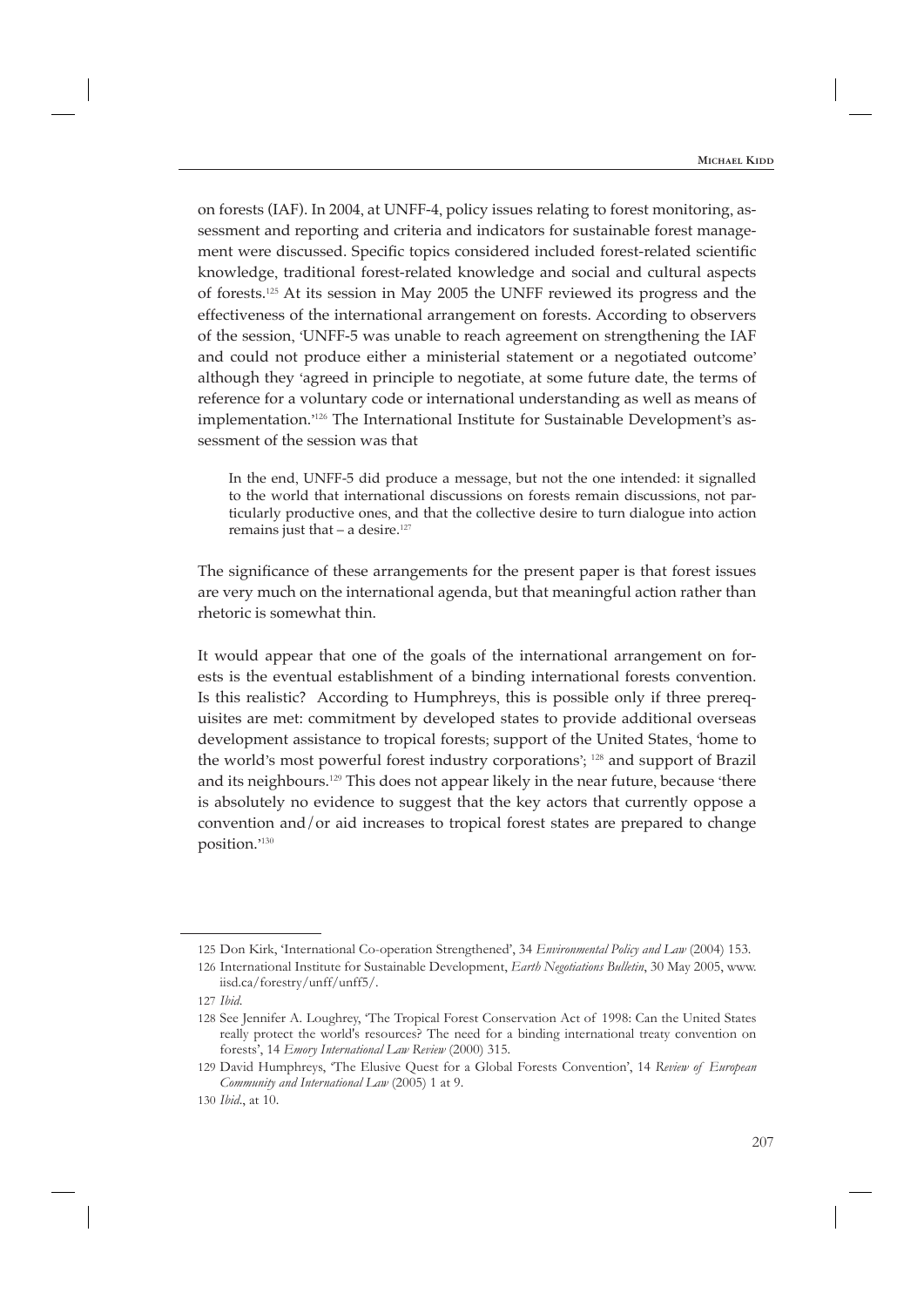on forests (IAF). In 2004, at UNFF-4, policy issues relating to forest monitoring, assessment and reporting and criteria and indicators for sustainable forest management were discussed. Specific topics considered included forest-related scientific knowledge, traditional forest-related knowledge and social and cultural aspects of forests.[125] At its session in May 2005 the UNFF reviewed its progress and the effectiveness of the international arrangement on forests. According to observers of the session, 'UNFF-5 was unable to reach agreement on strengthening the IAF and could not produce either a ministerial statement or a negotiated outcome' although they 'agreed in principle to negotiate, at some future date, the terms of reference for a voluntary code or international understanding as well as means of implementation.'[126] The International Institute for Sustainable Development's assessment of the session was that

> In the end, UNFF-5 did produce a message, but not the one intended: it signalled to the world that international discussions on forests remain discussions, not particularly productive ones, and that the collective desire to turn dialogue into action remains just that – a desire.[127]

The significance of these arrangements for the present paper is that forest issues are very much on the international agenda, but that meaningful action rather than rhetoric is somewhat thin.

It would appear that one of the goals of the international arrangement on forests is the eventual establishment of a binding international forests convention. Is this realistic? According to Humphreys, this is possible only if three prerequisites are met: commitment by developed states to provide additional overseas development assistance to tropical forests; support of the United States, 'home to the world's most powerful forest industry corporations'; [128] and support of Brazil and its neighbours.[129] This does not appear likely in the near future, because 'there is absolutely no evidence to suggest that the key actors that currently oppose a convention and/or aid increases to tropical forest states are prepared to change position.'[130]

---

125 Don Kirk, 'International Co-operation Strengthened', 34 *Environmental Policy and Law* (2004) 153.

126 International Institute for Sustainable Development, *Earth Negotiations Bulletin*, 30 May 2005, www.iisd.ca/forestry/unff/unff5/.

127 *Ibid*.

128 See Jennifer A. Loughrey, 'The Tropical Forest Conservation Act of 1998: Can the United States really protect the world's resources? The need for a binding international treaty convention on forests', 14 *Emory International Law Review* (2000) 315.

129 David Humphreys, 'The Elusive Quest for a Global Forests Convention', 14 *Review of European Community and International Law* (2005) 1 at 9.

130 *Ibid*., at 10.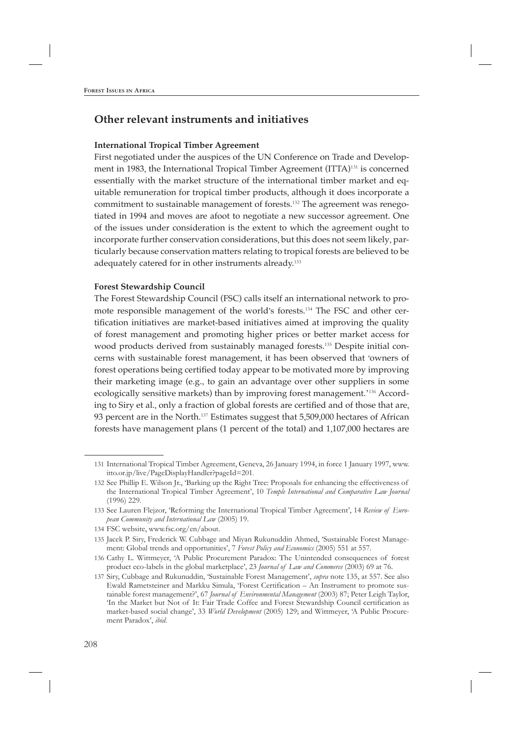## Other relevant instruments and initiatives

### International Tropical Timber Agreement

First negotiated under the auspices of the UN Conference on Trade and Development in 1983, the International Tropical Timber Agreement (ITTA)[131] is concerned essentially with the market structure of the international timber market and equitable remuneration for tropical timber products, although it does incorporate a commitment to sustainable management of forests.[132] The agreement was renegotiated in 1994 and moves are afoot to negotiate a new successor agreement. One of the issues under consideration is the extent to which the agreement ought to incorporate further conservation considerations, but this does not seem likely, particularly because conservation matters relating to tropical forests are believed to be adequately catered for in other instruments already.[133]

### Forest Stewardship Council

The Forest Stewardship Council (FSC) calls itself an international network to promote responsible management of the world's forests.[134] The FSC and other certification initiatives are market-based initiatives aimed at improving the quality of forest management and promoting higher prices or better market access for wood products derived from sustainably managed forests.[135] Despite initial concerns with sustainable forest management, it has been observed that 'owners of forest operations being certified today appear to be motivated more by improving their marketing image (e.g., to gain an advantage over other suppliers in some ecologically sensitive markets) than by improving forest management.'[136] According to Siry et al., only a fraction of global forests are certified and of those that are, 93 percent are in the North.[137] Estimates suggest that 5,509,000 hectares of African forests have management plans (1 percent of the total) and 1,107,000 hectares are

---

131 International Tropical Timber Agreement, Geneva, 26 January 1994, in force 1 January 1997, www.itto.or.jp/live/PageDisplayHandler?pageId=201.

132 See Phillip E. Wilson Jr., 'Barking up the Right Tree: Proposals for enhancing the effectiveness of the International Tropical Timber Agreement', 10 *Temple International and Comparative Law Journal* (1996) 229.

133 See Lauren Flejzor, 'Reforming the International Tropical Timber Agreement', 14 *Review of European Community and International Law* (2005) 19.

134 FSC website, www.fsc.org/en/about.

135 Jacek P. Siry, Frederick W. Cubbage and Miyan Rukunuddin Ahmed, 'Sustainable Forest Management: Global trends and opportunities', 7 *Forest Policy and Economics* (2005) 551 at 557.

136 Cathy L. Wittmeyer, 'A Public Procurement Paradox: The Unintended consequences of forest product eco-labels in the global marketplace', 23 *Journal of Law and Commerce* (2003) 69 at 76.

137 Siry, Cubbage and Rukunuddin, 'Sustainable Forest Management', *supra* note 135, at 557. See also Ewald Rametsteiner and Markku Simula, 'Forest Certification – An Instrument to promote sustainable forest management?', 67 *Journal of Environmental Management* (2003) 87; Peter Leigh Taylor, 'In the Market but Not of It: Fair Trade Coffee and Forest Stewardship Council certification as market-based social change', 33 *World Development* (2005) 129; and Wittmeyer, 'A Public Procurement Paradox', *ibid*.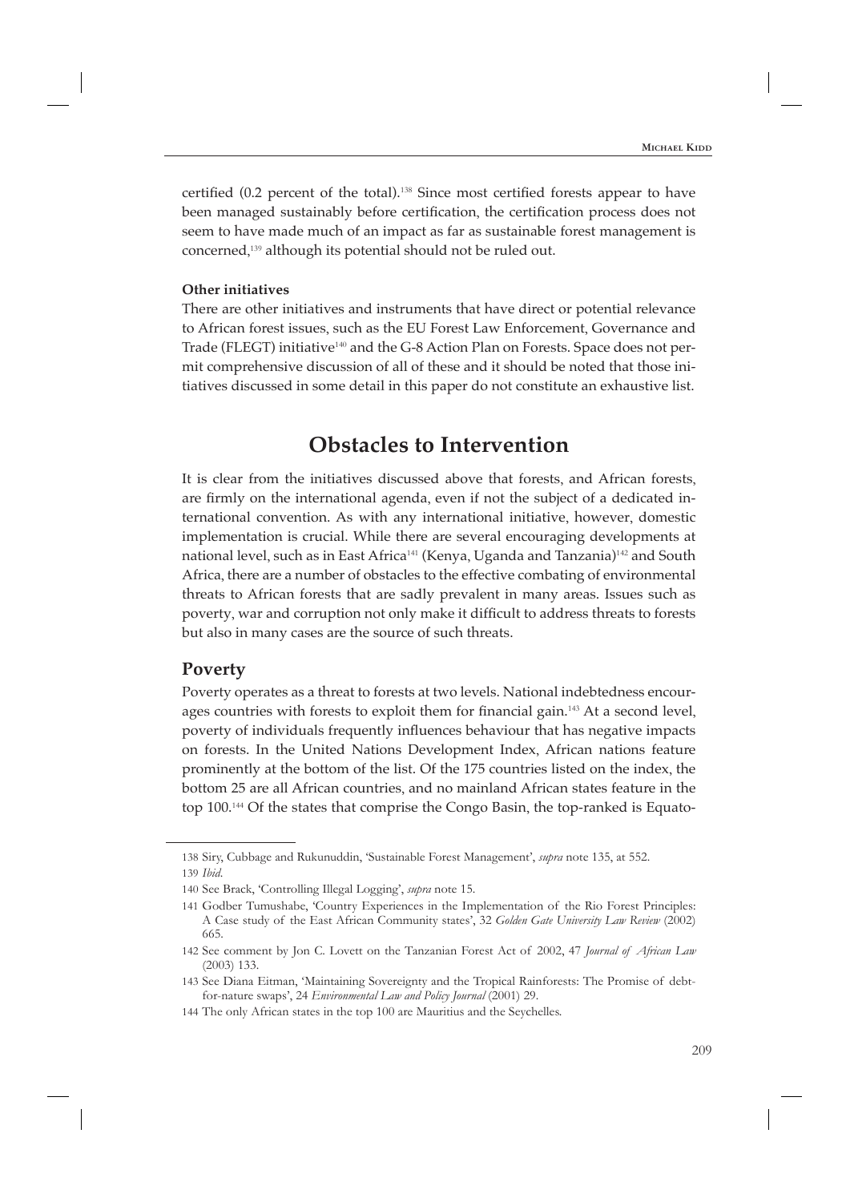certified (0.2 percent of the total).[138] Since most certified forests appear to have been managed sustainably before certification, the certification process does not seem to have made much of an impact as far as sustainable forest management is concerned,[139] although its potential should not be ruled out.

**Other initiatives**

There are other initiatives and instruments that have direct or potential relevance to African forest issues, such as the EU Forest Law Enforcement, Governance and Trade (FLEGT) initiative[140] and the G-8 Action Plan on Forests. Space does not permit comprehensive discussion of all of these and it should be noted that those initiatives discussed in some detail in this paper do not constitute an exhaustive list.

# Obstacles to Intervention

It is clear from the initiatives discussed above that forests, and African forests, are firmly on the international agenda, even if not the subject of a dedicated international convention. As with any international initiative, however, domestic implementation is crucial. While there are several encouraging developments at national level, such as in East Africa[141] (Kenya, Uganda and Tanzania)[142] and South Africa, there are a number of obstacles to the effective combating of environmental threats to African forests that are sadly prevalent in many areas. Issues such as poverty, war and corruption not only make it difficult to address threats to forests but also in many cases are the source of such threats.

## Poverty

Poverty operates as a threat to forests at two levels. National indebtedness encourages countries with forests to exploit them for financial gain.[143] At a second level, poverty of individuals frequently influences behaviour that has negative impacts on forests. In the United Nations Development Index, African nations feature prominently at the bottom of the list. Of the 175 countries listed on the index, the bottom 25 are all African countries, and no mainland African states feature in the top 100.[144] Of the states that comprise the Congo Basin, the top-ranked is Equato-

---

138 Siry, Cubbage and Rukunuddin, 'Sustainable Forest Management', *supra* note 135, at 552.

139 *Ibid*.

140 See Brack, 'Controlling Illegal Logging', *supra* note 15.

141 Godber Tumushabe, 'Country Experiences in the Implementation of the Rio Forest Principles: A Case study of the East African Community states', 32 *Golden Gate University Law Review* (2002) 665.

142 See comment by Jon C. Lovett on the Tanzanian Forest Act of 2002, 47 *Journal of African Law* (2003) 133.

143 See Diana Eitman, 'Maintaining Sovereignty and the Tropical Rainforests: The Promise of debt-for-nature swaps', 24 *Environmental Law and Policy Journal* (2001) 29.

144 The only African states in the top 100 are Mauritius and the Seychelles.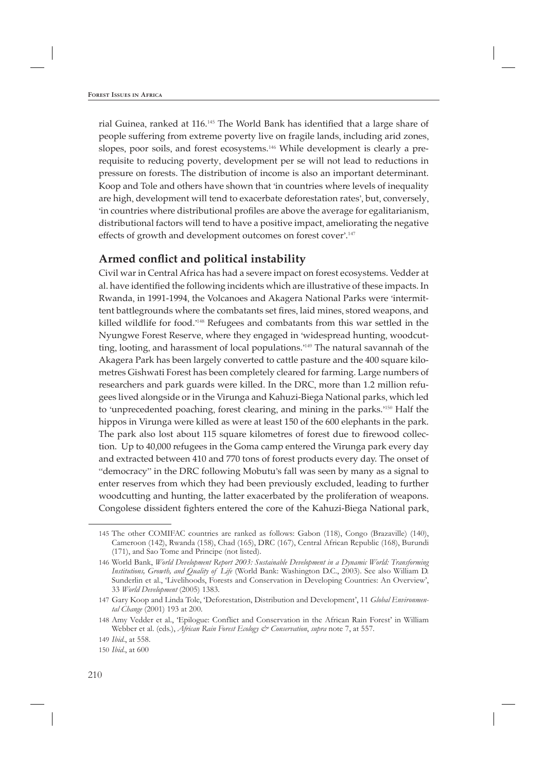rial Guinea, ranked at 116.[145] The World Bank has identified that a large share of people suffering from extreme poverty live on fragile lands, including arid zones, slopes, poor soils, and forest ecosystems.[146] While development is clearly a prerequisite to reducing poverty, development per se will not lead to reductions in pressure on forests. The distribution of income is also an important determinant. Koop and Tole and others have shown that 'in countries where levels of inequality are high, development will tend to exacerbate deforestation rates', but, conversely, 'in countries where distributional profiles are above the average for egalitarianism, distributional factors will tend to have a positive impact, ameliorating the negative effects of growth and development outcomes on forest cover'.[147]

## Armed conflict and political instability

Civil war in Central Africa has had a severe impact on forest ecosystems. Vedder at al. have identified the following incidents which are illustrative of these impacts. In Rwanda, in 1991-1994, the Volcanoes and Akagera National Parks were 'intermittent battlegrounds where the combatants set fires, laid mines, stored weapons, and killed wildlife for food.'[148] Refugees and combatants from this war settled in the Nyungwe Forest Reserve, where they engaged in 'widespread hunting, woodcutting, looting, and harassment of local populations.'[149] The natural savannah of the Akagera Park has been largely converted to cattle pasture and the 400 square kilometres Gishwati Forest has been completely cleared for farming. Large numbers of researchers and park guards were killed. In the DRC, more than 1.2 million refugees lived alongside or in the Virunga and Kahuzi-Biega National parks, which led to 'unprecedented poaching, forest clearing, and mining in the parks.'[150] Half the hippos in Virunga were killed as were at least 150 of the 600 elephants in the park. The park also lost about 115 square kilometres of forest due to firewood collection. Up to 40,000 refugees in the Goma camp entered the Virunga park every day and extracted between 410 and 770 tons of forest products every day. The onset of "democracy" in the DRC following Mobutu's fall was seen by many as a signal to enter reserves from which they had been previously excluded, leading to further woodcutting and hunting, the latter exacerbated by the proliferation of weapons. Congolese dissident fighters entered the core of the Kahuzi-Biega National park,

---

145 The other COMIFAC countries are ranked as follows: Gabon (118), Congo (Brazaville) (140), Cameroon (142), Rwanda (158), Chad (165), DRC (167), Central African Republic (168), Burundi (171), and Sao Tome and Principe (not listed).

146 World Bank, *World Development Report 2003: Sustainable Development in a Dynamic World: Transforming Institutions, Growth, and Quality of Life* (World Bank: Washington D.C., 2003). See also William D. Sunderlin et al., 'Livelihoods, Forests and Conservation in Developing Countries: An Overview', 33 *World Development* (2005) 1383.

147 Gary Koop and Linda Tole, 'Deforestation, Distribution and Development', 11 *Global Environmental Change* (2001) 193 at 200.

148 Amy Vedder et al., 'Epilogue: Conflict and Conservation in the African Rain Forest' in William Webber et al. (eds.), *African Rain Forest Ecology & Conservation*, *supra* note 7, at 557.

149 *Ibid*., at 558.

150 *Ibid*., at 600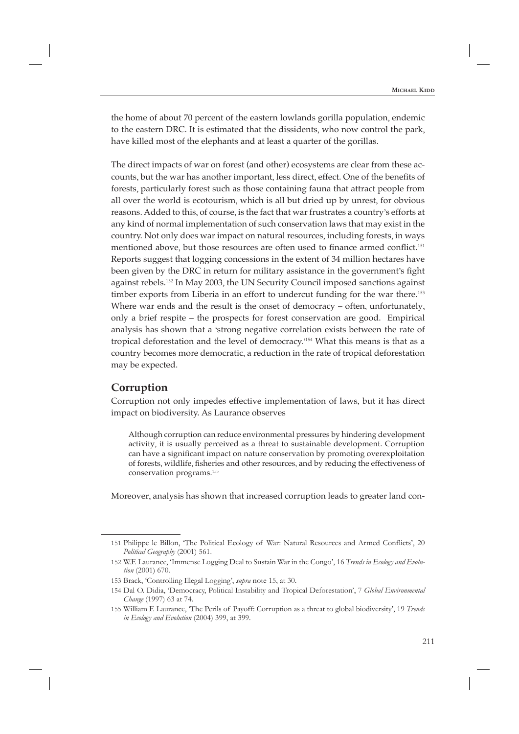the home of about 70 percent of the eastern lowlands gorilla population, endemic to the eastern DRC. It is estimated that the dissidents, who now control the park, have killed most of the elephants and at least a quarter of the gorillas.

The direct impacts of war on forest (and other) ecosystems are clear from these accounts, but the war has another important, less direct, effect. One of the benefits of forests, particularly forest such as those containing fauna that attract people from all over the world is ecotourism, which is all but dried up by unrest, for obvious reasons. Added to this, of course, is the fact that war frustrates a country's efforts at any kind of normal implementation of such conservation laws that may exist in the country. Not only does war impact on natural resources, including forests, in ways mentioned above, but those resources are often used to finance armed conflict.[151] Reports suggest that logging concessions in the extent of 34 million hectares have been given by the DRC in return for military assistance in the government's fight against rebels.[152] In May 2003, the UN Security Council imposed sanctions against timber exports from Liberia in an effort to undercut funding for the war there.[153] Where war ends and the result is the onset of democracy – often, unfortunately, only a brief respite – the prospects for forest conservation are good. Empirical analysis has shown that a 'strong negative correlation exists between the rate of tropical deforestation and the level of democracy.'[154] What this means is that as a country becomes more democratic, a reduction in the rate of tropical deforestation may be expected.

## Corruption

Corruption not only impedes effective implementation of laws, but it has direct impact on biodiversity. As Laurance observes

> Although corruption can reduce environmental pressures by hindering development activity, it is usually perceived as a threat to sustainable development. Corruption can have a significant impact on nature conservation by promoting overexploitation of forests, wildlife, fisheries and other resources, and by reducing the effectiveness of conservation programs.[155]

Moreover, analysis has shown that increased corruption leads to greater land con-

---

151 Philippe le Billon, 'The Political Ecology of War: Natural Resources and Armed Conflicts', 20 *Political Geography* (2001) 561.

152 W.F. Laurance, 'Immense Logging Deal to Sustain War in the Congo', 16 *Trends in Ecology and Evolution* (2001) 670.

153 Brack, 'Controlling Illegal Logging', *supra* note 15, at 30.

154 Dal O. Didia, 'Democracy, Political Instability and Tropical Deforestation', 7 *Global Environmental Change* (1997) 63 at 74.

155 William F. Laurance, 'The Perils of Payoff: Corruption as a threat to global biodiversity', 19 *Trends in Ecology and Evolution* (2004) 399, at 399.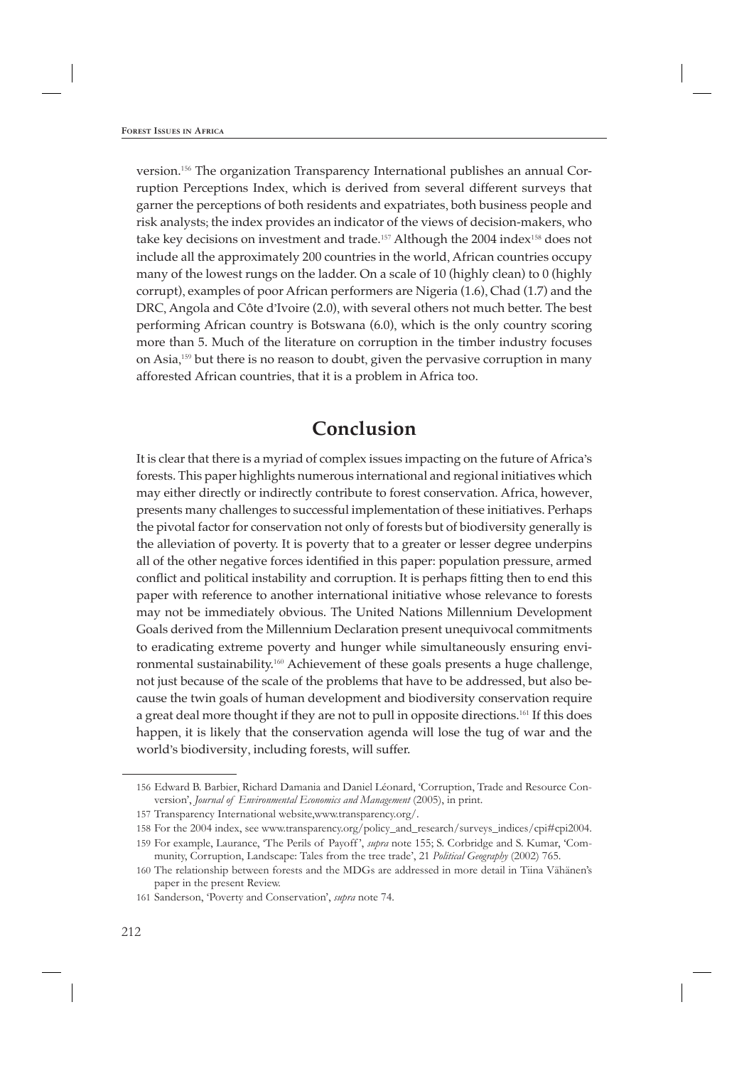version.[156] The organization Transparency International publishes an annual Corruption Perceptions Index, which is derived from several different surveys that garner the perceptions of both residents and expatriates, both business people and risk analysts; the index provides an indicator of the views of decision-makers, who take key decisions on investment and trade.[157] Although the 2004 index[158] does not include all the approximately 200 countries in the world, African countries occupy many of the lowest rungs on the ladder. On a scale of 10 (highly clean) to 0 (highly corrupt), examples of poor African performers are Nigeria (1.6), Chad (1.7) and the DRC, Angola and Côte d'Ivoire (2.0), with several others not much better. The best performing African country is Botswana (6.0), which is the only country scoring more than 5. Much of the literature on corruption in the timber industry focuses on Asia,[159] but there is no reason to doubt, given the pervasive corruption in many afforested African countries, that it is a problem in Africa too.

## Conclusion

It is clear that there is a myriad of complex issues impacting on the future of Africa's forests. This paper highlights numerous international and regional initiatives which may either directly or indirectly contribute to forest conservation. Africa, however, presents many challenges to successful implementation of these initiatives. Perhaps the pivotal factor for conservation not only of forests but of biodiversity generally is the alleviation of poverty. It is poverty that to a greater or lesser degree underpins all of the other negative forces identified in this paper: population pressure, armed conflict and political instability and corruption. It is perhaps fitting then to end this paper with reference to another international initiative whose relevance to forests may not be immediately obvious. The United Nations Millennium Development Goals derived from the Millennium Declaration present unequivocal commitments to eradicating extreme poverty and hunger while simultaneously ensuring environmental sustainability.[160] Achievement of these goals presents a huge challenge, not just because of the scale of the problems that have to be addressed, but also because the twin goals of human development and biodiversity conservation require a great deal more thought if they are not to pull in opposite directions.[161] If this does happen, it is likely that the conservation agenda will lose the tug of war and the world's biodiversity, including forests, will suffer.

---

156 Edward B. Barbier, Richard Damania and Daniel Léonard, 'Corruption, Trade and Resource Conversion', *Journal of Environmental Economics and Management* (2005), in print.

157 Transparency International website,www.transparency.org/.

158 For the 2004 index, see www.transparency.org/policy_and_research/surveys_indices/cpi#cpi2004.

159 For example, Laurance, 'The Perils of Payoff', *supra* note 155; S. Corbridge and S. Kumar, 'Community, Corruption, Landscape: Tales from the tree trade', 21 *Political Geography* (2002) 765.

160 The relationship between forests and the MDGs are addressed in more detail in Tiina Vähänen's paper in the present Review.

161 Sanderson, 'Poverty and Conservation', *supra* note 74.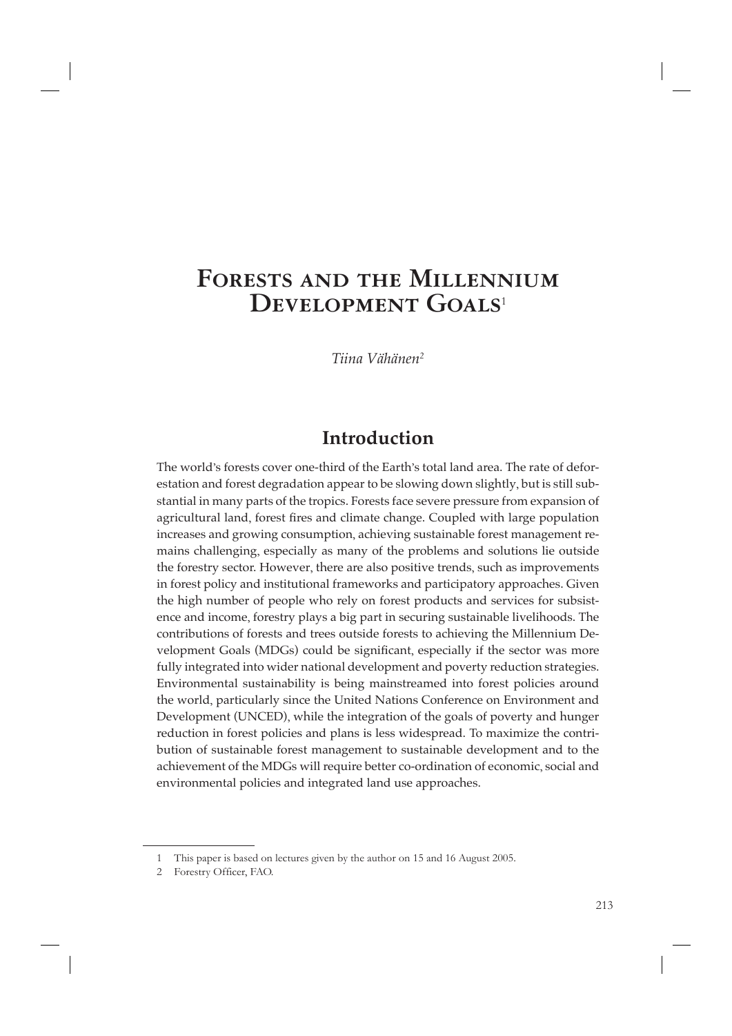# Forests and the Millennium Development Goals[1]

*Tiina Vähänen[2]*

## Introduction

The world's forests cover one-third of the Earth's total land area. The rate of deforestation and forest degradation appear to be slowing down slightly, but is still substantial in many parts of the tropics. Forests face severe pressure from expansion of agricultural land, forest fires and climate change. Coupled with large population increases and growing consumption, achieving sustainable forest management remains challenging, especially as many of the problems and solutions lie outside the forestry sector. However, there are also positive trends, such as improvements in forest policy and institutional frameworks and participatory approaches. Given the high number of people who rely on forest products and services for subsistence and income, forestry plays a big part in securing sustainable livelihoods. The contributions of forests and trees outside forests to achieving the Millennium Development Goals (MDGs) could be significant, especially if the sector was more fully integrated into wider national development and poverty reduction strategies. Environmental sustainability is being mainstreamed into forest policies around the world, particularly since the United Nations Conference on Environment and Development (UNCED), while the integration of the goals of poverty and hunger reduction in forest policies and plans is less widespread. To maximize the contribution of sustainable forest management to sustainable development and to the achievement of the MDGs will require better co-ordination of economic, social and environmental policies and integrated land use approaches.

---

1 This paper is based on lectures given by the author on 15 and 16 August 2005.

2 Forestry Officer, FAO.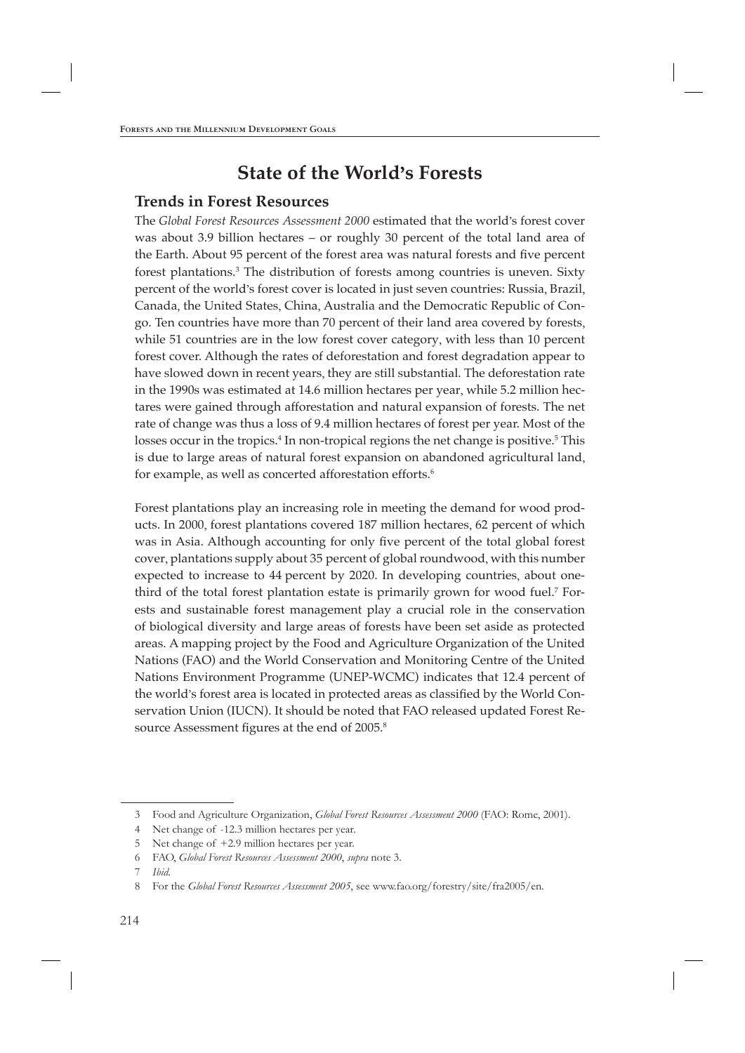# State of the World's Forests

## Trends in Forest Resources

The *Global Forest Resources Assessment 2000* estimated that the world's forest cover was about 3.9 billion hectares – or roughly 30 percent of the total land area of the Earth. About 95 percent of the forest area was natural forests and five percent forest plantations.[3] The distribution of forests among countries is uneven. Sixty percent of the world's forest cover is located in just seven countries: Russia, Brazil, Canada, the United States, China, Australia and the Democratic Republic of Congo. Ten countries have more than 70 percent of their land area covered by forests, while 51 countries are in the low forest cover category, with less than 10 percent forest cover. Although the rates of deforestation and forest degradation appear to have slowed down in recent years, they are still substantial. The deforestation rate in the 1990s was estimated at 14.6 million hectares per year, while 5.2 million hectares were gained through afforestation and natural expansion of forests. The net rate of change was thus a loss of 9.4 million hectares of forest per year. Most of the losses occur in the tropics.[4] In non-tropical regions the net change is positive.[5] This is due to large areas of natural forest expansion on abandoned agricultural land, for example, as well as concerted afforestation efforts.[6]

Forest plantations play an increasing role in meeting the demand for wood products. In 2000, forest plantations covered 187 million hectares, 62 percent of which was in Asia. Although accounting for only five percent of the total global forest cover, plantations supply about 35 percent of global roundwood, with this number expected to increase to 44 percent by 2020. In developing countries, about one-third of the total forest plantation estate is primarily grown for wood fuel.[7] Forests and sustainable forest management play a crucial role in the conservation of biological diversity and large areas of forests have been set aside as protected areas. A mapping project by the Food and Agriculture Organization of the United Nations (FAO) and the World Conservation and Monitoring Centre of the United Nations Environment Programme (UNEP-WCMC) indicates that 12.4 percent of the world's forest area is located in protected areas as classified by the World Conservation Union (IUCN). It should be noted that FAO released updated Forest Resource Assessment figures at the end of 2005.[8]

---

3 Food and Agriculture Organization, *Global Forest Resources Assessment 2000* (FAO: Rome, 2001).

4 Net change of -12.3 million hectares per year.

5 Net change of +2.9 million hectares per year.

6 FAO, *Global Forest Resources Assessment 2000*, *supra* note 3.

7 *Ibid.*

8 For the *Global Forest Resources Assessment 2005*, see www.fao.org/forestry/site/fra2005/en.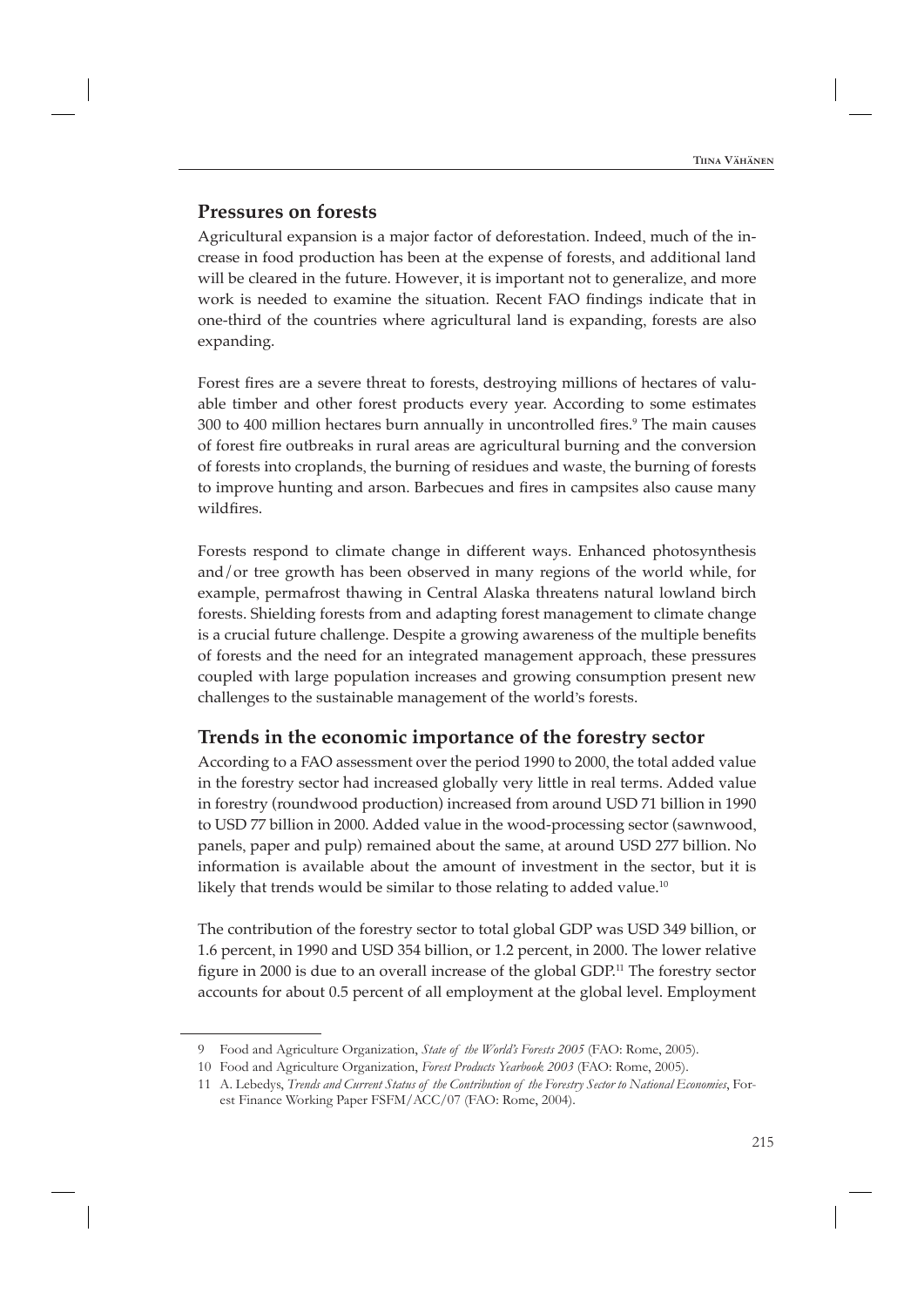## Pressures on forests

Agricultural expansion is a major factor of deforestation. Indeed, much of the increase in food production has been at the expense of forests, and additional land will be cleared in the future. However, it is important not to generalize, and more work is needed to examine the situation. Recent FAO findings indicate that in one-third of the countries where agricultural land is expanding, forests are also expanding.

Forest fires are a severe threat to forests, destroying millions of hectares of valuable timber and other forest products every year. According to some estimates 300 to 400 million hectares burn annually in uncontrolled fires.[9] The main causes of forest fire outbreaks in rural areas are agricultural burning and the conversion of forests into croplands, the burning of residues and waste, the burning of forests to improve hunting and arson. Barbecues and fires in campsites also cause many wildfires.

Forests respond to climate change in different ways. Enhanced photosynthesis and/or tree growth has been observed in many regions of the world while, for example, permafrost thawing in Central Alaska threatens natural lowland birch forests. Shielding forests from and adapting forest management to climate change is a crucial future challenge. Despite a growing awareness of the multiple benefits of forests and the need for an integrated management approach, these pressures coupled with large population increases and growing consumption present new challenges to the sustainable management of the world's forests.

## Trends in the economic importance of the forestry sector

According to a FAO assessment over the period 1990 to 2000, the total added value in the forestry sector had increased globally very little in real terms. Added value in forestry (roundwood production) increased from around USD 71 billion in 1990 to USD 77 billion in 2000. Added value in the wood-processing sector (sawnwood, panels, paper and pulp) remained about the same, at around USD 277 billion. No information is available about the amount of investment in the sector, but it is likely that trends would be similar to those relating to added value.[10]

The contribution of the forestry sector to total global GDP was USD 349 billion, or 1.6 percent, in 1990 and USD 354 billion, or 1.2 percent, in 2000. The lower relative figure in 2000 is due to an overall increase of the global GDP.[11] The forestry sector accounts for about 0.5 percent of all employment at the global level. Employment

---

9 Food and Agriculture Organization, *State of the World's Forests 2005* (FAO: Rome, 2005).

10 Food and Agriculture Organization, *Forest Products Yearbook 2003* (FAO: Rome, 2005).

11 A. Lebedys, *Trends and Current Status of the Contribution of the Forestry Sector to National Economies*, Forest Finance Working Paper FSFM/ACC/07 (FAO: Rome, 2004).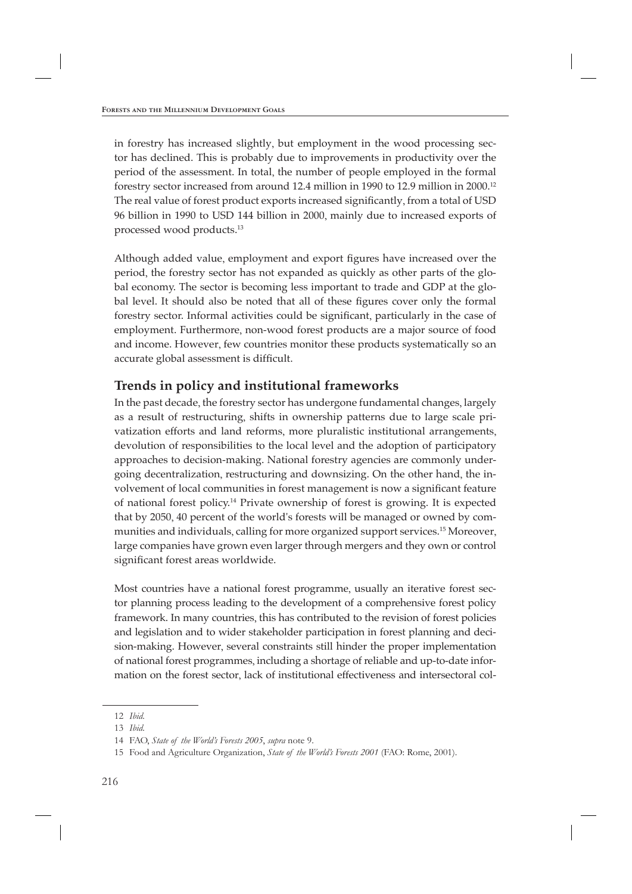in forestry has increased slightly, but employment in the wood processing sector has declined. This is probably due to improvements in productivity over the period of the assessment. In total, the number of people employed in the formal forestry sector increased from around 12.4 million in 1990 to 12.9 million in 2000.[12] The real value of forest product exports increased significantly, from a total of USD 96 billion in 1990 to USD 144 billion in 2000, mainly due to increased exports of processed wood products.[13]

Although added value, employment and export figures have increased over the period, the forestry sector has not expanded as quickly as other parts of the global economy. The sector is becoming less important to trade and GDP at the global level. It should also be noted that all of these figures cover only the formal forestry sector. Informal activities could be significant, particularly in the case of employment. Furthermore, non-wood forest products are a major source of food and income. However, few countries monitor these products systematically so an accurate global assessment is difficult.

## Trends in policy and institutional frameworks

In the past decade, the forestry sector has undergone fundamental changes, largely as a result of restructuring, shifts in ownership patterns due to large scale privatization efforts and land reforms, more pluralistic institutional arrangements, devolution of responsibilities to the local level and the adoption of participatory approaches to decision-making. National forestry agencies are commonly undergoing decentralization, restructuring and downsizing. On the other hand, the involvement of local communities in forest management is now a significant feature of national forest policy.[14] Private ownership of forest is growing. It is expected that by 2050, 40 percent of the world's forests will be managed or owned by communities and individuals, calling for more organized support services.[15] Moreover, large companies have grown even larger through mergers and they own or control significant forest areas worldwide.

Most countries have a national forest programme, usually an iterative forest sector planning process leading to the development of a comprehensive forest policy framework. In many countries, this has contributed to the revision of forest policies and legislation and to wider stakeholder participation in forest planning and decision-making. However, several constraints still hinder the proper implementation of national forest programmes, including a shortage of reliable and up-to-date information on the forest sector, lack of institutional effectiveness and intersectoral col-

12 *Ibid.*

13 *Ibid.*

14 FAO, *State of the World's Forests 2005*, *supra* note 9.

15 Food and Agriculture Organization, *State of the World's Forests 2001* (FAO: Rome, 2001).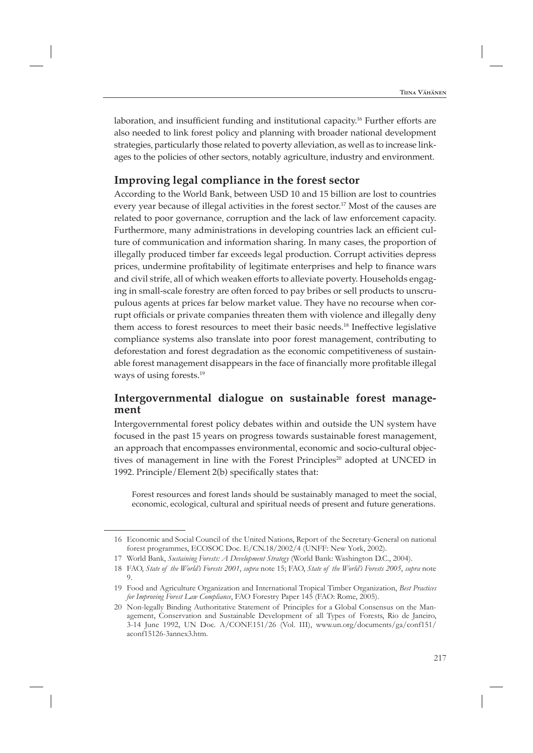laboration, and insufficient funding and institutional capacity.[16] Further efforts are also needed to link forest policy and planning with broader national development strategies, particularly those related to poverty alleviation, as well as to increase linkages to the policies of other sectors, notably agriculture, industry and environment.

## Improving legal compliance in the forest sector

According to the World Bank, between USD 10 and 15 billion are lost to countries every year because of illegal activities in the forest sector.[17] Most of the causes are related to poor governance, corruption and the lack of law enforcement capacity. Furthermore, many administrations in developing countries lack an efficient culture of communication and information sharing. In many cases, the proportion of illegally produced timber far exceeds legal production. Corrupt activities depress prices, undermine profitability of legitimate enterprises and help to finance wars and civil strife, all of which weaken efforts to alleviate poverty. Households engaging in small-scale forestry are often forced to pay bribes or sell products to unscrupulous agents at prices far below market value. They have no recourse when corrupt officials or private companies threaten them with violence and illegally deny them access to forest resources to meet their basic needs.[18] Ineffective legislative compliance systems also translate into poor forest management, contributing to deforestation and forest degradation as the economic competitiveness of sustainable forest management disappears in the face of financially more profitable illegal ways of using forests.[19]

## Intergovernmental dialogue on sustainable forest management

Intergovernmental forest policy debates within and outside the UN system have focused in the past 15 years on progress towards sustainable forest management, an approach that encompasses environmental, economic and socio-cultural objectives of management in line with the Forest Principles[20] adopted at UNCED in 1992. Principle/Element 2(b) specifically states that:

> Forest resources and forest lands should be sustainably managed to meet the social, economic, ecological, cultural and spiritual needs of present and future generations.

---

16 Economic and Social Council of the United Nations, Report of the Secretary-General on national forest programmes, ECOSOC Doc. E/CN.18/2002/4 (UNFF: New York, 2002).

17 World Bank, *Sustaining Forests: A Development Strategy* (World Bank: Washington D.C., 2004).

18 FAO, *State of the World's Forests 2001*, *supra* note 15; FAO, *State of the World's Forests 2005*, *supra* note 9.

19 Food and Agriculture Organization and International Tropical Timber Organization, *Best Practices for Improving Forest Law Compliance*, FAO Forestry Paper 145 (FAO: Rome, 2005).

20 Non-legally Binding Authoritative Statement of Principles for a Global Consensus on the Management, Conservation and Sustainable Development of all Types of Forests, Rio de Janeiro, 3-14 June 1992, UN Doc. A/CONF.151/26 (Vol. III), www.un.org/documents/ga/conf151/aconf15126-3annex3.htm.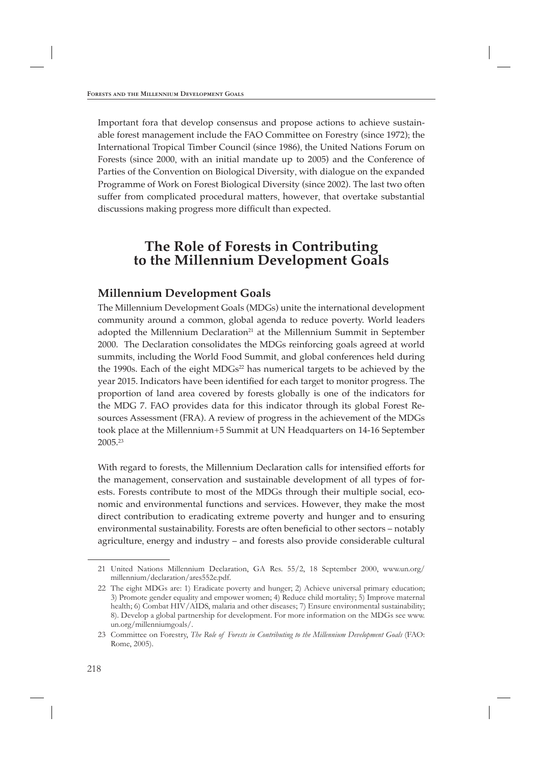Important fora that develop consensus and propose actions to achieve sustainable forest management include the FAO Committee on Forestry (since 1972); the International Tropical Timber Council (since 1986), the United Nations Forum on Forests (since 2000, with an initial mandate up to 2005) and the Conference of Parties of the Convention on Biological Diversity, with dialogue on the expanded Programme of Work on Forest Biological Diversity (since 2002). The last two often suffer from complicated procedural matters, however, that overtake substantial discussions making progress more difficult than expected.

# The Role of Forests in Contributing to the Millennium Development Goals

## Millennium Development Goals

The Millennium Development Goals (MDGs) unite the international development community around a common, global agenda to reduce poverty. World leaders adopted the Millennium Declaration[21] at the Millennium Summit in September 2000. The Declaration consolidates the MDGs reinforcing goals agreed at world summits, including the World Food Summit, and global conferences held during the 1990s. Each of the eight MDGs[22] has numerical targets to be achieved by the year 2015. Indicators have been identified for each target to monitor progress. The proportion of land area covered by forests globally is one of the indicators for the MDG 7. FAO provides data for this indicator through its global Forest Resources Assessment (FRA). A review of progress in the achievement of the MDGs took place at the Millennium+5 Summit at UN Headquarters on 14-16 September 2005.[23]

With regard to forests, the Millennium Declaration calls for intensified efforts for the management, conservation and sustainable development of all types of forests. Forests contribute to most of the MDGs through their multiple social, economic and environmental functions and services. However, they make the most direct contribution to eradicating extreme poverty and hunger and to ensuring environmental sustainability. Forests are often beneficial to other sectors – notably agriculture, energy and industry – and forests also provide considerable cultural

---

21 United Nations Millennium Declaration, GA Res. 55/2, 18 September 2000, www.un.org/millennium/declaration/ares552e.pdf.

22 The eight MDGs are: 1) Eradicate poverty and hunger; 2) Achieve universal primary education; 3) Promote gender equality and empower women; 4) Reduce child mortality; 5) Improve maternal health; 6) Combat HIV/AIDS, malaria and other diseases; 7) Ensure environmental sustainability; 8). Develop a global partnership for development. For more information on the MDGs see www.un.org/millenniumgoals/.

23 Committee on Forestry, *The Role of Forests in Contributing to the Millennium Development Goals* (FAO: Rome, 2005).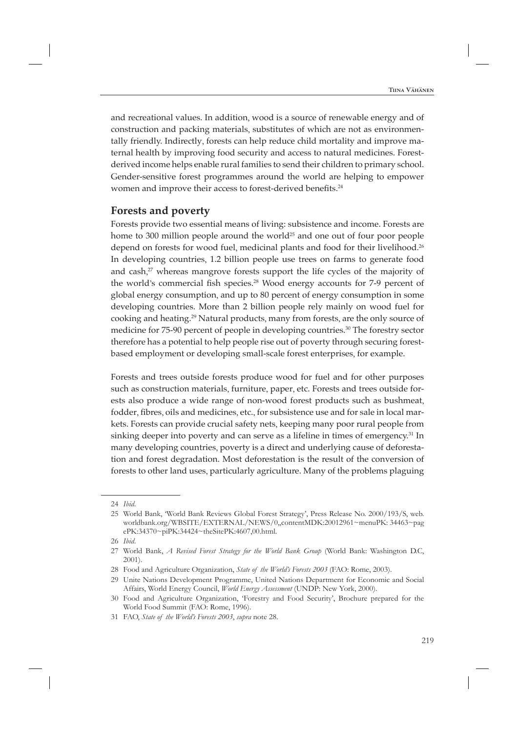and recreational values. In addition, wood is a source of renewable energy and of construction and packing materials, substitutes of which are not as environmentally friendly. Indirectly, forests can help reduce child mortality and improve maternal health by improving food security and access to natural medicines. Forest-derived income helps enable rural families to send their children to primary school. Gender-sensitive forest programmes around the world are helping to empower women and improve their access to forest-derived benefits.[24]

## Forests and poverty

Forests provide two essential means of living: subsistence and income. Forests are home to 300 million people around the world[25] and one out of four poor people depend on forests for wood fuel, medicinal plants and food for their livelihood.[26] In developing countries, 1.2 billion people use trees on farms to generate food and cash,[27] whereas mangrove forests support the life cycles of the majority of the world's commercial fish species.[28] Wood energy accounts for 7-9 percent of global energy consumption, and up to 80 percent of energy consumption in some developing countries. More than 2 billion people rely mainly on wood fuel for cooking and heating.[29] Natural products, many from forests, are the only source of medicine for 75-90 percent of people in developing countries.[30] The forestry sector therefore has a potential to help people rise out of poverty through securing forest-based employment or developing small-scale forest enterprises, for example.

Forests and trees outside forests produce wood for fuel and for other purposes such as construction materials, furniture, paper, etc. Forests and trees outside forests also produce a wide range of non-wood forest products such as bushmeat, fodder, fibres, oils and medicines, etc., for subsistence use and for sale in local markets. Forests can provide crucial safety nets, keeping many poor rural people from sinking deeper into poverty and can serve as a lifeline in times of emergency.[31] In many developing countries, poverty is a direct and underlying cause of deforestation and forest degradation. Most deforestation is the result of the conversion of forests to other land uses, particularly agriculture. Many of the problems plaguing

---

24 *Ibid*.

25 World Bank, 'World Bank Reviews Global Forest Strategy', Press Release No. 2000/193/S, web.worldbank.org/WBSITE/EXTERNAL/NEWS/0,,contentMDK:20012961~menuPK: 34463~pagePK:34370~piPK:34424~theSitePK:4607,00.html.

26 *Ibid*.

27 World Bank, *A Revised Forest Strategy for the World Bank Group* (World Bank: Washington D.C, 2001).

28 Food and Agriculture Organization, *State of the World's Forests 2003* (FAO: Rome, 2003).

29 Unite Nations Development Programme, United Nations Department for Economic and Social Affairs, World Energy Council, *World Energy Assessment* (UNDP: New York, 2000).

30 Food and Agriculture Organization, 'Forestry and Food Security', Brochure prepared for the World Food Summit (FAO: Rome, 1996).

31 FAO, *State of the World's Forests 2003*, *supra* note 28.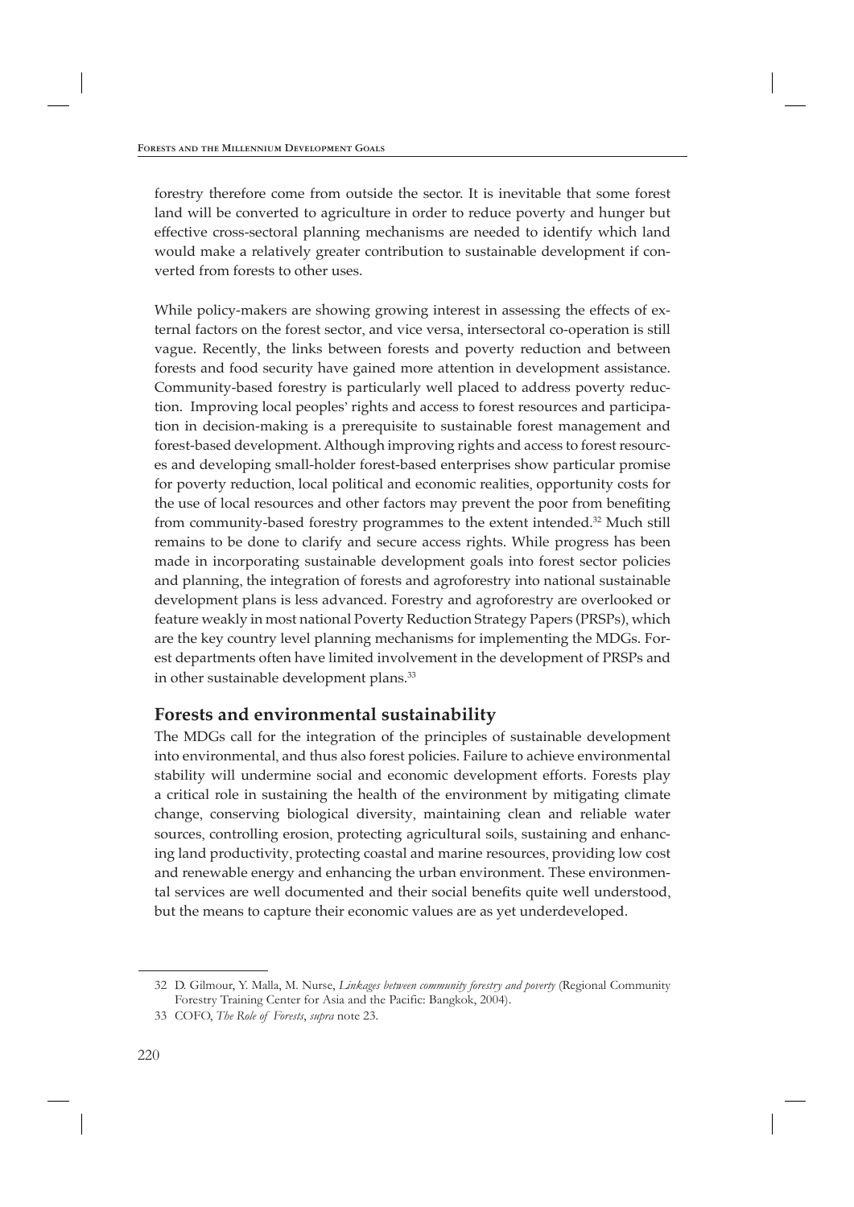forestry therefore come from outside the sector. It is inevitable that some forest land will be converted to agriculture in order to reduce poverty and hunger but effective cross-sectoral planning mechanisms are needed to identify which land would make a relatively greater contribution to sustainable development if converted from forests to other uses.

While policy-makers are showing growing interest in assessing the effects of external factors on the forest sector, and vice versa, intersectoral co-operation is still vague. Recently, the links between forests and poverty reduction and between forests and food security have gained more attention in development assistance. Community-based forestry is particularly well placed to address poverty reduction. Improving local peoples' rights and access to forest resources and participation in decision-making is a prerequisite to sustainable forest management and forest-based development. Although improving rights and access to forest resources and developing small-holder forest-based enterprises show particular promise for poverty reduction, local political and economic realities, opportunity costs for the use of local resources and other factors may prevent the poor from benefiting from community-based forestry programmes to the extent intended.[32] Much still remains to be done to clarify and secure access rights. While progress has been made in incorporating sustainable development goals into forest sector policies and planning, the integration of forests and agroforestry into national sustainable development plans is less advanced. Forestry and agroforestry are overlooked or feature weakly in most national Poverty Reduction Strategy Papers (PRSPs), which are the key country level planning mechanisms for implementing the MDGs. Forest departments often have limited involvement in the development of PRSPs and in other sustainable development plans.[33]

## Forests and environmental sustainability

The MDGs call for the integration of the principles of sustainable development into environmental, and thus also forest policies. Failure to achieve environmental stability will undermine social and economic development efforts. Forests play a critical role in sustaining the health of the environment by mitigating climate change, conserving biological diversity, maintaining clean and reliable water sources, controlling erosion, protecting agricultural soils, sustaining and enhancing land productivity, protecting coastal and marine resources, providing low cost and renewable energy and enhancing the urban environment. These environmental services are well documented and their social benefits quite well understood, but the means to capture their economic values are as yet underdeveloped.

---

32 D. Gilmour, Y. Malla, M. Nurse, *Linkages between community forestry and poverty* (Regional Community Forestry Training Center for Asia and the Pacific: Bangkok, 2004).

33 COFO, *The Role of Forests*, *supra* note 23.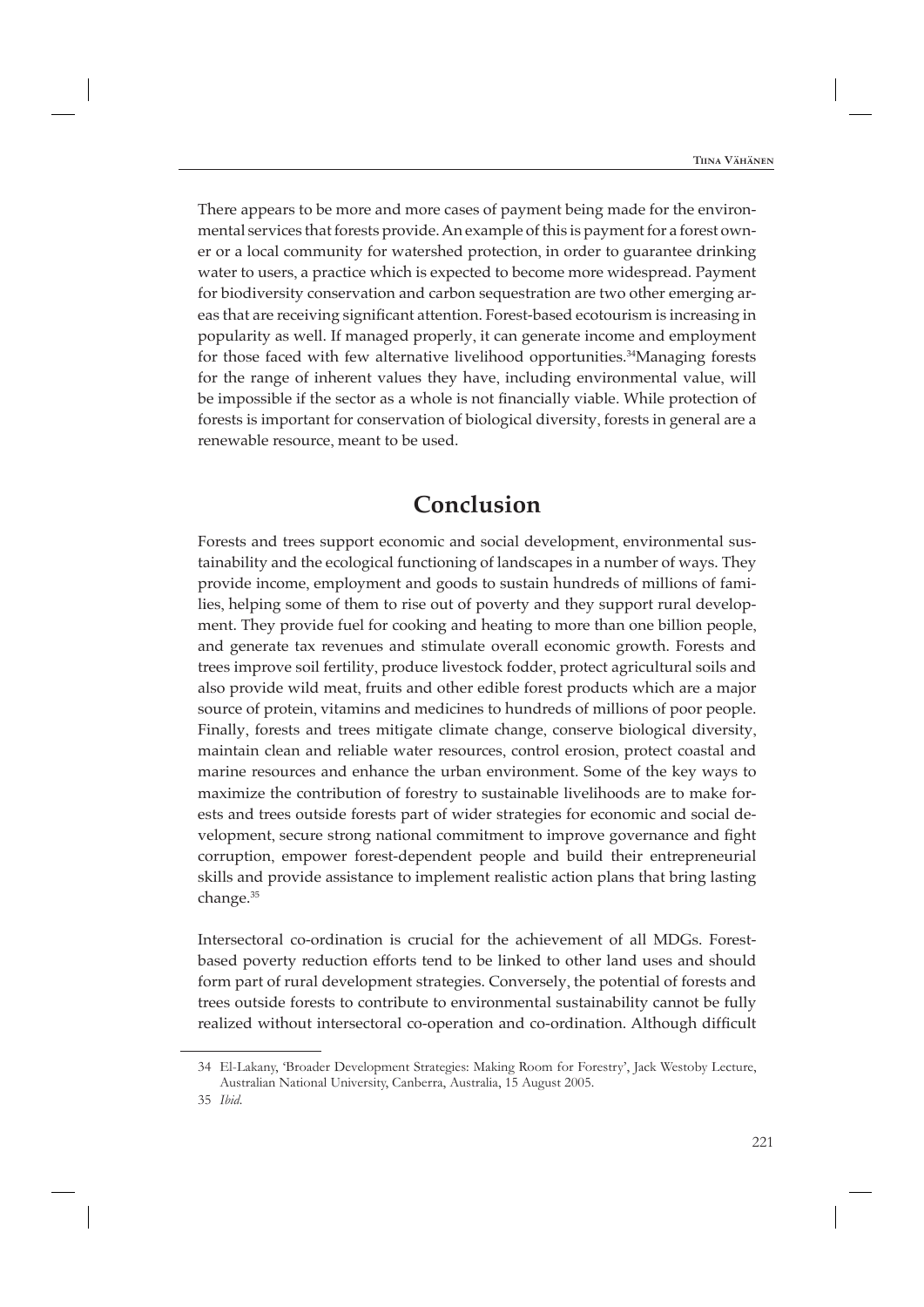There appears to be more and more cases of payment being made for the environmental services that forests provide. An example of this is payment for a forest owner or a local community for watershed protection, in order to guarantee drinking water to users, a practice which is expected to become more widespread. Payment for biodiversity conservation and carbon sequestration are two other emerging areas that are receiving significant attention. Forest-based ecotourism is increasing in popularity as well. If managed properly, it can generate income and employment for those faced with few alternative livelihood opportunities.[34]Managing forests for the range of inherent values they have, including environmental value, will be impossible if the sector as a whole is not financially viable. While protection of forests is important for conservation of biological diversity, forests in general are a renewable resource, meant to be used.

## Conclusion

Forests and trees support economic and social development, environmental sustainability and the ecological functioning of landscapes in a number of ways. They provide income, employment and goods to sustain hundreds of millions of families, helping some of them to rise out of poverty and they support rural development. They provide fuel for cooking and heating to more than one billion people, and generate tax revenues and stimulate overall economic growth. Forests and trees improve soil fertility, produce livestock fodder, protect agricultural soils and also provide wild meat, fruits and other edible forest products which are a major source of protein, vitamins and medicines to hundreds of millions of poor people. Finally, forests and trees mitigate climate change, conserve biological diversity, maintain clean and reliable water resources, control erosion, protect coastal and marine resources and enhance the urban environment. Some of the key ways to maximize the contribution of forestry to sustainable livelihoods are to make forests and trees outside forests part of wider strategies for economic and social development, secure strong national commitment to improve governance and fight corruption, empower forest-dependent people and build their entrepreneurial skills and provide assistance to implement realistic action plans that bring lasting change.[35]

Intersectoral co-ordination is crucial for the achievement of all MDGs. Forest-based poverty reduction efforts tend to be linked to other land uses and should form part of rural development strategies. Conversely, the potential of forests and trees outside forests to contribute to environmental sustainability cannot be fully realized without intersectoral co-operation and co-ordination. Although difficult

---

34 El-Lakany, 'Broader Development Strategies: Making Room for Forestry', Jack Westoby Lecture, Australian National University, Canberra, Australia, 15 August 2005.

35 *Ibid*.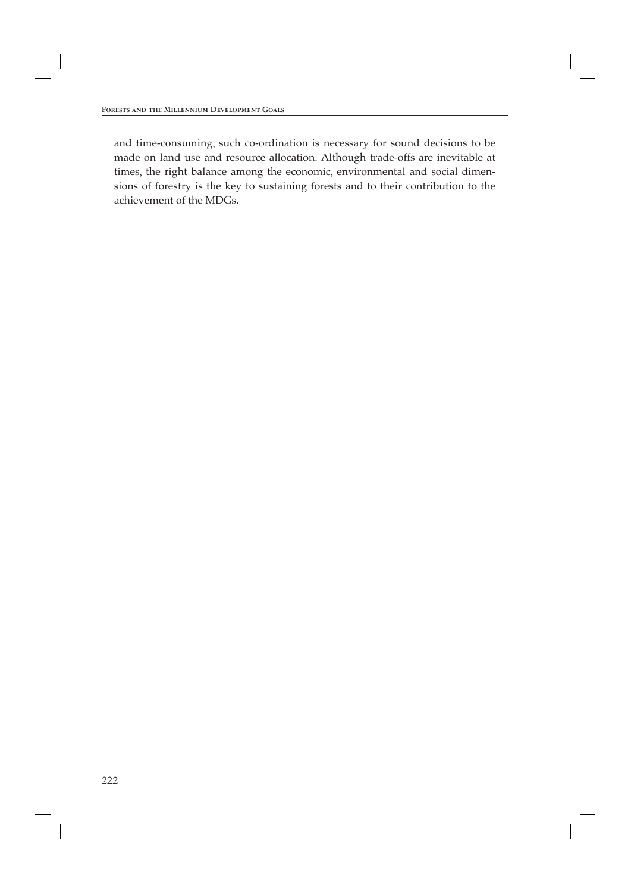and time-consuming, such co-ordination is necessary for sound decisions to be made on land use and resource allocation. Although trade-offs are inevitable at times, the right balance among the economic, environmental and social dimensions of forestry is the key to sustaining forests and to their contribution to the achievement of the MDGs.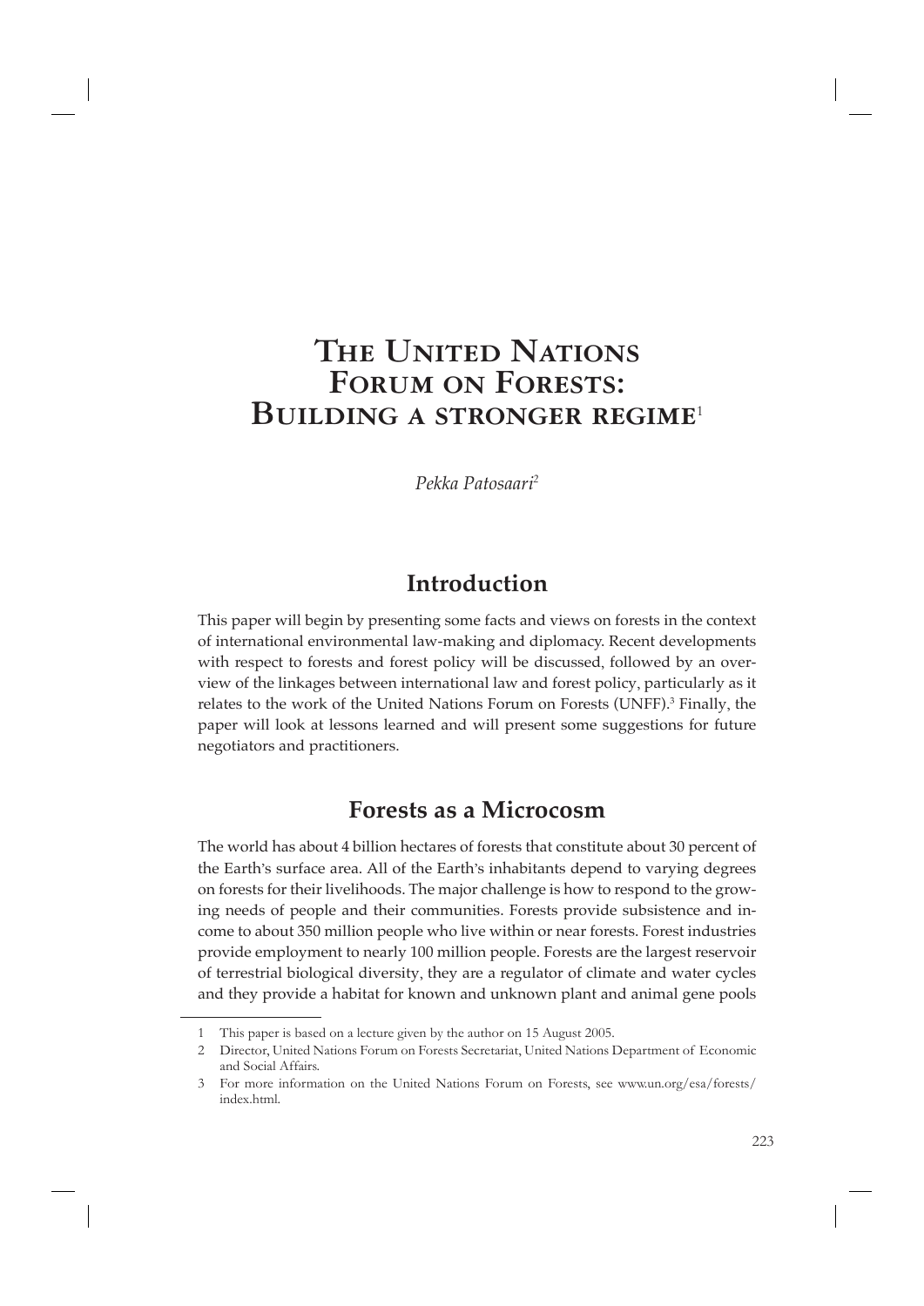# The United Nations Forum on Forests: Building a stronger regime[1]

*Pekka Patosaari[2]*

## Introduction

This paper will begin by presenting some facts and views on forests in the context of international environmental law-making and diplomacy. Recent developments with respect to forests and forest policy will be discussed, followed by an overview of the linkages between international law and forest policy, particularly as it relates to the work of the United Nations Forum on Forests (UNFF).[3] Finally, the paper will look at lessons learned and will present some suggestions for future negotiators and practitioners.

## Forests as a Microcosm

The world has about 4 billion hectares of forests that constitute about 30 percent of the Earth's surface area. All of the Earth's inhabitants depend to varying degrees on forests for their livelihoods. The major challenge is how to respond to the growing needs of people and their communities. Forests provide subsistence and income to about 350 million people who live within or near forests. Forest industries provide employment to nearly 100 million people. Forests are the largest reservoir of terrestrial biological diversity, they are a regulator of climate and water cycles and they provide a habitat for known and unknown plant and animal gene pools

---

1 This paper is based on a lecture given by the author on 15 August 2005.

2 Director, United Nations Forum on Forests Secretariat, United Nations Department of Economic and Social Affairs.

3 For more information on the United Nations Forum on Forests, see www.un.org/esa/forests/index.html.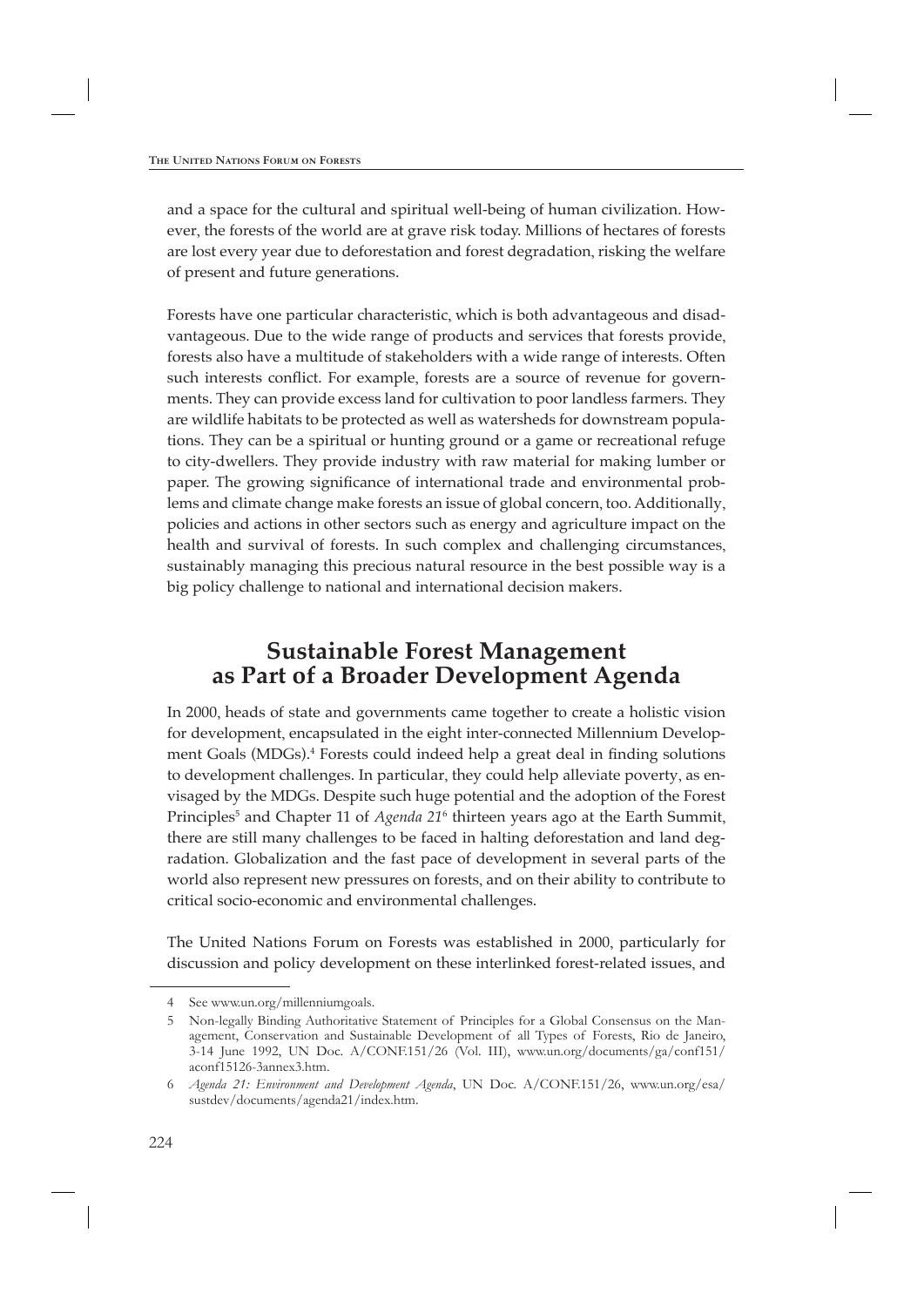and a space for the cultural and spiritual well-being of human civilization. However, the forests of the world are at grave risk today. Millions of hectares of forests are lost every year due to deforestation and forest degradation, risking the welfare of present and future generations.

Forests have one particular characteristic, which is both advantageous and disadvantageous. Due to the wide range of products and services that forests provide, forests also have a multitude of stakeholders with a wide range of interests. Often such interests conflict. For example, forests are a source of revenue for governments. They can provide excess land for cultivation to poor landless farmers. They are wildlife habitats to be protected as well as watersheds for downstream populations. They can be a spiritual or hunting ground or a game or recreational refuge to city-dwellers. They provide industry with raw material for making lumber or paper. The growing significance of international trade and environmental problems and climate change make forests an issue of global concern, too. Additionally, policies and actions in other sectors such as energy and agriculture impact on the health and survival of forests. In such complex and challenging circumstances, sustainably managing this precious natural resource in the best possible way is a big policy challenge to national and international decision makers.

## Sustainable Forest Management as Part of a Broader Development Agenda

In 2000, heads of state and governments came together to create a holistic vision for development, encapsulated in the eight inter-connected Millennium Development Goals (MDGs).[4] Forests could indeed help a great deal in finding solutions to development challenges. In particular, they could help alleviate poverty, as envisaged by the MDGs. Despite such huge potential and the adoption of the Forest Principles[5] and Chapter 11 of *Agenda 21*[6] thirteen years ago at the Earth Summit, there are still many challenges to be faced in halting deforestation and land degradation. Globalization and the fast pace of development in several parts of the world also represent new pressures on forests, and on their ability to contribute to critical socio-economic and environmental challenges.

The United Nations Forum on Forests was established in 2000, particularly for discussion and policy development on these interlinked forest-related issues, and

---

4 See www.un.org/millenniumgoals.

5 Non-legally Binding Authoritative Statement of Principles for a Global Consensus on the Management, Conservation and Sustainable Development of all Types of Forests, Rio de Janeiro, 3-14 June 1992, UN Doc. A/CONF.151/26 (Vol. III), www.un.org/documents/ga/conf151/aconf15126-3annex3.htm.

6 *Agenda 21: Environment and Development Agenda*, UN Doc. A/CONF.151/26, www.un.org/esa/sustdev/documents/agenda21/index.htm.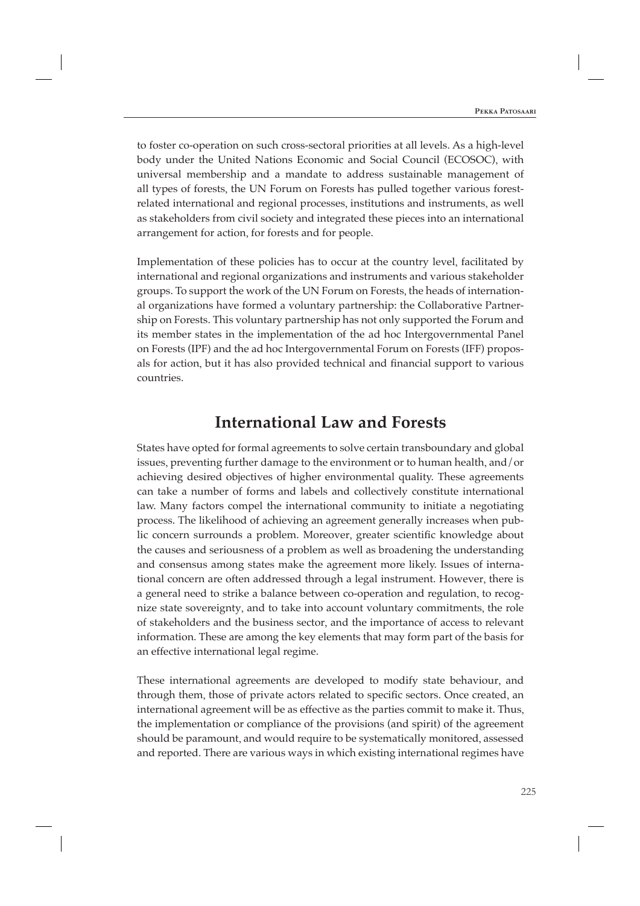to foster co-operation on such cross-sectoral priorities at all levels. As a high-level body under the United Nations Economic and Social Council (ECOSOC), with universal membership and a mandate to address sustainable management of all types of forests, the UN Forum on Forests has pulled together various forest-related international and regional processes, institutions and instruments, as well as stakeholders from civil society and integrated these pieces into an international arrangement for action, for forests and for people.

Implementation of these policies has to occur at the country level, facilitated by international and regional organizations and instruments and various stakeholder groups. To support the work of the UN Forum on Forests, the heads of international organizations have formed a voluntary partnership: the Collaborative Partnership on Forests. This voluntary partnership has not only supported the Forum and its member states in the implementation of the ad hoc Intergovernmental Panel on Forests (IPF) and the ad hoc Intergovernmental Forum on Forests (IFF) proposals for action, but it has also provided technical and financial support to various countries.

## International Law and Forests

States have opted for formal agreements to solve certain transboundary and global issues, preventing further damage to the environment or to human health, and/or achieving desired objectives of higher environmental quality. These agreements can take a number of forms and labels and collectively constitute international law. Many factors compel the international community to initiate a negotiating process. The likelihood of achieving an agreement generally increases when public concern surrounds a problem. Moreover, greater scientific knowledge about the causes and seriousness of a problem as well as broadening the understanding and consensus among states make the agreement more likely. Issues of international concern are often addressed through a legal instrument. However, there is a general need to strike a balance between co-operation and regulation, to recognize state sovereignty, and to take into account voluntary commitments, the role of stakeholders and the business sector, and the importance of access to relevant information. These are among the key elements that may form part of the basis for an effective international legal regime.

These international agreements are developed to modify state behaviour, and through them, those of private actors related to specific sectors. Once created, an international agreement will be as effective as the parties commit to make it. Thus, the implementation or compliance of the provisions (and spirit) of the agreement should be paramount, and would require to be systematically monitored, assessed and reported. There are various ways in which existing international regimes have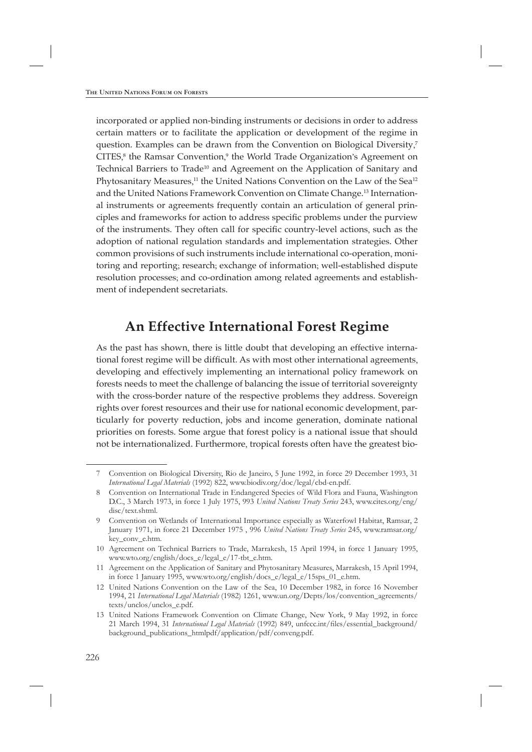incorporated or applied non-binding instruments or decisions in order to address certain matters or to facilitate the application or development of the regime in question. Examples can be drawn from the Convention on Biological Diversity,[7] CITES,[8] the Ramsar Convention,[9] the World Trade Organization's Agreement on Technical Barriers to Trade[10] and Agreement on the Application of Sanitary and Phytosanitary Measures,[11] the United Nations Convention on the Law of the Sea[12] and the United Nations Framework Convention on Climate Change.[13] International instruments or agreements frequently contain an articulation of general principles and frameworks for action to address specific problems under the purview of the instruments. They often call for specific country-level actions, such as the adoption of national regulation standards and implementation strategies. Other common provisions of such instruments include international co-operation, monitoring and reporting; research; exchange of information; well-established dispute resolution processes; and co-ordination among related agreements and establishment of independent secretariats.

## An Effective International Forest Regime

As the past has shown, there is little doubt that developing an effective international forest regime will be difficult. As with most other international agreements, developing and effectively implementing an international policy framework on forests needs to meet the challenge of balancing the issue of territorial sovereignty with the cross-border nature of the respective problems they address. Sovereign rights over forest resources and their use for national economic development, particularly for poverty reduction, jobs and income generation, dominate national priorities on forests. Some argue that forest policy is a national issue that should not be internationalized. Furthermore, tropical forests often have the greatest bio-

---

7 Convention on Biological Diversity, Rio de Janeiro, 5 June 1992, in force 29 December 1993, 31 *International Legal Materials* (1992) 822, www.biodiv.org/doc/legal/cbd-en.pdf.

8 Convention on International Trade in Endangered Species of Wild Flora and Fauna, Washington D.C., 3 March 1973, in force 1 July 1975, 993 *United Nations Treaty Series* 243, www.cites.org/eng/disc/text.shtml.

9 Convention on Wetlands of International Importance especially as Waterfowl Habitat, Ramsar, 2 January 1971, in force 21 December 1975 , 996 *United Nations Treaty Series* 245, www.ramsar.org/key_conv_e.htm.

10 Agreement on Technical Barriers to Trade, Marrakesh, 15 April 1994, in force 1 January 1995, www.wto.org/english/docs_e/legal_e/17-tbt_e.htm.

11 Agreement on the Application of Sanitary and Phytosanitary Measures, Marrakesh, 15 April 1994, in force 1 January 1995, www.wto.org/english/docs_e/legal_e/15sps_01_e.htm.

12 United Nations Convention on the Law of the Sea, 10 December 1982, in force 16 November 1994, 21 *International Legal Materials* (1982) 1261, www.un.org/Depts/los/convention_agreements/texts/unclos/unclos_e.pdf.

13 United Nations Framework Convention on Climate Change, New York, 9 May 1992, in force 21 March 1994, 31 *International Legal Materials* (1992) 849, unfccc.int/files/essential_background/background_publications_htmlpdf/application/pdf/conveng.pdf.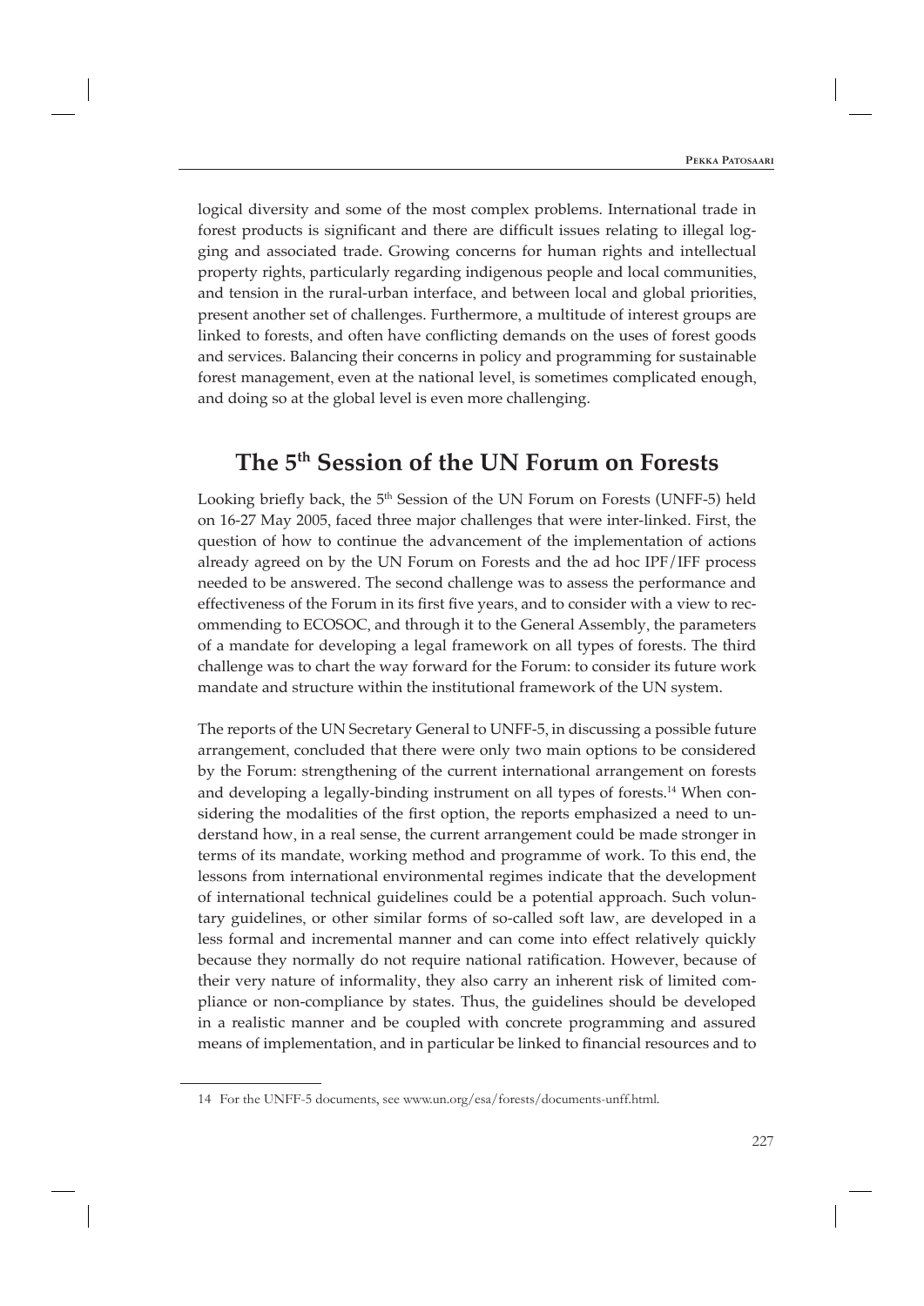logical diversity and some of the most complex problems. International trade in forest products is significant and there are difficult issues relating to illegal logging and associated trade. Growing concerns for human rights and intellectual property rights, particularly regarding indigenous people and local communities, and tension in the rural-urban interface, and between local and global priorities, present another set of challenges. Furthermore, a multitude of interest groups are linked to forests, and often have conflicting demands on the uses of forest goods and services. Balancing their concerns in policy and programming for sustainable forest management, even at the national level, is sometimes complicated enough, and doing so at the global level is even more challenging.

## The 5th Session of the UN Forum on Forests

Looking briefly back, the 5th Session of the UN Forum on Forests (UNFF-5) held on 16-27 May 2005, faced three major challenges that were inter-linked. First, the question of how to continue the advancement of the implementation of actions already agreed on by the UN Forum on Forests and the ad hoc IPF/IFF process needed to be answered. The second challenge was to assess the performance and effectiveness of the Forum in its first five years, and to consider with a view to recommending to ECOSOC, and through it to the General Assembly, the parameters of a mandate for developing a legal framework on all types of forests. The third challenge was to chart the way forward for the Forum: to consider its future work mandate and structure within the institutional framework of the UN system.

The reports of the UN Secretary General to UNFF-5, in discussing a possible future arrangement, concluded that there were only two main options to be considered by the Forum: strengthening of the current international arrangement on forests and developing a legally-binding instrument on all types of forests.[14] When considering the modalities of the first option, the reports emphasized a need to understand how, in a real sense, the current arrangement could be made stronger in terms of its mandate, working method and programme of work. To this end, the lessons from international environmental regimes indicate that the development of international technical guidelines could be a potential approach. Such voluntary guidelines, or other similar forms of so-called soft law, are developed in a less formal and incremental manner and can come into effect relatively quickly because they normally do not require national ratification. However, because of their very nature of informality, they also carry an inherent risk of limited compliance or non-compliance by states. Thus, the guidelines should be developed in a realistic manner and be coupled with concrete programming and assured means of implementation, and in particular be linked to financial resources and to

14 For the UNFF-5 documents, see www.un.org/esa/forests/documents-unff.html.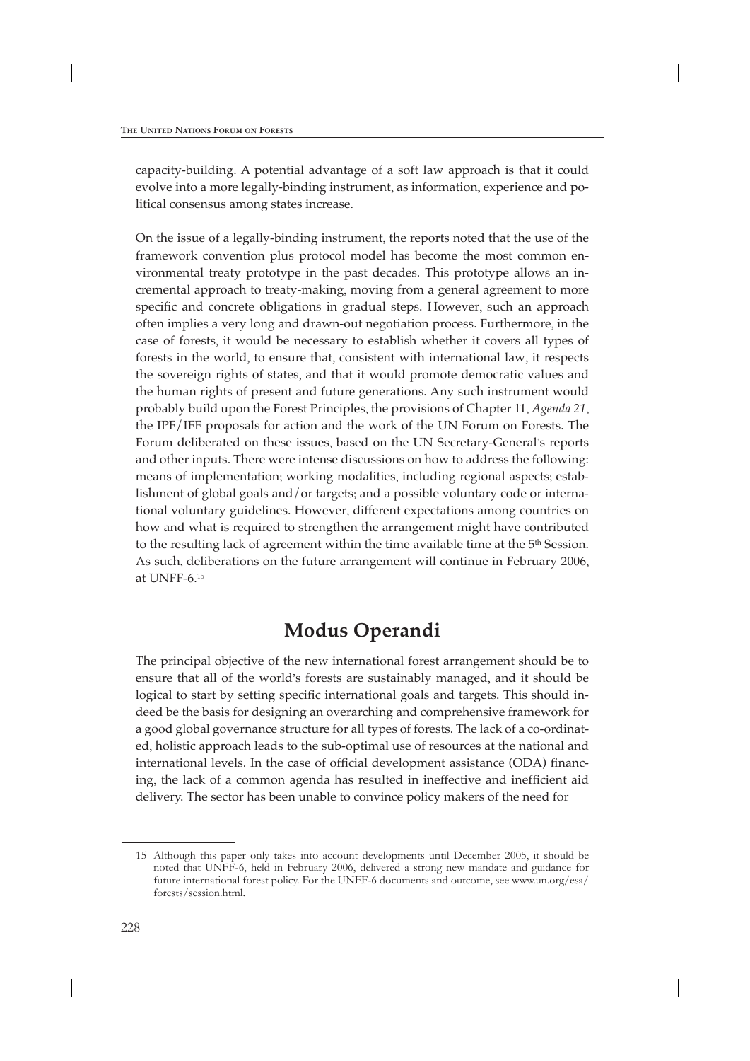capacity-building. A potential advantage of a soft law approach is that it could evolve into a more legally-binding instrument, as information, experience and political consensus among states increase.

On the issue of a legally-binding instrument, the reports noted that the use of the framework convention plus protocol model has become the most common environmental treaty prototype in the past decades. This prototype allows an incremental approach to treaty-making, moving from a general agreement to more specific and concrete obligations in gradual steps. However, such an approach often implies a very long and drawn-out negotiation process. Furthermore, in the case of forests, it would be necessary to establish whether it covers all types of forests in the world, to ensure that, consistent with international law, it respects the sovereign rights of states, and that it would promote democratic values and the human rights of present and future generations. Any such instrument would probably build upon the Forest Principles, the provisions of Chapter 11, *Agenda 21*, the IPF/IFF proposals for action and the work of the UN Forum on Forests. The Forum deliberated on these issues, based on the UN Secretary-General's reports and other inputs. There were intense discussions on how to address the following: means of implementation; working modalities, including regional aspects; establishment of global goals and/or targets; and a possible voluntary code or international voluntary guidelines. However, different expectations among countries on how and what is required to strengthen the arrangement might have contributed to the resulting lack of agreement within the time available time at the 5th Session. As such, deliberations on the future arrangement will continue in February 2006, at UNFF-6.[15]

## Modus Operandi

The principal objective of the new international forest arrangement should be to ensure that all of the world's forests are sustainably managed, and it should be logical to start by setting specific international goals and targets. This should indeed be the basis for designing an overarching and comprehensive framework for a good global governance structure for all types of forests. The lack of a co-ordinated, holistic approach leads to the sub-optimal use of resources at the national and international levels. In the case of official development assistance (ODA) financing, the lack of a common agenda has resulted in ineffective and inefficient aid delivery. The sector has been unable to convince policy makers of the need for

---

15 Although this paper only takes into account developments until December 2005, it should be noted that UNFF-6, held in February 2006, delivered a strong new mandate and guidance for future international forest policy. For the UNFF-6 documents and outcome, see www.un.org/esa/forests/session.html.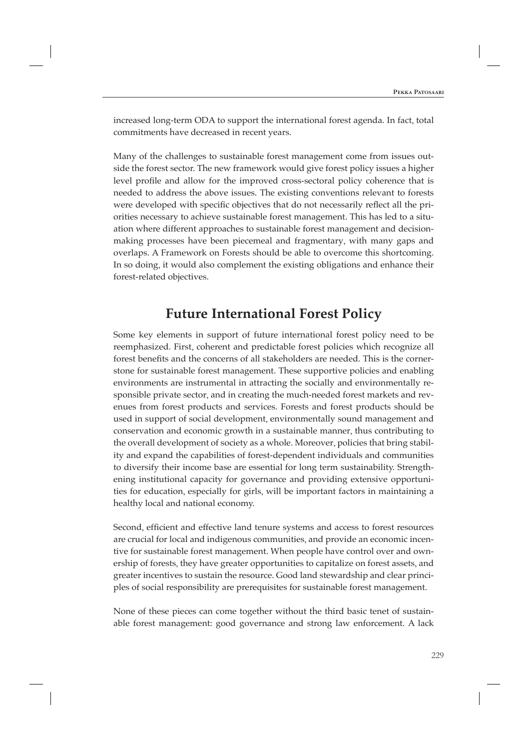increased long-term ODA to support the international forest agenda. In fact, total commitments have decreased in recent years.

Many of the challenges to sustainable forest management come from issues outside the forest sector. The new framework would give forest policy issues a higher level profile and allow for the improved cross-sectoral policy coherence that is needed to address the above issues. The existing conventions relevant to forests were developed with specific objectives that do not necessarily reflect all the priorities necessary to achieve sustainable forest management. This has led to a situation where different approaches to sustainable forest management and decision-making processes have been piecemeal and fragmentary, with many gaps and overlaps. A Framework on Forests should be able to overcome this shortcoming. In so doing, it would also complement the existing obligations and enhance their forest-related objectives.

## Future International Forest Policy

Some key elements in support of future international forest policy need to be reemphasized. First, coherent and predictable forest policies which recognize all forest benefits and the concerns of all stakeholders are needed. This is the cornerstone for sustainable forest management. These supportive policies and enabling environments are instrumental in attracting the socially and environmentally responsible private sector, and in creating the much-needed forest markets and revenues from forest products and services. Forests and forest products should be used in support of social development, environmentally sound management and conservation and economic growth in a sustainable manner, thus contributing to the overall development of society as a whole. Moreover, policies that bring stability and expand the capabilities of forest-dependent individuals and communities to diversify their income base are essential for long term sustainability. Strengthening institutional capacity for governance and providing extensive opportunities for education, especially for girls, will be important factors in maintaining a healthy local and national economy.

Second, efficient and effective land tenure systems and access to forest resources are crucial for local and indigenous communities, and provide an economic incentive for sustainable forest management. When people have control over and ownership of forests, they have greater opportunities to capitalize on forest assets, and greater incentives to sustain the resource. Good land stewardship and clear principles of social responsibility are prerequisites for sustainable forest management.

None of these pieces can come together without the third basic tenet of sustainable forest management: good governance and strong law enforcement. A lack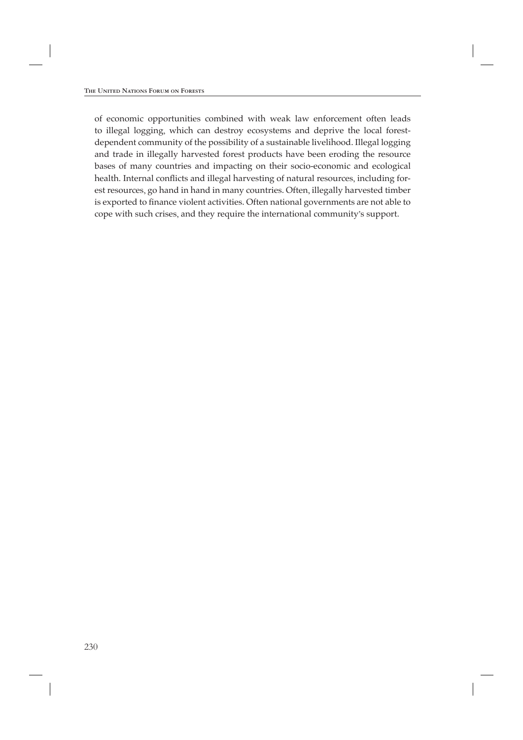of economic opportunities combined with weak law enforcement often leads to illegal logging, which can destroy ecosystems and deprive the local forest-dependent community of the possibility of a sustainable livelihood. Illegal logging and trade in illegally harvested forest products have been eroding the resource bases of many countries and impacting on their socio-economic and ecological health. Internal conflicts and illegal harvesting of natural resources, including forest resources, go hand in hand in many countries. Often, illegally harvested timber is exported to finance violent activities. Often national governments are not able to cope with such crises, and they require the international community's support.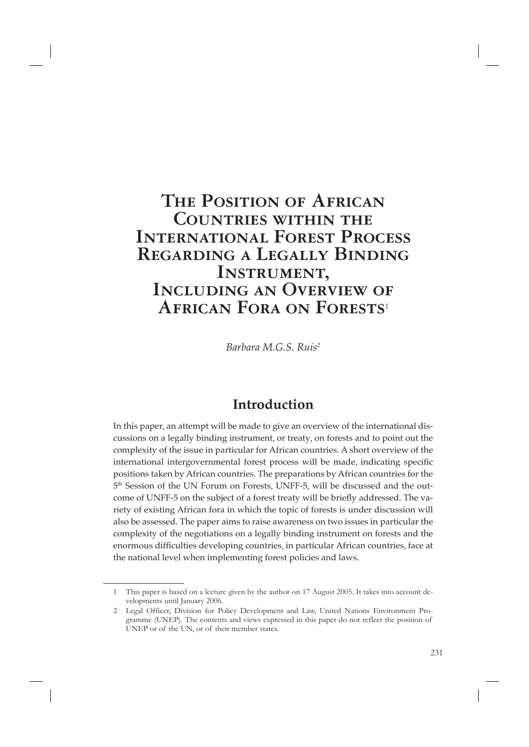# The Position of African Countries within the International Forest Process Regarding a Legally Binding Instrument, Including an Overview of African Fora on Forests[1]

*Barbara M.G.S. Ruis[2]*

## Introduction

In this paper, an attempt will be made to give an overview of the international discussions on a legally binding instrument, or treaty, on forests and to point out the complexity of the issue in particular for African countries. A short overview of the international intergovernmental forest process will be made, indicating specific positions taken by African countries. The preparations by African countries for the 5th Session of the UN Forum on Forests, UNFF-5, will be discussed and the outcome of UNFF-5 on the subject of a forest treaty will be briefly addressed. The variety of existing African fora in which the topic of forests is under discussion will also be assessed. The paper aims to raise awareness on two issues in particular the complexity of the negotiations on a legally binding instrument on forests and the enormous difficulties developing countries, in particular African countries, face at the national level when implementing forest policies and laws.

---

1 This paper is based on a lecture given by the author on 17 August 2005. It takes into account developments until January 2006.

2 Legal Officer, Division for Policy Development and Law, United Nations Environment Programme (UNEP). The contents and views expressed in this paper do not reflect the position of UNEP or of the UN, or of their member states.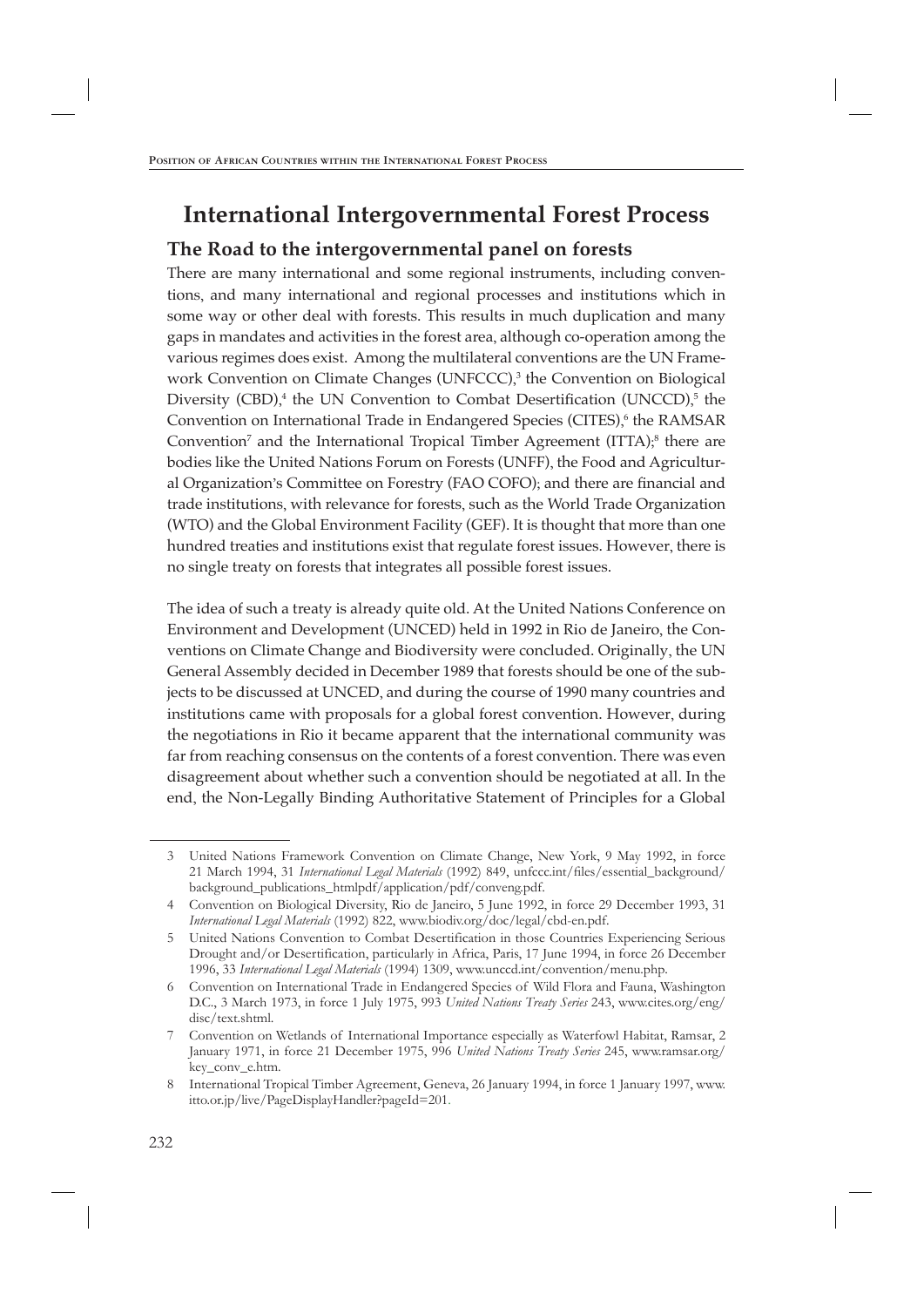# International Intergovernmental Forest Process

## The Road to the intergovernmental panel on forests

There are many international and some regional instruments, including conventions, and many international and regional processes and institutions which in some way or other deal with forests. This results in much duplication and many gaps in mandates and activities in the forest area, although co-operation among the various regimes does exist. Among the multilateral conventions are the UN Framework Convention on Climate Changes (UNFCCC),[3] the Convention on Biological Diversity (CBD),[4] the UN Convention to Combat Desertification (UNCCD),[5] the Convention on International Trade in Endangered Species (CITES),[6] the RAMSAR Convention[7] and the International Tropical Timber Agreement (ITTA);[8] there are bodies like the United Nations Forum on Forests (UNFF), the Food and Agricultural Organization's Committee on Forestry (FAO COFO); and there are financial and trade institutions, with relevance for forests, such as the World Trade Organization (WTO) and the Global Environment Facility (GEF). It is thought that more than one hundred treaties and institutions exist that regulate forest issues. However, there is no single treaty on forests that integrates all possible forest issues.

The idea of such a treaty is already quite old. At the United Nations Conference on Environment and Development (UNCED) held in 1992 in Rio de Janeiro, the Conventions on Climate Change and Biodiversity were concluded. Originally, the UN General Assembly decided in December 1989 that forests should be one of the subjects to be discussed at UNCED, and during the course of 1990 many countries and institutions came with proposals for a global forest convention. However, during the negotiations in Rio it became apparent that the international community was far from reaching consensus on the contents of a forest convention. There was even disagreement about whether such a convention should be negotiated at all. In the end, the Non-Legally Binding Authoritative Statement of Principles for a Global

---

3 United Nations Framework Convention on Climate Change, New York, 9 May 1992, in force 21 March 1994, 31 *International Legal Materials* (1992) 849, unfccc.int/files/essential_background/background_publications_htmlpdf/application/pdf/conveng.pdf.

4 Convention on Biological Diversity, Rio de Janeiro, 5 June 1992, in force 29 December 1993, 31 *International Legal Materials* (1992) 822, www.biodiv.org/doc/legal/cbd-en.pdf.

5 United Nations Convention to Combat Desertification in those Countries Experiencing Serious Drought and/or Desertification, particularly in Africa, Paris, 17 June 1994, in force 26 December 1996, 33 *International Legal Materials* (1994) 1309, www.unccd.int/convention/menu.php.

6 Convention on International Trade in Endangered Species of Wild Flora and Fauna, Washington D.C., 3 March 1973, in force 1 July 1975, 993 *United Nations Treaty Series* 243, www.cites.org/eng/disc/text.shtml.

7 Convention on Wetlands of International Importance especially as Waterfowl Habitat, Ramsar, 2 January 1971, in force 21 December 1975, 996 *United Nations Treaty Series* 245, www.ramsar.org/key_conv_e.htm.

8 International Tropical Timber Agreement, Geneva, 26 January 1994, in force 1 January 1997, www.itto.or.jp/live/PageDisplayHandler?pageId=201.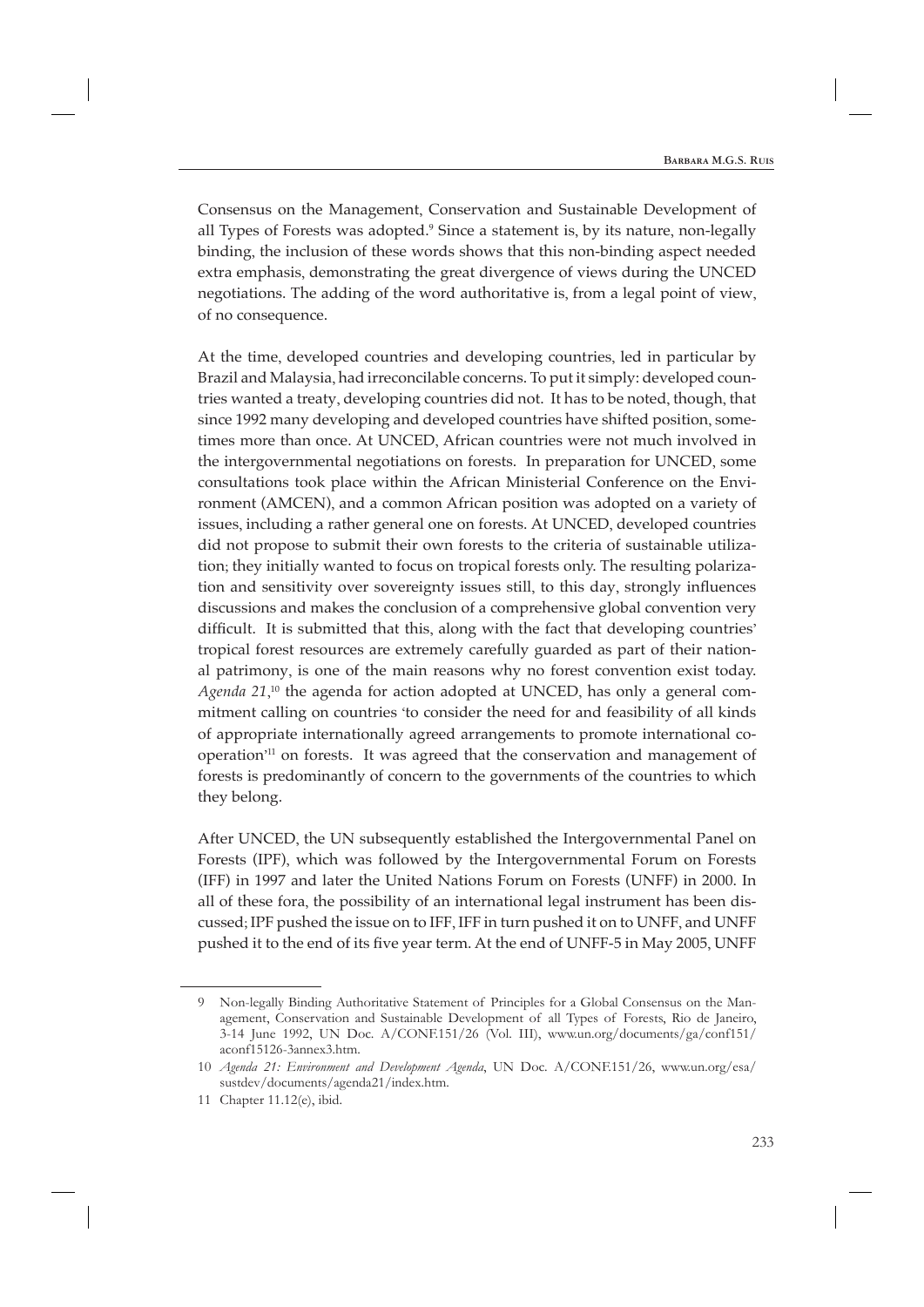Consensus on the Management, Conservation and Sustainable Development of all Types of Forests was adopted.[9] Since a statement is, by its nature, non-legally binding, the inclusion of these words shows that this non-binding aspect needed extra emphasis, demonstrating the great divergence of views during the UNCED negotiations. The adding of the word authoritative is, from a legal point of view, of no consequence.

At the time, developed countries and developing countries, led in particular by Brazil and Malaysia, had irreconcilable concerns. To put it simply: developed countries wanted a treaty, developing countries did not. It has to be noted, though, that since 1992 many developing and developed countries have shifted position, sometimes more than once. At UNCED, African countries were not much involved in the intergovernmental negotiations on forests. In preparation for UNCED, some consultations took place within the African Ministerial Conference on the Environment (AMCEN), and a common African position was adopted on a variety of issues, including a rather general one on forests. At UNCED, developed countries did not propose to submit their own forests to the criteria of sustainable utilization; they initially wanted to focus on tropical forests only. The resulting polarization and sensitivity over sovereignty issues still, to this day, strongly influences discussions and makes the conclusion of a comprehensive global convention very difficult. It is submitted that this, along with the fact that developing countries' tropical forest resources are extremely carefully guarded as part of their national patrimony, is one of the main reasons why no forest convention exist today. *Agenda 21*,[10] the agenda for action adopted at UNCED, has only a general commitment calling on countries 'to consider the need for and feasibility of all kinds of appropriate internationally agreed arrangements to promote international co-operation'[11] on forests. It was agreed that the conservation and management of forests is predominantly of concern to the governments of the countries to which they belong.

After UNCED, the UN subsequently established the Intergovernmental Panel on Forests (IPF), which was followed by the Intergovernmental Forum on Forests (IFF) in 1997 and later the United Nations Forum on Forests (UNFF) in 2000. In all of these fora, the possibility of an international legal instrument has been discussed; IPF pushed the issue on to IFF, IFF in turn pushed it on to UNFF, and UNFF pushed it to the end of its five year term. At the end of UNFF-5 in May 2005, UNFF

---

9 Non-legally Binding Authoritative Statement of Principles for a Global Consensus on the Management, Conservation and Sustainable Development of all Types of Forests, Rio de Janeiro, 3-14 June 1992, UN Doc. A/CONF.151/26 (Vol. III), www.un.org/documents/ga/conf151/aconf15126-3annex3.htm.

10 *Agenda 21: Environment and Development Agenda*, UN Doc. A/CONF.151/26, www.un.org/esa/sustdev/documents/agenda21/index.htm.

11 Chapter 11.12(e), ibid.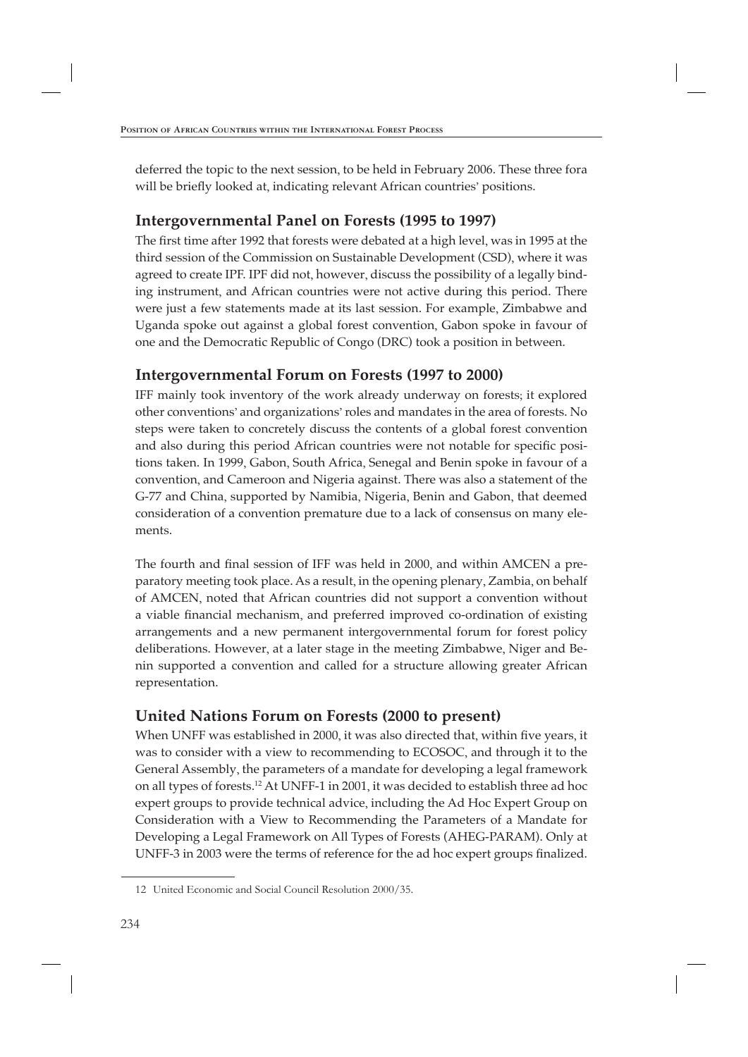deferred the topic to the next session, to be held in February 2006. These three fora will be briefly looked at, indicating relevant African countries' positions.

## Intergovernmental Panel on Forests (1995 to 1997)

The first time after 1992 that forests were debated at a high level, was in 1995 at the third session of the Commission on Sustainable Development (CSD), where it was agreed to create IPF. IPF did not, however, discuss the possibility of a legally binding instrument, and African countries were not active during this period. There were just a few statements made at its last session. For example, Zimbabwe and Uganda spoke out against a global forest convention, Gabon spoke in favour of one and the Democratic Republic of Congo (DRC) took a position in between.

## Intergovernmental Forum on Forests (1997 to 2000)

IFF mainly took inventory of the work already underway on forests; it explored other conventions' and organizations' roles and mandates in the area of forests. No steps were taken to concretely discuss the contents of a global forest convention and also during this period African countries were not notable for specific positions taken. In 1999, Gabon, South Africa, Senegal and Benin spoke in favour of a convention, and Cameroon and Nigeria against. There was also a statement of the G-77 and China, supported by Namibia, Nigeria, Benin and Gabon, that deemed consideration of a convention premature due to a lack of consensus on many elements.

The fourth and final session of IFF was held in 2000, and within AMCEN a preparatory meeting took place. As a result, in the opening plenary, Zambia, on behalf of AMCEN, noted that African countries did not support a convention without a viable financial mechanism, and preferred improved co-ordination of existing arrangements and a new permanent intergovernmental forum for forest policy deliberations. However, at a later stage in the meeting Zimbabwe, Niger and Benin supported a convention and called for a structure allowing greater African representation.

## United Nations Forum on Forests (2000 to present)

When UNFF was established in 2000, it was also directed that, within five years, it was to consider with a view to recommending to ECOSOC, and through it to the General Assembly, the parameters of a mandate for developing a legal framework on all types of forests.[12] At UNFF-1 in 2001, it was decided to establish three ad hoc expert groups to provide technical advice, including the Ad Hoc Expert Group on Consideration with a View to Recommending the Parameters of a Mandate for Developing a Legal Framework on All Types of Forests (AHEG-PARAM). Only at UNFF-3 in 2003 were the terms of reference for the ad hoc expert groups finalized.

---

12 United Economic and Social Council Resolution 2000/35.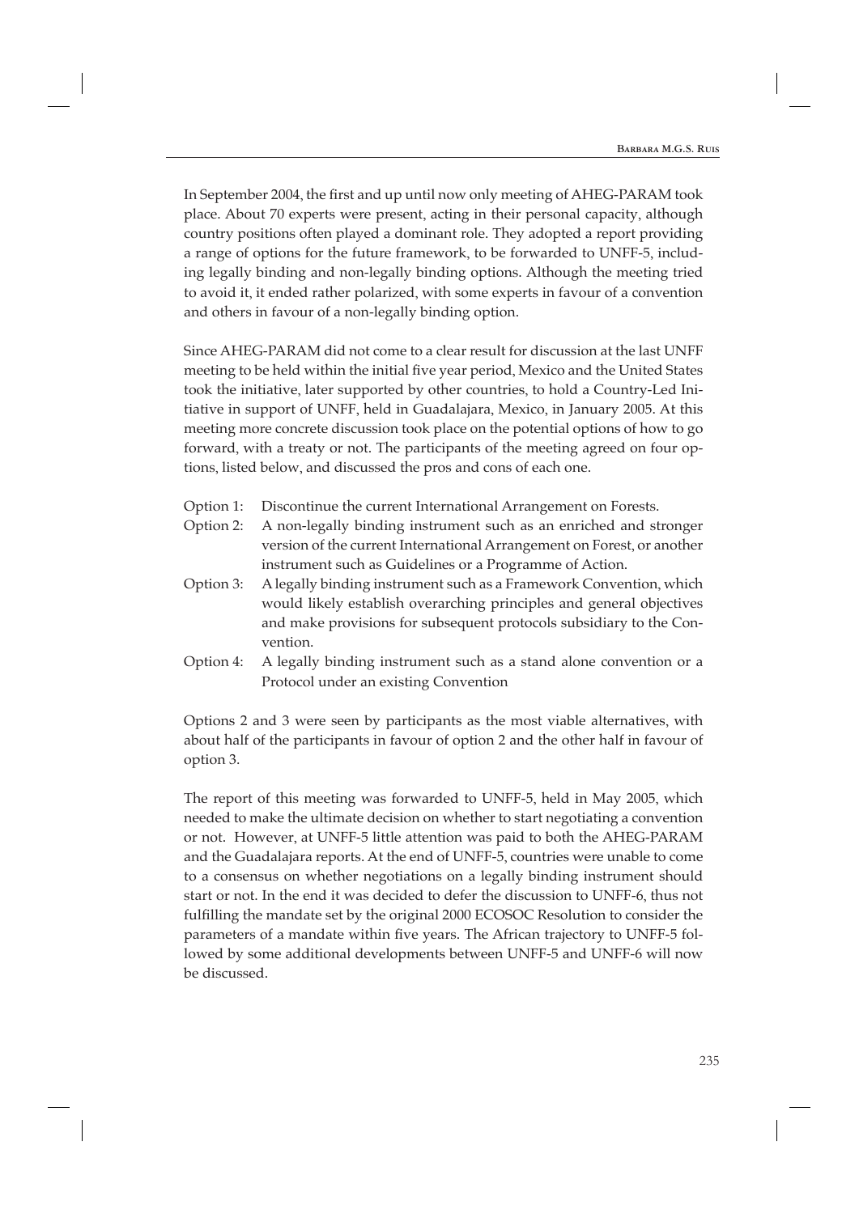In September 2004, the first and up until now only meeting of AHEG-PARAM took place. About 70 experts were present, acting in their personal capacity, although country positions often played a dominant role. They adopted a report providing a range of options for the future framework, to be forwarded to UNFF-5, including legally binding and non-legally binding options. Although the meeting tried to avoid it, it ended rather polarized, with some experts in favour of a convention and others in favour of a non-legally binding option.

Since AHEG-PARAM did not come to a clear result for discussion at the last UNFF meeting to be held within the initial five year period, Mexico and the United States took the initiative, later supported by other countries, to hold a Country-Led Initiative in support of UNFF, held in Guadalajara, Mexico, in January 2005. At this meeting more concrete discussion took place on the potential options of how to go forward, with a treaty or not. The participants of the meeting agreed on four options, listed below, and discussed the pros and cons of each one.

- Option 1: Discontinue the current International Arrangement on Forests.
- Option 2: A non-legally binding instrument such as an enriched and stronger version of the current International Arrangement on Forest, or another instrument such as Guidelines or a Programme of Action.
- Option 3: A legally binding instrument such as a Framework Convention, which would likely establish overarching principles and general objectives and make provisions for subsequent protocols subsidiary to the Convention.
- Option 4: A legally binding instrument such as a stand alone convention or a Protocol under an existing Convention

Options 2 and 3 were seen by participants as the most viable alternatives, with about half of the participants in favour of option 2 and the other half in favour of option 3.

The report of this meeting was forwarded to UNFF-5, held in May 2005, which needed to make the ultimate decision on whether to start negotiating a convention or not. However, at UNFF-5 little attention was paid to both the AHEG-PARAM and the Guadalajara reports. At the end of UNFF-5, countries were unable to come to a consensus on whether negotiations on a legally binding instrument should start or not. In the end it was decided to defer the discussion to UNFF-6, thus not fulfilling the mandate set by the original 2000 ECOSOC Resolution to consider the parameters of a mandate within five years. The African trajectory to UNFF-5 followed by some additional developments between UNFF-5 and UNFF-6 will now be discussed.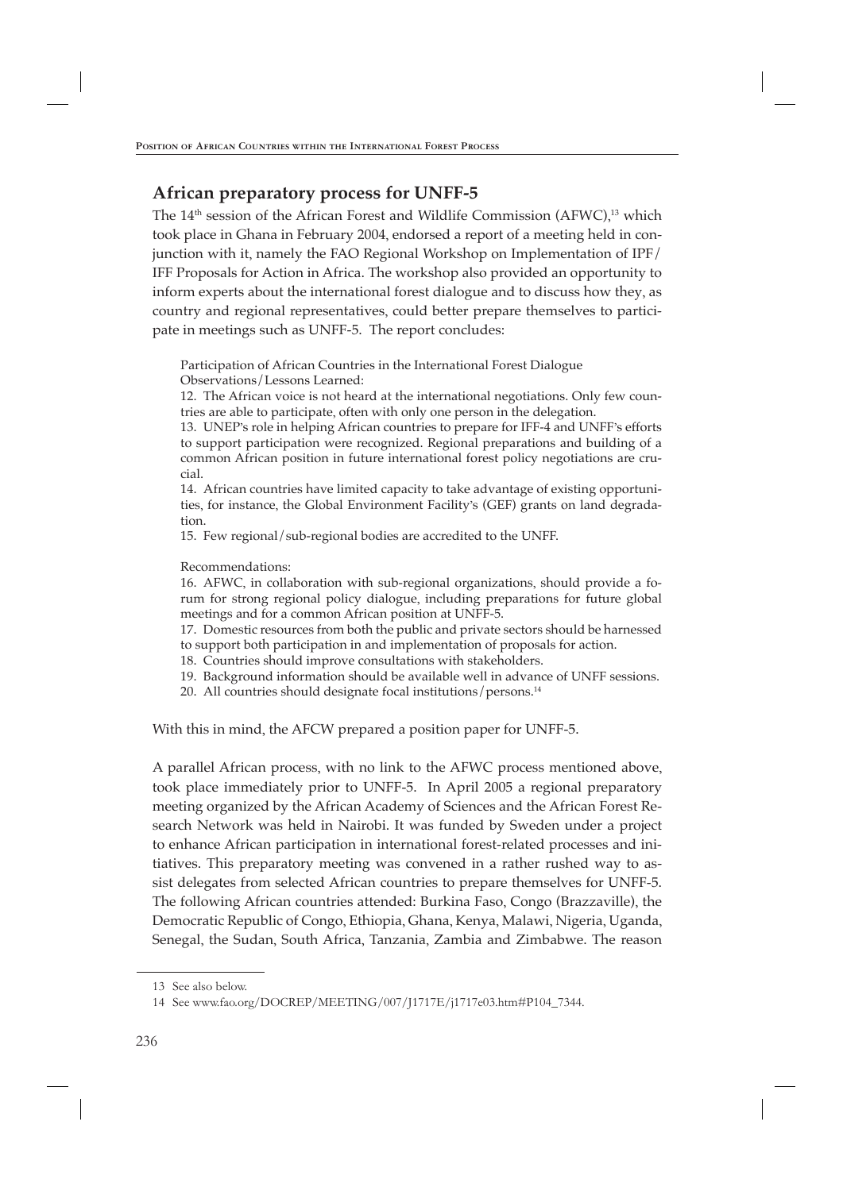## African preparatory process for UNFF-5

The 14th session of the African Forest and Wildlife Commission (AFWC),[13] which took place in Ghana in February 2004, endorsed a report of a meeting held in conjunction with it, namely the FAO Regional Workshop on Implementation of IPF/IFF Proposals for Action in Africa. The workshop also provided an opportunity to inform experts about the international forest dialogue and to discuss how they, as country and regional representatives, could better prepare themselves to participate in meetings such as UNFF-5. The report concludes:

> Participation of African Countries in the International Forest Dialogue
> Observations/Lessons Learned:
>
> 12. The African voice is not heard at the international negotiations. Only few countries are able to participate, often with only one person in the delegation.
> 13. UNEP's role in helping African countries to prepare for IFF-4 and UNFF's efforts to support participation were recognized. Regional preparations and building of a common African position in future international forest policy negotiations are crucial.
> 14. African countries have limited capacity to take advantage of existing opportunities, for instance, the Global Environment Facility's (GEF) grants on land degradation.
> 15. Few regional/sub-regional bodies are accredited to the UNFF.
>
> Recommendations:
>
> 16. AFWC, in collaboration with sub-regional organizations, should provide a forum for strong regional policy dialogue, including preparations for future global meetings and for a common African position at UNFF-5.
> 17. Domestic resources from both the public and private sectors should be harnessed to support both participation in and implementation of proposals for action.
> 18. Countries should improve consultations with stakeholders.
> 19. Background information should be available well in advance of UNFF sessions.
> 20. All countries should designate focal institutions/persons.[14]

With this in mind, the AFCW prepared a position paper for UNFF-5.

A parallel African process, with no link to the AFWC process mentioned above, took place immediately prior to UNFF-5. In April 2005 a regional preparatory meeting organized by the African Academy of Sciences and the African Forest Research Network was held in Nairobi. It was funded by Sweden under a project to enhance African participation in international forest-related processes and initiatives. This preparatory meeting was convened in a rather rushed way to assist delegates from selected African countries to prepare themselves for UNFF-5. The following African countries attended: Burkina Faso, Congo (Brazzaville), the Democratic Republic of Congo, Ethiopia, Ghana, Kenya, Malawi, Nigeria, Uganda, Senegal, the Sudan, South Africa, Tanzania, Zambia and Zimbabwe. The reason

---

13 See also below.

14 See www.fao.org/DOCREP/MEETING/007/J1717E/j1717e03.htm#P104_7344.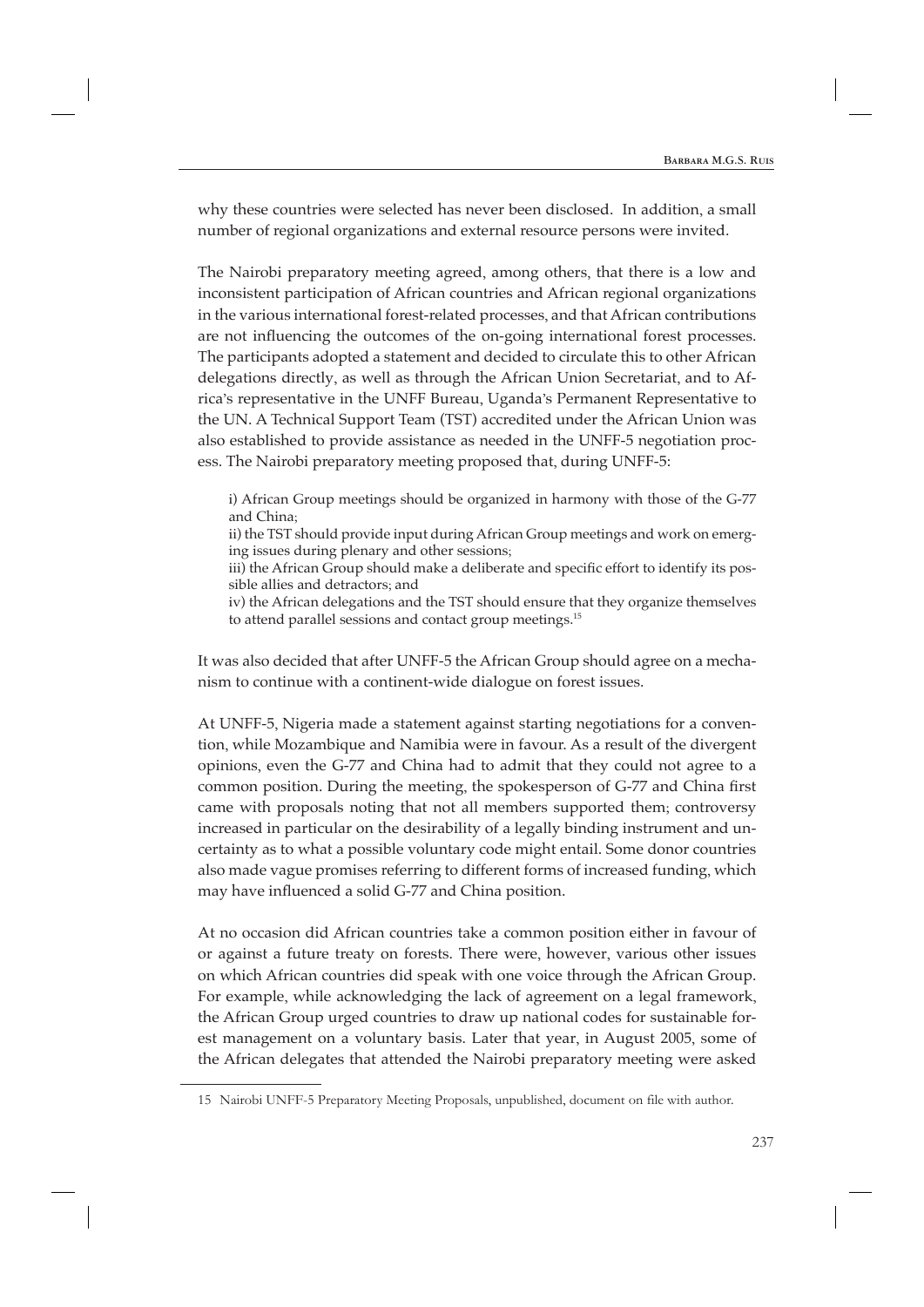why these countries were selected has never been disclosed. In addition, a small number of regional organizations and external resource persons were invited.

The Nairobi preparatory meeting agreed, among others, that there is a low and inconsistent participation of African countries and African regional organizations in the various international forest-related processes, and that African contributions are not influencing the outcomes of the on-going international forest processes. The participants adopted a statement and decided to circulate this to other African delegations directly, as well as through the African Union Secretariat, and to Africa's representative in the UNFF Bureau, Uganda's Permanent Representative to the UN. A Technical Support Team (TST) accredited under the African Union was also established to provide assistance as needed in the UNFF-5 negotiation process. The Nairobi preparatory meeting proposed that, during UNFF-5:

> i) African Group meetings should be organized in harmony with those of the G-77 and China;
> ii) the TST should provide input during African Group meetings and work on emerging issues during plenary and other sessions;
> iii) the African Group should make a deliberate and specific effort to identify its possible allies and detractors; and
> iv) the African delegations and the TST should ensure that they organize themselves to attend parallel sessions and contact group meetings.[15]

It was also decided that after UNFF-5 the African Group should agree on a mechanism to continue with a continent-wide dialogue on forest issues.

At UNFF-5, Nigeria made a statement against starting negotiations for a convention, while Mozambique and Namibia were in favour. As a result of the divergent opinions, even the G-77 and China had to admit that they could not agree to a common position. During the meeting, the spokesperson of G-77 and China first came with proposals noting that not all members supported them; controversy increased in particular on the desirability of a legally binding instrument and uncertainty as to what a possible voluntary code might entail. Some donor countries also made vague promises referring to different forms of increased funding, which may have influenced a solid G-77 and China position.

At no occasion did African countries take a common position either in favour of or against a future treaty on forests. There were, however, various other issues on which African countries did speak with one voice through the African Group. For example, while acknowledging the lack of agreement on a legal framework, the African Group urged countries to draw up national codes for sustainable forest management on a voluntary basis. Later that year, in August 2005, some of the African delegates that attended the Nairobi preparatory meeting were asked

15 Nairobi UNFF-5 Preparatory Meeting Proposals, unpublished, document on file with author.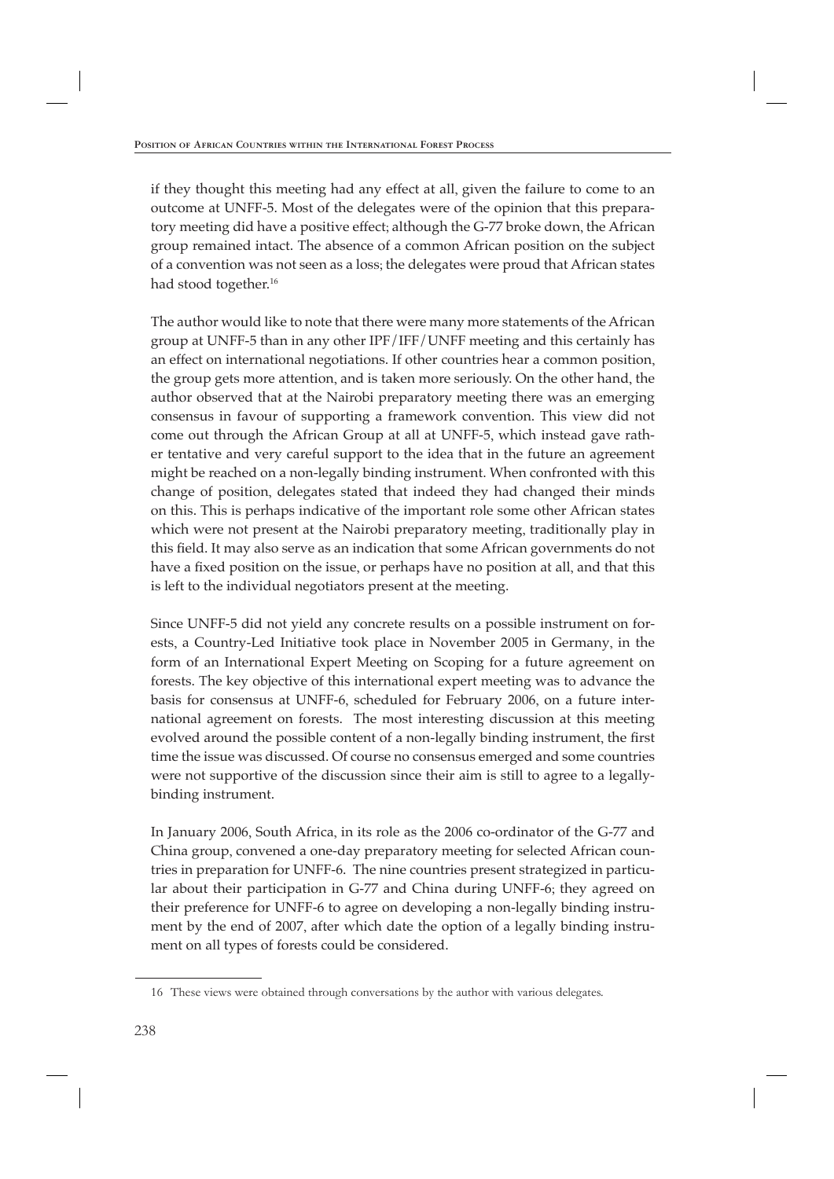if they thought this meeting had any effect at all, given the failure to come to an outcome at UNFF-5. Most of the delegates were of the opinion that this preparatory meeting did have a positive effect; although the G-77 broke down, the African group remained intact. The absence of a common African position on the subject of a convention was not seen as a loss; the delegates were proud that African states had stood together.[16]

The author would like to note that there were many more statements of the African group at UNFF-5 than in any other IPF/IFF/UNFF meeting and this certainly has an effect on international negotiations. If other countries hear a common position, the group gets more attention, and is taken more seriously. On the other hand, the author observed that at the Nairobi preparatory meeting there was an emerging consensus in favour of supporting a framework convention. This view did not come out through the African Group at all at UNFF-5, which instead gave rather tentative and very careful support to the idea that in the future an agreement might be reached on a non-legally binding instrument. When confronted with this change of position, delegates stated that indeed they had changed their minds on this. This is perhaps indicative of the important role some other African states which were not present at the Nairobi preparatory meeting, traditionally play in this field. It may also serve as an indication that some African governments do not have a fixed position on the issue, or perhaps have no position at all, and that this is left to the individual negotiators present at the meeting.

Since UNFF-5 did not yield any concrete results on a possible instrument on forests, a Country-Led Initiative took place in November 2005 in Germany, in the form of an International Expert Meeting on Scoping for a future agreement on forests. The key objective of this international expert meeting was to advance the basis for consensus at UNFF-6, scheduled for February 2006, on a future international agreement on forests. The most interesting discussion at this meeting evolved around the possible content of a non-legally binding instrument, the first time the issue was discussed. Of course no consensus emerged and some countries were not supportive of the discussion since their aim is still to agree to a legally-binding instrument.

In January 2006, South Africa, in its role as the 2006 co-ordinator of the G-77 and China group, convened a one-day preparatory meeting for selected African countries in preparation for UNFF-6. The nine countries present strategized in particular about their participation in G-77 and China during UNFF-6; they agreed on their preference for UNFF-6 to agree on developing a non-legally binding instrument by the end of 2007, after which date the option of a legally binding instrument on all types of forests could be considered.

16 These views were obtained through conversations by the author with various delegates.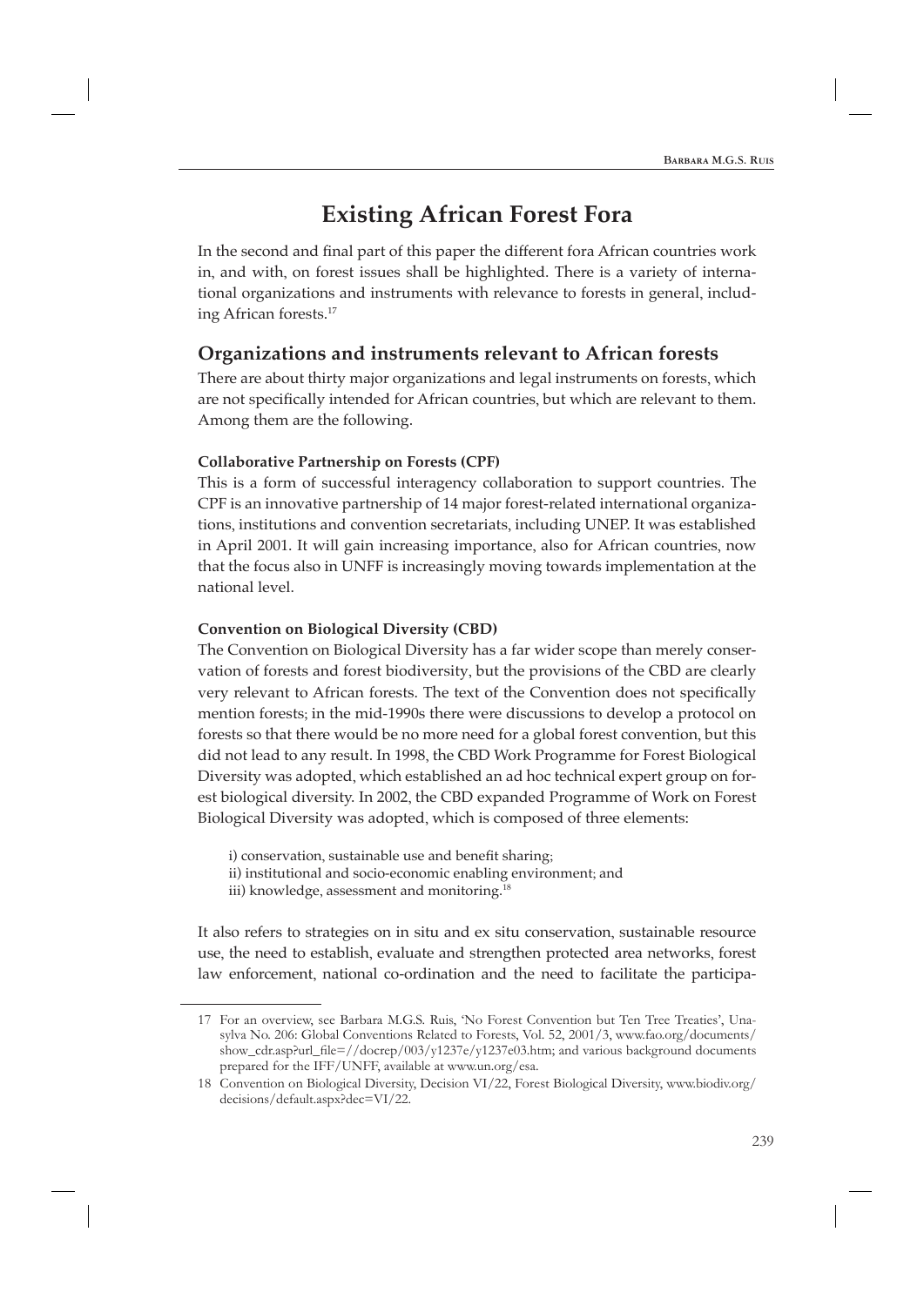# Existing African Forest Fora

In the second and final part of this paper the different fora African countries work in, and with, on forest issues shall be highlighted. There is a variety of international organizations and instruments with relevance to forests in general, including African forests.[17]

## Organizations and instruments relevant to African forests

There are about thirty major organizations and legal instruments on forests, which are not specifically intended for African countries, but which are relevant to them. Among them are the following.

#### Collaborative Partnership on Forests (CPF)

This is a form of successful interagency collaboration to support countries. The CPF is an innovative partnership of 14 major forest-related international organizations, institutions and convention secretariats, including UNEP. It was established in April 2001. It will gain increasing importance, also for African countries, now that the focus also in UNFF is increasingly moving towards implementation at the national level.

#### Convention on Biological Diversity (CBD)

The Convention on Biological Diversity has a far wider scope than merely conservation of forests and forest biodiversity, but the provisions of the CBD are clearly very relevant to African forests. The text of the Convention does not specifically mention forests; in the mid-1990s there were discussions to develop a protocol on forests so that there would be no more need for a global forest convention, but this did not lead to any result. In 1998, the CBD Work Programme for Forest Biological Diversity was adopted, which established an ad hoc technical expert group on forest biological diversity. In 2002, the CBD expanded Programme of Work on Forest Biological Diversity was adopted, which is composed of three elements:

i) conservation, sustainable use and benefit sharing;
ii) institutional and socio-economic enabling environment; and
iii) knowledge, assessment and monitoring.[18]

It also refers to strategies on in situ and ex situ conservation, sustainable resource use, the need to establish, evaluate and strengthen protected area networks, forest law enforcement, national co-ordination and the need to facilitate the participa-

---

17 For an overview, see Barbara M.G.S. Ruis, 'No Forest Convention but Ten Tree Treaties', Unasylva No. 206: Global Conventions Related to Forests, Vol. 52, 2001/3, www.fao.org/documents/show_cdr.asp?url_file=//docrep/003/y1237e/y1237e03.htm; and various background documents prepared for the IFF/UNFF, available at www.un.org/esa.

18 Convention on Biological Diversity, Decision VI/22, Forest Biological Diversity, www.biodiv.org/decisions/default.aspx?dec=VI/22.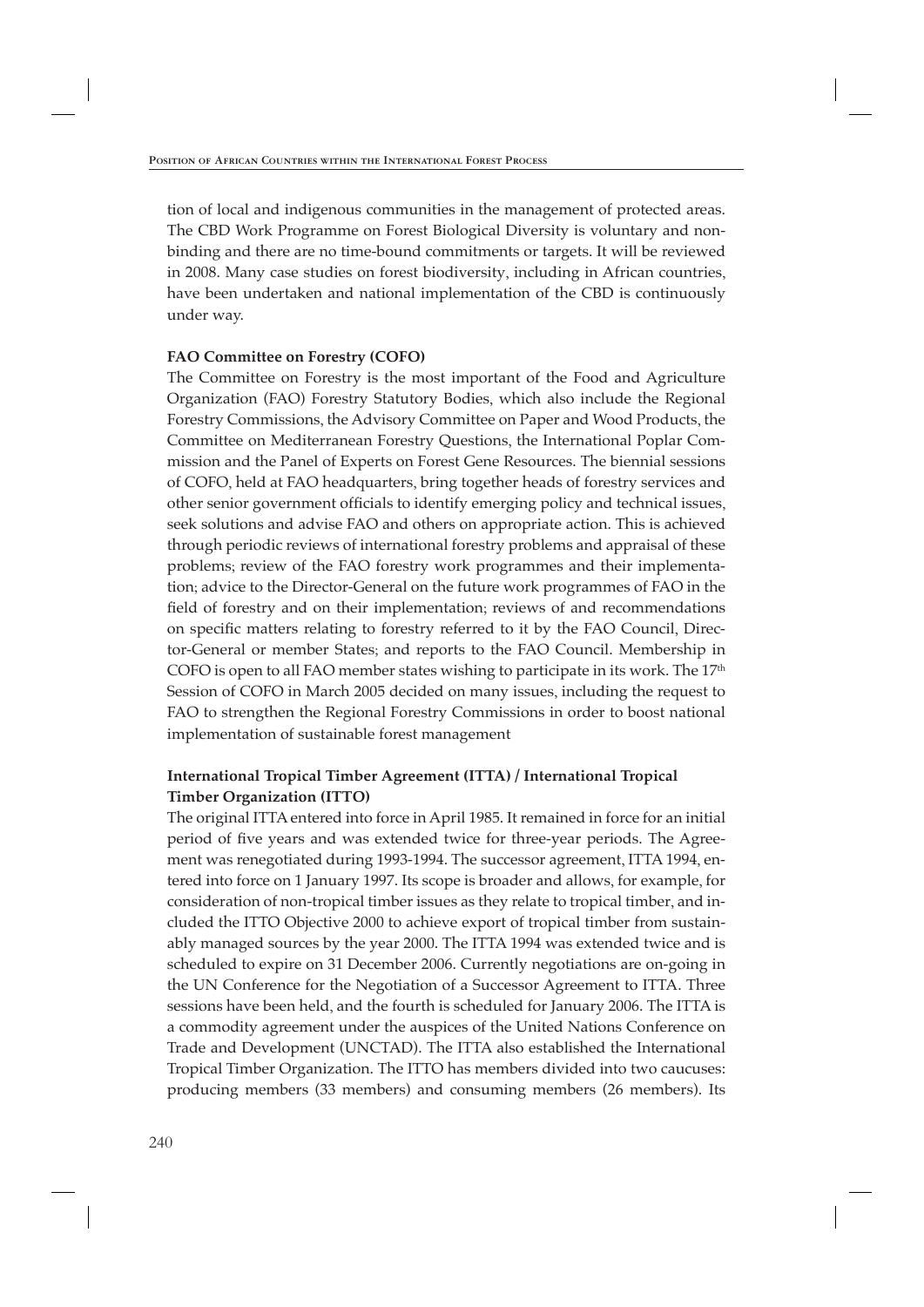tion of local and indigenous communities in the management of protected areas. The CBD Work Programme on Forest Biological Diversity is voluntary and non-binding and there are no time-bound commitments or targets. It will be reviewed in 2008. Many case studies on forest biodiversity, including in African countries, have been undertaken and national implementation of the CBD is continuously under way.

**FAO Committee on Forestry (COFO)**

The Committee on Forestry is the most important of the Food and Agriculture Organization (FAO) Forestry Statutory Bodies, which also include the Regional Forestry Commissions, the Advisory Committee on Paper and Wood Products, the Committee on Mediterranean Forestry Questions, the International Poplar Commission and the Panel of Experts on Forest Gene Resources. The biennial sessions of COFO, held at FAO headquarters, bring together heads of forestry services and other senior government officials to identify emerging policy and technical issues, seek solutions and advise FAO and others on appropriate action. This is achieved through periodic reviews of international forestry problems and appraisal of these problems; review of the FAO forestry work programmes and their implementation; advice to the Director-General on the future work programmes of FAO in the field of forestry and on their implementation; reviews of and recommendations on specific matters relating to forestry referred to it by the FAO Council, Director-General or member States; and reports to the FAO Council. Membership in COFO is open to all FAO member states wishing to participate in its work. The 17th Session of COFO in March 2005 decided on many issues, including the request to FAO to strengthen the Regional Forestry Commissions in order to boost national implementation of sustainable forest management

**International Tropical Timber Agreement (ITTA) / International Tropical Timber Organization (ITTO)**

The original ITTA entered into force in April 1985. It remained in force for an initial period of five years and was extended twice for three-year periods. The Agreement was renegotiated during 1993-1994. The successor agreement, ITTA 1994, entered into force on 1 January 1997. Its scope is broader and allows, for example, for consideration of non-tropical timber issues as they relate to tropical timber, and included the ITTO Objective 2000 to achieve export of tropical timber from sustainably managed sources by the year 2000. The ITTA 1994 was extended twice and is scheduled to expire on 31 December 2006. Currently negotiations are on-going in the UN Conference for the Negotiation of a Successor Agreement to ITTA. Three sessions have been held, and the fourth is scheduled for January 2006. The ITTA is a commodity agreement under the auspices of the United Nations Conference on Trade and Development (UNCTAD). The ITTA also established the International Tropical Timber Organization. The ITTO has members divided into two caucuses: producing members (33 members) and consuming members (26 members). Its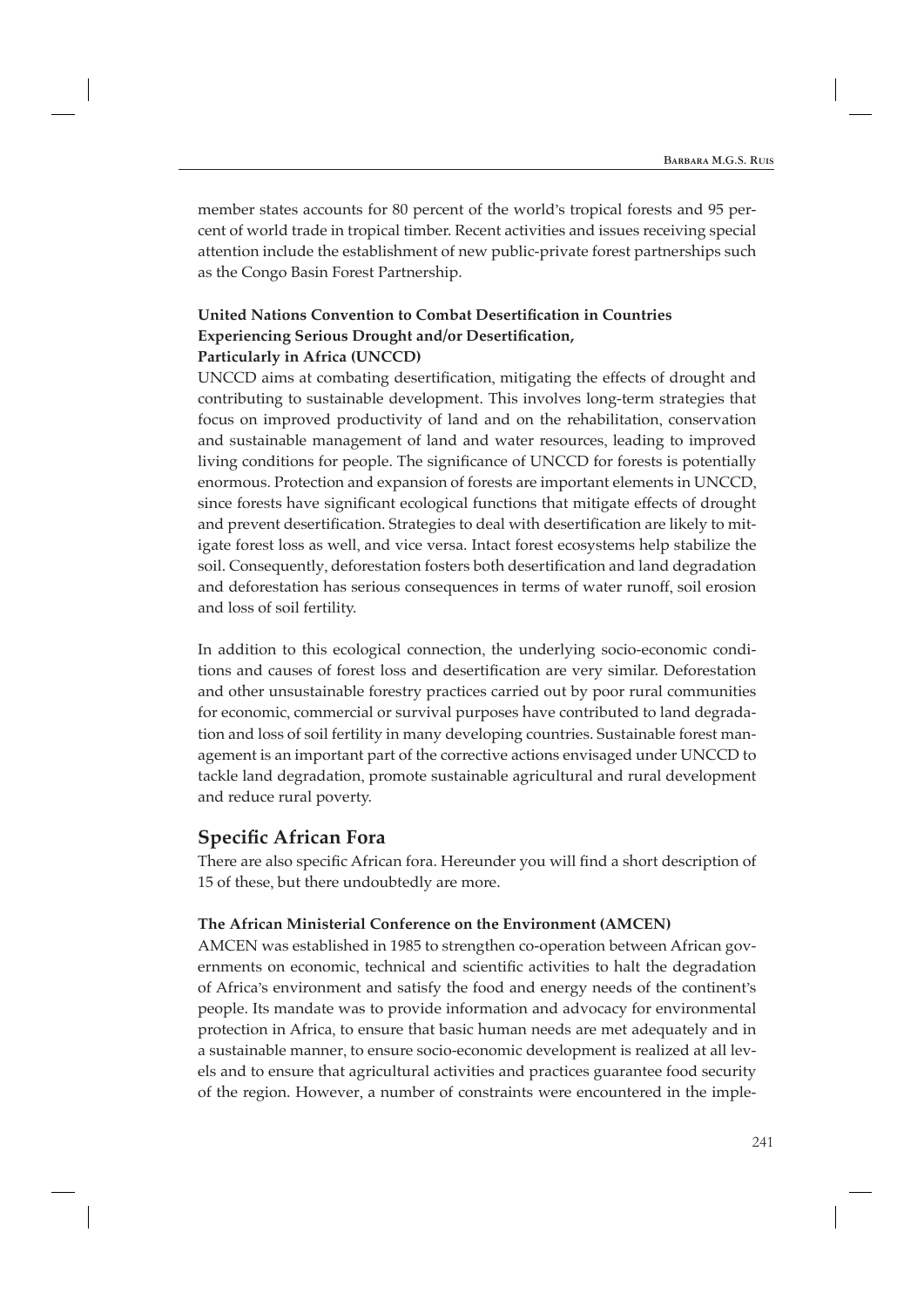member states accounts for 80 percent of the world's tropical forests and 95 percent of world trade in tropical timber. Recent activities and issues receiving special attention include the establishment of new public-private forest partnerships such as the Congo Basin Forest Partnership.

### United Nations Convention to Combat Desertification in Countries Experiencing Serious Drought and/or Desertification, Particularly in Africa (UNCCD)

UNCCD aims at combating desertification, mitigating the effects of drought and contributing to sustainable development. This involves long-term strategies that focus on improved productivity of land and on the rehabilitation, conservation and sustainable management of land and water resources, leading to improved living conditions for people. The significance of UNCCD for forests is potentially enormous. Protection and expansion of forests are important elements in UNCCD, since forests have significant ecological functions that mitigate effects of drought and prevent desertification. Strategies to deal with desertification are likely to mitigate forest loss as well, and vice versa. Intact forest ecosystems help stabilize the soil. Consequently, deforestation fosters both desertification and land degradation and deforestation has serious consequences in terms of water runoff, soil erosion and loss of soil fertility.

In addition to this ecological connection, the underlying socio-economic conditions and causes of forest loss and desertification are very similar. Deforestation and other unsustainable forestry practices carried out by poor rural communities for economic, commercial or survival purposes have contributed to land degradation and loss of soil fertility in many developing countries. Sustainable forest management is an important part of the corrective actions envisaged under UNCCD to tackle land degradation, promote sustainable agricultural and rural development and reduce rural poverty.

## Specific African Fora

There are also specific African fora. Hereunder you will find a short description of 15 of these, but there undoubtedly are more.

### The African Ministerial Conference on the Environment (AMCEN)

AMCEN was established in 1985 to strengthen co-operation between African governments on economic, technical and scientific activities to halt the degradation of Africa's environment and satisfy the food and energy needs of the continent's people. Its mandate was to provide information and advocacy for environmental protection in Africa, to ensure that basic human needs are met adequately and in a sustainable manner, to ensure socio-economic development is realized at all levels and to ensure that agricultural activities and practices guarantee food security of the region. However, a number of constraints were encountered in the imple-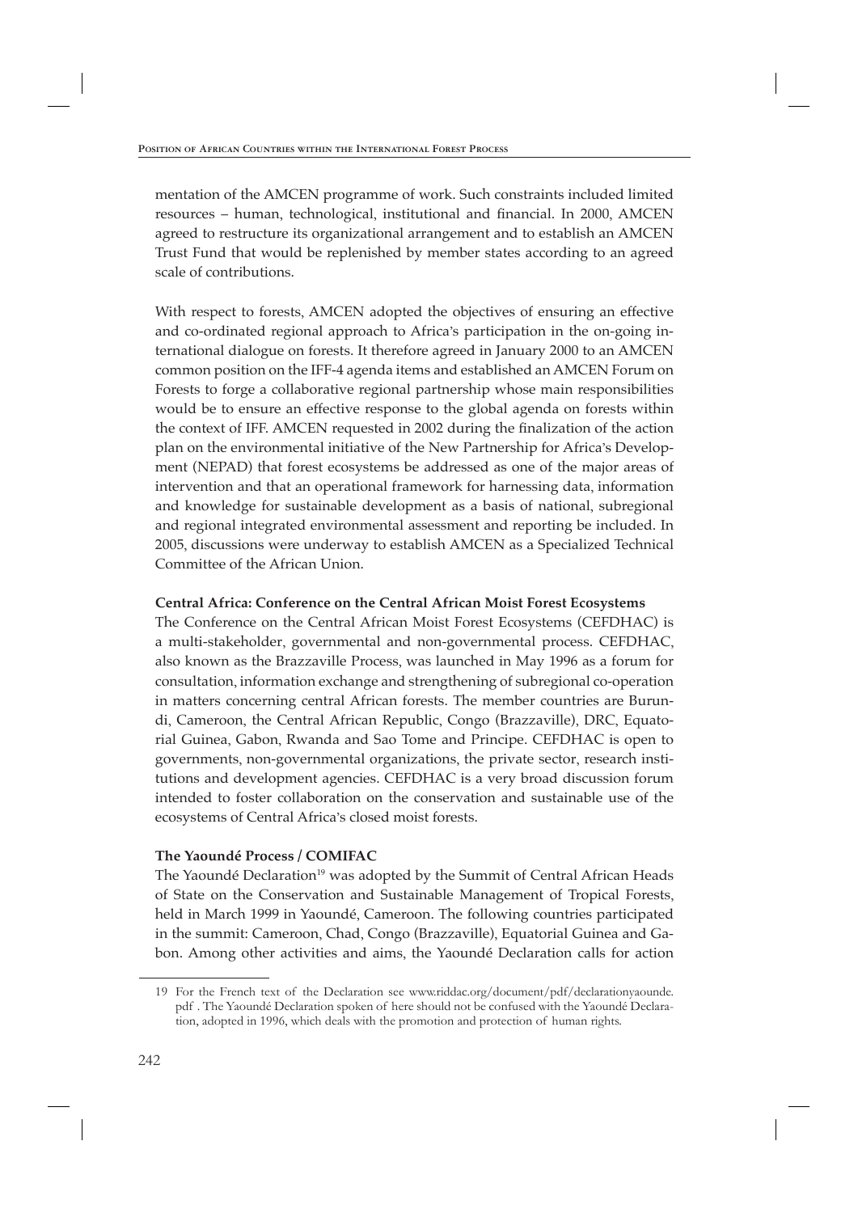mentation of the AMCEN programme of work. Such constraints included limited resources – human, technological, institutional and financial. In 2000, AMCEN agreed to restructure its organizational arrangement and to establish an AMCEN Trust Fund that would be replenished by member states according to an agreed scale of contributions.

With respect to forests, AMCEN adopted the objectives of ensuring an effective and co-ordinated regional approach to Africa's participation in the on-going international dialogue on forests. It therefore agreed in January 2000 to an AMCEN common position on the IFF-4 agenda items and established an AMCEN Forum on Forests to forge a collaborative regional partnership whose main responsibilities would be to ensure an effective response to the global agenda on forests within the context of IFF. AMCEN requested in 2002 during the finalization of the action plan on the environmental initiative of the New Partnership for Africa's Development (NEPAD) that forest ecosystems be addressed as one of the major areas of intervention and that an operational framework for harnessing data, information and knowledge for sustainable development as a basis of national, subregional and regional integrated environmental assessment and reporting be included. In 2005, discussions were underway to establish AMCEN as a Specialized Technical Committee of the African Union.

**Central Africa: Conference on the Central African Moist Forest Ecosystems**

The Conference on the Central African Moist Forest Ecosystems (CEFDHAC) is a multi-stakeholder, governmental and non-governmental process. CEFDHAC, also known as the Brazzaville Process, was launched in May 1996 as a forum for consultation, information exchange and strengthening of subregional co-operation in matters concerning central African forests. The member countries are Burundi, Cameroon, the Central African Republic, Congo (Brazzaville), DRC, Equatorial Guinea, Gabon, Rwanda and Sao Tome and Principe. CEFDHAC is open to governments, non-governmental organizations, the private sector, research institutions and development agencies. CEFDHAC is a very broad discussion forum intended to foster collaboration on the conservation and sustainable use of the ecosystems of Central Africa's closed moist forests.

**The Yaoundé Process / COMIFAC**

The Yaoundé Declaration[19] was adopted by the Summit of Central African Heads of State on the Conservation and Sustainable Management of Tropical Forests, held in March 1999 in Yaoundé, Cameroon. The following countries participated in the summit: Cameroon, Chad, Congo (Brazzaville), Equatorial Guinea and Gabon. Among other activities and aims, the Yaoundé Declaration calls for action

---

19 For the French text of the Declaration see www.riddac.org/document/pdf/declarationyaounde.pdf . The Yaoundé Declaration spoken of here should not be confused with the Yaoundé Declaration, adopted in 1996, which deals with the promotion and protection of human rights.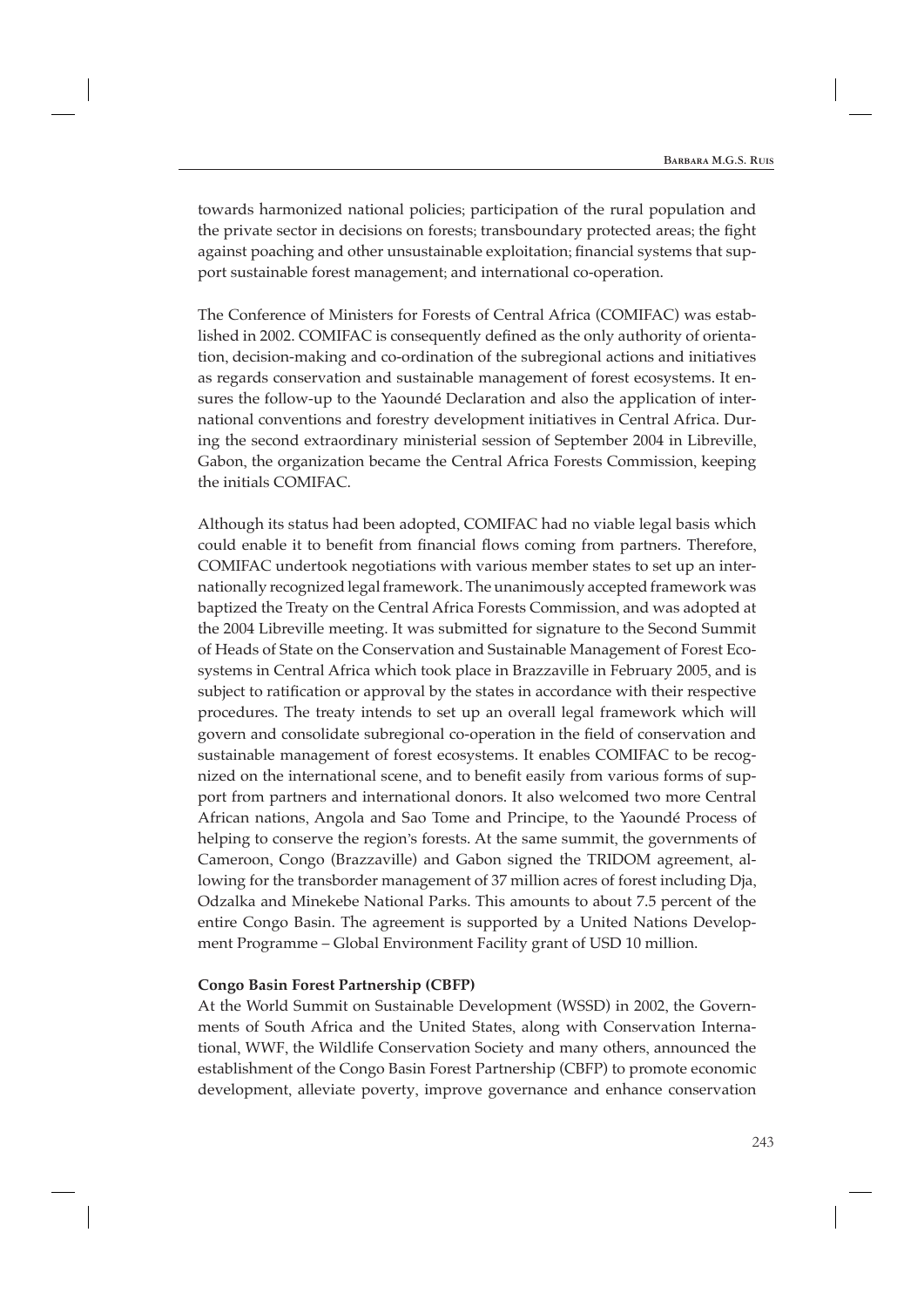towards harmonized national policies; participation of the rural population and the private sector in decisions on forests; transboundary protected areas; the fight against poaching and other unsustainable exploitation; financial systems that support sustainable forest management; and international co-operation.

The Conference of Ministers for Forests of Central Africa (COMIFAC) was established in 2002. COMIFAC is consequently defined as the only authority of orientation, decision-making and co-ordination of the subregional actions and initiatives as regards conservation and sustainable management of forest ecosystems. It ensures the follow-up to the Yaoundé Declaration and also the application of international conventions and forestry development initiatives in Central Africa. During the second extraordinary ministerial session of September 2004 in Libreville, Gabon, the organization became the Central Africa Forests Commission, keeping the initials COMIFAC.

Although its status had been adopted, COMIFAC had no viable legal basis which could enable it to benefit from financial flows coming from partners. Therefore, COMIFAC undertook negotiations with various member states to set up an internationally recognized legal framework. The unanimously accepted framework was baptized the Treaty on the Central Africa Forests Commission, and was adopted at the 2004 Libreville meeting. It was submitted for signature to the Second Summit of Heads of State on the Conservation and Sustainable Management of Forest Ecosystems in Central Africa which took place in Brazzaville in February 2005, and is subject to ratification or approval by the states in accordance with their respective procedures. The treaty intends to set up an overall legal framework which will govern and consolidate subregional co-operation in the field of conservation and sustainable management of forest ecosystems. It enables COMIFAC to be recognized on the international scene, and to benefit easily from various forms of support from partners and international donors. It also welcomed two more Central African nations, Angola and Sao Tome and Principe, to the Yaoundé Process of helping to conserve the region's forests. At the same summit, the governments of Cameroon, Congo (Brazzaville) and Gabon signed the TRIDOM agreement, allowing for the transborder management of 37 million acres of forest including Dja, Odzalka and Minekebe National Parks. This amounts to about 7.5 percent of the entire Congo Basin. The agreement is supported by a United Nations Development Programme – Global Environment Facility grant of USD 10 million.

**Congo Basin Forest Partnership (CBFP)**

At the World Summit on Sustainable Development (WSSD) in 2002, the Governments of South Africa and the United States, along with Conservation International, WWF, the Wildlife Conservation Society and many others, announced the establishment of the Congo Basin Forest Partnership (CBFP) to promote economic development, alleviate poverty, improve governance and enhance conservation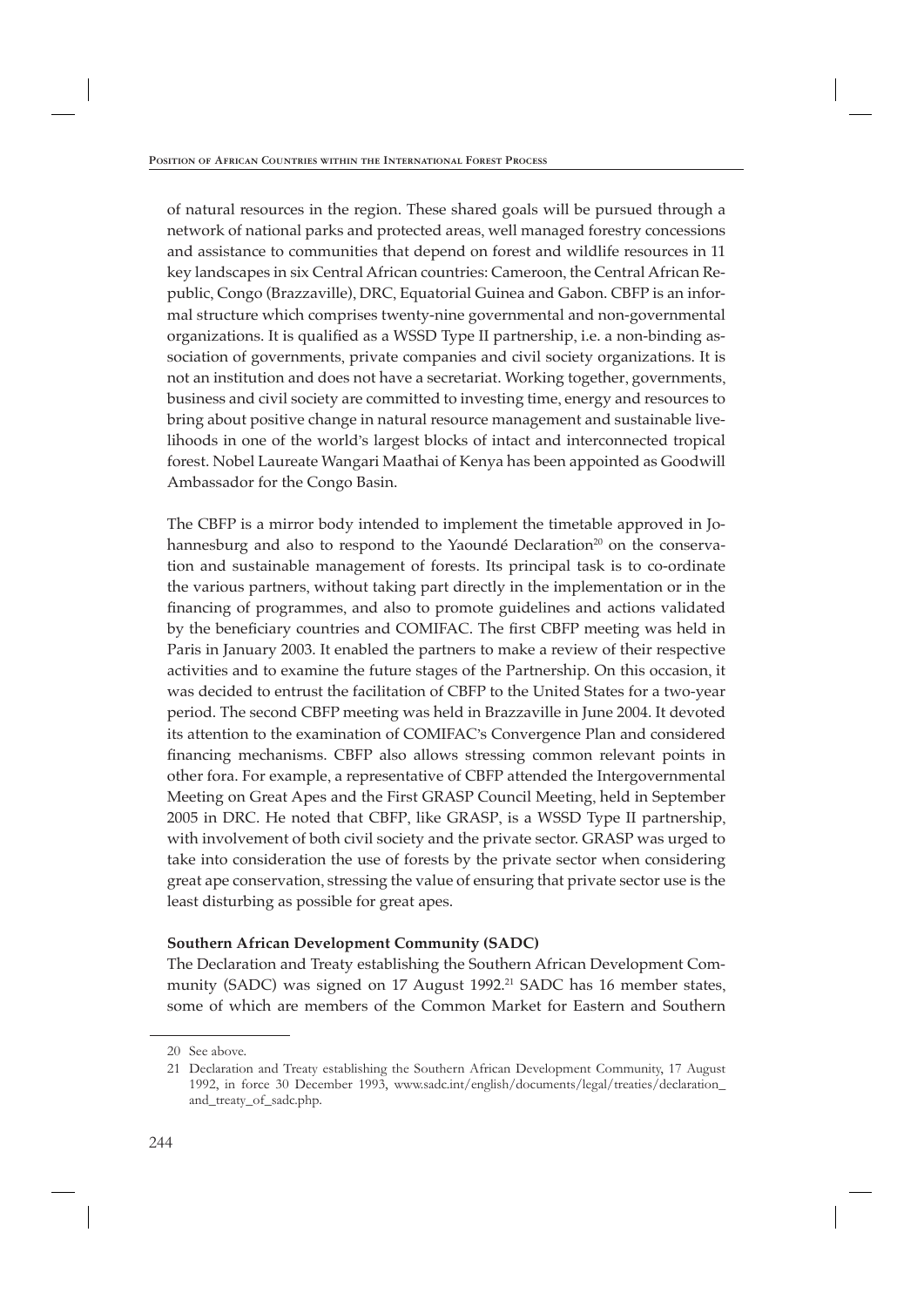of natural resources in the region. These shared goals will be pursued through a network of national parks and protected areas, well managed forestry concessions and assistance to communities that depend on forest and wildlife resources in 11 key landscapes in six Central African countries: Cameroon, the Central African Republic, Congo (Brazzaville), DRC, Equatorial Guinea and Gabon. CBFP is an informal structure which comprises twenty-nine governmental and non-governmental organizations. It is qualified as a WSSD Type II partnership, i.e. a non-binding association of governments, private companies and civil society organizations. It is not an institution and does not have a secretariat. Working together, governments, business and civil society are committed to investing time, energy and resources to bring about positive change in natural resource management and sustainable livelihoods in one of the world's largest blocks of intact and interconnected tropical forest. Nobel Laureate Wangari Maathai of Kenya has been appointed as Goodwill Ambassador for the Congo Basin.

The CBFP is a mirror body intended to implement the timetable approved in Johannesburg and also to respond to the Yaoundé Declaration[20] on the conservation and sustainable management of forests. Its principal task is to co-ordinate the various partners, without taking part directly in the implementation or in the financing of programmes, and also to promote guidelines and actions validated by the beneficiary countries and COMIFAC. The first CBFP meeting was held in Paris in January 2003. It enabled the partners to make a review of their respective activities and to examine the future stages of the Partnership. On this occasion, it was decided to entrust the facilitation of CBFP to the United States for a two-year period. The second CBFP meeting was held in Brazzaville in June 2004. It devoted its attention to the examination of COMIFAC's Convergence Plan and considered financing mechanisms. CBFP also allows stressing common relevant points in other fora. For example, a representative of CBFP attended the Intergovernmental Meeting on Great Apes and the First GRASP Council Meeting, held in September 2005 in DRC. He noted that CBFP, like GRASP, is a WSSD Type II partnership, with involvement of both civil society and the private sector. GRASP was urged to take into consideration the use of forests by the private sector when considering great ape conservation, stressing the value of ensuring that private sector use is the least disturbing as possible for great apes.

**Southern African Development Community (SADC)**

The Declaration and Treaty establishing the Southern African Development Community (SADC) was signed on 17 August 1992.[21] SADC has 16 member states, some of which are members of the Common Market for Eastern and Southern

20 See above.

21 Declaration and Treaty establishing the Southern African Development Community, 17 August 1992, in force 30 December 1993, www.sadc.int/english/documents/legal/treaties/declaration_and_treaty_of_sadc.php.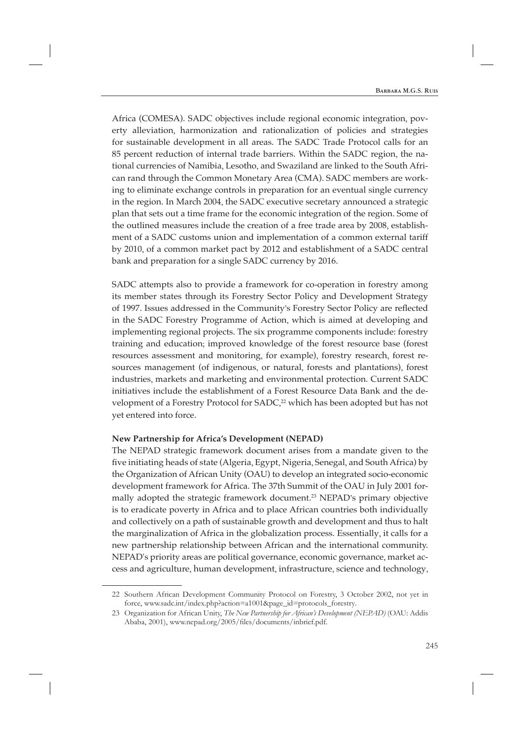Africa (COMESA). SADC objectives include regional economic integration, poverty alleviation, harmonization and rationalization of policies and strategies for sustainable development in all areas. The SADC Trade Protocol calls for an 85 percent reduction of internal trade barriers. Within the SADC region, the national currencies of Namibia, Lesotho, and Swaziland are linked to the South African rand through the Common Monetary Area (CMA). SADC members are working to eliminate exchange controls in preparation for an eventual single currency in the region. In March 2004, the SADC executive secretary announced a strategic plan that sets out a time frame for the economic integration of the region. Some of the outlined measures include the creation of a free trade area by 2008, establishment of a SADC customs union and implementation of a common external tariff by 2010, of a common market pact by 2012 and establishment of a SADC central bank and preparation for a single SADC currency by 2016.

SADC attempts also to provide a framework for co-operation in forestry among its member states through its Forestry Sector Policy and Development Strategy of 1997. Issues addressed in the Community's Forestry Sector Policy are reflected in the SADC Forestry Programme of Action, which is aimed at developing and implementing regional projects. The six programme components include: forestry training and education; improved knowledge of the forest resource base (forest resources assessment and monitoring, for example), forestry research, forest resources management (of indigenous, or natural, forests and plantations), forest industries, markets and marketing and environmental protection. Current SADC initiatives include the establishment of a Forest Resource Data Bank and the development of a Forestry Protocol for SADC,[22] which has been adopted but has not yet entered into force.

**New Partnership for Africa's Development (NEPAD)**

The NEPAD strategic framework document arises from a mandate given to the five initiating heads of state (Algeria, Egypt, Nigeria, Senegal, and South Africa) by the Organization of African Unity (OAU) to develop an integrated socio-economic development framework for Africa. The 37th Summit of the OAU in July 2001 formally adopted the strategic framework document.[23] NEPAD's primary objective is to eradicate poverty in Africa and to place African countries both individually and collectively on a path of sustainable growth and development and thus to halt the marginalization of Africa in the globalization process. Essentially, it calls for a new partnership relationship between African and the international community. NEPAD's priority areas are political governance, economic governance, market access and agriculture, human development, infrastructure, science and technology,

---

22 Southern African Development Community Protocol on Forestry, 3 October 2002, not yet in force, www.sadc.int/index.php?action=a1001&page_id=protocols_forestry.

23 Organization for African Unity, *The New Partnership for African's Development (NEPAD)* (OAU: Addis Ababa, 2001), www.nepad.org/2005/files/documents/inbrief.pdf.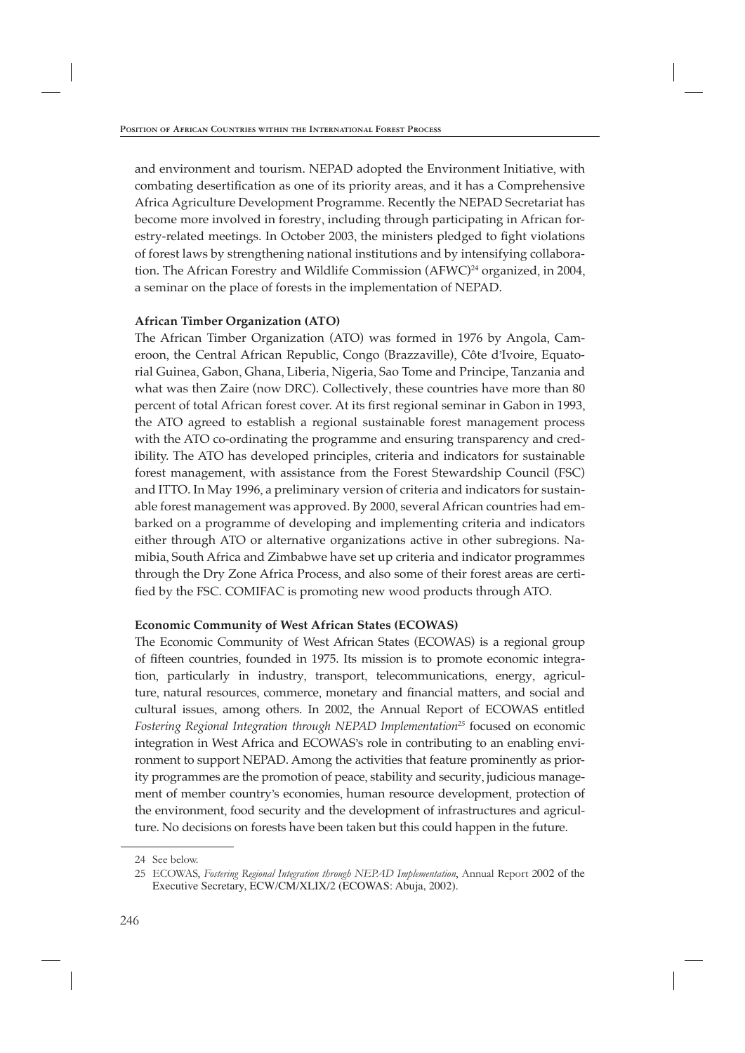and environment and tourism. NEPAD adopted the Environment Initiative, with combating desertification as one of its priority areas, and it has a Comprehensive Africa Agriculture Development Programme. Recently the NEPAD Secretariat has become more involved in forestry, including through participating in African forestry-related meetings. In October 2003, the ministers pledged to fight violations of forest laws by strengthening national institutions and by intensifying collaboration. The African Forestry and Wildlife Commission (AFWC)[24] organized, in 2004, a seminar on the place of forests in the implementation of NEPAD.

**African Timber Organization (ATO)**

The African Timber Organization (ATO) was formed in 1976 by Angola, Cameroon, the Central African Republic, Congo (Brazzaville), Côte d'Ivoire, Equatorial Guinea, Gabon, Ghana, Liberia, Nigeria, Sao Tome and Principe, Tanzania and what was then Zaire (now DRC). Collectively, these countries have more than 80 percent of total African forest cover. At its first regional seminar in Gabon in 1993, the ATO agreed to establish a regional sustainable forest management process with the ATO co-ordinating the programme and ensuring transparency and credibility. The ATO has developed principles, criteria and indicators for sustainable forest management, with assistance from the Forest Stewardship Council (FSC) and ITTO. In May 1996, a preliminary version of criteria and indicators for sustainable forest management was approved. By 2000, several African countries had embarked on a programme of developing and implementing criteria and indicators either through ATO or alternative organizations active in other subregions. Namibia, South Africa and Zimbabwe have set up criteria and indicator programmes through the Dry Zone Africa Process, and also some of their forest areas are certified by the FSC. COMIFAC is promoting new wood products through ATO.

**Economic Community of West African States (ECOWAS)**

The Economic Community of West African States (ECOWAS) is a regional group of fifteen countries, founded in 1975. Its mission is to promote economic integration, particularly in industry, transport, telecommunications, energy, agriculture, natural resources, commerce, monetary and financial matters, and social and cultural issues, among others. In 2002, the Annual Report of ECOWAS entitled *Fostering Regional Integration through NEPAD Implementation*[25] focused on economic integration in West Africa and ECOWAS's role in contributing to an enabling environment to support NEPAD. Among the activities that feature prominently as priority programmes are the promotion of peace, stability and security, judicious management of member country's economies, human resource development, protection of the environment, food security and the development of infrastructures and agriculture. No decisions on forests have been taken but this could happen in the future.

---

24 See below.

25 ECOWAS, *Fostering Regional Integration through NEPAD Implementation*, Annual Report 2002 of the Executive Secretary, ECW/CM/XLIX/2 (ECOWAS: Abuja, 2002).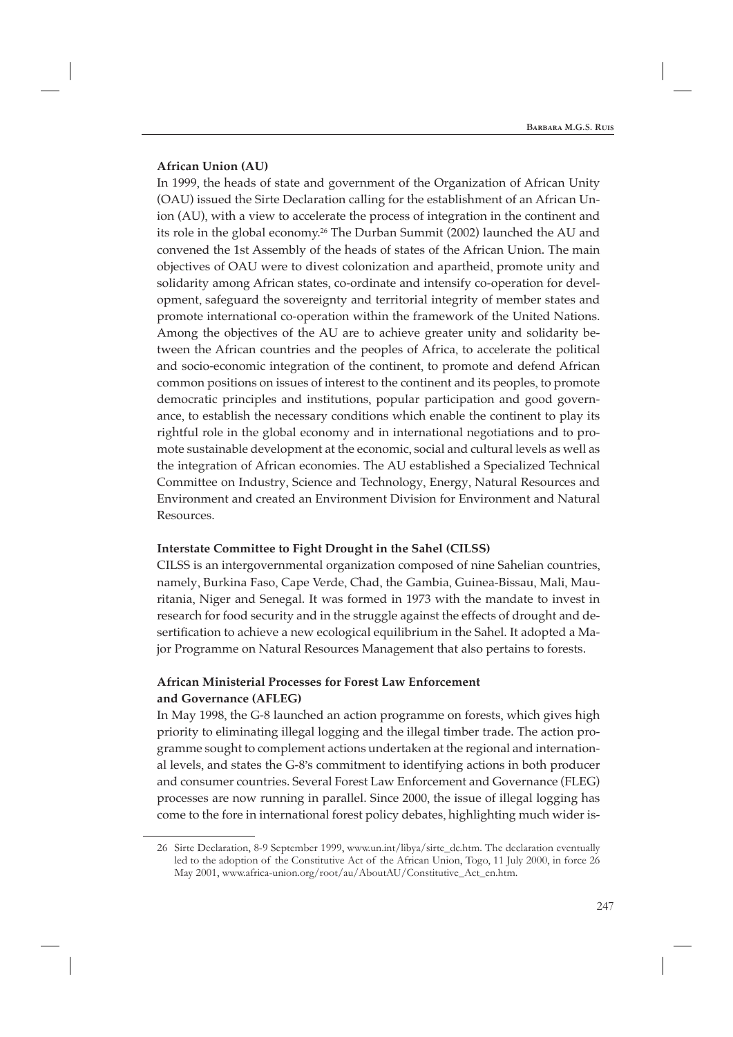**African Union (AU)**

In 1999, the heads of state and government of the Organization of African Unity (OAU) issued the Sirte Declaration calling for the establishment of an African Union (AU), with a view to accelerate the process of integration in the continent and its role in the global economy.[26] The Durban Summit (2002) launched the AU and convened the 1st Assembly of the heads of states of the African Union. The main objectives of OAU were to divest colonization and apartheid, promote unity and solidarity among African states, co-ordinate and intensify co-operation for development, safeguard the sovereignty and territorial integrity of member states and promote international co-operation within the framework of the United Nations. Among the objectives of the AU are to achieve greater unity and solidarity between the African countries and the peoples of Africa, to accelerate the political and socio-economic integration of the continent, to promote and defend African common positions on issues of interest to the continent and its peoples, to promote democratic principles and institutions, popular participation and good governance, to establish the necessary conditions which enable the continent to play its rightful role in the global economy and in international negotiations and to promote sustainable development at the economic, social and cultural levels as well as the integration of African economies. The AU established a Specialized Technical Committee on Industry, Science and Technology, Energy, Natural Resources and Environment and created an Environment Division for Environment and Natural Resources.

**Interstate Committee to Fight Drought in the Sahel (CILSS)**

CILSS is an intergovernmental organization composed of nine Sahelian countries, namely, Burkina Faso, Cape Verde, Chad, the Gambia, Guinea-Bissau, Mali, Mauritania, Niger and Senegal. It was formed in 1973 with the mandate to invest in research for food security and in the struggle against the effects of drought and desertification to achieve a new ecological equilibrium in the Sahel. It adopted a Major Programme on Natural Resources Management that also pertains to forests.

**African Ministerial Processes for Forest Law Enforcement and Governance (AFLEG)**

In May 1998, the G-8 launched an action programme on forests, which gives high priority to eliminating illegal logging and the illegal timber trade. The action programme sought to complement actions undertaken at the regional and international levels, and states the G-8's commitment to identifying actions in both producer and consumer countries. Several Forest Law Enforcement and Governance (FLEG) processes are now running in parallel. Since 2000, the issue of illegal logging has come to the fore in international forest policy debates, highlighting much wider is-

---

26 Sirte Declaration, 8-9 September 1999, www.un.int/libya/sirte_dc.htm. The declaration eventually led to the adoption of the Constitutive Act of the African Union, Togo, 11 July 2000, in force 26 May 2001, www.africa-union.org/root/au/AboutAU/Constitutive_Act_en.htm.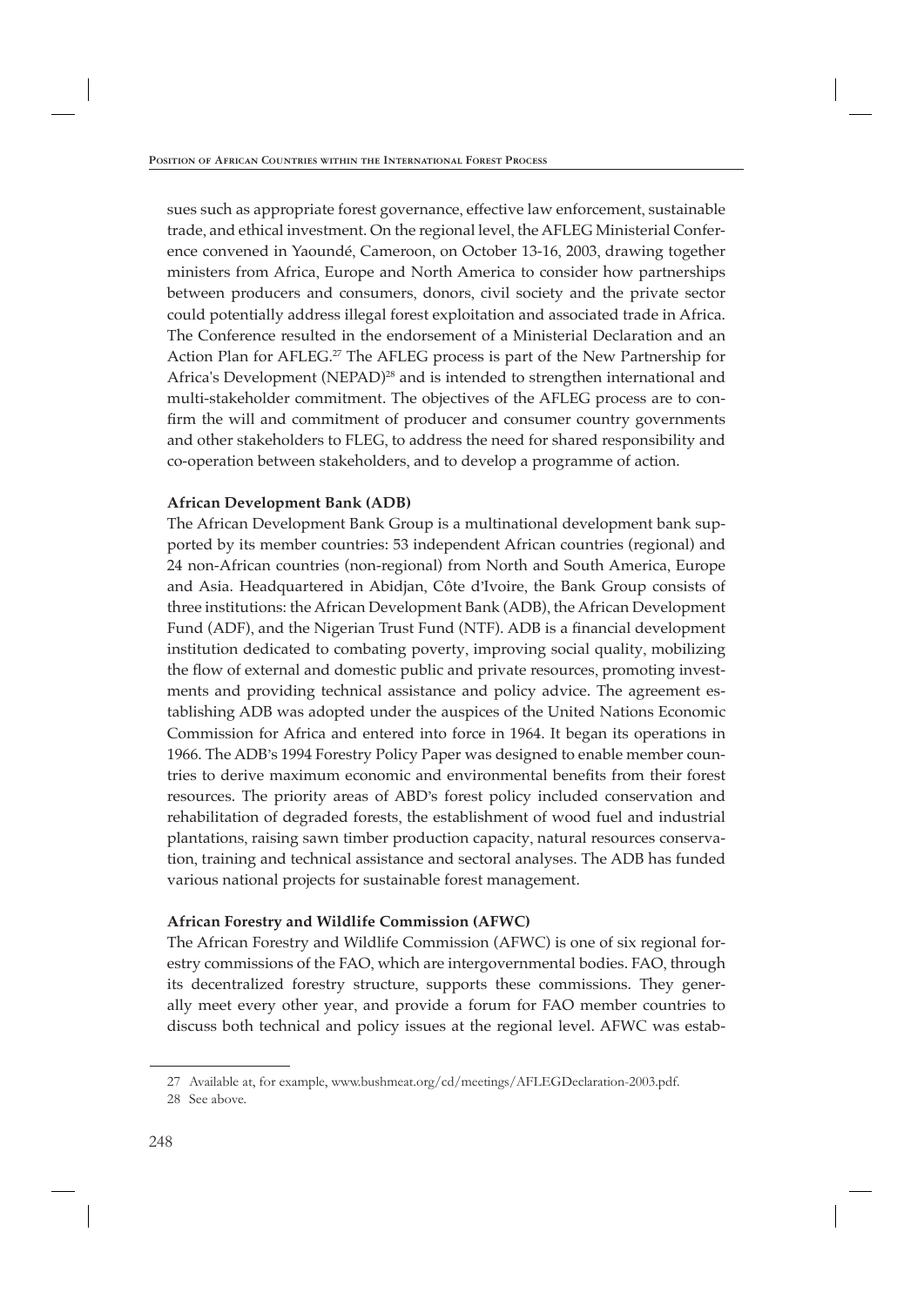sues such as appropriate forest governance, effective law enforcement, sustainable trade, and ethical investment. On the regional level, the AFLEG Ministerial Conference convened in Yaoundé, Cameroon, on October 13-16, 2003, drawing together ministers from Africa, Europe and North America to consider how partnerships between producers and consumers, donors, civil society and the private sector could potentially address illegal forest exploitation and associated trade in Africa. The Conference resulted in the endorsement of a Ministerial Declaration and an Action Plan for AFLEG.[27] The AFLEG process is part of the New Partnership for Africa's Development (NEPAD)[28] and is intended to strengthen international and multi-stakeholder commitment. The objectives of the AFLEG process are to confirm the will and commitment of producer and consumer country governments and other stakeholders to FLEG, to address the need for shared responsibility and co-operation between stakeholders, and to develop a programme of action.

**African Development Bank (ADB)**

The African Development Bank Group is a multinational development bank supported by its member countries: 53 independent African countries (regional) and 24 non-African countries (non-regional) from North and South America, Europe and Asia. Headquartered in Abidjan, Côte d'Ivoire, the Bank Group consists of three institutions: the African Development Bank (ADB), the African Development Fund (ADF), and the Nigerian Trust Fund (NTF). ADB is a financial development institution dedicated to combating poverty, improving social quality, mobilizing the flow of external and domestic public and private resources, promoting investments and providing technical assistance and policy advice. The agreement establishing ADB was adopted under the auspices of the United Nations Economic Commission for Africa and entered into force in 1964. It began its operations in 1966. The ADB's 1994 Forestry Policy Paper was designed to enable member countries to derive maximum economic and environmental benefits from their forest resources. The priority areas of ABD's forest policy included conservation and rehabilitation of degraded forests, the establishment of wood fuel and industrial plantations, raising sawn timber production capacity, natural resources conservation, training and technical assistance and sectoral analyses. The ADB has funded various national projects for sustainable forest management.

**African Forestry and Wildlife Commission (AFWC)**

The African Forestry and Wildlife Commission (AFWC) is one of six regional forestry commissions of the FAO, which are intergovernmental bodies. FAO, through its decentralized forestry structure, supports these commissions. They generally meet every other year, and provide a forum for FAO member countries to discuss both technical and policy issues at the regional level. AFWC was estab-

---

27 Available at, for example, www.bushmeat.org/cd/meetings/AFLEGDeclaration-2003.pdf.

28 See above.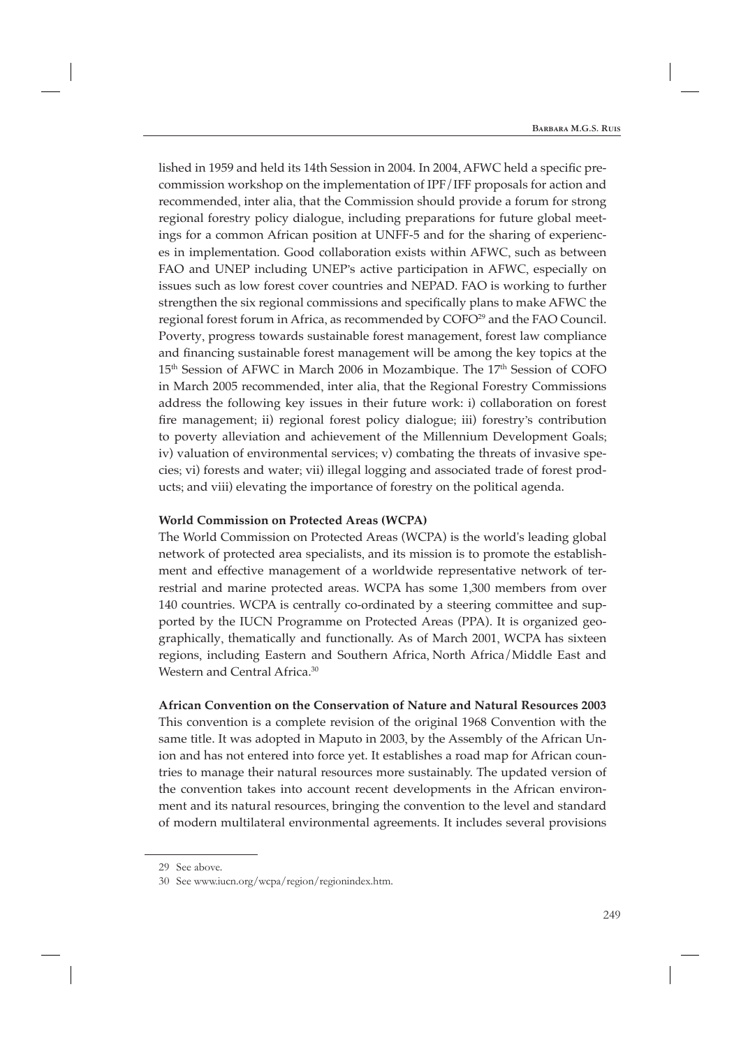lished in 1959 and held its 14th Session in 2004. In 2004, AFWC held a specific pre-commission workshop on the implementation of IPF/IFF proposals for action and recommended, inter alia, that the Commission should provide a forum for strong regional forestry policy dialogue, including preparations for future global meetings for a common African position at UNFF-5 and for the sharing of experiences in implementation. Good collaboration exists within AFWC, such as between FAO and UNEP including UNEP's active participation in AFWC, especially on issues such as low forest cover countries and NEPAD. FAO is working to further strengthen the six regional commissions and specifically plans to make AFWC the regional forest forum in Africa, as recommended by COFO[29] and the FAO Council. Poverty, progress towards sustainable forest management, forest law compliance and financing sustainable forest management will be among the key topics at the 15th Session of AFWC in March 2006 in Mozambique. The 17th Session of COFO in March 2005 recommended, inter alia, that the Regional Forestry Commissions address the following key issues in their future work: i) collaboration on forest fire management; ii) regional forest policy dialogue; iii) forestry's contribution to poverty alleviation and achievement of the Millennium Development Goals; iv) valuation of environmental services; v) combating the threats of invasive species; vi) forests and water; vii) illegal logging and associated trade of forest products; and viii) elevating the importance of forestry on the political agenda.

**World Commission on Protected Areas (WCPA)**

The World Commission on Protected Areas (WCPA) is the world's leading global network of protected area specialists, and its mission is to promote the establishment and effective management of a worldwide representative network of terrestrial and marine protected areas. WCPA has some 1,300 members from over 140 countries. WCPA is centrally co-ordinated by a steering committee and supported by the IUCN Programme on Protected Areas (PPA). It is organized geographically, thematically and functionally. As of March 2001, WCPA has sixteen regions, including Eastern and Southern Africa, North Africa/Middle East and Western and Central Africa.[30]

**African Convention on the Conservation of Nature and Natural Resources 2003**

This convention is a complete revision of the original 1968 Convention with the same title. It was adopted in Maputo in 2003, by the Assembly of the African Union and has not entered into force yet. It establishes a road map for African countries to manage their natural resources more sustainably. The updated version of the convention takes into account recent developments in the African environment and its natural resources, bringing the convention to the level and standard of modern multilateral environmental agreements. It includes several provisions

---

29 See above.

30 See www.iucn.org/wcpa/region/regionindex.htm.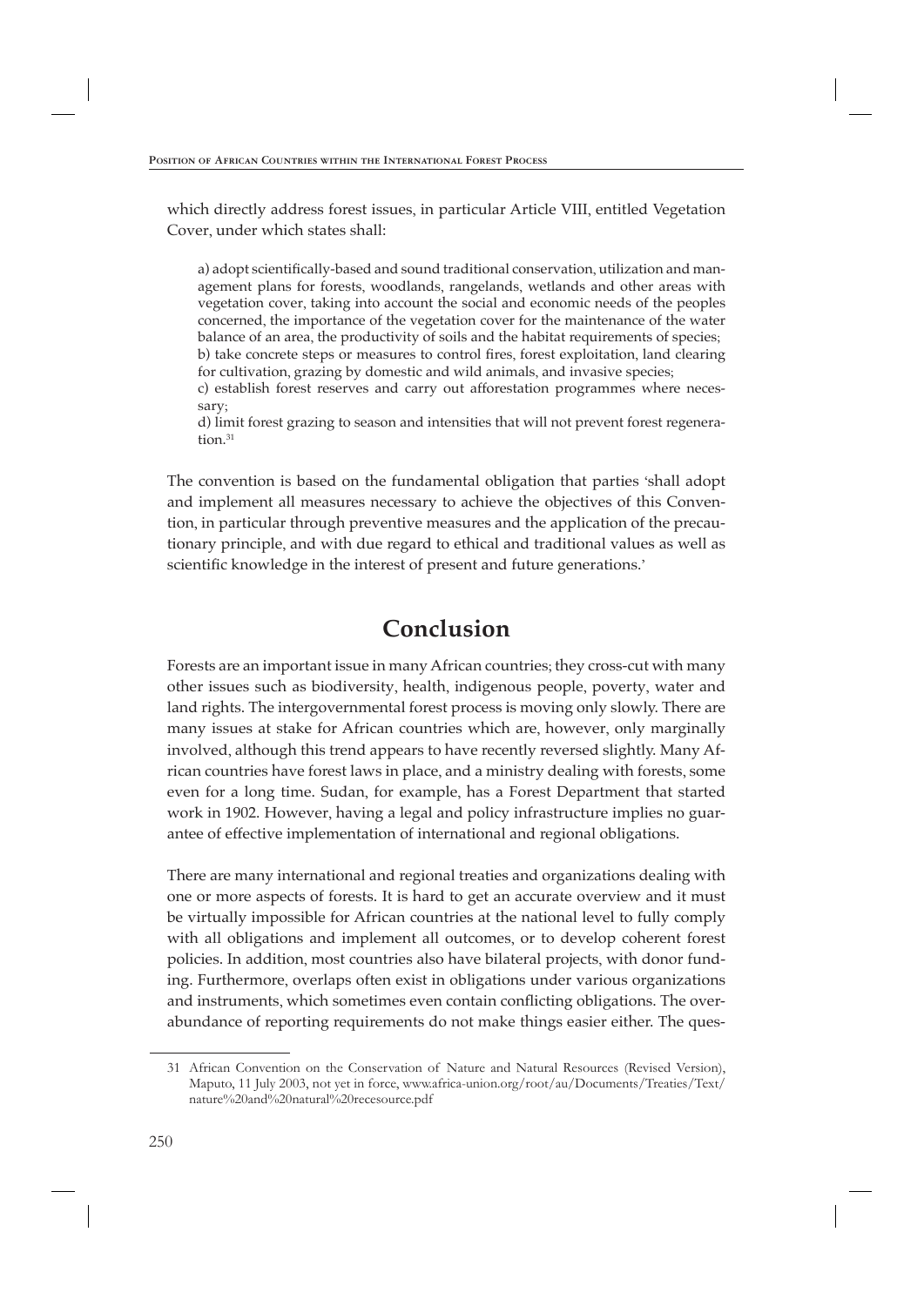which directly address forest issues, in particular Article VIII, entitled Vegetation Cover, under which states shall:

> a) adopt scientifically-based and sound traditional conservation, utilization and management plans for forests, woodlands, rangelands, wetlands and other areas with vegetation cover, taking into account the social and economic needs of the peoples concerned, the importance of the vegetation cover for the maintenance of the water balance of an area, the productivity of soils and the habitat requirements of species;
> b) take concrete steps or measures to control fires, forest exploitation, land clearing for cultivation, grazing by domestic and wild animals, and invasive species;
> c) establish forest reserves and carry out afforestation programmes where necessary;
> d) limit forest grazing to season and intensities that will not prevent forest regeneration.[31]

The convention is based on the fundamental obligation that parties 'shall adopt and implement all measures necessary to achieve the objectives of this Convention, in particular through preventive measures and the application of the precautionary principle, and with due regard to ethical and traditional values as well as scientific knowledge in the interest of present and future generations.'

## Conclusion

Forests are an important issue in many African countries; they cross-cut with many other issues such as biodiversity, health, indigenous people, poverty, water and land rights. The intergovernmental forest process is moving only slowly. There are many issues at stake for African countries which are, however, only marginally involved, although this trend appears to have recently reversed slightly. Many African countries have forest laws in place, and a ministry dealing with forests, some even for a long time. Sudan, for example, has a Forest Department that started work in 1902. However, having a legal and policy infrastructure implies no guarantee of effective implementation of international and regional obligations.

There are many international and regional treaties and organizations dealing with one or more aspects of forests. It is hard to get an accurate overview and it must be virtually impossible for African countries at the national level to fully comply with all obligations and implement all outcomes, or to develop coherent forest policies. In addition, most countries also have bilateral projects, with donor funding. Furthermore, overlaps often exist in obligations under various organizations and instruments, which sometimes even contain conflicting obligations. The overabundance of reporting requirements do not make things easier either. The ques-

---

31 African Convention on the Conservation of Nature and Natural Resources (Revised Version), Maputo, 11 July 2003, not yet in force, www.africa-union.org/root/au/Documents/Treaties/Text/nature%20and%20natural%20recesource.pdf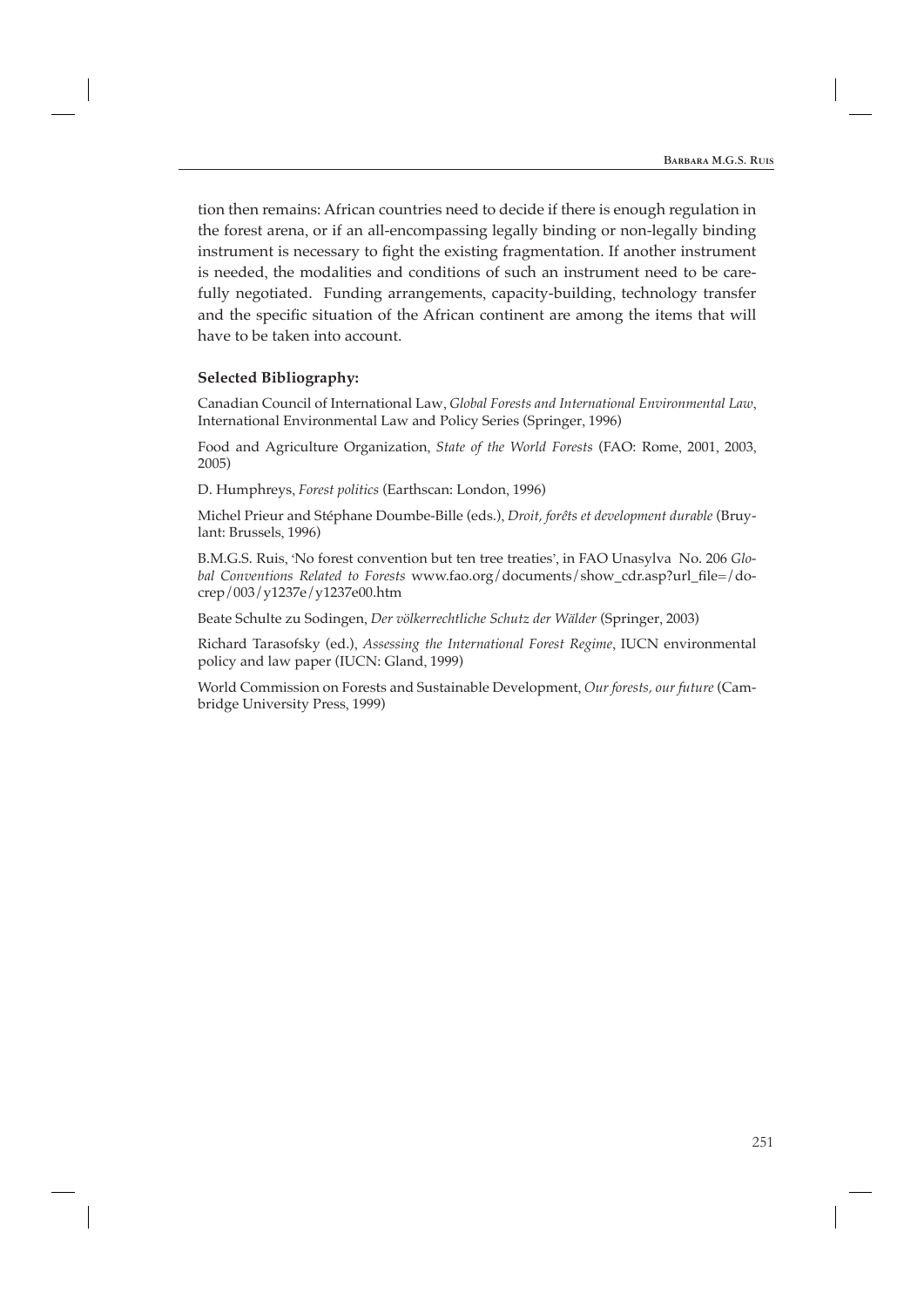tion then remains: African countries need to decide if there is enough regulation in the forest arena, or if an all-encompassing legally binding or non-legally binding instrument is necessary to fight the existing fragmentation. If another instrument is needed, the modalities and conditions of such an instrument need to be carefully negotiated. Funding arrangements, capacity-building, technology transfer and the specific situation of the African continent are among the items that will have to be taken into account.

**Selected Bibliography:**

Canadian Council of International Law, *Global Forests and International Environmental Law*, International Environmental Law and Policy Series (Springer, 1996)

Food and Agriculture Organization, *State of the World Forests* (FAO: Rome, 2001, 2003, 2005)

D. Humphreys, *Forest politics* (Earthscan: London, 1996)

Michel Prieur and Stéphane Doumbe-Bille (eds.), *Droit, forêts et development durable* (Bruylant: Brussels, 1996)

B.M.G.S. Ruis, 'No forest convention but ten tree treaties', in FAO Unasylva No. 206 *Global Conventions Related to Forests* www.fao.org/documents/show_cdr.asp?url_file=/docrep/003/y1237e/y1237e00.htm

Beate Schulte zu Sodingen, *Der völkerrechtliche Schutz der Wälder* (Springer, 2003)

Richard Tarasofsky (ed.), *Assessing the International Forest Regime*, IUCN environmental policy and law paper (IUCN: Gland, 1999)

World Commission on Forests and Sustainable Development, *Our forests, our future* (Cambridge University Press, 1999)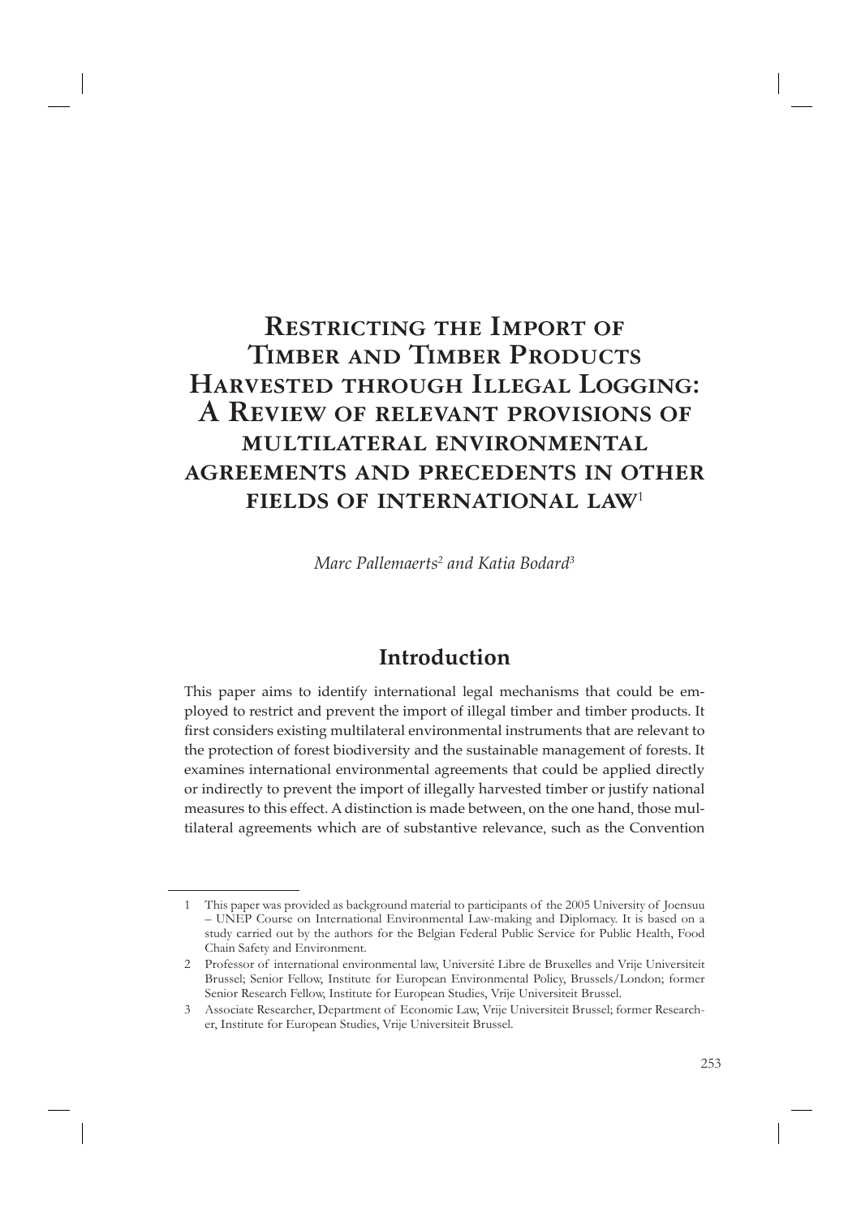# Restricting the Import of Timber and Timber Products Harvested through Illegal Logging: A Review of relevant provisions of multilateral environmental agreements and precedents in other fields of international law[1]

*Marc Pallemaerts[2] and Katia Bodard[3]*

## Introduction

This paper aims to identify international legal mechanisms that could be employed to restrict and prevent the import of illegal timber and timber products. It first considers existing multilateral environmental instruments that are relevant to the protection of forest biodiversity and the sustainable management of forests. It examines international environmental agreements that could be applied directly or indirectly to prevent the import of illegally harvested timber or justify national measures to this effect. A distinction is made between, on the one hand, those multilateral agreements which are of substantive relevance, such as the Convention

---

1 This paper was provided as background material to participants of the 2005 University of Joensuu – UNEP Course on International Environmental Law-making and Diplomacy. It is based on a study carried out by the authors for the Belgian Federal Public Service for Public Health, Food Chain Safety and Environment.

2 Professor of international environmental law, Université Libre de Bruxelles and Vrije Universiteit Brussel; Senior Fellow, Institute for European Environmental Policy, Brussels/London; former Senior Research Fellow, Institute for European Studies, Vrije Universiteit Brussel.

3 Associate Researcher, Department of Economic Law, Vrije Universiteit Brussel; former Researcher, Institute for European Studies, Vrije Universiteit Brussel.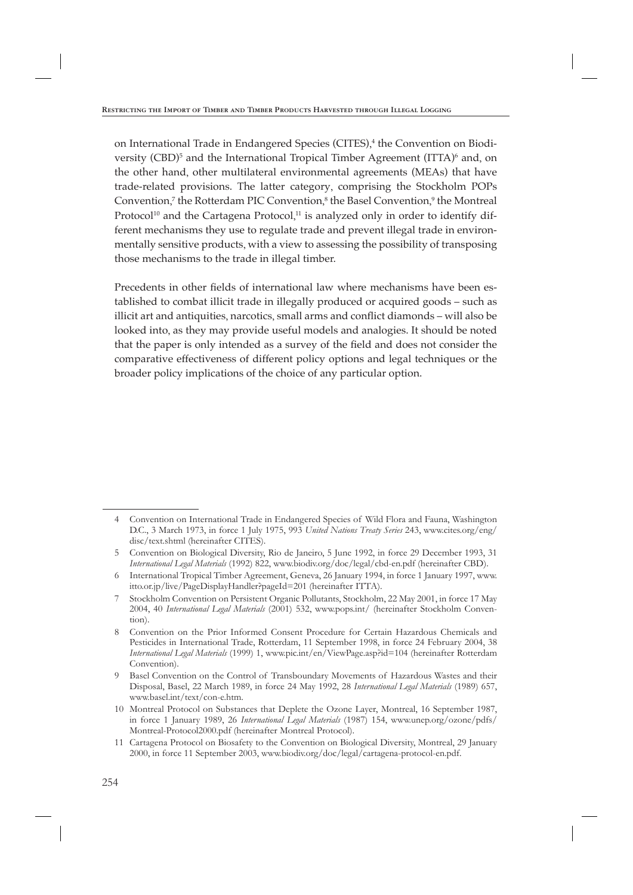on International Trade in Endangered Species (CITES),[4] the Convention on Biodiversity (CBD)[5] and the International Tropical Timber Agreement (ITTA)[6] and, on the other hand, other multilateral environmental agreements (MEAs) that have trade-related provisions. The latter category, comprising the Stockholm POPs Convention,[7] the Rotterdam PIC Convention,[8] the Basel Convention,[9] the Montreal Protocol[10] and the Cartagena Protocol,[11] is analyzed only in order to identify different mechanisms they use to regulate trade and prevent illegal trade in environmentally sensitive products, with a view to assessing the possibility of transposing those mechanisms to the trade in illegal timber.

Precedents in other fields of international law where mechanisms have been established to combat illicit trade in illegally produced or acquired goods – such as illicit art and antiquities, narcotics, small arms and conflict diamonds – will also be looked into, as they may provide useful models and analogies. It should be noted that the paper is only intended as a survey of the field and does not consider the comparative effectiveness of different policy options and legal techniques or the broader policy implications of the choice of any particular option.

---

4 Convention on International Trade in Endangered Species of Wild Flora and Fauna, Washington D.C., 3 March 1973, in force 1 July 1975, 993 *United Nations Treaty Series* 243, www.cites.org/eng/disc/text.shtml (hereinafter CITES).

5 Convention on Biological Diversity, Rio de Janeiro, 5 June 1992, in force 29 December 1993, 31 *International Legal Materials* (1992) 822, www.biodiv.org/doc/legal/cbd-en.pdf (hereinafter CBD).

6 International Tropical Timber Agreement, Geneva, 26 January 1994, in force 1 January 1997, www.itto.or.jp/live/PageDisplayHandler?pageId=201 (hereinafter ITTA).

7 Stockholm Convention on Persistent Organic Pollutants, Stockholm, 22 May 2001, in force 17 May 2004, 40 *International Legal Materials* (2001) 532, www.pops.int/ (hereinafter Stockholm Convention).

8 Convention on the Prior Informed Consent Procedure for Certain Hazardous Chemicals and Pesticides in International Trade, Rotterdam, 11 September 1998, in force 24 February 2004, 38 *International Legal Materials* (1999) 1, www.pic.int/en/ViewPage.asp?id=104 (hereinafter Rotterdam Convention).

9 Basel Convention on the Control of Transboundary Movements of Hazardous Wastes and their Disposal, Basel, 22 March 1989, in force 24 May 1992, 28 *International Legal Materials* (1989) 657, www.basel.int/text/con-e.htm.

10 Montreal Protocol on Substances that Deplete the Ozone Layer, Montreal, 16 September 1987, in force 1 January 1989, 26 *International Legal Materials* (1987) 154, www.unep.org/ozone/pdfs/Montreal-Protocol2000.pdf (hereinafter Montreal Protocol).

11 Cartagena Protocol on Biosafety to the Convention on Biological Diversity, Montreal, 29 January 2000, in force 11 September 2003, www.biodiv.org/doc/legal/cartagena-protocol-en.pdf.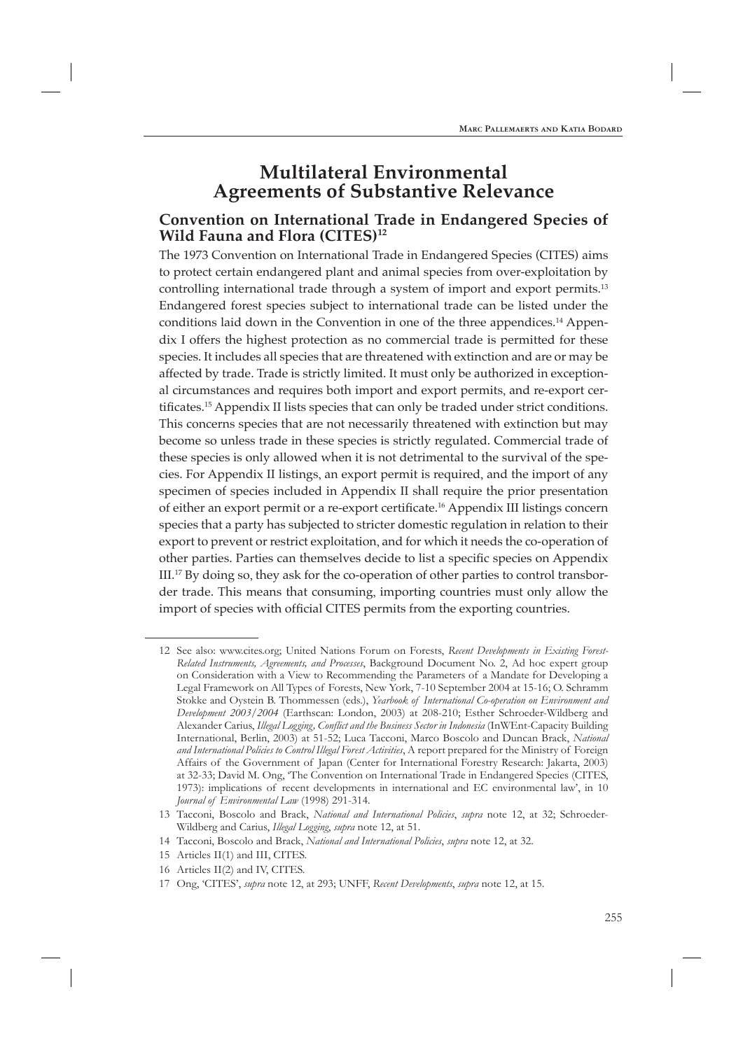# Multilateral Environmental Agreements of Substantive Relevance

## Convention on International Trade in Endangered Species of Wild Fauna and Flora (CITES)[12]

The 1973 Convention on International Trade in Endangered Species (CITES) aims to protect certain endangered plant and animal species from over-exploitation by controlling international trade through a system of import and export permits.[13] Endangered forest species subject to international trade can be listed under the conditions laid down in the Convention in one of the three appendices.[14] Appendix I offers the highest protection as no commercial trade is permitted for these species. It includes all species that are threatened with extinction and are or may be affected by trade. Trade is strictly limited. It must only be authorized in exceptional circumstances and requires both import and export permits, and re-export certificates.[15] Appendix II lists species that can only be traded under strict conditions. This concerns species that are not necessarily threatened with extinction but may become so unless trade in these species is strictly regulated. Commercial trade of these species is only allowed when it is not detrimental to the survival of the species. For Appendix II listings, an export permit is required, and the import of any specimen of species included in Appendix II shall require the prior presentation of either an export permit or a re-export certificate.[16] Appendix III listings concern species that a party has subjected to stricter domestic regulation in relation to their export to prevent or restrict exploitation, and for which it needs the co-operation of other parties. Parties can themselves decide to list a specific species on Appendix III.[17] By doing so, they ask for the co-operation of other parties to control transborder trade. This means that consuming, importing countries must only allow the import of species with official CITES permits from the exporting countries.

---

12 See also: www.cites.org; United Nations Forum on Forests, *Recent Developments in Existing Forest-Related Instruments, Agreements, and Processes*, Background Document No. 2, Ad hoc expert group on Consideration with a View to Recommending the Parameters of a Mandate for Developing a Legal Framework on All Types of Forests, New York, 7-10 September 2004 at 15-16; O. Schramm Stokke and Oystein B. Thommessen (eds.), *Yearbook of International Co-operation on Environment and Development 2003/2004* (Earthscan: London, 2003) at 208-210; Esther Schroeder-Wildberg and Alexander Carius, *Illegal Logging, Conflict and the Business Sector in Indonesia* (InWEnt-Capacity Building International, Berlin, 2003) at 51-52; Luca Tacconi, Marco Boscolo and Duncan Brack, *National and International Policies to Control Illegal Forest Activities*, A report prepared for the Ministry of Foreign Affairs of the Government of Japan (Center for International Forestry Research: Jakarta, 2003) at 32-33; David M. Ong, 'The Convention on International Trade in Endangered Species (CITES, 1973): implications of recent developments in international and EC environmental law', in 10 *Journal of Environmental Law* (1998) 291-314.

13 Tacconi, Boscolo and Brack, *National and International Policies*, *supra* note 12, at 32; Schroeder-Wildberg and Carius, *Illegal Logging*, *supra* note 12, at 51.

14 Tacconi, Boscolo and Brack, *National and International Policies*, *supra* note 12, at 32.

15 Articles II(1) and III, CITES.

16 Articles II(2) and IV, CITES.

17 Ong, 'CITES', *supra* note 12, at 293; UNFF, *Recent Developments*, *supra* note 12, at 15.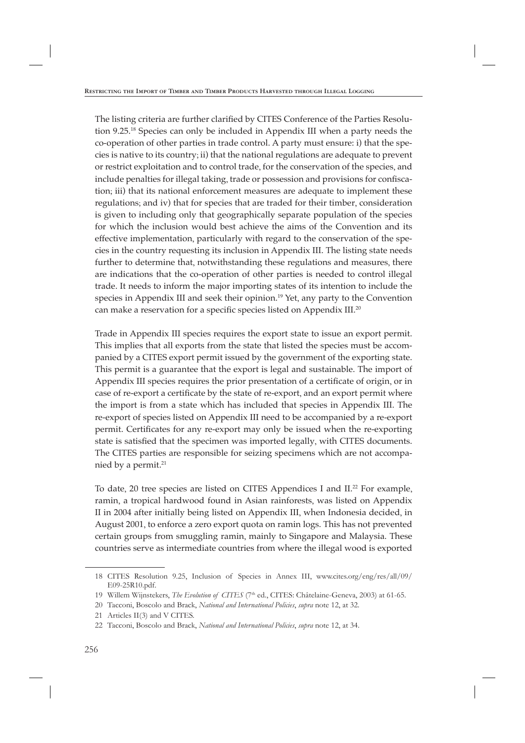The listing criteria are further clarified by CITES Conference of the Parties Resolution 9.25.[18] Species can only be included in Appendix III when a party needs the co-operation of other parties in trade control. A party must ensure: i) that the species is native to its country; ii) that the national regulations are adequate to prevent or restrict exploitation and to control trade, for the conservation of the species, and include penalties for illegal taking, trade or possession and provisions for confiscation; iii) that its national enforcement measures are adequate to implement these regulations; and iv) that for species that are traded for their timber, consideration is given to including only that geographically separate population of the species for which the inclusion would best achieve the aims of the Convention and its effective implementation, particularly with regard to the conservation of the species in the country requesting its inclusion in Appendix III. The listing state needs further to determine that, notwithstanding these regulations and measures, there are indications that the co-operation of other parties is needed to control illegal trade. It needs to inform the major importing states of its intention to include the species in Appendix III and seek their opinion.[19] Yet, any party to the Convention can make a reservation for a specific species listed on Appendix III.[20]

Trade in Appendix III species requires the export state to issue an export permit. This implies that all exports from the state that listed the species must be accompanied by a CITES export permit issued by the government of the exporting state. This permit is a guarantee that the export is legal and sustainable. The import of Appendix III species requires the prior presentation of a certificate of origin, or in case of re-export a certificate by the state of re-export, and an export permit where the import is from a state which has included that species in Appendix III. The re-export of species listed on Appendix III need to be accompanied by a re-export permit. Certificates for any re-export may only be issued when the re-exporting state is satisfied that the specimen was imported legally, with CITES documents. The CITES parties are responsible for seizing specimens which are not accompanied by a permit.[21]

To date, 20 tree species are listed on CITES Appendices I and II.[22] For example, ramin, a tropical hardwood found in Asian rainforests, was listed on Appendix II in 2004 after initially being listed on Appendix III, when Indonesia decided, in August 2001, to enforce a zero export quota on ramin logs. This has not prevented certain groups from smuggling ramin, mainly to Singapore and Malaysia. These countries serve as intermediate countries from where the illegal wood is exported

---

18 CITES Resolution 9.25, Inclusion of Species in Annex III, www.cites.org/eng/res/all/09/E09-25R10.pdf.

19 Willem Wijnstekers, *The Evolution of CITES* (7th ed., CITES: Châtelaine-Geneva, 2003) at 61-65.

20 Tacconi, Boscolo and Brack, *National and International Policies*, *supra* note 12, at 32.

21 Articles II(3) and V CITES.

22 Tacconi, Boscolo and Brack, *National and International Policies*, *supra* note 12, at 34.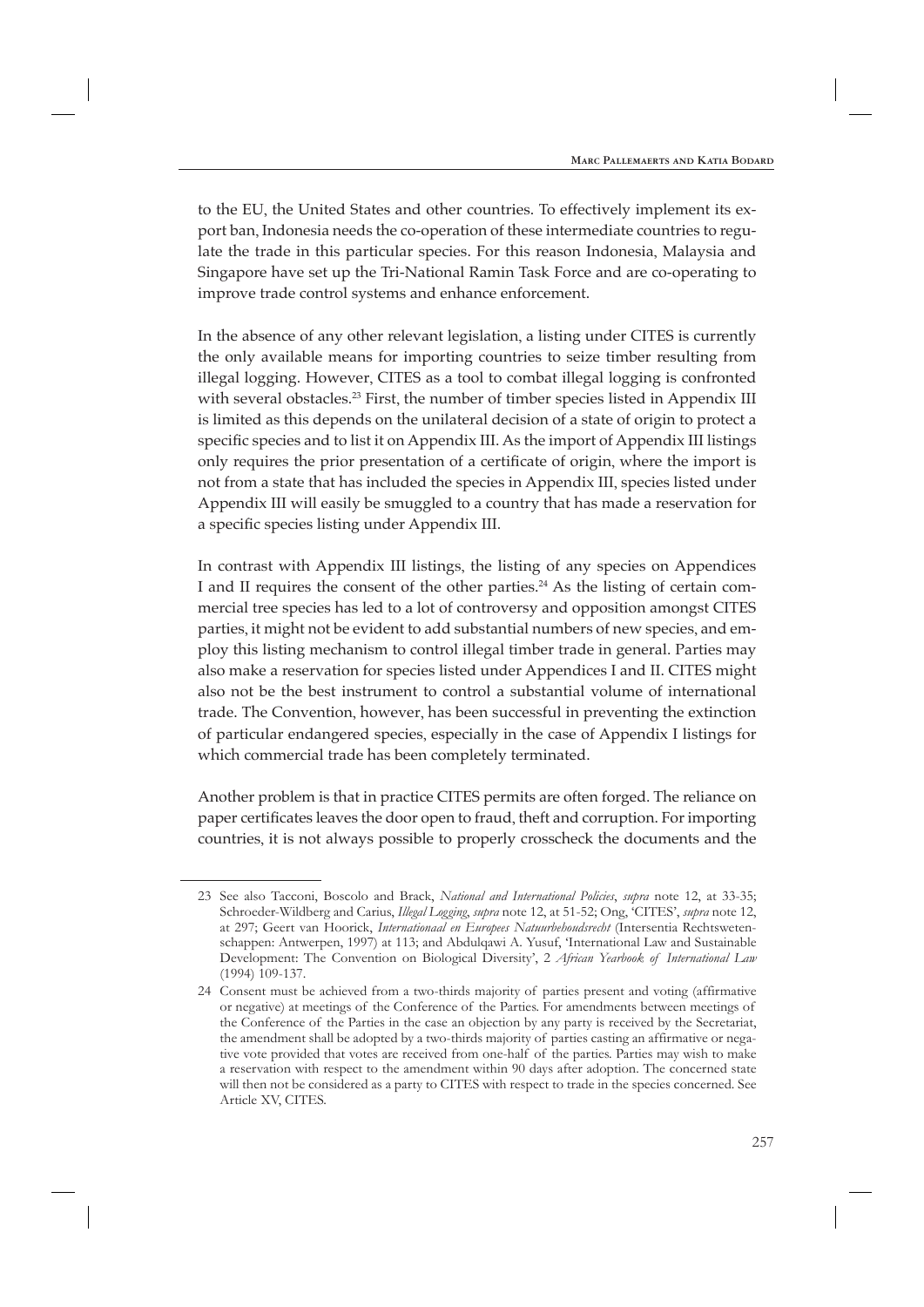to the EU, the United States and other countries. To effectively implement its export ban, Indonesia needs the co-operation of these intermediate countries to regulate the trade in this particular species. For this reason Indonesia, Malaysia and Singapore have set up the Tri-National Ramin Task Force and are co-operating to improve trade control systems and enhance enforcement.

In the absence of any other relevant legislation, a listing under CITES is currently the only available means for importing countries to seize timber resulting from illegal logging. However, CITES as a tool to combat illegal logging is confronted with several obstacles.[23] First, the number of timber species listed in Appendix III is limited as this depends on the unilateral decision of a state of origin to protect a specific species and to list it on Appendix III. As the import of Appendix III listings only requires the prior presentation of a certificate of origin, where the import is not from a state that has included the species in Appendix III, species listed under Appendix III will easily be smuggled to a country that has made a reservation for a specific species listing under Appendix III.

In contrast with Appendix III listings, the listing of any species on Appendices I and II requires the consent of the other parties.[24] As the listing of certain commercial tree species has led to a lot of controversy and opposition amongst CITES parties, it might not be evident to add substantial numbers of new species, and employ this listing mechanism to control illegal timber trade in general. Parties may also make a reservation for species listed under Appendices I and II. CITES might also not be the best instrument to control a substantial volume of international trade. The Convention, however, has been successful in preventing the extinction of particular endangered species, especially in the case of Appendix I listings for which commercial trade has been completely terminated.

Another problem is that in practice CITES permits are often forged. The reliance on paper certificates leaves the door open to fraud, theft and corruption. For importing countries, it is not always possible to properly crosscheck the documents and the

---

23 See also Tacconi, Boscolo and Brack, *National and International Policies*, *supra* note 12, at 33-35; Schroeder-Wildberg and Carius, *Illegal Logging*, *supra* note 12, at 51-52; Ong, 'CITES', *supra* note 12, at 297; Geert van Hoorick, *Internationaal en Europees Natuurbehoudsrecht* (Intersentia Rechtswetenschappen: Antwerpen, 1997) at 113; and Abdulqawi A. Yusuf, 'International Law and Sustainable Development: The Convention on Biological Diversity', 2 *African Yearbook of International Law* (1994) 109-137.

24 Consent must be achieved from a two-thirds majority of parties present and voting (affirmative or negative) at meetings of the Conference of the Parties. For amendments between meetings of the Conference of the Parties in the case an objection by any party is received by the Secretariat, the amendment shall be adopted by a two-thirds majority of parties casting an affirmative or negative vote provided that votes are received from one-half of the parties. Parties may wish to make a reservation with respect to the amendment within 90 days after adoption. The concerned state will then not be considered as a party to CITES with respect to trade in the species concerned. See Article XV, CITES.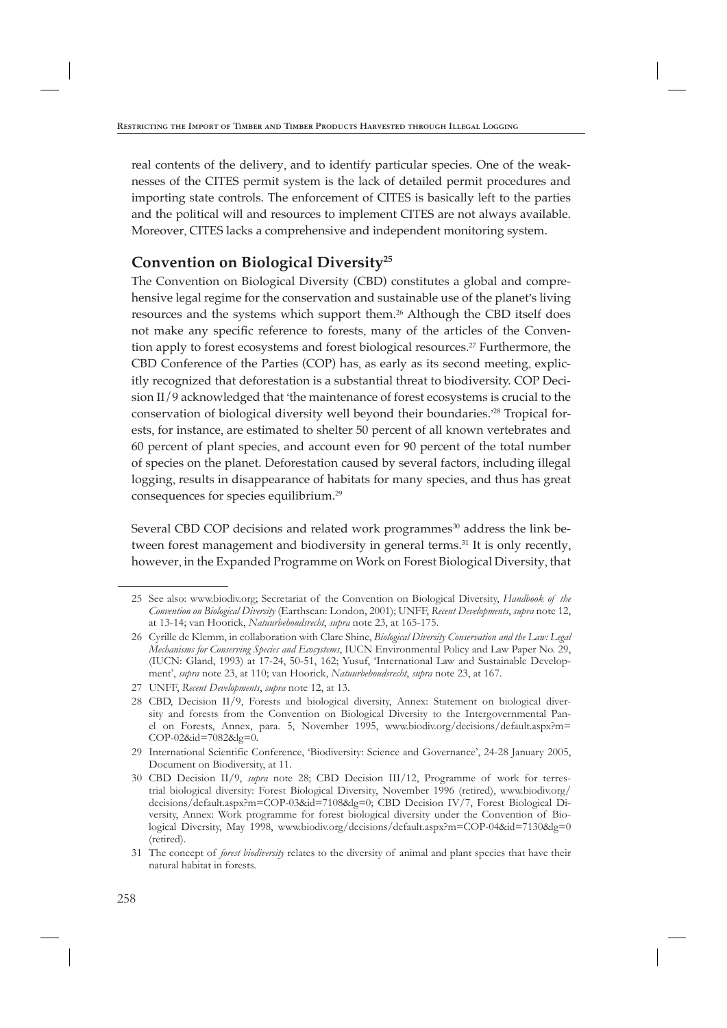real contents of the delivery, and to identify particular species. One of the weaknesses of the CITES permit system is the lack of detailed permit procedures and importing state controls. The enforcement of CITES is basically left to the parties and the political will and resources to implement CITES are not always available. Moreover, CITES lacks a comprehensive and independent monitoring system.

## Convention on Biological Diversity[25]

The Convention on Biological Diversity (CBD) constitutes a global and comprehensive legal regime for the conservation and sustainable use of the planet's living resources and the systems which support them.[26] Although the CBD itself does not make any specific reference to forests, many of the articles of the Convention apply to forest ecosystems and forest biological resources.[27] Furthermore, the CBD Conference of the Parties (COP) has, as early as its second meeting, explicitly recognized that deforestation is a substantial threat to biodiversity. COP Decision II/9 acknowledged that 'the maintenance of forest ecosystems is crucial to the conservation of biological diversity well beyond their boundaries.'[28] Tropical forests, for instance, are estimated to shelter 50 percent of all known vertebrates and 60 percent of plant species, and account even for 90 percent of the total number of species on the planet. Deforestation caused by several factors, including illegal logging, results in disappearance of habitats for many species, and thus has great consequences for species equilibrium.[29]

Several CBD COP decisions and related work programmes[30] address the link between forest management and biodiversity in general terms.[31] It is only recently, however, in the Expanded Programme on Work on Forest Biological Diversity, that

---

25 See also: www.biodiv.org; Secretariat of the Convention on Biological Diversity, *Handbook of the Convention on Biological Diversity* (Earthscan: London, 2001); UNFF, *Recent Developments*, *supra* note 12, at 13-14; van Hoorick, *Natuurbehoudsrecht*, *supra* note 23, at 165-175.

26 Cyrille de Klemm, in collaboration with Clare Shine, *Biological Diversity Conservation and the Law: Legal Mechanisms for Conserving Species and Ecosystems*, IUCN Environmental Policy and Law Paper No. 29, (IUCN: Gland, 1993) at 17-24, 50-51, 162; Yusuf, 'International Law and Sustainable Development', *supra* note 23, at 110; van Hoorick, *Natuurbehoudsrecht*, *supra* note 23, at 167.

27 UNFF, *Recent Developments*, *supra* note 12, at 13.

28 CBD, Decision II/9, Forests and biological diversity, Annex: Statement on biological diversity and forests from the Convention on Biological Diversity to the Intergovernmental Panel on Forests, Annex, para. 5, November 1995, www.biodiv.org/decisions/default.aspx?m=COP-02&id=7082&lg=0.

29 International Scientific Conference, 'Biodiversity: Science and Governance', 24-28 January 2005, Document on Biodiversity, at 11.

30 CBD Decision II/9, *supra* note 28; CBD Decision III/12, Programme of work for terrestrial biological diversity: Forest Biological Diversity, November 1996 (retired), www.biodiv.org/decisions/default.aspx?m=COP-03&id=7108&lg=0; CBD Decision IV/7, Forest Biological Diversity, Annex: Work programme for forest biological diversity under the Convention of Biological Diversity, May 1998, www.biodiv.org/decisions/default.aspx?m=COP-04&id=7130&lg=0 (retired).

31 The concept of *forest biodiversity* relates to the diversity of animal and plant species that have their natural habitat in forests.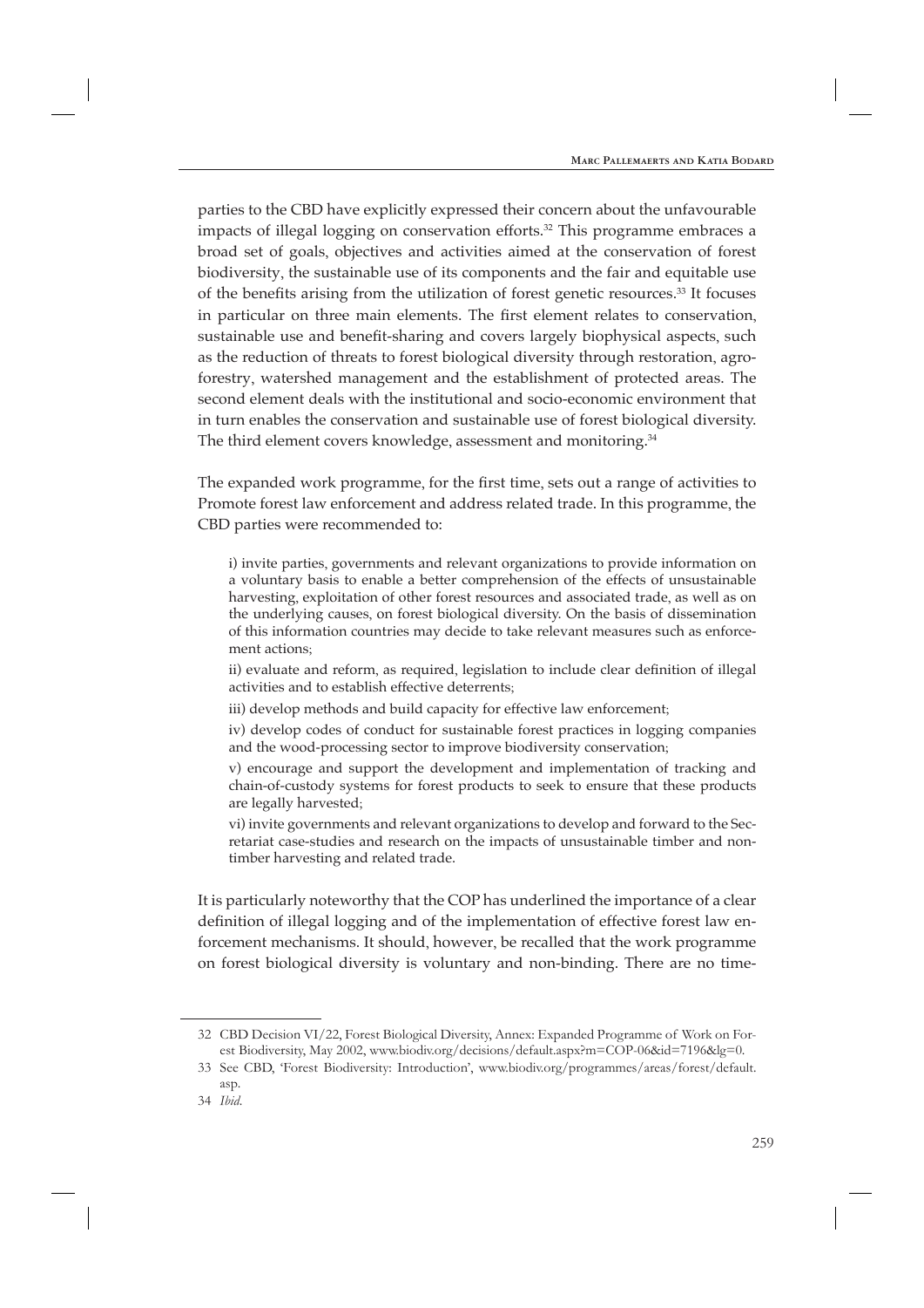parties to the CBD have explicitly expressed their concern about the unfavourable impacts of illegal logging on conservation efforts.[32] This programme embraces a broad set of goals, objectives and activities aimed at the conservation of forest biodiversity, the sustainable use of its components and the fair and equitable use of the benefits arising from the utilization of forest genetic resources.[33] It focuses in particular on three main elements. The first element relates to conservation, sustainable use and benefit-sharing and covers largely biophysical aspects, such as the reduction of threats to forest biological diversity through restoration, agro-forestry, watershed management and the establishment of protected areas. The second element deals with the institutional and socio-economic environment that in turn enables the conservation and sustainable use of forest biological diversity. The third element covers knowledge, assessment and monitoring.[34]

The expanded work programme, for the first time, sets out a range of activities to Promote forest law enforcement and address related trade. In this programme, the CBD parties were recommended to:

> i) invite parties, governments and relevant organizations to provide information on a voluntary basis to enable a better comprehension of the effects of unsustainable harvesting, exploitation of other forest resources and associated trade, as well as on the underlying causes, on forest biological diversity. On the basis of dissemination of this information countries may decide to take relevant measures such as enforcement actions;
>
> ii) evaluate and reform, as required, legislation to include clear definition of illegal activities and to establish effective deterrents;
>
> iii) develop methods and build capacity for effective law enforcement;
>
> iv) develop codes of conduct for sustainable forest practices in logging companies and the wood-processing sector to improve biodiversity conservation;
>
> v) encourage and support the development and implementation of tracking and chain-of-custody systems for forest products to seek to ensure that these products are legally harvested;
>
> vi) invite governments and relevant organizations to develop and forward to the Secretariat case-studies and research on the impacts of unsustainable timber and non-timber harvesting and related trade.

It is particularly noteworthy that the COP has underlined the importance of a clear definition of illegal logging and of the implementation of effective forest law enforcement mechanisms. It should, however, be recalled that the work programme on forest biological diversity is voluntary and non-binding. There are no time-

---

32 CBD Decision VI/22, Forest Biological Diversity, Annex: Expanded Programme of Work on Forest Biodiversity, May 2002, www.biodiv.org/decisions/default.aspx?m=COP-06&id=7196&lg=0.

33 See CBD, 'Forest Biodiversity: Introduction', www.biodiv.org/programmes/areas/forest/default.asp.

34 *Ibid*.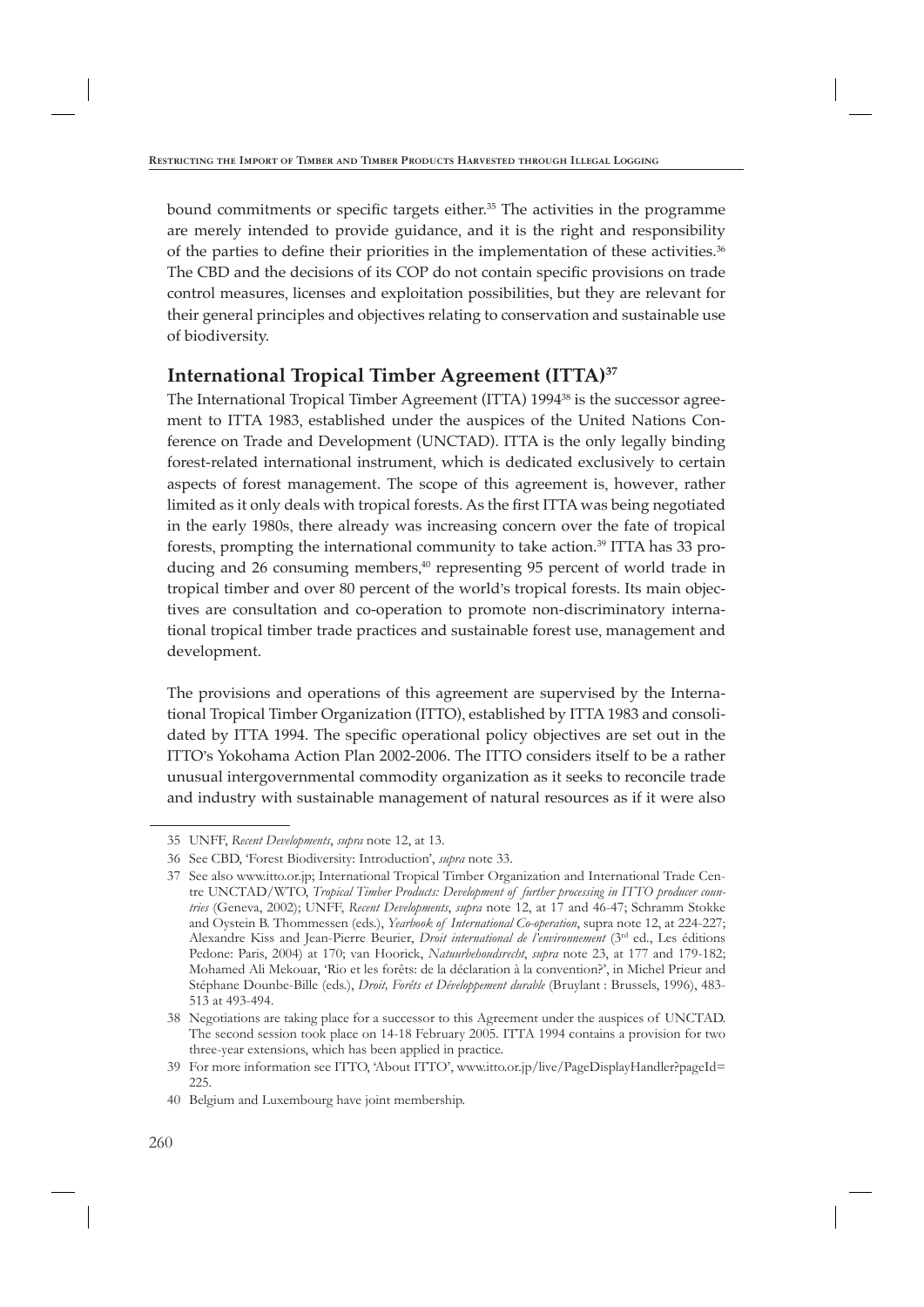bound commitments or specific targets either.[35] The activities in the programme are merely intended to provide guidance, and it is the right and responsibility of the parties to define their priorities in the implementation of these activities.[36] The CBD and the decisions of its COP do not contain specific provisions on trade control measures, licenses and exploitation possibilities, but they are relevant for their general principles and objectives relating to conservation and sustainable use of biodiversity.

## International Tropical Timber Agreement (ITTA)[37]

The International Tropical Timber Agreement (ITTA) 1994[38] is the successor agreement to ITTA 1983, established under the auspices of the United Nations Conference on Trade and Development (UNCTAD). ITTA is the only legally binding forest-related international instrument, which is dedicated exclusively to certain aspects of forest management. The scope of this agreement is, however, rather limited as it only deals with tropical forests. As the first ITTA was being negotiated in the early 1980s, there already was increasing concern over the fate of tropical forests, prompting the international community to take action.[39] ITTA has 33 producing and 26 consuming members,[40] representing 95 percent of world trade in tropical timber and over 80 percent of the world's tropical forests. Its main objectives are consultation and co-operation to promote non-discriminatory international tropical timber trade practices and sustainable forest use, management and development.

The provisions and operations of this agreement are supervised by the International Tropical Timber Organization (ITTO), established by ITTA 1983 and consolidated by ITTA 1994. The specific operational policy objectives are set out in the ITTO's Yokohama Action Plan 2002-2006. The ITTO considers itself to be a rather unusual intergovernmental commodity organization as it seeks to reconcile trade and industry with sustainable management of natural resources as if it were also

---

35 UNFF, *Recent Developments*, *supra* note 12, at 13.

36 See CBD, 'Forest Biodiversity: Introduction', *supra* note 33.

37 See also www.itto.or.jp; International Tropical Timber Organization and International Trade Centre UNCTAD/WTO, *Tropical Timber Products: Development of further processing in ITTO producer countries* (Geneva, 2002); UNFF, *Recent Developments*, *supra* note 12, at 17 and 46-47; Schramm Stokke and Oystein B. Thommessen (eds.), *Yearbook of International Co-operation*, supra note 12, at 224-227; Alexandre Kiss and Jean-Pierre Beurier, *Droit international de l'environnement* (3rd ed., Les éditions Pedone: Paris, 2004) at 170; van Hoorick, *Natuurbehoudsrecht*, *supra* note 23, at 177 and 179-182; Mohamed Ali Mekouar, 'Rio et les forêts: de la déclaration à la convention?', in Michel Prieur and Stéphane Dounbe-Bille (eds.), *Droit, Forêts et Développement durable* (Bruylant : Brussels, 1996), 483-513 at 493-494.

38 Negotiations are taking place for a successor to this Agreement under the auspices of UNCTAD. The second session took place on 14-18 February 2005. ITTA 1994 contains a provision for two three-year extensions, which has been applied in practice.

39 For more information see ITTO, 'About ITTO', www.itto.or.jp/live/PageDisplayHandler?pageId=225.

40 Belgium and Luxembourg have joint membership.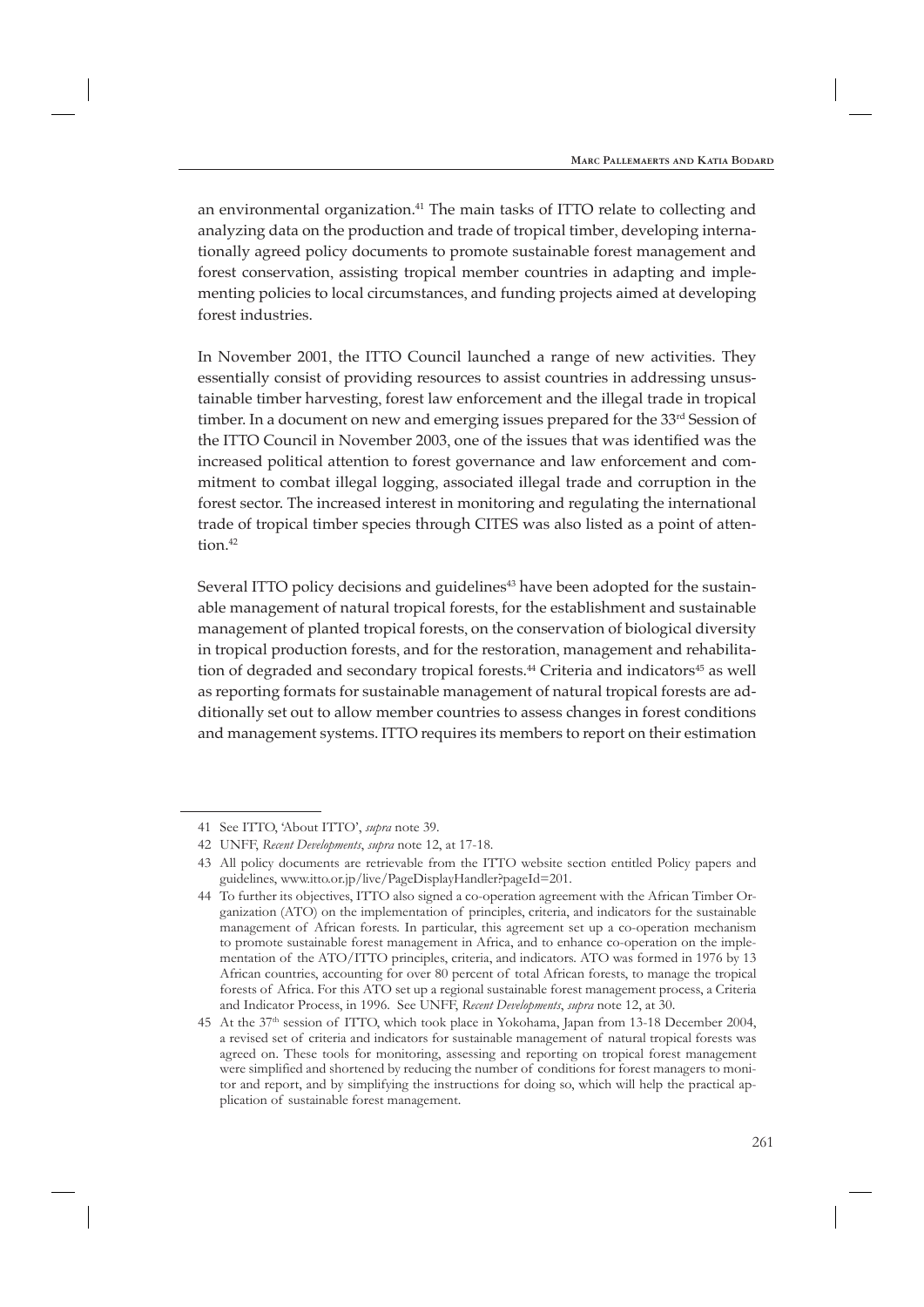an environmental organization.[41] The main tasks of ITTO relate to collecting and analyzing data on the production and trade of tropical timber, developing internationally agreed policy documents to promote sustainable forest management and forest conservation, assisting tropical member countries in adapting and implementing policies to local circumstances, and funding projects aimed at developing forest industries.

In November 2001, the ITTO Council launched a range of new activities. They essentially consist of providing resources to assist countries in addressing unsustainable timber harvesting, forest law enforcement and the illegal trade in tropical timber. In a document on new and emerging issues prepared for the 33rd Session of the ITTO Council in November 2003, one of the issues that was identified was the increased political attention to forest governance and law enforcement and commitment to combat illegal logging, associated illegal trade and corruption in the forest sector. The increased interest in monitoring and regulating the international trade of tropical timber species through CITES was also listed as a point of attention.[42]

Several ITTO policy decisions and guidelines[43] have been adopted for the sustainable management of natural tropical forests, for the establishment and sustainable management of planted tropical forests, on the conservation of biological diversity in tropical production forests, and for the restoration, management and rehabilitation of degraded and secondary tropical forests.[44] Criteria and indicators[45] as well as reporting formats for sustainable management of natural tropical forests are additionally set out to allow member countries to assess changes in forest conditions and management systems. ITTO requires its members to report on their estimation

---

41 See ITTO, 'About ITTO', *supra* note 39.

42 UNFF, *Recent Developments*, *supra* note 12, at 17-18.

43 All policy documents are retrievable from the ITTO website section entitled Policy papers and guidelines, www.itto.or.jp/live/PageDisplayHandler?pageId=201.

44 To further its objectives, ITTO also signed a co-operation agreement with the African Timber Organization (ATO) on the implementation of principles, criteria, and indicators for the sustainable management of African forests. In particular, this agreement set up a co-operation mechanism to promote sustainable forest management in Africa, and to enhance co-operation on the implementation of the ATO/ITTO principles, criteria, and indicators. ATO was formed in 1976 by 13 African countries, accounting for over 80 percent of total African forests, to manage the tropical forests of Africa. For this ATO set up a regional sustainable forest management process, a Criteria and Indicator Process, in 1996. See UNFF, *Recent Developments*, *supra* note 12, at 30.

45 At the 37th session of ITTO, which took place in Yokohama, Japan from 13-18 December 2004, a revised set of criteria and indicators for sustainable management of natural tropical forests was agreed on. These tools for monitoring, assessing and reporting on tropical forest management were simplified and shortened by reducing the number of conditions for forest managers to monitor and report, and by simplifying the instructions for doing so, which will help the practical application of sustainable forest management.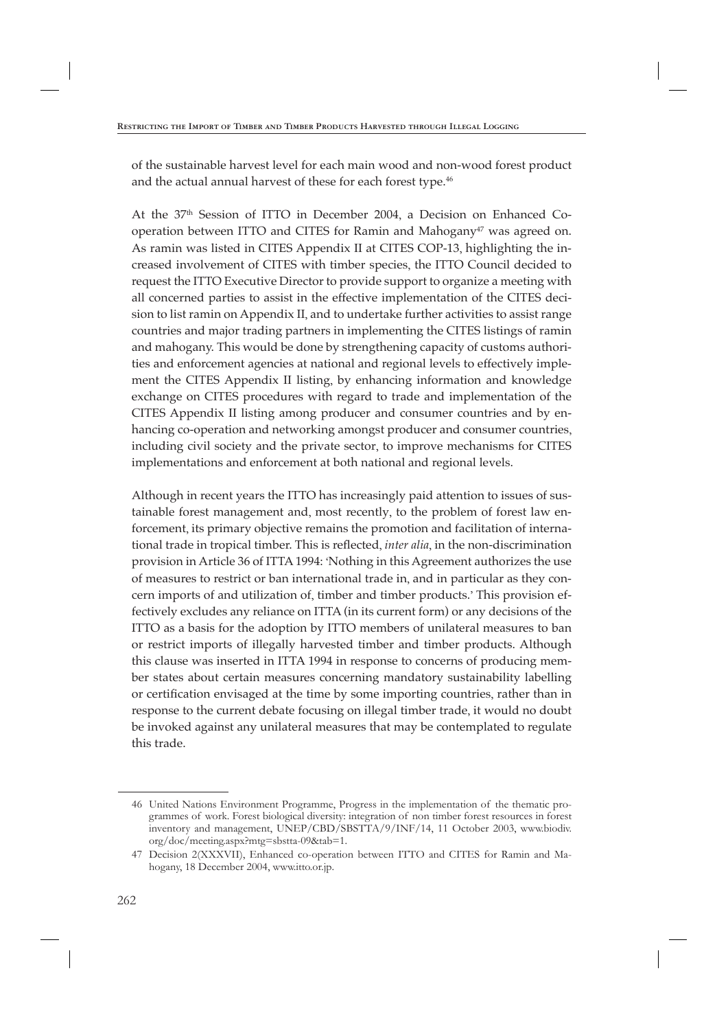of the sustainable harvest level for each main wood and non-wood forest product and the actual annual harvest of these for each forest type.[46]

At the 37th Session of ITTO in December 2004, a Decision on Enhanced Co-operation between ITTO and CITES for Ramin and Mahogany[47] was agreed on. As ramin was listed in CITES Appendix II at CITES COP-13, highlighting the increased involvement of CITES with timber species, the ITTO Council decided to request the ITTO Executive Director to provide support to organize a meeting with all concerned parties to assist in the effective implementation of the CITES decision to list ramin on Appendix II, and to undertake further activities to assist range countries and major trading partners in implementing the CITES listings of ramin and mahogany. This would be done by strengthening capacity of customs authorities and enforcement agencies at national and regional levels to effectively implement the CITES Appendix II listing, by enhancing information and knowledge exchange on CITES procedures with regard to trade and implementation of the CITES Appendix II listing among producer and consumer countries and by enhancing co-operation and networking amongst producer and consumer countries, including civil society and the private sector, to improve mechanisms for CITES implementations and enforcement at both national and regional levels.

Although in recent years the ITTO has increasingly paid attention to issues of sustainable forest management and, most recently, to the problem of forest law enforcement, its primary objective remains the promotion and facilitation of international trade in tropical timber. This is reflected, *inter alia*, in the non-discrimination provision in Article 36 of ITTA 1994: 'Nothing in this Agreement authorizes the use of measures to restrict or ban international trade in, and in particular as they concern imports of and utilization of, timber and timber products.' This provision effectively excludes any reliance on ITTA (in its current form) or any decisions of the ITTO as a basis for the adoption by ITTO members of unilateral measures to ban or restrict imports of illegally harvested timber and timber products. Although this clause was inserted in ITTA 1994 in response to concerns of producing member states about certain measures concerning mandatory sustainability labelling or certification envisaged at the time by some importing countries, rather than in response to the current debate focusing on illegal timber trade, it would no doubt be invoked against any unilateral measures that may be contemplated to regulate this trade.

---

46 United Nations Environment Programme, Progress in the implementation of the thematic programmes of work. Forest biological diversity: integration of non timber forest resources in forest inventory and management, UNEP/CBD/SBSTTA/9/INF/14, 11 October 2003, www.biodiv.org/doc/meeting.aspx?mtg=sbstta-09&tab=1.

47 Decision 2(XXXVII), Enhanced co-operation between ITTO and CITES for Ramin and Mahogany, 18 December 2004, www.itto.or.jp.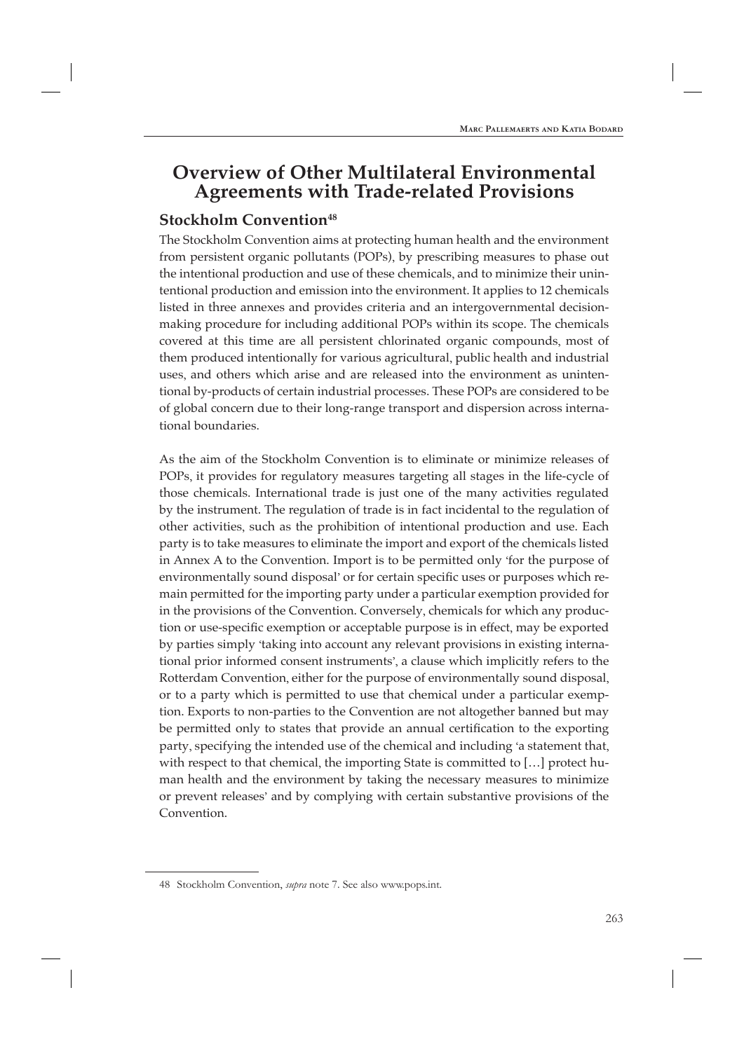# Overview of Other Multilateral Environmental Agreements with Trade-related Provisions

## Stockholm Convention[48]

The Stockholm Convention aims at protecting human health and the environment from persistent organic pollutants (POPs), by prescribing measures to phase out the intentional production and use of these chemicals, and to minimize their unintentional production and emission into the environment. It applies to 12 chemicals listed in three annexes and provides criteria and an intergovernmental decision-making procedure for including additional POPs within its scope. The chemicals covered at this time are all persistent chlorinated organic compounds, most of them produced intentionally for various agricultural, public health and industrial uses, and others which arise and are released into the environment as unintentional by-products of certain industrial processes. These POPs are considered to be of global concern due to their long-range transport and dispersion across international boundaries.

As the aim of the Stockholm Convention is to eliminate or minimize releases of POPs, it provides for regulatory measures targeting all stages in the life-cycle of those chemicals. International trade is just one of the many activities regulated by the instrument. The regulation of trade is in fact incidental to the regulation of other activities, such as the prohibition of intentional production and use. Each party is to take measures to eliminate the import and export of the chemicals listed in Annex A to the Convention. Import is to be permitted only 'for the purpose of environmentally sound disposal' or for certain specific uses or purposes which remain permitted for the importing party under a particular exemption provided for in the provisions of the Convention. Conversely, chemicals for which any production or use-specific exemption or acceptable purpose is in effect, may be exported by parties simply 'taking into account any relevant provisions in existing international prior informed consent instruments', a clause which implicitly refers to the Rotterdam Convention, either for the purpose of environmentally sound disposal, or to a party which is permitted to use that chemical under a particular exemption. Exports to non-parties to the Convention are not altogether banned but may be permitted only to states that provide an annual certification to the exporting party, specifying the intended use of the chemical and including 'a statement that, with respect to that chemical, the importing State is committed to […] protect human health and the environment by taking the necessary measures to minimize or prevent releases' and by complying with certain substantive provisions of the Convention.

---

48 Stockholm Convention, *supra* note 7. See also www.pops.int.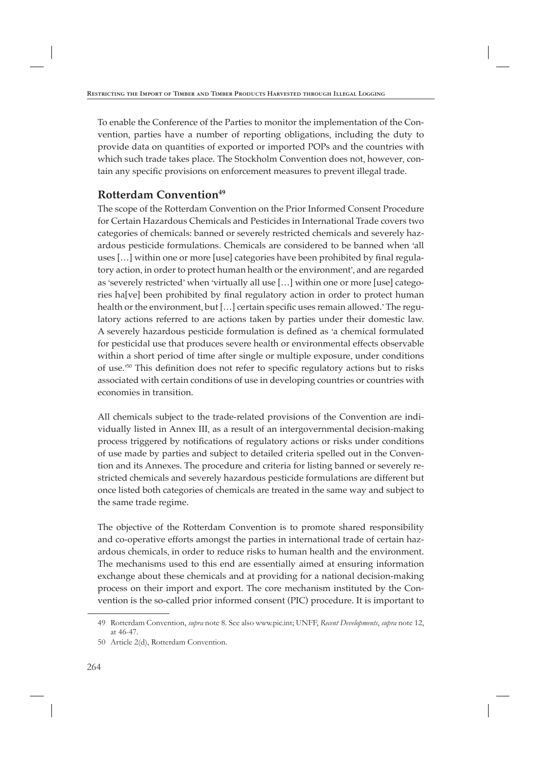To enable the Conference of the Parties to monitor the implementation of the Convention, parties have a number of reporting obligations, including the duty to provide data on quantities of exported or imported POPs and the countries with which such trade takes place. The Stockholm Convention does not, however, contain any specific provisions on enforcement measures to prevent illegal trade.

## Rotterdam Convention[49]

The scope of the Rotterdam Convention on the Prior Informed Consent Procedure for Certain Hazardous Chemicals and Pesticides in International Trade covers two categories of chemicals: banned or severely restricted chemicals and severely hazardous pesticide formulations. Chemicals are considered to be banned when 'all uses […] within one or more [use] categories have been prohibited by final regulatory action, in order to protect human health or the environment', and are regarded as 'severely restricted' when 'virtually all use […] within one or more [use] categories ha[ve] been prohibited by final regulatory action in order to protect human health or the environment, but […] certain specific uses remain allowed.' The regulatory actions referred to are actions taken by parties under their domestic law. A severely hazardous pesticide formulation is defined as 'a chemical formulated for pesticidal use that produces severe health or environmental effects observable within a short period of time after single or multiple exposure, under conditions of use.'[50] This definition does not refer to specific regulatory actions but to risks associated with certain conditions of use in developing countries or countries with economies in transition.

All chemicals subject to the trade-related provisions of the Convention are individually listed in Annex III, as a result of an intergovernmental decision-making process triggered by notifications of regulatory actions or risks under conditions of use made by parties and subject to detailed criteria spelled out in the Convention and its Annexes. The procedure and criteria for listing banned or severely restricted chemicals and severely hazardous pesticide formulations are different but once listed both categories of chemicals are treated in the same way and subject to the same trade regime.

The objective of the Rotterdam Convention is to promote shared responsibility and co-operative efforts amongst the parties in international trade of certain hazardous chemicals, in order to reduce risks to human health and the environment. The mechanisms used to this end are essentially aimed at ensuring information exchange about these chemicals and at providing for a national decision-making process on their import and export. The core mechanism instituted by the Convention is the so-called prior informed consent (PIC) procedure. It is important to

---

49 Rotterdam Convention, *supra* note 8. See also www.pic.int; UNFF, *Recent Developments*, *supra* note 12, at 46-47.

50 Article 2(d), Rotterdam Convention.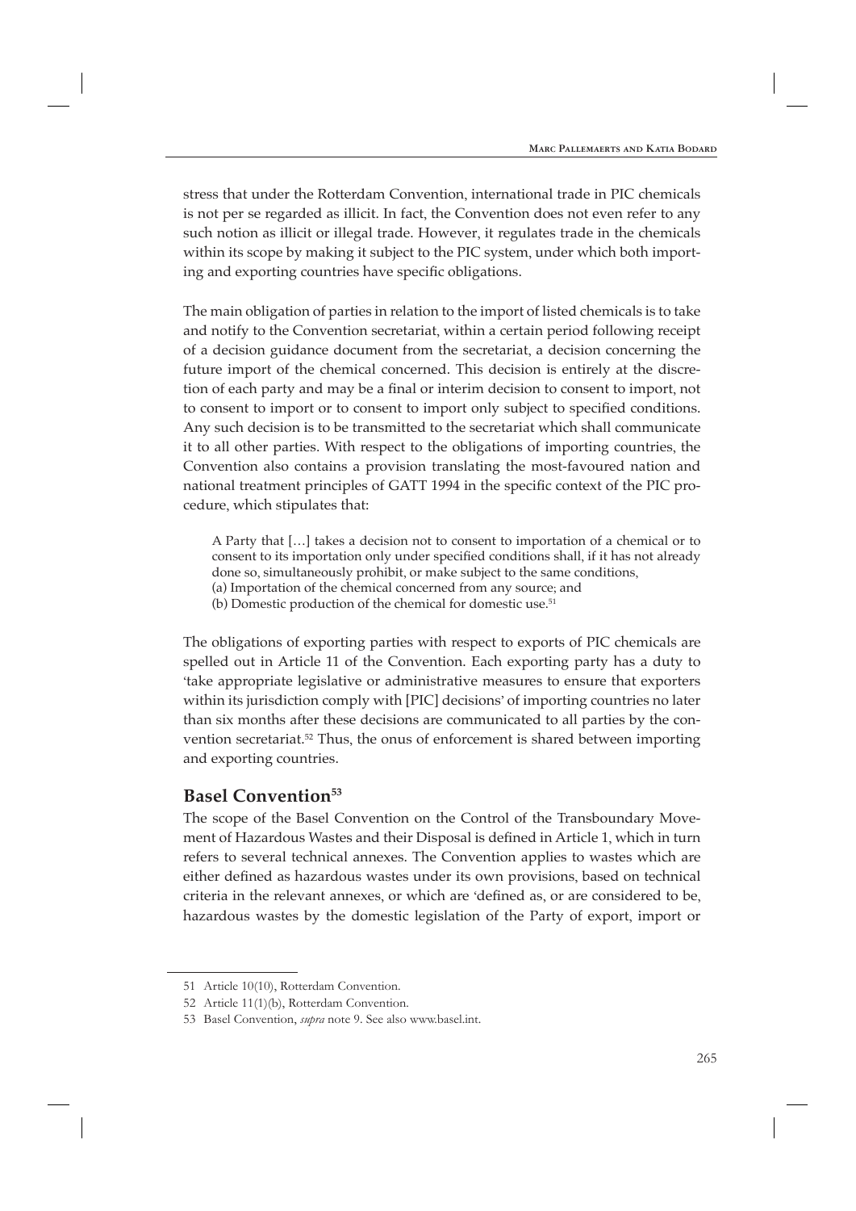stress that under the Rotterdam Convention, international trade in PIC chemicals is not per se regarded as illicit. In fact, the Convention does not even refer to any such notion as illicit or illegal trade. However, it regulates trade in the chemicals within its scope by making it subject to the PIC system, under which both importing and exporting countries have specific obligations.

The main obligation of parties in relation to the import of listed chemicals is to take and notify to the Convention secretariat, within a certain period following receipt of a decision guidance document from the secretariat, a decision concerning the future import of the chemical concerned. This decision is entirely at the discretion of each party and may be a final or interim decision to consent to import, not to consent to import or to consent to import only subject to specified conditions. Any such decision is to be transmitted to the secretariat which shall communicate it to all other parties. With respect to the obligations of importing countries, the Convention also contains a provision translating the most-favoured nation and national treatment principles of GATT 1994 in the specific context of the PIC procedure, which stipulates that:

> A Party that […] takes a decision not to consent to importation of a chemical or to consent to its importation only under specified conditions shall, if it has not already done so, simultaneously prohibit, or make subject to the same conditions,
> (a) Importation of the chemical concerned from any source; and
> (b) Domestic production of the chemical for domestic use.[51]

The obligations of exporting parties with respect to exports of PIC chemicals are spelled out in Article 11 of the Convention. Each exporting party has a duty to 'take appropriate legislative or administrative measures to ensure that exporters within its jurisdiction comply with [PIC] decisions' of importing countries no later than six months after these decisions are communicated to all parties by the convention secretariat.[52] Thus, the onus of enforcement is shared between importing and exporting countries.

## Basel Convention[53]

The scope of the Basel Convention on the Control of the Transboundary Movement of Hazardous Wastes and their Disposal is defined in Article 1, which in turn refers to several technical annexes. The Convention applies to wastes which are either defined as hazardous wastes under its own provisions, based on technical criteria in the relevant annexes, or which are 'defined as, or are considered to be, hazardous wastes by the domestic legislation of the Party of export, import or

---

51 Article 10(10), Rotterdam Convention.

52 Article 11(1)(b), Rotterdam Convention.

53 Basel Convention, *supra* note 9. See also www.basel.int.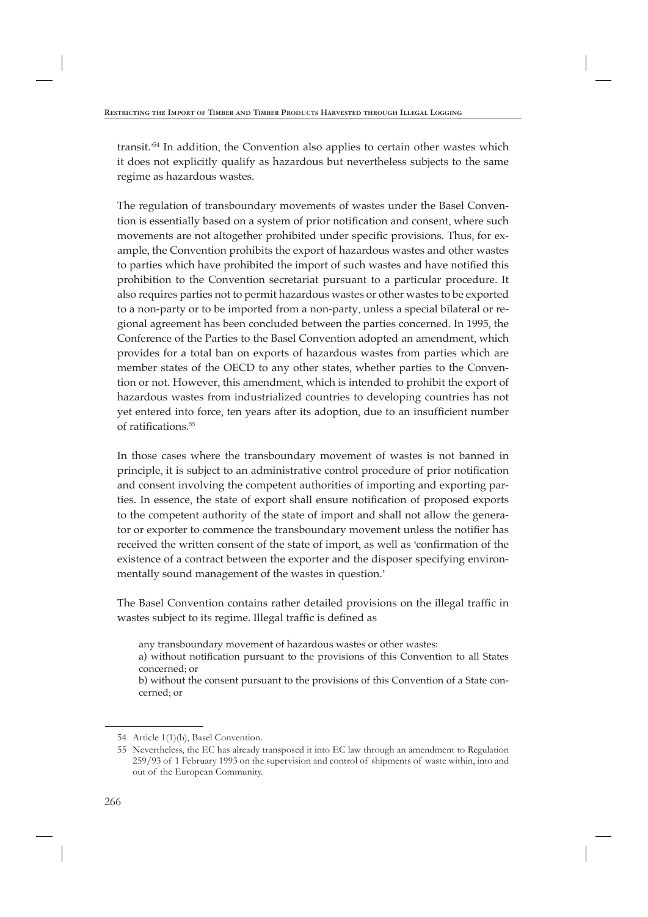transit.'[54] In addition, the Convention also applies to certain other wastes which it does not explicitly qualify as hazardous but nevertheless subjects to the same regime as hazardous wastes.

The regulation of transboundary movements of wastes under the Basel Convention is essentially based on a system of prior notification and consent, where such movements are not altogether prohibited under specific provisions. Thus, for example, the Convention prohibits the export of hazardous wastes and other wastes to parties which have prohibited the import of such wastes and have notified this prohibition to the Convention secretariat pursuant to a particular procedure. It also requires parties not to permit hazardous wastes or other wastes to be exported to a non-party or to be imported from a non-party, unless a special bilateral or regional agreement has been concluded between the parties concerned. In 1995, the Conference of the Parties to the Basel Convention adopted an amendment, which provides for a total ban on exports of hazardous wastes from parties which are member states of the OECD to any other states, whether parties to the Convention or not. However, this amendment, which is intended to prohibit the export of hazardous wastes from industrialized countries to developing countries has not yet entered into force, ten years after its adoption, due to an insufficient number of ratifications.[55]

In those cases where the transboundary movement of wastes is not banned in principle, it is subject to an administrative control procedure of prior notification and consent involving the competent authorities of importing and exporting parties. In essence, the state of export shall ensure notification of proposed exports to the competent authority of the state of import and shall not allow the generator or exporter to commence the transboundary movement unless the notifier has received the written consent of the state of import, as well as 'confirmation of the existence of a contract between the exporter and the disposer specifying environmentally sound management of the wastes in question.'

The Basel Convention contains rather detailed provisions on the illegal traffic in wastes subject to its regime. Illegal traffic is defined as

> any transboundary movement of hazardous wastes or other wastes:
> a) without notification pursuant to the provisions of this Convention to all States concerned; or
> b) without the consent pursuant to the provisions of this Convention of a State concerned; or

---

54 Article 1(1)(b), Basel Convention.

55 Nevertheless, the EC has already transposed it into EC law through an amendment to Regulation 259/93 of 1 February 1993 on the supervision and control of shipments of waste within, into and out of the European Community.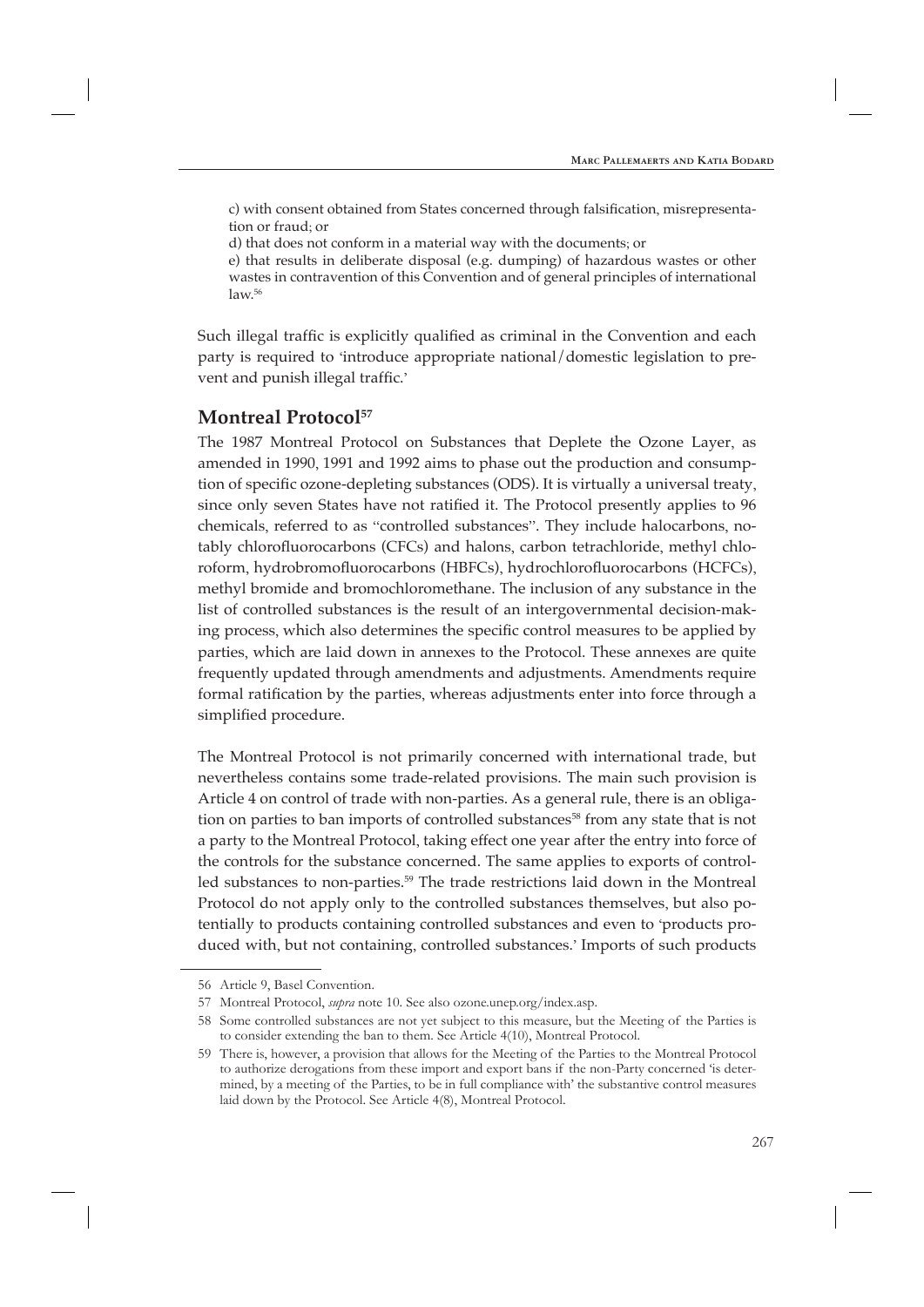c) with consent obtained from States concerned through falsification, misrepresentation or fraud; or

d) that does not conform in a material way with the documents; or

e) that results in deliberate disposal (e.g. dumping) of hazardous wastes or other wastes in contravention of this Convention and of general principles of international law.[56]

Such illegal traffic is explicitly qualified as criminal in the Convention and each party is required to 'introduce appropriate national/domestic legislation to prevent and punish illegal traffic.'

## Montreal Protocol[57]

The 1987 Montreal Protocol on Substances that Deplete the Ozone Layer, as amended in 1990, 1991 and 1992 aims to phase out the production and consumption of specific ozone-depleting substances (ODS). It is virtually a universal treaty, since only seven States have not ratified it. The Protocol presently applies to 96 chemicals, referred to as "controlled substances". They include halocarbons, notably chlorofluorocarbons (CFCs) and halons, carbon tetrachloride, methyl chloroform, hydrobromofluorocarbons (HBFCs), hydrochlorofluorocarbons (HCFCs), methyl bromide and bromochloromethane. The inclusion of any substance in the list of controlled substances is the result of an intergovernmental decision-making process, which also determines the specific control measures to be applied by parties, which are laid down in annexes to the Protocol. These annexes are quite frequently updated through amendments and adjustments. Amendments require formal ratification by the parties, whereas adjustments enter into force through a simplified procedure.

The Montreal Protocol is not primarily concerned with international trade, but nevertheless contains some trade-related provisions. The main such provision is Article 4 on control of trade with non-parties. As a general rule, there is an obligation on parties to ban imports of controlled substances[58] from any state that is not a party to the Montreal Protocol, taking effect one year after the entry into force of the controls for the substance concerned. The same applies to exports of controlled substances to non-parties.[59] The trade restrictions laid down in the Montreal Protocol do not apply only to the controlled substances themselves, but also potentially to products containing controlled substances and even to 'products produced with, but not containing, controlled substances.' Imports of such products

---

56 Article 9, Basel Convention.

57 Montreal Protocol, *supra* note 10. See also ozone.unep.org/index.asp.

58 Some controlled substances are not yet subject to this measure, but the Meeting of the Parties is to consider extending the ban to them. See Article 4(10), Montreal Protocol.

59 There is, however, a provision that allows for the Meeting of the Parties to the Montreal Protocol to authorize derogations from these import and export bans if the non-Party concerned 'is determined, by a meeting of the Parties, to be in full compliance with' the substantive control measures laid down by the Protocol. See Article 4(8), Montreal Protocol.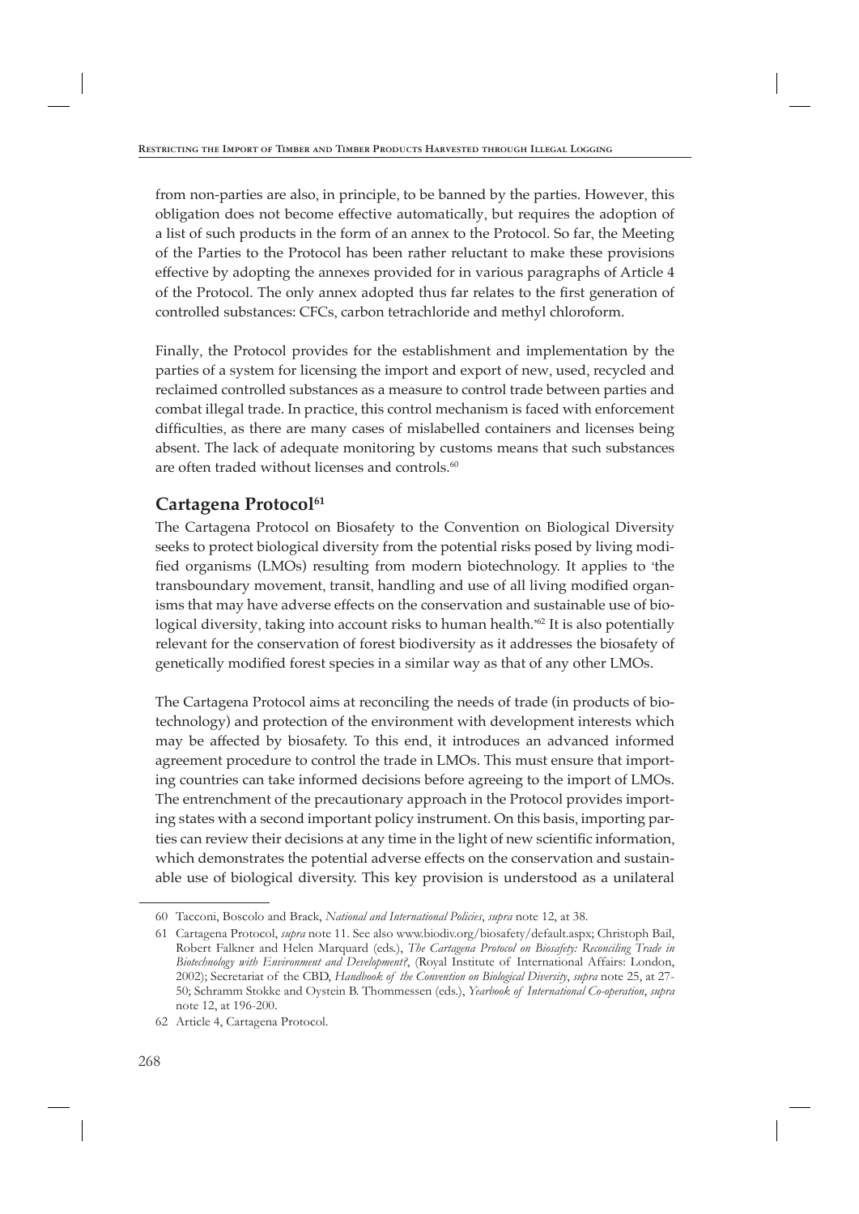from non-parties are also, in principle, to be banned by the parties. However, this obligation does not become effective automatically, but requires the adoption of a list of such products in the form of an annex to the Protocol. So far, the Meeting of the Parties to the Protocol has been rather reluctant to make these provisions effective by adopting the annexes provided for in various paragraphs of Article 4 of the Protocol. The only annex adopted thus far relates to the first generation of controlled substances: CFCs, carbon tetrachloride and methyl chloroform.

Finally, the Protocol provides for the establishment and implementation by the parties of a system for licensing the import and export of new, used, recycled and reclaimed controlled substances as a measure to control trade between parties and combat illegal trade. In practice, this control mechanism is faced with enforcement difficulties, as there are many cases of mislabelled containers and licenses being absent. The lack of adequate monitoring by customs means that such substances are often traded without licenses and controls.[60]

## Cartagena Protocol[61]

The Cartagena Protocol on Biosafety to the Convention on Biological Diversity seeks to protect biological diversity from the potential risks posed by living modified organisms (LMOs) resulting from modern biotechnology. It applies to 'the transboundary movement, transit, handling and use of all living modified organisms that may have adverse effects on the conservation and sustainable use of biological diversity, taking into account risks to human health.'[62] It is also potentially relevant for the conservation of forest biodiversity as it addresses the biosafety of genetically modified forest species in a similar way as that of any other LMOs.

The Cartagena Protocol aims at reconciling the needs of trade (in products of biotechnology) and protection of the environment with development interests which may be affected by biosafety. To this end, it introduces an advanced informed agreement procedure to control the trade in LMOs. This must ensure that importing countries can take informed decisions before agreeing to the import of LMOs. The entrenchment of the precautionary approach in the Protocol provides importing states with a second important policy instrument. On this basis, importing parties can review their decisions at any time in the light of new scientific information, which demonstrates the potential adverse effects on the conservation and sustainable use of biological diversity. This key provision is understood as a unilateral

---

60 Tacconi, Boscolo and Brack, *National and International Policies*, *supra* note 12, at 38.

61 Cartagena Protocol, *supra* note 11. See also www.biodiv.org/biosafety/default.aspx; Christoph Bail, Robert Falkner and Helen Marquard (eds.), *The Cartagena Protocol on Biosafety: Reconciling Trade in Biotechnology with Environment and Development?*, (Royal Institute of International Affairs: London, 2002); Secretariat of the CBD, *Handbook of the Convention on Biological Diversity*, *supra* note 25, at 27-50; Schramm Stokke and Oystein B. Thommessen (eds.), *Yearbook of International Co-operation*, *supra* note 12, at 196-200.

62 Article 4, Cartagena Protocol.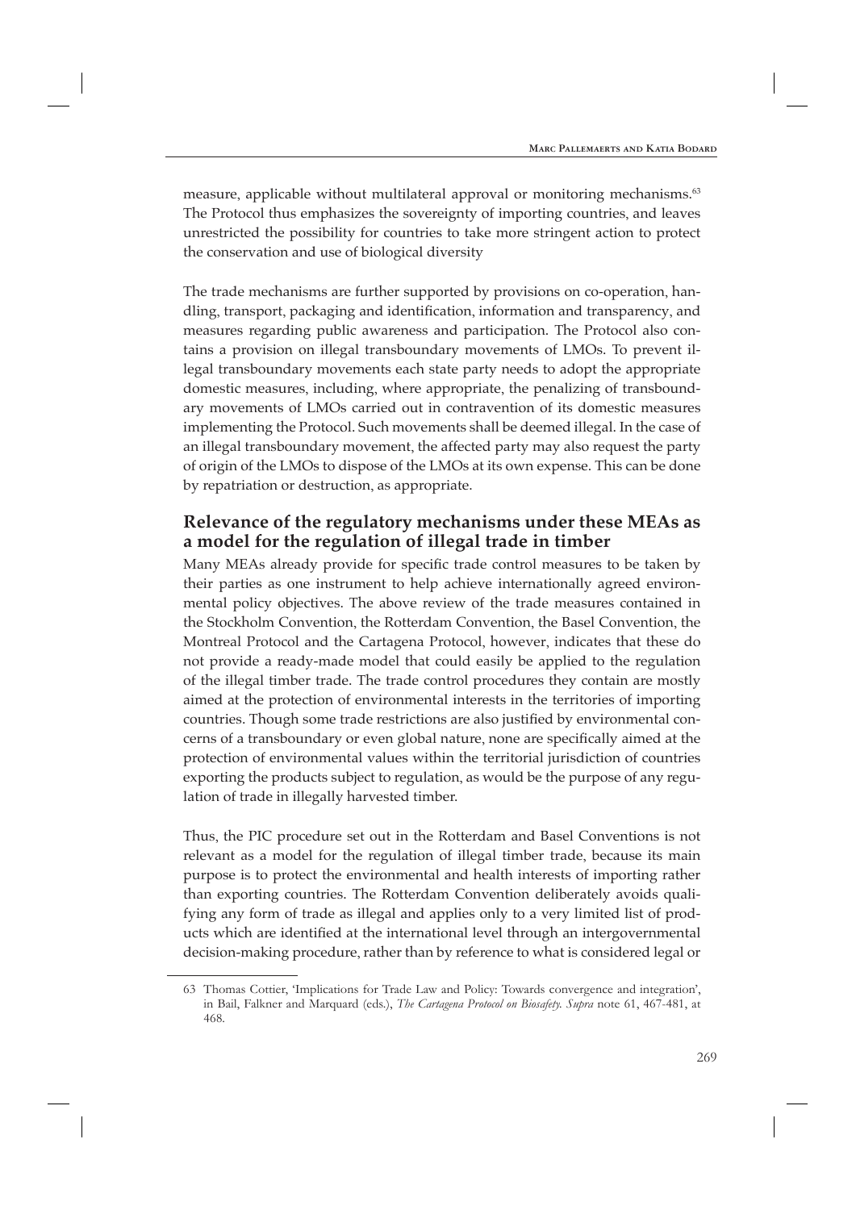measure, applicable without multilateral approval or monitoring mechanisms.[63] The Protocol thus emphasizes the sovereignty of importing countries, and leaves unrestricted the possibility for countries to take more stringent action to protect the conservation and use of biological diversity

The trade mechanisms are further supported by provisions on co-operation, handling, transport, packaging and identification, information and transparency, and measures regarding public awareness and participation. The Protocol also contains a provision on illegal transboundary movements of LMOs. To prevent illegal transboundary movements each state party needs to adopt the appropriate domestic measures, including, where appropriate, the penalizing of transboundary movements of LMOs carried out in contravention of its domestic measures implementing the Protocol. Such movements shall be deemed illegal. In the case of an illegal transboundary movement, the affected party may also request the party of origin of the LMOs to dispose of the LMOs at its own expense. This can be done by repatriation or destruction, as appropriate.

## Relevance of the regulatory mechanisms under these MEAs as a model for the regulation of illegal trade in timber

Many MEAs already provide for specific trade control measures to be taken by their parties as one instrument to help achieve internationally agreed environmental policy objectives. The above review of the trade measures contained in the Stockholm Convention, the Rotterdam Convention, the Basel Convention, the Montreal Protocol and the Cartagena Protocol, however, indicates that these do not provide a ready-made model that could easily be applied to the regulation of the illegal timber trade. The trade control procedures they contain are mostly aimed at the protection of environmental interests in the territories of importing countries. Though some trade restrictions are also justified by environmental concerns of a transboundary or even global nature, none are specifically aimed at the protection of environmental values within the territorial jurisdiction of countries exporting the products subject to regulation, as would be the purpose of any regulation of trade in illegally harvested timber.

Thus, the PIC procedure set out in the Rotterdam and Basel Conventions is not relevant as a model for the regulation of illegal timber trade, because its main purpose is to protect the environmental and health interests of importing rather than exporting countries. The Rotterdam Convention deliberately avoids qualifying any form of trade as illegal and applies only to a very limited list of products which are identified at the international level through an intergovernmental decision-making procedure, rather than by reference to what is considered legal or

63 Thomas Cottier, 'Implications for Trade Law and Policy: Towards convergence and integration', in Bail, Falkner and Marquard (eds.), *The Cartagena Protocol on Biosafety. Supra* note 61, 467-481, at 468.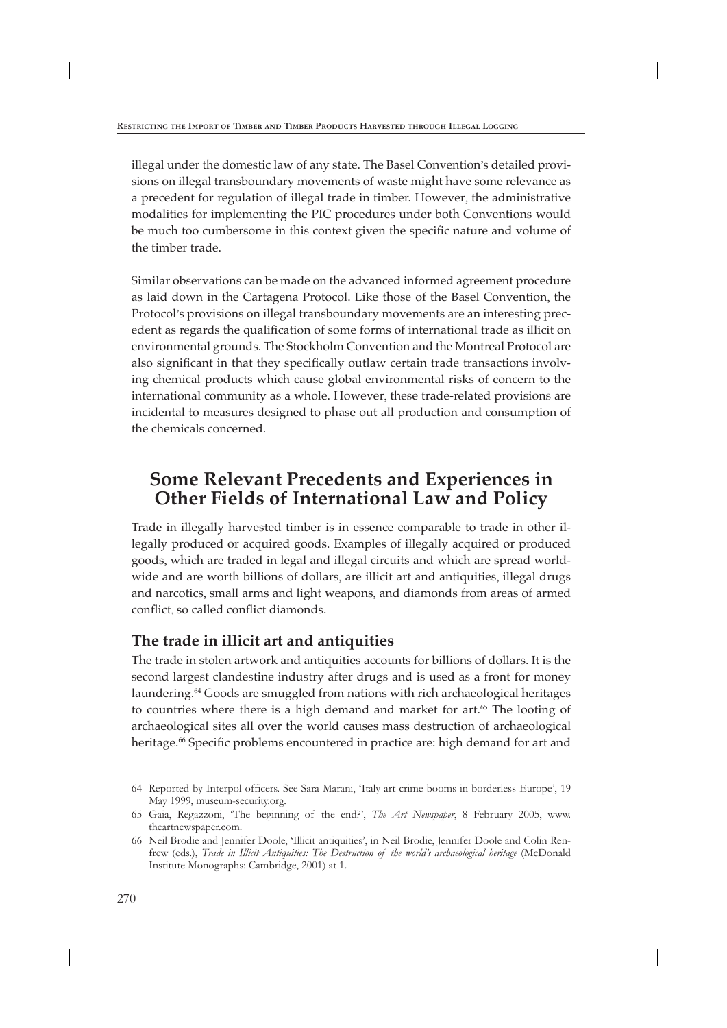illegal under the domestic law of any state. The Basel Convention's detailed provisions on illegal transboundary movements of waste might have some relevance as a precedent for regulation of illegal trade in timber. However, the administrative modalities for implementing the PIC procedures under both Conventions would be much too cumbersome in this context given the specific nature and volume of the timber trade.

Similar observations can be made on the advanced informed agreement procedure as laid down in the Cartagena Protocol. Like those of the Basel Convention, the Protocol's provisions on illegal transboundary movements are an interesting precedent as regards the qualification of some forms of international trade as illicit on environmental grounds. The Stockholm Convention and the Montreal Protocol are also significant in that they specifically outlaw certain trade transactions involving chemical products which cause global environmental risks of concern to the international community as a whole. However, these trade-related provisions are incidental to measures designed to phase out all production and consumption of the chemicals concerned.

## Some Relevant Precedents and Experiences in Other Fields of International Law and Policy

Trade in illegally harvested timber is in essence comparable to trade in other illegally produced or acquired goods. Examples of illegally acquired or produced goods, which are traded in legal and illegal circuits and which are spread worldwide and are worth billions of dollars, are illicit art and antiquities, illegal drugs and narcotics, small arms and light weapons, and diamonds from areas of armed conflict, so called conflict diamonds.

### The trade in illicit art and antiquities

The trade in stolen artwork and antiquities accounts for billions of dollars. It is the second largest clandestine industry after drugs and is used as a front for money laundering.[64] Goods are smuggled from nations with rich archaeological heritages to countries where there is a high demand and market for art.[65] The looting of archaeological sites all over the world causes mass destruction of archaeological heritage.[66] Specific problems encountered in practice are: high demand for art and

---

64 Reported by Interpol officers. See Sara Marani, 'Italy art crime booms in borderless Europe', 19 May 1999, museum-security.org.

65 Gaia, Regazzoni, 'The beginning of the end?', *The Art Newspaper*, 8 February 2005, www.theartnewspaper.com.

66 Neil Brodie and Jennifer Doole, 'Illicit antiquities', in Neil Brodie, Jennifer Doole and Colin Renfrew (eds.), *Trade in Illicit Antiquities: The Destruction of the world's archaeological heritage* (McDonald Institute Monographs: Cambridge, 2001) at 1.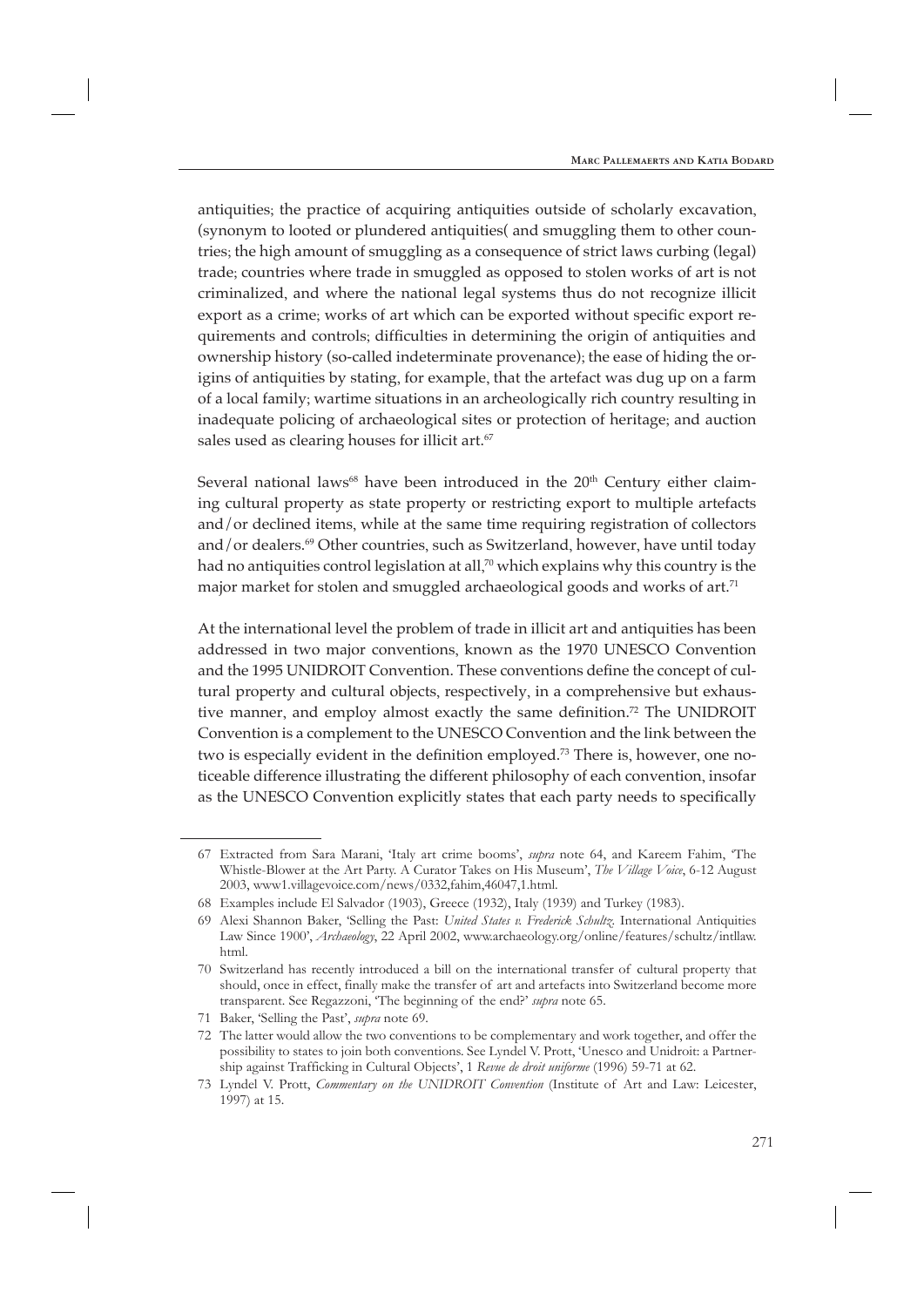antiquities; the practice of acquiring antiquities outside of scholarly excavation, (synonym to looted or plundered antiquities( and smuggling them to other countries; the high amount of smuggling as a consequence of strict laws curbing (legal) trade; countries where trade in smuggled as opposed to stolen works of art is not criminalized, and where the national legal systems thus do not recognize illicit export as a crime; works of art which can be exported without specific export requirements and controls; difficulties in determining the origin of antiquities and ownership history (so-called indeterminate provenance); the ease of hiding the origins of antiquities by stating, for example, that the artefact was dug up on a farm of a local family; wartime situations in an archeologically rich country resulting in inadequate policing of archaeological sites or protection of heritage; and auction sales used as clearing houses for illicit art.[67]

Several national laws[68] have been introduced in the 20th Century either claiming cultural property as state property or restricting export to multiple artefacts and/or declined items, while at the same time requiring registration of collectors and/or dealers.[69] Other countries, such as Switzerland, however, have until today had no antiquities control legislation at all,[70] which explains why this country is the major market for stolen and smuggled archaeological goods and works of art.[71]

At the international level the problem of trade in illicit art and antiquities has been addressed in two major conventions, known as the 1970 UNESCO Convention and the 1995 UNIDROIT Convention. These conventions define the concept of cultural property and cultural objects, respectively, in a comprehensive but exhaustive manner, and employ almost exactly the same definition.[72] The UNIDROIT Convention is a complement to the UNESCO Convention and the link between the two is especially evident in the definition employed.[73] There is, however, one noticeable difference illustrating the different philosophy of each convention, insofar as the UNESCO Convention explicitly states that each party needs to specifically

---

67 Extracted from Sara Marani, 'Italy art crime booms', *supra* note 64, and Kareem Fahim, 'The Whistle-Blower at the Art Party. A Curator Takes on His Museum', *The Village Voice*, 6-12 August 2003, www1.villagevoice.com/news/0332,fahim,46047,1.html.

68 Examples include El Salvador (1903), Greece (1932), Italy (1939) and Turkey (1983).

69 Alexi Shannon Baker, 'Selling the Past: *United States v. Frederick Schultz*. International Antiquities Law Since 1900', *Archaeology*, 22 April 2002, www.archaeology.org/online/features/schultz/intllaw.html.

70 Switzerland has recently introduced a bill on the international transfer of cultural property that should, once in effect, finally make the transfer of art and artefacts into Switzerland become more transparent. See Regazzoni, 'The beginning of the end?' *supra* note 65.

71 Baker, 'Selling the Past', *supra* note 69.

72 The latter would allow the two conventions to be complementary and work together, and offer the possibility to states to join both conventions. See Lyndel V. Prott, 'Unesco and Unidroit: a Partnership against Trafficking in Cultural Objects', 1 *Revue de droit uniforme* (1996) 59-71 at 62.

73 Lyndel V. Prott, *Commentary on the UNIDROIT Convention* (Institute of Art and Law: Leicester, 1997) at 15.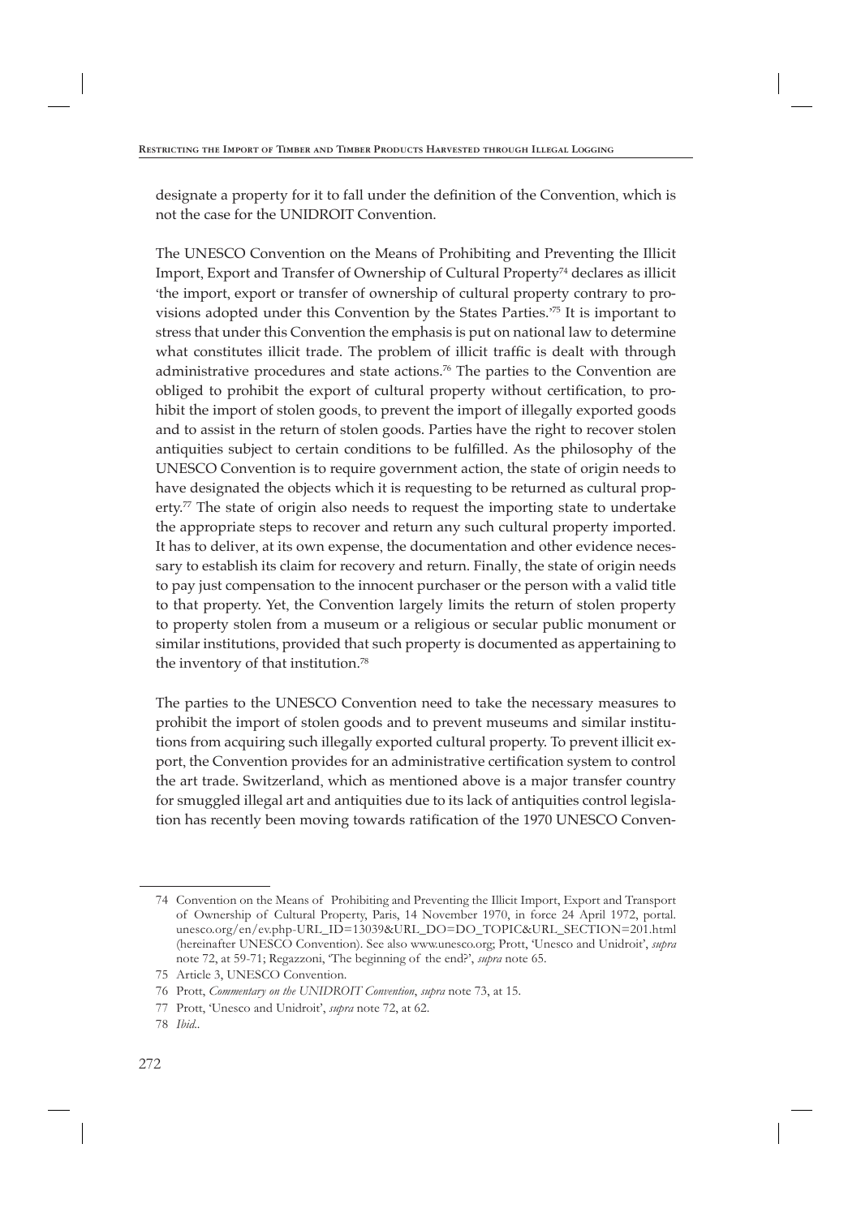designate a property for it to fall under the definition of the Convention, which is not the case for the UNIDROIT Convention.

The UNESCO Convention on the Means of Prohibiting and Preventing the Illicit Import, Export and Transfer of Ownership of Cultural Property[74] declares as illicit 'the import, export or transfer of ownership of cultural property contrary to provisions adopted under this Convention by the States Parties.'[75] It is important to stress that under this Convention the emphasis is put on national law to determine what constitutes illicit trade. The problem of illicit traffic is dealt with through administrative procedures and state actions.[76] The parties to the Convention are obliged to prohibit the export of cultural property without certification, to prohibit the import of stolen goods, to prevent the import of illegally exported goods and to assist in the return of stolen goods. Parties have the right to recover stolen antiquities subject to certain conditions to be fulfilled. As the philosophy of the UNESCO Convention is to require government action, the state of origin needs to have designated the objects which it is requesting to be returned as cultural property.[77] The state of origin also needs to request the importing state to undertake the appropriate steps to recover and return any such cultural property imported. It has to deliver, at its own expense, the documentation and other evidence necessary to establish its claim for recovery and return. Finally, the state of origin needs to pay just compensation to the innocent purchaser or the person with a valid title to that property. Yet, the Convention largely limits the return of stolen property to property stolen from a museum or a religious or secular public monument or similar institutions, provided that such property is documented as appertaining to the inventory of that institution.[78]

The parties to the UNESCO Convention need to take the necessary measures to prohibit the import of stolen goods and to prevent museums and similar institutions from acquiring such illegally exported cultural property. To prevent illicit export, the Convention provides for an administrative certification system to control the art trade. Switzerland, which as mentioned above is a major transfer country for smuggled illegal art and antiquities due to its lack of antiquities control legislation has recently been moving towards ratification of the 1970 UNESCO Conven-

---

74 Convention on the Means of Prohibiting and Preventing the Illicit Import, Export and Transport of Ownership of Cultural Property, Paris, 14 November 1970, in force 24 April 1972, portal.unesco.org/en/ev.php-URL_ID=13039&URL_DO=DO_TOPIC&URL_SECTION=201.html (hereinafter UNESCO Convention). See also www.unesco.org; Prott, 'Unesco and Unidroit', *supra* note 72, at 59-71; Regazzoni, 'The beginning of the end?', *supra* note 65.

75 Article 3, UNESCO Convention.

76 Prott, *Commentary on the UNIDROIT Convention*, *supra* note 73, at 15.

77 Prott, 'Unesco and Unidroit', *supra* note 72, at 62.

78 *Ibid.*.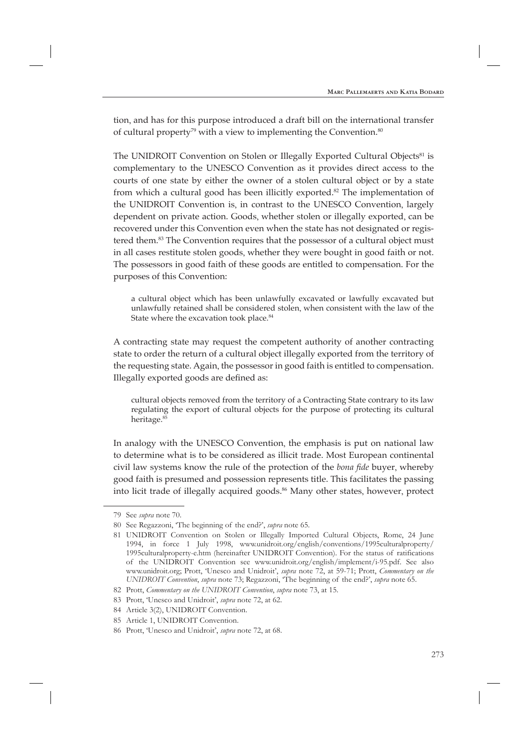tion, and has for this purpose introduced a draft bill on the international transfer of cultural property[79] with a view to implementing the Convention.[80]

The UNIDROIT Convention on Stolen or Illegally Exported Cultural Objects[81] is complementary to the UNESCO Convention as it provides direct access to the courts of one state by either the owner of a stolen cultural object or by a state from which a cultural good has been illicitly exported.[82] The implementation of the UNIDROIT Convention is, in contrast to the UNESCO Convention, largely dependent on private action. Goods, whether stolen or illegally exported, can be recovered under this Convention even when the state has not designated or registered them.[83] The Convention requires that the possessor of a cultural object must in all cases restitute stolen goods, whether they were bought in good faith or not. The possessors in good faith of these goods are entitled to compensation. For the purposes of this Convention:

> a cultural object which has been unlawfully excavated or lawfully excavated but unlawfully retained shall be considered stolen, when consistent with the law of the State where the excavation took place.[84]

A contracting state may request the competent authority of another contracting state to order the return of a cultural object illegally exported from the territory of the requesting state. Again, the possessor in good faith is entitled to compensation. Illegally exported goods are defined as:

> cultural objects removed from the territory of a Contracting State contrary to its law regulating the export of cultural objects for the purpose of protecting its cultural heritage.[85]

In analogy with the UNESCO Convention, the emphasis is put on national law to determine what is to be considered as illicit trade. Most European continental civil law systems know the rule of the protection of the *bona fide* buyer, whereby good faith is presumed and possession represents title. This facilitates the passing into licit trade of illegally acquired goods.[86] Many other states, however, protect

---

79 See *supra* note 70.

80 See Regazzoni, 'The beginning of the end?', *supra* note 65.

81 UNIDROIT Convention on Stolen or Illegally Imported Cultural Objects, Rome, 24 June 1994, in force 1 July 1998, www.unidroit.org/english/conventions/1995culturalproperty/1995culturalproperty-e.htm (hereinafter UNIDROIT Convention). For the status of ratifications of the UNIDROIT Convention see www.unidroit.org/english/implement/i-95.pdf. See also www.unidroit.org; Prott, 'Unesco and Unidroit', *supra* note 72, at 59-71; Prott, *Commentary on the UNIDROIT Convention*, *supra* note 73; Regazzoni, 'The beginning of the end?', *supra* note 65.

82 Prott, *Commentary on the UNIDROIT Convention*, *supra* note 73, at 15.

83 Prott, 'Unesco and Unidroit', *supra* note 72, at 62.

84 Article 3(2), UNIDROIT Convention.

85 Article 1, UNIDROIT Convention.

86 Prott, 'Unesco and Unidroit', *supra* note 72, at 68.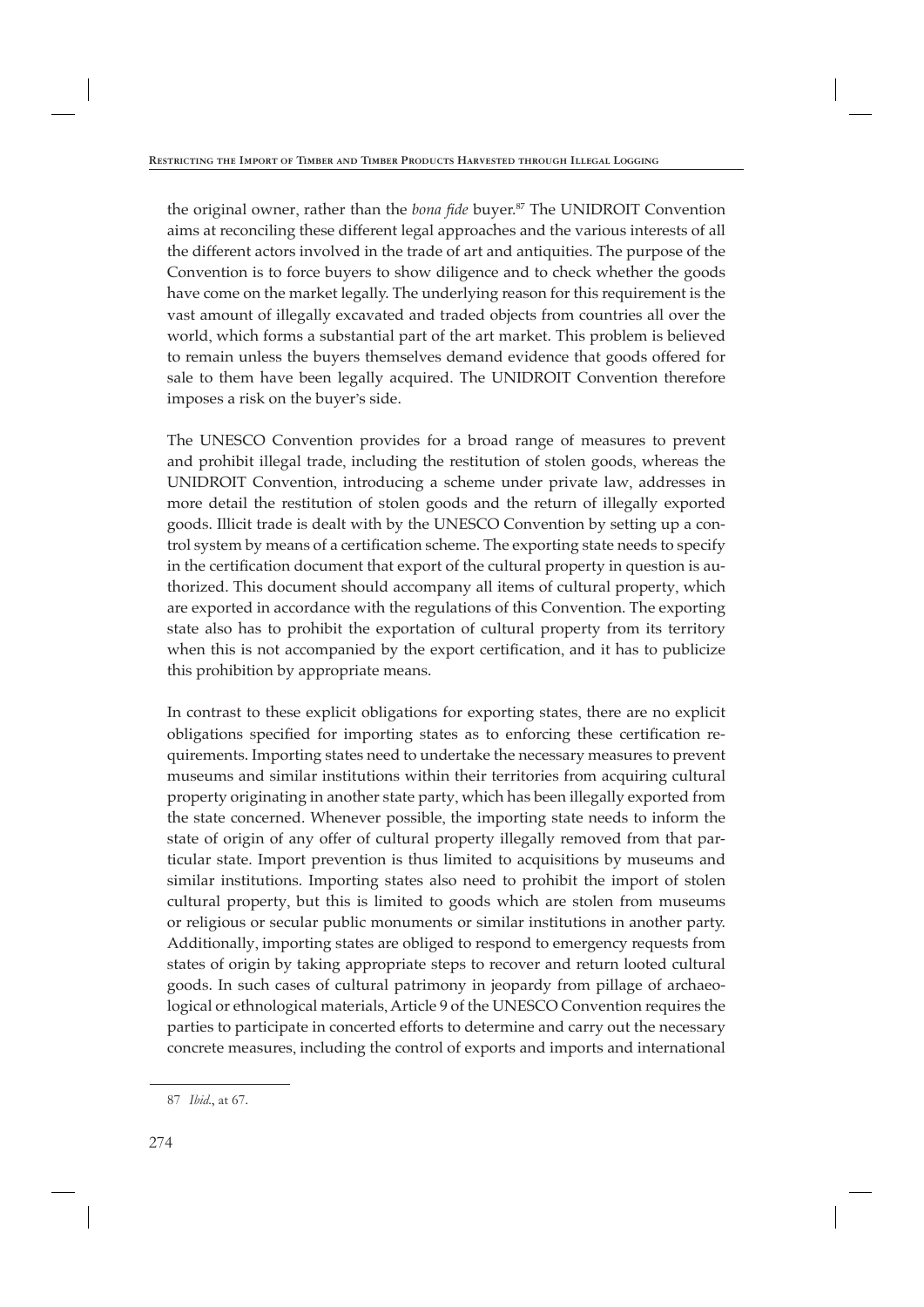the original owner, rather than the *bona fide* buyer.[87] The UNIDROIT Convention aims at reconciling these different legal approaches and the various interests of all the different actors involved in the trade of art and antiquities. The purpose of the Convention is to force buyers to show diligence and to check whether the goods have come on the market legally. The underlying reason for this requirement is the vast amount of illegally excavated and traded objects from countries all over the world, which forms a substantial part of the art market. This problem is believed to remain unless the buyers themselves demand evidence that goods offered for sale to them have been legally acquired. The UNIDROIT Convention therefore imposes a risk on the buyer's side.

The UNESCO Convention provides for a broad range of measures to prevent and prohibit illegal trade, including the restitution of stolen goods, whereas the UNIDROIT Convention, introducing a scheme under private law, addresses in more detail the restitution of stolen goods and the return of illegally exported goods. Illicit trade is dealt with by the UNESCO Convention by setting up a control system by means of a certification scheme. The exporting state needs to specify in the certification document that export of the cultural property in question is authorized. This document should accompany all items of cultural property, which are exported in accordance with the regulations of this Convention. The exporting state also has to prohibit the exportation of cultural property from its territory when this is not accompanied by the export certification, and it has to publicize this prohibition by appropriate means.

In contrast to these explicit obligations for exporting states, there are no explicit obligations specified for importing states as to enforcing these certification requirements. Importing states need to undertake the necessary measures to prevent museums and similar institutions within their territories from acquiring cultural property originating in another state party, which has been illegally exported from the state concerned. Whenever possible, the importing state needs to inform the state of origin of any offer of cultural property illegally removed from that particular state. Import prevention is thus limited to acquisitions by museums and similar institutions. Importing states also need to prohibit the import of stolen cultural property, but this is limited to goods which are stolen from museums or religious or secular public monuments or similar institutions in another party. Additionally, importing states are obliged to respond to emergency requests from states of origin by taking appropriate steps to recover and return looted cultural goods. In such cases of cultural patrimony in jeopardy from pillage of archaeological or ethnological materials, Article 9 of the UNESCO Convention requires the parties to participate in concerted efforts to determine and carry out the necessary concrete measures, including the control of exports and imports and international

87 *Ibid.*, at 67.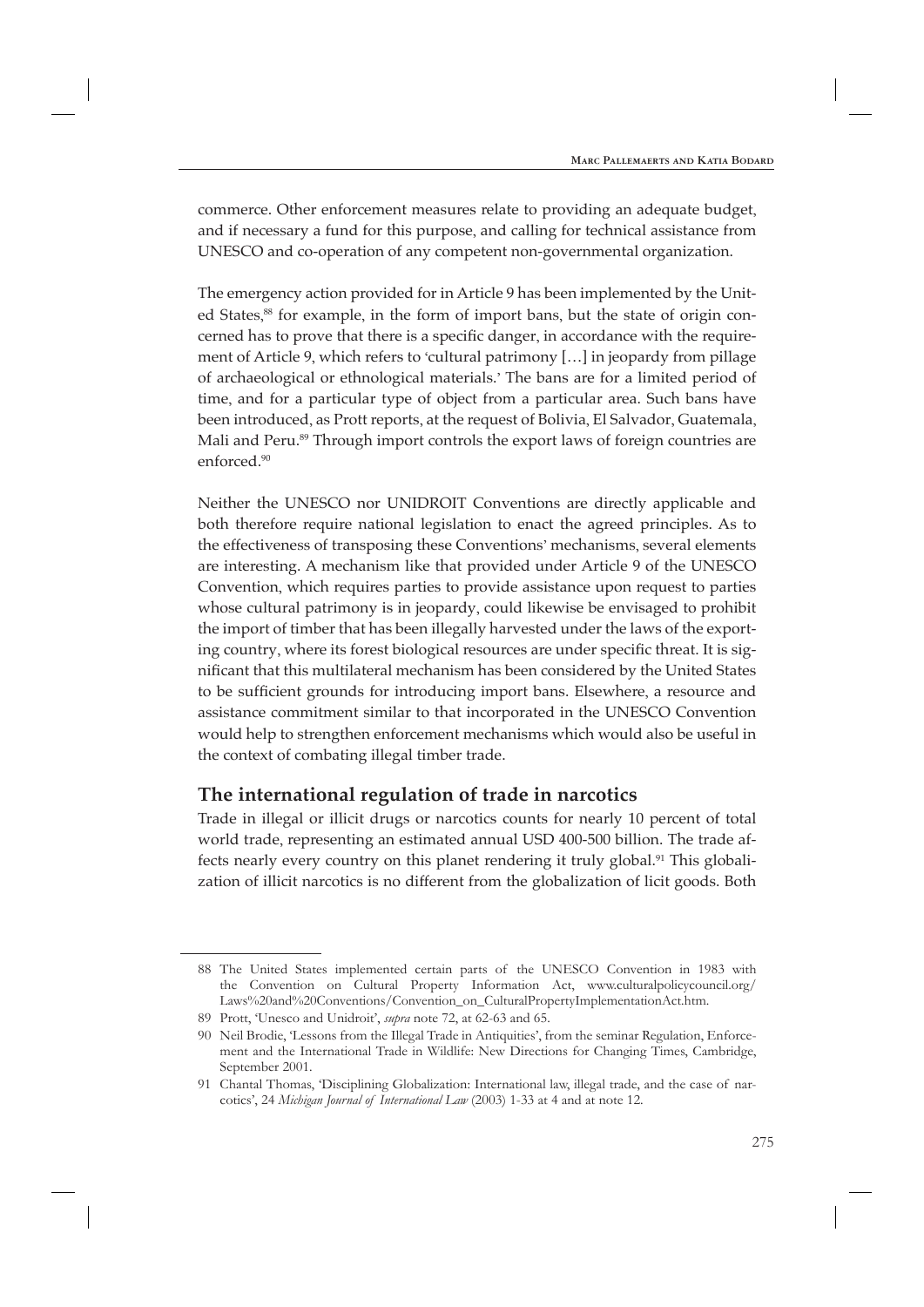commerce. Other enforcement measures relate to providing an adequate budget, and if necessary a fund for this purpose, and calling for technical assistance from UNESCO and co-operation of any competent non-governmental organization.

The emergency action provided for in Article 9 has been implemented by the United States,[88] for example, in the form of import bans, but the state of origin concerned has to prove that there is a specific danger, in accordance with the requirement of Article 9, which refers to 'cultural patrimony […] in jeopardy from pillage of archaeological or ethnological materials.' The bans are for a limited period of time, and for a particular type of object from a particular area. Such bans have been introduced, as Prott reports, at the request of Bolivia, El Salvador, Guatemala, Mali and Peru.[89] Through import controls the export laws of foreign countries are enforced.[90]

Neither the UNESCO nor UNIDROIT Conventions are directly applicable and both therefore require national legislation to enact the agreed principles. As to the effectiveness of transposing these Conventions' mechanisms, several elements are interesting. A mechanism like that provided under Article 9 of the UNESCO Convention, which requires parties to provide assistance upon request to parties whose cultural patrimony is in jeopardy, could likewise be envisaged to prohibit the import of timber that has been illegally harvested under the laws of the exporting country, where its forest biological resources are under specific threat. It is significant that this multilateral mechanism has been considered by the United States to be sufficient grounds for introducing import bans. Elsewhere, a resource and assistance commitment similar to that incorporated in the UNESCO Convention would help to strengthen enforcement mechanisms which would also be useful in the context of combating illegal timber trade.

## The international regulation of trade in narcotics

Trade in illegal or illicit drugs or narcotics counts for nearly 10 percent of total world trade, representing an estimated annual USD 400-500 billion. The trade affects nearly every country on this planet rendering it truly global.[91] This globalization of illicit narcotics is no different from the globalization of licit goods. Both

---

88 The United States implemented certain parts of the UNESCO Convention in 1983 with the Convention on Cultural Property Information Act, www.culturalpolicycouncil.org/Laws%20and%20Conventions/Convention_on_CulturalPropertyImplementationAct.htm.

89 Prott, 'Unesco and Unidroit', *supra* note 72, at 62-63 and 65.

90 Neil Brodie, 'Lessons from the Illegal Trade in Antiquities', from the seminar Regulation, Enforcement and the International Trade in Wildlife: New Directions for Changing Times, Cambridge, September 2001.

91 Chantal Thomas, 'Disciplining Globalization: International law, illegal trade, and the case of narcotics', 24 *Michigan Journal of International Law* (2003) 1-33 at 4 and at note 12.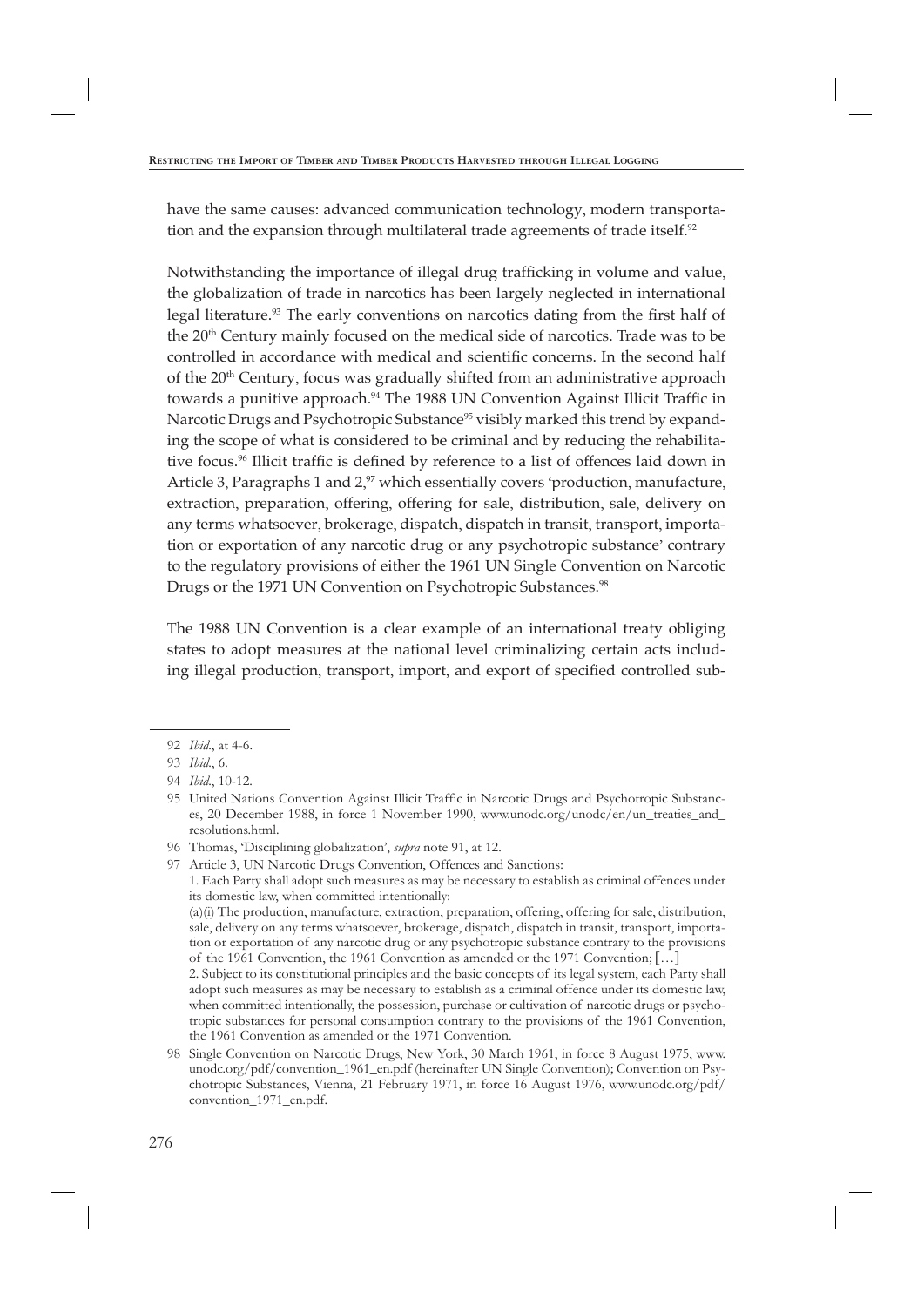have the same causes: advanced communication technology, modern transportation and the expansion through multilateral trade agreements of trade itself.[92]

Notwithstanding the importance of illegal drug trafficking in volume and value, the globalization of trade in narcotics has been largely neglected in international legal literature.[93] The early conventions on narcotics dating from the first half of the 20[th] Century mainly focused on the medical side of narcotics. Trade was to be controlled in accordance with medical and scientific concerns. In the second half of the 20[th] Century, focus was gradually shifted from an administrative approach towards a punitive approach.[94] The 1988 UN Convention Against Illicit Traffic in Narcotic Drugs and Psychotropic Substance[95] visibly marked this trend by expanding the scope of what is considered to be criminal and by reducing the rehabilitative focus.[96] Illicit traffic is defined by reference to a list of offences laid down in Article 3, Paragraphs 1 and 2,[97] which essentially covers 'production, manufacture, extraction, preparation, offering, offering for sale, distribution, sale, delivery on any terms whatsoever, brokerage, dispatch, dispatch in transit, transport, importation or exportation of any narcotic drug or any psychotropic substance' contrary to the regulatory provisions of either the 1961 UN Single Convention on Narcotic Drugs or the 1971 UN Convention on Psychotropic Substances.[98]

The 1988 UN Convention is a clear example of an international treaty obliging states to adopt measures at the national level criminalizing certain acts including illegal production, transport, import, and export of specified controlled sub-

---

92 *Ibid.*, at 4-6.

93 *Ibid.*, 6.

94 *Ibid.*, 10-12.

95 United Nations Convention Against Illicit Traffic in Narcotic Drugs and Psychotropic Substances, 20 December 1988, in force 1 November 1990, www.unodc.org/unodc/en/un_treaties_and_resolutions.html.

96 Thomas, 'Disciplining globalization', *supra* note 91, at 12.

97 Article 3, UN Narcotic Drugs Convention, Offences and Sanctions:
1. Each Party shall adopt such measures as may be necessary to establish as criminal offences under its domestic law, when committed intentionally:
(a)(i) The production, manufacture, extraction, preparation, offering, offering for sale, distribution, sale, delivery on any terms whatsoever, brokerage, dispatch, dispatch in transit, transport, importation or exportation of any narcotic drug or any psychotropic substance contrary to the provisions of the 1961 Convention, the 1961 Convention as amended or the 1971 Convention; […]
2. Subject to its constitutional principles and the basic concepts of its legal system, each Party shall adopt such measures as may be necessary to establish as a criminal offence under its domestic law, when committed intentionally, the possession, purchase or cultivation of narcotic drugs or psychotropic substances for personal consumption contrary to the provisions of the 1961 Convention, the 1961 Convention as amended or the 1971 Convention.

98 Single Convention on Narcotic Drugs, New York, 30 March 1961, in force 8 August 1975, www.unodc.org/pdf/convention_1961_en.pdf (hereinafter UN Single Convention); Convention on Psychotropic Substances, Vienna, 21 February 1971, in force 16 August 1976, www.unodc.org/pdf/convention_1971_en.pdf.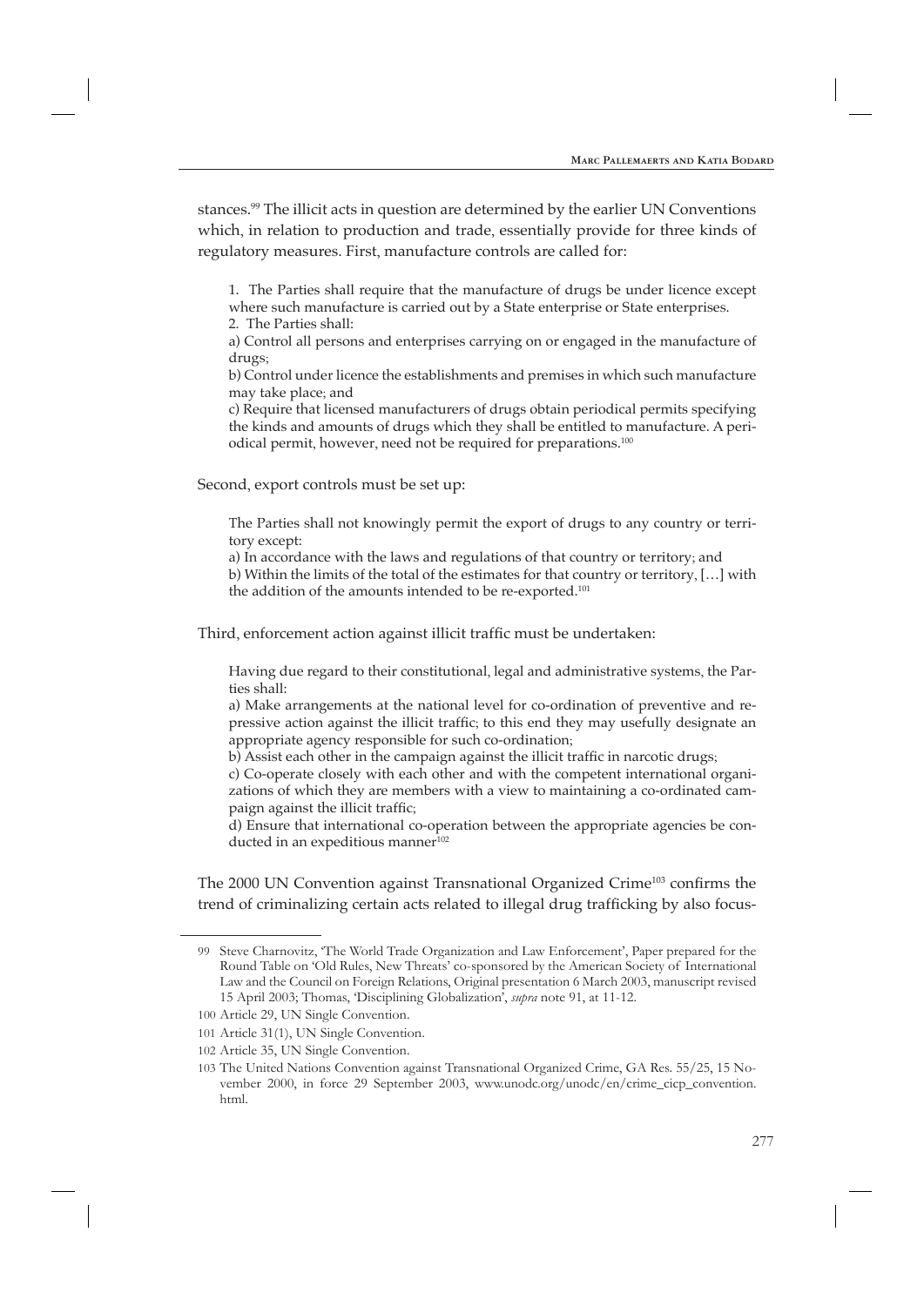stances.[99] The illicit acts in question are determined by the earlier UN Conventions which, in relation to production and trade, essentially provide for three kinds of regulatory measures. First, manufacture controls are called for:

> 1. The Parties shall require that the manufacture of drugs be under licence except where such manufacture is carried out by a State enterprise or State enterprises.
> 2. The Parties shall:
> a) Control all persons and enterprises carrying on or engaged in the manufacture of drugs;
> b) Control under licence the establishments and premises in which such manufacture may take place; and
> c) Require that licensed manufacturers of drugs obtain periodical permits specifying the kinds and amounts of drugs which they shall be entitled to manufacture. A periodical permit, however, need not be required for preparations.[100]

Second, export controls must be set up:

> The Parties shall not knowingly permit the export of drugs to any country or territory except:
> a) In accordance with the laws and regulations of that country or territory; and
> b) Within the limits of the total of the estimates for that country or territory, […] with the addition of the amounts intended to be re-exported.[101]

Third, enforcement action against illicit traffic must be undertaken:

> Having due regard to their constitutional, legal and administrative systems, the Parties shall:
> a) Make arrangements at the national level for co-ordination of preventive and repressive action against the illicit traffic; to this end they may usefully designate an appropriate agency responsible for such co-ordination;
> b) Assist each other in the campaign against the illicit traffic in narcotic drugs;
> c) Co-operate closely with each other and with the competent international organizations of which they are members with a view to maintaining a co-ordinated campaign against the illicit traffic;
> d) Ensure that international co-operation between the appropriate agencies be conducted in an expeditious manner[102]

The 2000 UN Convention against Transnational Organized Crime[103] confirms the trend of criminalizing certain acts related to illegal drug trafficking by also focus-

---

99 Steve Charnovitz, 'The World Trade Organization and Law Enforcement', Paper prepared for the Round Table on 'Old Rules, New Threats' co-sponsored by the American Society of International Law and the Council on Foreign Relations, Original presentation 6 March 2003, manuscript revised 15 April 2003; Thomas, 'Disciplining Globalization', *supra* note 91, at 11-12.

100 Article 29, UN Single Convention.

101 Article 31(1), UN Single Convention.

102 Article 35, UN Single Convention.

103 The United Nations Convention against Transnational Organized Crime, GA Res. 55/25, 15 November 2000, in force 29 September 2003, www.unodc.org/unodc/en/crime_cicp_convention.html.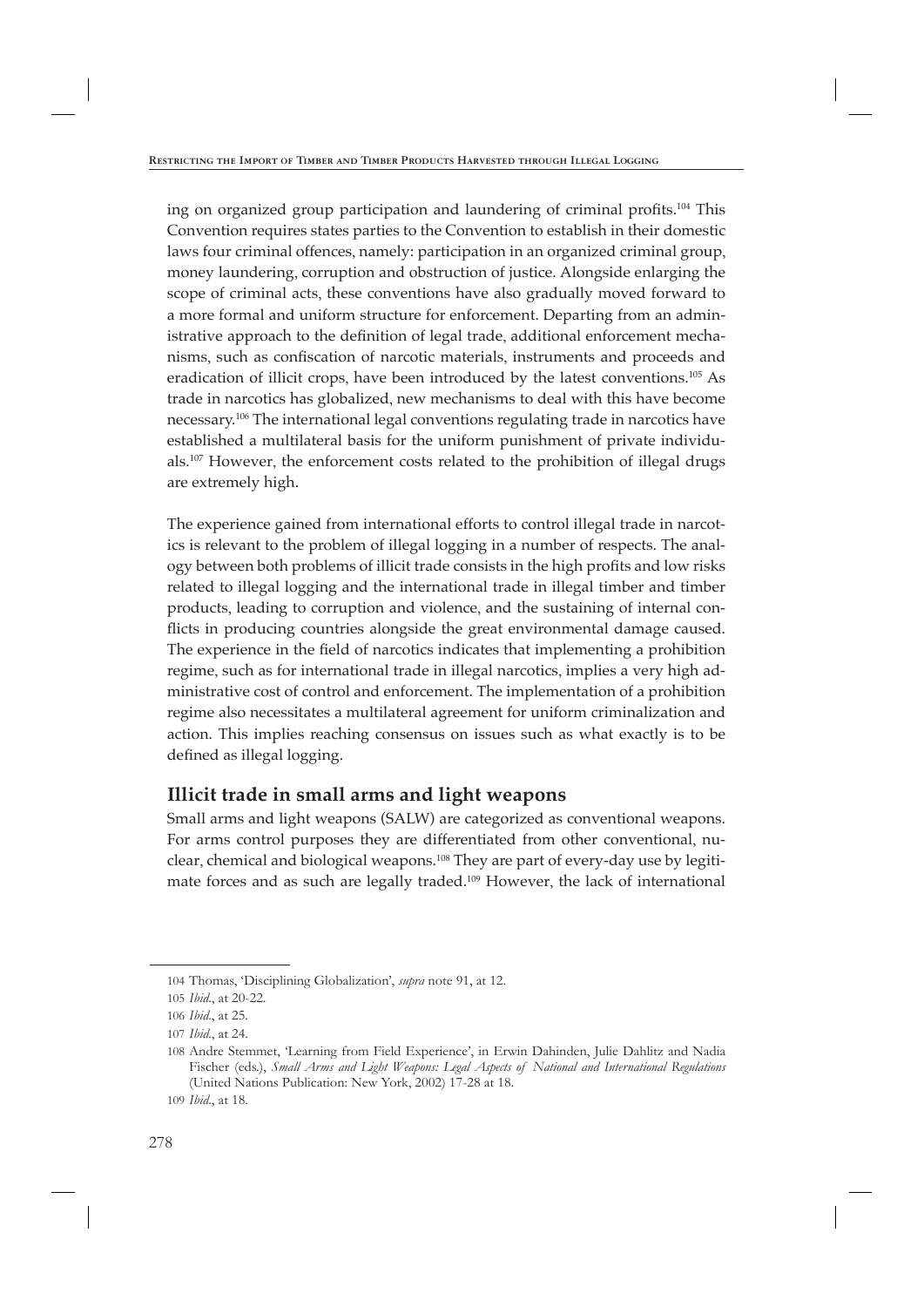ing on organized group participation and laundering of criminal profits.[104] This Convention requires states parties to the Convention to establish in their domestic laws four criminal offences, namely: participation in an organized criminal group, money laundering, corruption and obstruction of justice. Alongside enlarging the scope of criminal acts, these conventions have also gradually moved forward to a more formal and uniform structure for enforcement. Departing from an administrative approach to the definition of legal trade, additional enforcement mechanisms, such as confiscation of narcotic materials, instruments and proceeds and eradication of illicit crops, have been introduced by the latest conventions.[105] As trade in narcotics has globalized, new mechanisms to deal with this have become necessary.[106] The international legal conventions regulating trade in narcotics have established a multilateral basis for the uniform punishment of private individuals.[107] However, the enforcement costs related to the prohibition of illegal drugs are extremely high.

The experience gained from international efforts to control illegal trade in narcotics is relevant to the problem of illegal logging in a number of respects. The analogy between both problems of illicit trade consists in the high profits and low risks related to illegal logging and the international trade in illegal timber and timber products, leading to corruption and violence, and the sustaining of internal conflicts in producing countries alongside the great environmental damage caused. The experience in the field of narcotics indicates that implementing a prohibition regime, such as for international trade in illegal narcotics, implies a very high administrative cost of control and enforcement. The implementation of a prohibition regime also necessitates a multilateral agreement for uniform criminalization and action. This implies reaching consensus on issues such as what exactly is to be defined as illegal logging.

## Illicit trade in small arms and light weapons

Small arms and light weapons (SALW) are categorized as conventional weapons. For arms control purposes they are differentiated from other conventional, nuclear, chemical and biological weapons.[108] They are part of every-day use by legitimate forces and as such are legally traded.[109] However, the lack of international

---

104 Thomas, 'Disciplining Globalization', *supra* note 91, at 12.

105 *Ibid.*, at 20-22.

106 *Ibid.*, at 25.

107 *Ibid.*, at 24.

108 Andre Stemmet, 'Learning from Field Experience', in Erwin Dahinden, Julie Dahlitz and Nadia Fischer (eds.), *Small Arms and Light Weapons: Legal Aspects of National and International Regulations* (United Nations Publication: New York, 2002) 17-28 at 18.

109 *Ibid.*, at 18.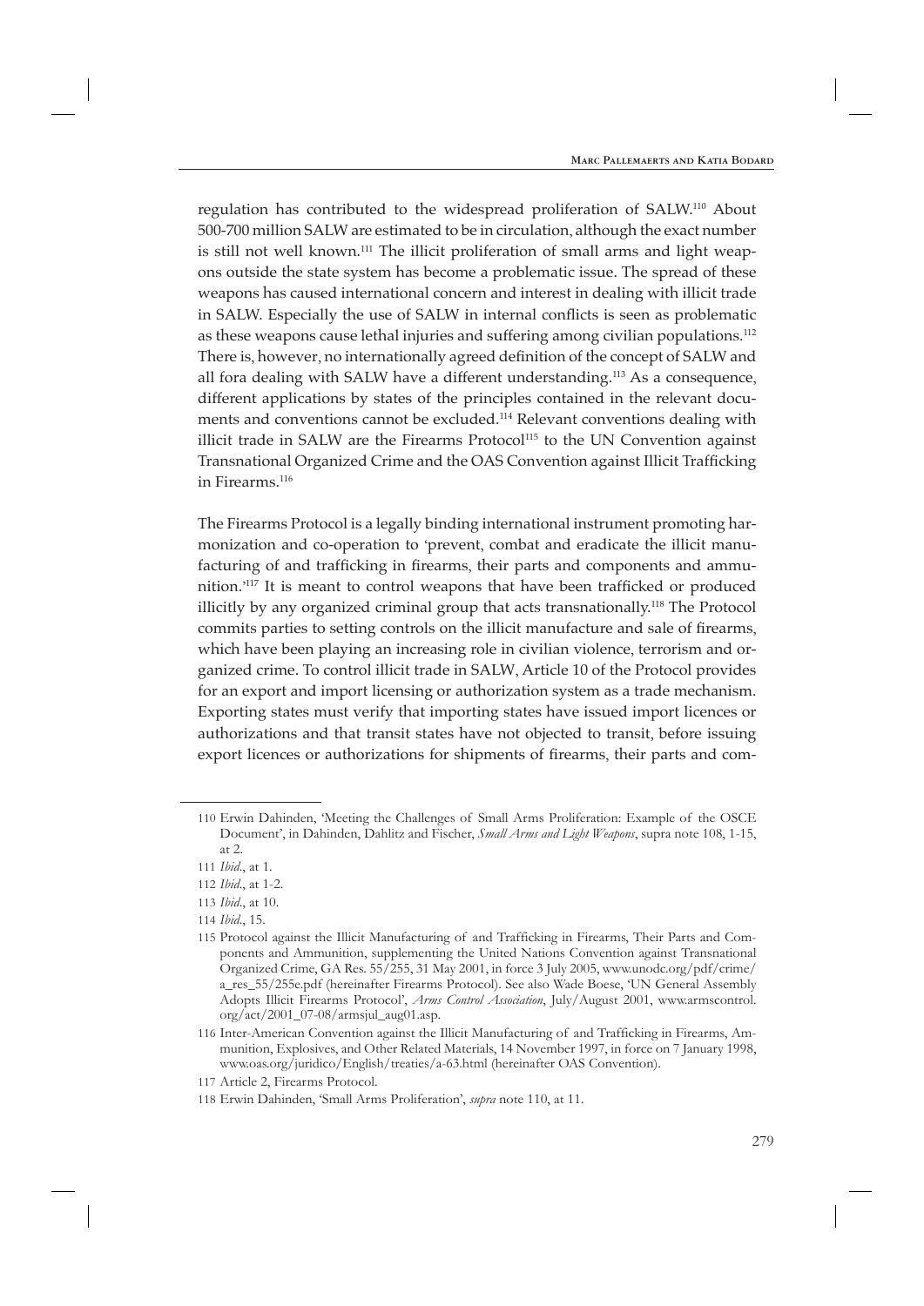regulation has contributed to the widespread proliferation of SALW.[110] About 500-700 million SALW are estimated to be in circulation, although the exact number is still not well known.[111] The illicit proliferation of small arms and light weapons outside the state system has become a problematic issue. The spread of these weapons has caused international concern and interest in dealing with illicit trade in SALW. Especially the use of SALW in internal conflicts is seen as problematic as these weapons cause lethal injuries and suffering among civilian populations.[112] There is, however, no internationally agreed definition of the concept of SALW and all fora dealing with SALW have a different understanding.[113] As a consequence, different applications by states of the principles contained in the relevant documents and conventions cannot be excluded.[114] Relevant conventions dealing with illicit trade in SALW are the Firearms Protocol[115] to the UN Convention against Transnational Organized Crime and the OAS Convention against Illicit Trafficking in Firearms.[116]

The Firearms Protocol is a legally binding international instrument promoting harmonization and co-operation to 'prevent, combat and eradicate the illicit manufacturing of and trafficking in firearms, their parts and components and ammunition.'[117] It is meant to control weapons that have been trafficked or produced illicitly by any organized criminal group that acts transnationally.[118] The Protocol commits parties to setting controls on the illicit manufacture and sale of firearms, which have been playing an increasing role in civilian violence, terrorism and organized crime. To control illicit trade in SALW, Article 10 of the Protocol provides for an export and import licensing or authorization system as a trade mechanism. Exporting states must verify that importing states have issued import licences or authorizations and that transit states have not objected to transit, before issuing export licences or authorizations for shipments of firearms, their parts and com-

---

110 Erwin Dahinden, 'Meeting the Challenges of Small Arms Proliferation: Example of the OSCE Document', in Dahinden, Dahlitz and Fischer, *Small Arms and Light Weapons*, supra note 108, 1-15, at 2.

111 *Ibid*., at 1.

112 *Ibid*., at 1-2.

113 *Ibid*., at 10.

114 *Ibid*., 15.

115 Protocol against the Illicit Manufacturing of and Trafficking in Firearms, Their Parts and Components and Ammunition, supplementing the United Nations Convention against Transnational Organized Crime, GA Res. 55/255, 31 May 2001, in force 3 July 2005, www.unodc.org/pdf/crime/a_res_55/255e.pdf (hereinafter Firearms Protocol). See also Wade Boese, 'UN General Assembly Adopts Illicit Firearms Protocol', *Arms Control Association*, July/August 2001, www.armscontrol.org/act/2001_07-08/armsjul_aug01.asp.

116 Inter-American Convention against the Illicit Manufacturing of and Trafficking in Firearms, Ammunition, Explosives, and Other Related Materials, 14 November 1997, in force on 7 January 1998, www.oas.org/juridico/English/treaties/a-63.html (hereinafter OAS Convention).

117 Article 2, Firearms Protocol.

118 Erwin Dahinden, 'Small Arms Proliferation', *supra* note 110, at 11.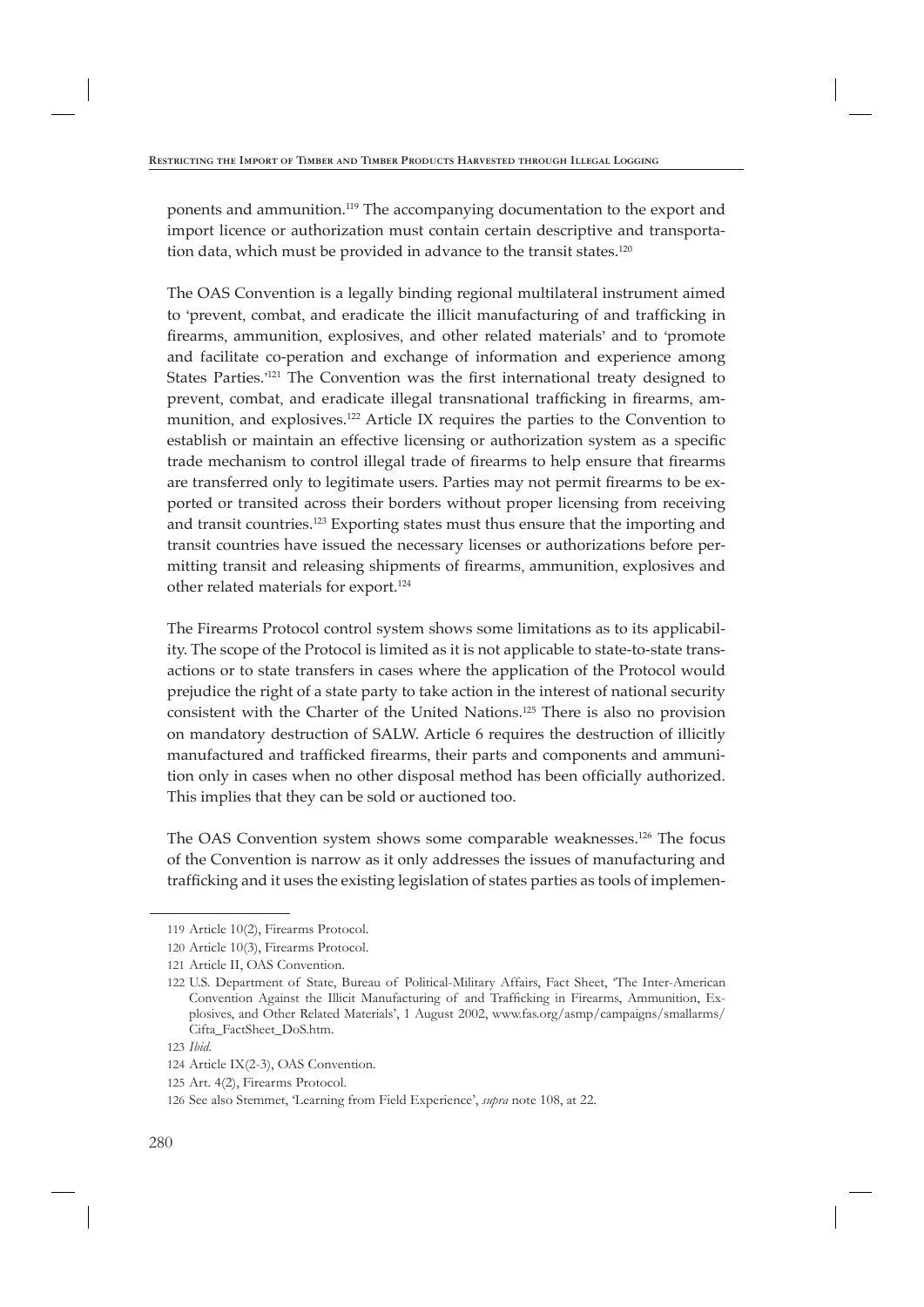ponents and ammunition.[119] The accompanying documentation to the export and import licence or authorization must contain certain descriptive and transportation data, which must be provided in advance to the transit states.[120]

The OAS Convention is a legally binding regional multilateral instrument aimed to 'prevent, combat, and eradicate the illicit manufacturing of and trafficking in firearms, ammunition, explosives, and other related materials' and to 'promote and facilitate co-peration and exchange of information and experience among States Parties.'[121] The Convention was the first international treaty designed to prevent, combat, and eradicate illegal transnational trafficking in firearms, ammunition, and explosives.[122] Article IX requires the parties to the Convention to establish or maintain an effective licensing or authorization system as a specific trade mechanism to control illegal trade of firearms to help ensure that firearms are transferred only to legitimate users. Parties may not permit firearms to be exported or transited across their borders without proper licensing from receiving and transit countries.[123] Exporting states must thus ensure that the importing and transit countries have issued the necessary licenses or authorizations before permitting transit and releasing shipments of firearms, ammunition, explosives and other related materials for export.[124]

The Firearms Protocol control system shows some limitations as to its applicability. The scope of the Protocol is limited as it is not applicable to state-to-state transactions or to state transfers in cases where the application of the Protocol would prejudice the right of a state party to take action in the interest of national security consistent with the Charter of the United Nations.[125] There is also no provision on mandatory destruction of SALW. Article 6 requires the destruction of illicitly manufactured and trafficked firearms, their parts and components and ammunition only in cases when no other disposal method has been officially authorized. This implies that they can be sold or auctioned too.

The OAS Convention system shows some comparable weaknesses.[126] The focus of the Convention is narrow as it only addresses the issues of manufacturing and trafficking and it uses the existing legislation of states parties as tools of implemen-

---

119 Article 10(2), Firearms Protocol.

120 Article 10(3), Firearms Protocol.

121 Article II, OAS Convention.

122 U.S. Department of State, Bureau of Political-Military Affairs, Fact Sheet, 'The Inter-American Convention Against the Illicit Manufacturing of and Trafficking in Firearms, Ammunition, Explosives, and Other Related Materials', 1 August 2002, www.fas.org/asmp/campaigns/smallarms/Cifta_FactSheet_DoS.htm.

123 *Ibid.*

124 Article IX(2-3), OAS Convention.

125 Art. 4(2), Firearms Protocol.

126 See also Stemmet, 'Learning from Field Experience', *supra* note 108, at 22.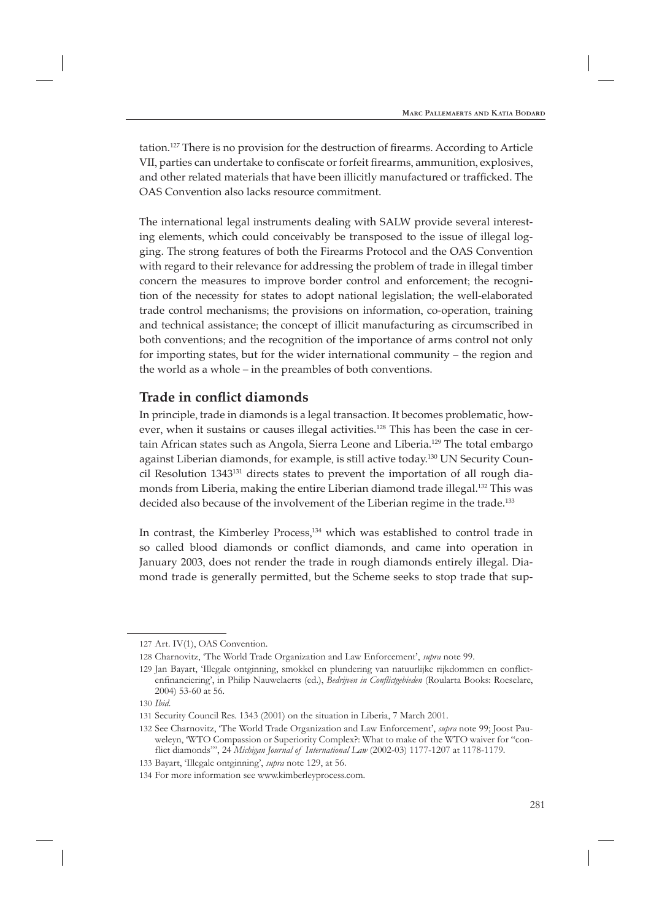tation.[127] There is no provision for the destruction of firearms. According to Article VII, parties can undertake to confiscate or forfeit firearms, ammunition, explosives, and other related materials that have been illicitly manufactured or trafficked. The OAS Convention also lacks resource commitment.

The international legal instruments dealing with SALW provide several interesting elements, which could conceivably be transposed to the issue of illegal logging. The strong features of both the Firearms Protocol and the OAS Convention with regard to their relevance for addressing the problem of trade in illegal timber concern the measures to improve border control and enforcement; the recognition of the necessity for states to adopt national legislation; the well-elaborated trade control mechanisms; the provisions on information, co-operation, training and technical assistance; the concept of illicit manufacturing as circumscribed in both conventions; and the recognition of the importance of arms control not only for importing states, but for the wider international community – the region and the world as a whole – in the preambles of both conventions.

## Trade in conflict diamonds

In principle, trade in diamonds is a legal transaction. It becomes problematic, however, when it sustains or causes illegal activities.[128] This has been the case in certain African states such as Angola, Sierra Leone and Liberia.[129] The total embargo against Liberian diamonds, for example, is still active today.[130] UN Security Council Resolution 1343[131] directs states to prevent the importation of all rough diamonds from Liberia, making the entire Liberian diamond trade illegal.[132] This was decided also because of the involvement of the Liberian regime in the trade.[133]

In contrast, the Kimberley Process,[134] which was established to control trade in so called blood diamonds or conflict diamonds, and came into operation in January 2003, does not render the trade in rough diamonds entirely illegal. Diamond trade is generally permitted, but the Scheme seeks to stop trade that sup-

---

127 Art. IV(1), OAS Convention.

128 Charnovitz, 'The World Trade Organization and Law Enforcement', *supra* note 99.

129 Jan Bayart, 'Illegale ontginning, smokkel en plundering van natuurlijke rijkdommen en conflictenfinanciering', in Philip Nauwelaerts (ed.), *Bedrijven in Conflictgebieden* (Roularta Books: Roeselare, 2004) 53-60 at 56.

130 *Ibid*.

131 Security Council Res. 1343 (2001) on the situation in Liberia, 7 March 2001.

132 See Charnovitz, 'The World Trade Organization and Law Enforcement', *supra* note 99; Joost Pauwelyn, 'WTO Compassion or Superiority Complex?: What to make of the WTO waiver for "conflict diamonds"', 24 *Michigan Journal of International Law* (2002-03) 1177-1207 at 1178-1179.

133 Bayart, 'Illegale ontginning', *supra* note 129, at 56.

134 For more information see www.kimberleyprocess.com.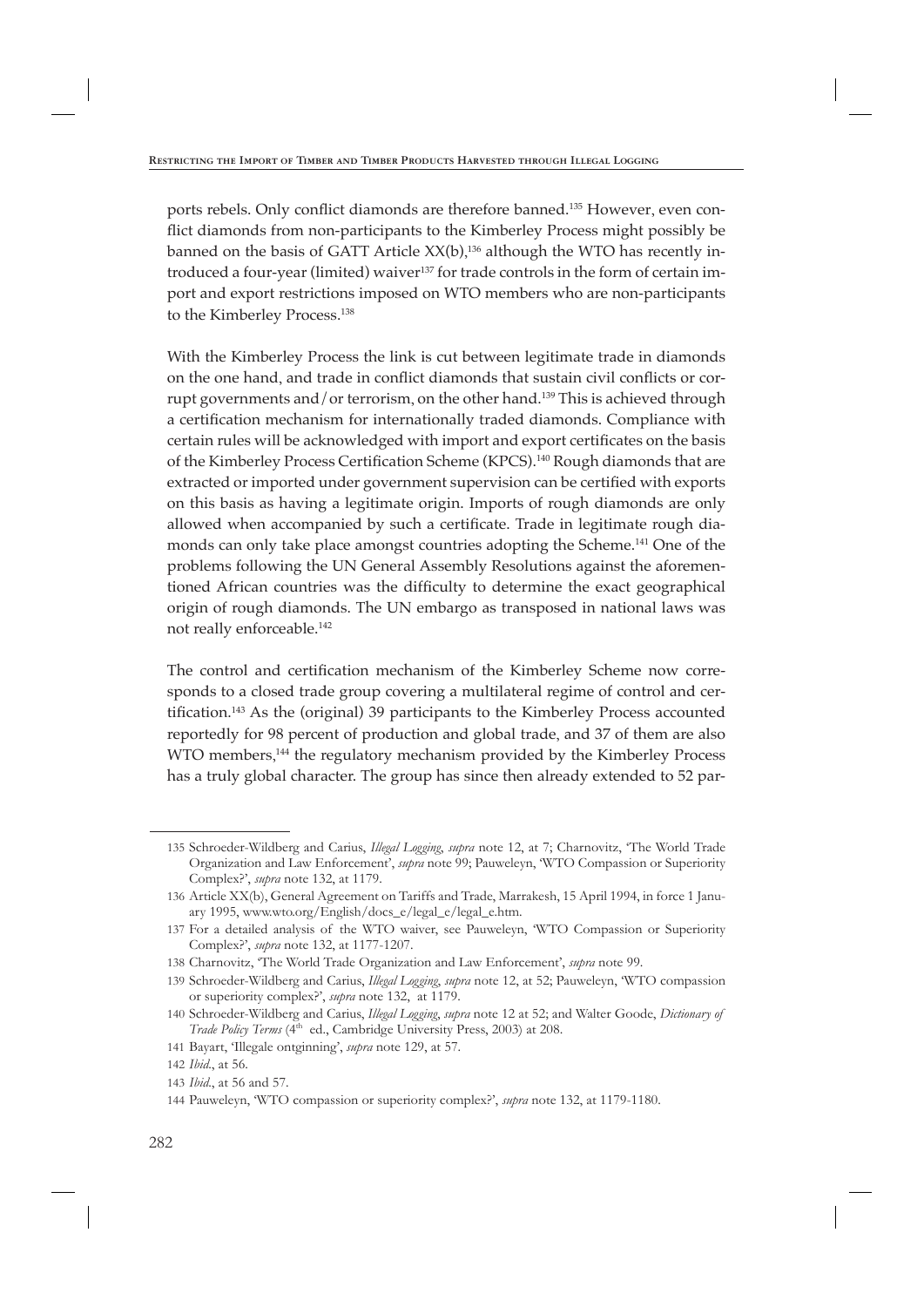ports rebels. Only conflict diamonds are therefore banned.[135] However, even conflict diamonds from non-participants to the Kimberley Process might possibly be banned on the basis of GATT Article XX(b),[136] although the WTO has recently introduced a four-year (limited) waiver[137] for trade controls in the form of certain import and export restrictions imposed on WTO members who are non-participants to the Kimberley Process.[138]

With the Kimberley Process the link is cut between legitimate trade in diamonds on the one hand, and trade in conflict diamonds that sustain civil conflicts or corrupt governments and/or terrorism, on the other hand.[139] This is achieved through a certification mechanism for internationally traded diamonds. Compliance with certain rules will be acknowledged with import and export certificates on the basis of the Kimberley Process Certification Scheme (KPCS).[140] Rough diamonds that are extracted or imported under government supervision can be certified with exports on this basis as having a legitimate origin. Imports of rough diamonds are only allowed when accompanied by such a certificate. Trade in legitimate rough diamonds can only take place amongst countries adopting the Scheme.[141] One of the problems following the UN General Assembly Resolutions against the aforementioned African countries was the difficulty to determine the exact geographical origin of rough diamonds. The UN embargo as transposed in national laws was not really enforceable.[142]

The control and certification mechanism of the Kimberley Scheme now corresponds to a closed trade group covering a multilateral regime of control and certification.[143] As the (original) 39 participants to the Kimberley Process accounted reportedly for 98 percent of production and global trade, and 37 of them are also WTO members,[144] the regulatory mechanism provided by the Kimberley Process has a truly global character. The group has since then already extended to 52 par-

---

135 Schroeder-Wildberg and Carius, *Illegal Logging*, *supra* note 12, at 7; Charnovitz, 'The World Trade Organization and Law Enforcement', *supra* note 99; Pauweleyn, 'WTO Compassion or Superiority Complex?', *supra* note 132, at 1179.

136 Article XX(b), General Agreement on Tariffs and Trade, Marrakesh, 15 April 1994, in force 1 January 1995, www.wto.org/English/docs_e/legal_e/legal_e.htm.

137 For a detailed analysis of the WTO waiver, see Pauweleyn, 'WTO Compassion or Superiority Complex?', *supra* note 132, at 1177-1207.

138 Charnovitz, 'The World Trade Organization and Law Enforcement', *supra* note 99.

139 Schroeder-Wildberg and Carius, *Illegal Logging*, *supra* note 12, at 52; Pauweleyn, 'WTO compassion or superiority complex?', *supra* note 132, at 1179.

140 Schroeder-Wildberg and Carius, *Illegal Logging*, *supra* note 12 at 52; and Walter Goode, *Dictionary of Trade Policy Terms* (4th ed., Cambridge University Press, 2003) at 208.

141 Bayart, 'Illegale ontginning', *supra* note 129, at 57.

142 *Ibid*., at 56.

143 *Ibid*., at 56 and 57.

144 Pauweleyn, 'WTO compassion or superiority complex?', *supra* note 132, at 1179-1180.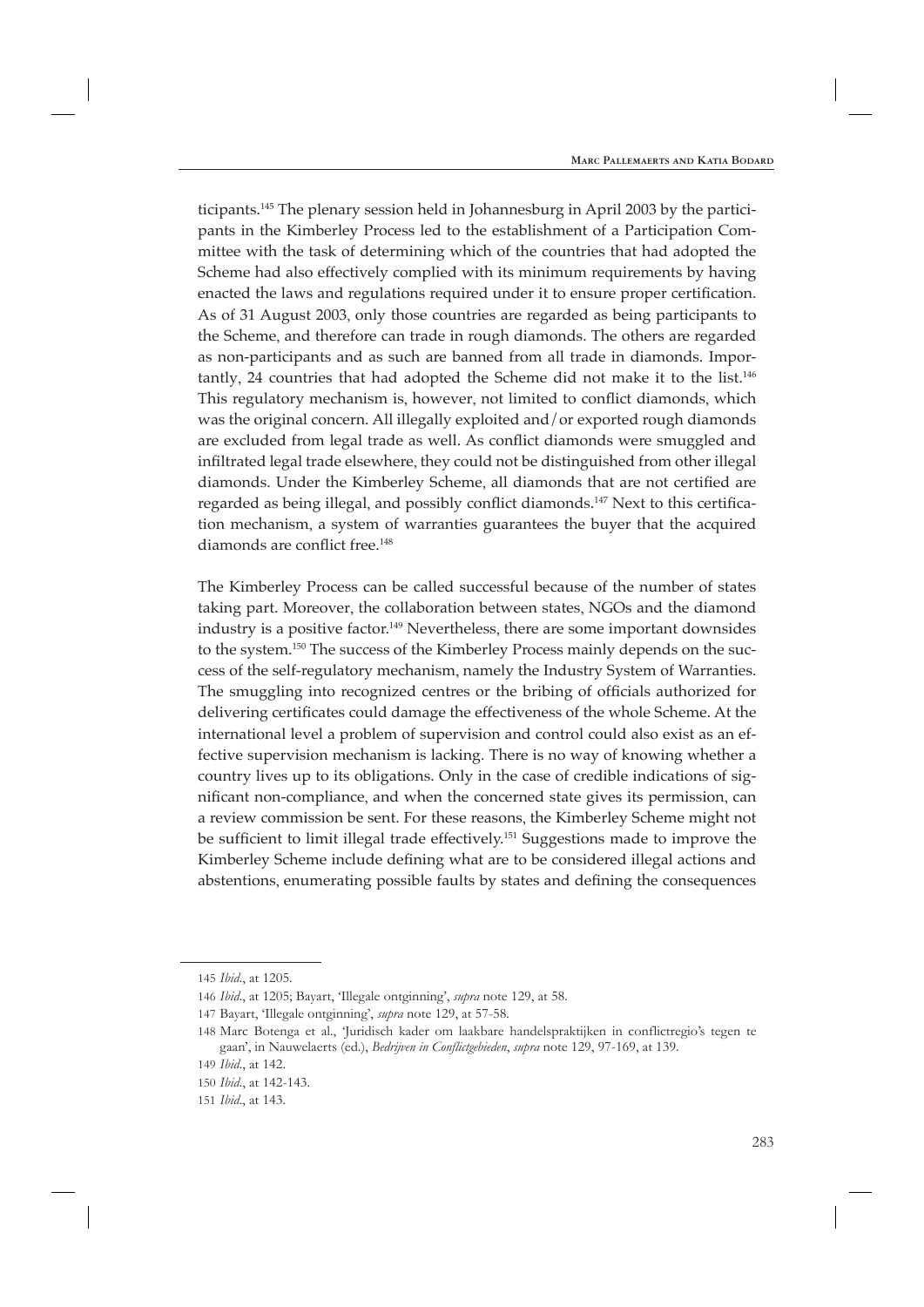ticipants.[145] The plenary session held in Johannesburg in April 2003 by the participants in the Kimberley Process led to the establishment of a Participation Committee with the task of determining which of the countries that had adopted the Scheme had also effectively complied with its minimum requirements by having enacted the laws and regulations required under it to ensure proper certification. As of 31 August 2003, only those countries are regarded as being participants to the Scheme, and therefore can trade in rough diamonds. The others are regarded as non-participants and as such are banned from all trade in diamonds. Importantly, 24 countries that had adopted the Scheme did not make it to the list.[146] This regulatory mechanism is, however, not limited to conflict diamonds, which was the original concern. All illegally exploited and/or exported rough diamonds are excluded from legal trade as well. As conflict diamonds were smuggled and infiltrated legal trade elsewhere, they could not be distinguished from other illegal diamonds. Under the Kimberley Scheme, all diamonds that are not certified are regarded as being illegal, and possibly conflict diamonds.[147] Next to this certification mechanism, a system of warranties guarantees the buyer that the acquired diamonds are conflict free.[148]

The Kimberley Process can be called successful because of the number of states taking part. Moreover, the collaboration between states, NGOs and the diamond industry is a positive factor.[149] Nevertheless, there are some important downsides to the system.[150] The success of the Kimberley Process mainly depends on the success of the self-regulatory mechanism, namely the Industry System of Warranties. The smuggling into recognized centres or the bribing of officials authorized for delivering certificates could damage the effectiveness of the whole Scheme. At the international level a problem of supervision and control could also exist as an effective supervision mechanism is lacking. There is no way of knowing whether a country lives up to its obligations. Only in the case of credible indications of significant non-compliance, and when the concerned state gives its permission, can a review commission be sent. For these reasons, the Kimberley Scheme might not be sufficient to limit illegal trade effectively.[151] Suggestions made to improve the Kimberley Scheme include defining what are to be considered illegal actions and abstentions, enumerating possible faults by states and defining the consequences

---

145 *Ibid*., at 1205.

146 *Ibid*., at 1205; Bayart, 'Illegale ontginning', *supra* note 129, at 58.

147 Bayart, 'Illegale ontginning', *supra* note 129, at 57-58.

148 Marc Botenga et al., 'Juridisch kader om laakbare handelspraktijken in conflictregio's tegen te gaan', in Nauwelaerts (ed.), *Bedrijven in Conflictgebieden*, *supra* note 129, 97-169, at 139.

149 *Ibid*., at 142.

150 *Ibid*., at 142-143.

151 *Ibid*., at 143.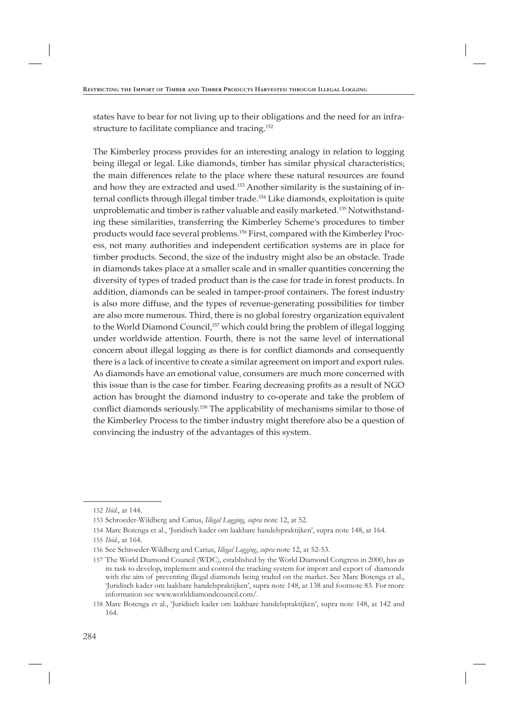states have to bear for not living up to their obligations and the need for an infrastructure to facilitate compliance and tracing.[152]

The Kimberley process provides for an interesting analogy in relation to logging being illegal or legal. Like diamonds, timber has similar physical characteristics; the main differences relate to the place where these natural resources are found and how they are extracted and used.[153] Another similarity is the sustaining of internal conflicts through illegal timber trade.[154] Like diamonds, exploitation is quite unproblematic and timber is rather valuable and easily marketed.[155] Notwithstanding these similarities, transferring the Kimberley Scheme's procedures to timber products would face several problems.[156] First, compared with the Kimberley Process, not many authorities and independent certification systems are in place for timber products. Second, the size of the industry might also be an obstacle. Trade in diamonds takes place at a smaller scale and in smaller quantities concerning the diversity of types of traded product than is the case for trade in forest products. In addition, diamonds can be sealed in tamper-proof containers. The forest industry is also more diffuse, and the types of revenue-generating possibilities for timber are also more numerous. Third, there is no global forestry organization equivalent to the World Diamond Council,[157] which could bring the problem of illegal logging under worldwide attention. Fourth, there is not the same level of international concern about illegal logging as there is for conflict diamonds and consequently there is a lack of incentive to create a similar agreement on import and export rules. As diamonds have an emotional value, consumers are much more concerned with this issue than is the case for timber. Fearing decreasing profits as a result of NGO action has brought the diamond industry to co-operate and take the problem of conflict diamonds seriously.[158] The applicability of mechanisms similar to those of the Kimberley Process to the timber industry might therefore also be a question of convincing the industry of the advantages of this system.

---

152 *Ibid*., at 144.

153 Schroeder-Wildberg and Carius, *Illegal Logging*, *supra* note 12, at 52.

154 Marc Botenga et al., 'Juridisch kader om laakbare handelspraktijken', supra note 148, at 164.

155 *Ibid*., at 164.

156 See Schroeder-Wildberg and Carius, *Illegal Logging*, *supra* note 12, at 52-53.

157 The World Diamond Council (WDC), established by the World Diamond Congress in 2000, has as its task to develop, implement and control the tracking system for import and export of diamonds with the aim of preventing illegal diamonds being traded on the market. See Marc Botenga et al., 'Juridisch kader om laakbare handelspraktijken', supra note 148, at 138 and footnote 83. For more information see www.worlddiamondcouncil.com/.

158 Marc Botenga et al., 'Juridisch kader om laakbare handelspraktijken', supra note 148, at 142 and 164.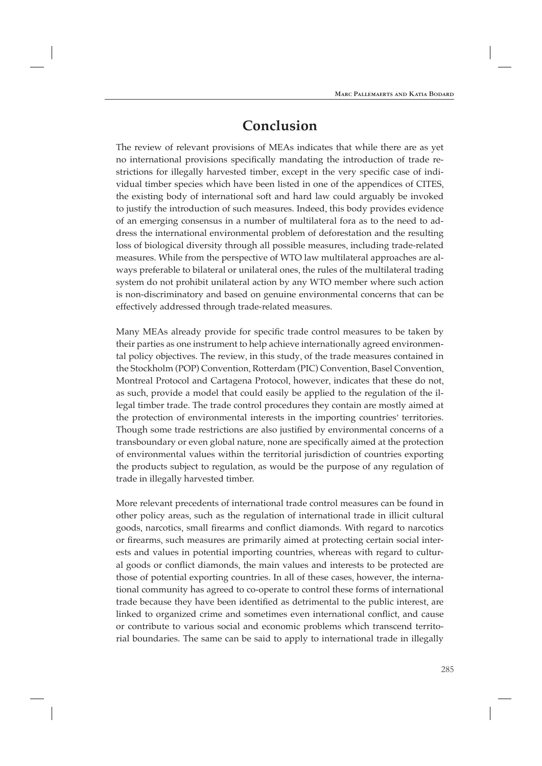# Conclusion

The review of relevant provisions of MEAs indicates that while there are as yet no international provisions specifically mandating the introduction of trade restrictions for illegally harvested timber, except in the very specific case of individual timber species which have been listed in one of the appendices of CITES, the existing body of international soft and hard law could arguably be invoked to justify the introduction of such measures. Indeed, this body provides evidence of an emerging consensus in a number of multilateral fora as to the need to address the international environmental problem of deforestation and the resulting loss of biological diversity through all possible measures, including trade-related measures. While from the perspective of WTO law multilateral approaches are always preferable to bilateral or unilateral ones, the rules of the multilateral trading system do not prohibit unilateral action by any WTO member where such action is non-discriminatory and based on genuine environmental concerns that can be effectively addressed through trade-related measures.

Many MEAs already provide for specific trade control measures to be taken by their parties as one instrument to help achieve internationally agreed environmental policy objectives. The review, in this study, of the trade measures contained in the Stockholm (POP) Convention, Rotterdam (PIC) Convention, Basel Convention, Montreal Protocol and Cartagena Protocol, however, indicates that these do not, as such, provide a model that could easily be applied to the regulation of the illegal timber trade. The trade control procedures they contain are mostly aimed at the protection of environmental interests in the importing countries' territories. Though some trade restrictions are also justified by environmental concerns of a transboundary or even global nature, none are specifically aimed at the protection of environmental values within the territorial jurisdiction of countries exporting the products subject to regulation, as would be the purpose of any regulation of trade in illegally harvested timber.

More relevant precedents of international trade control measures can be found in other policy areas, such as the regulation of international trade in illicit cultural goods, narcotics, small firearms and conflict diamonds. With regard to narcotics or firearms, such measures are primarily aimed at protecting certain social interests and values in potential importing countries, whereas with regard to cultural goods or conflict diamonds, the main values and interests to be protected are those of potential exporting countries. In all of these cases, however, the international community has agreed to co-operate to control these forms of international trade because they have been identified as detrimental to the public interest, are linked to organized crime and sometimes even international conflict, and cause or contribute to various social and economic problems which transcend territorial boundaries. The same can be said to apply to international trade in illegally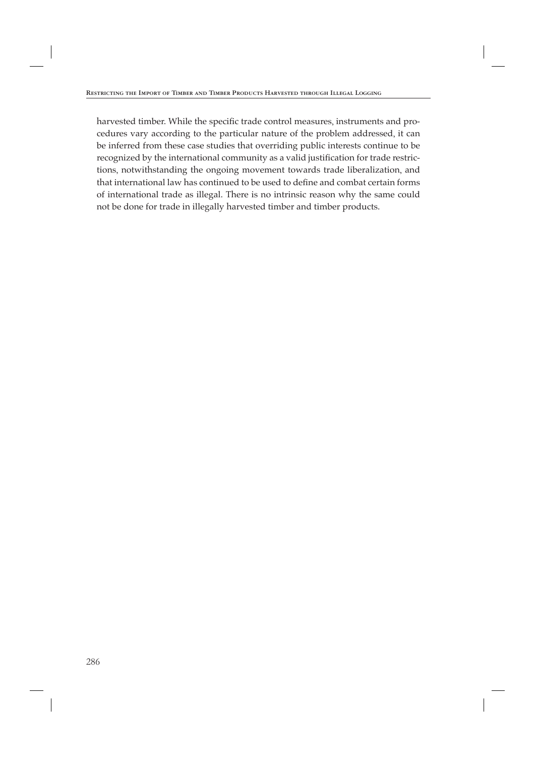harvested timber. While the specific trade control measures, instruments and procedures vary according to the particular nature of the problem addressed, it can be inferred from these case studies that overriding public interests continue to be recognized by the international community as a valid justification for trade restrictions, notwithstanding the ongoing movement towards trade liberalization, and that international law has continued to be used to define and combat certain forms of international trade as illegal. There is no intrinsic reason why the same could not be done for trade in illegally harvested timber and timber products.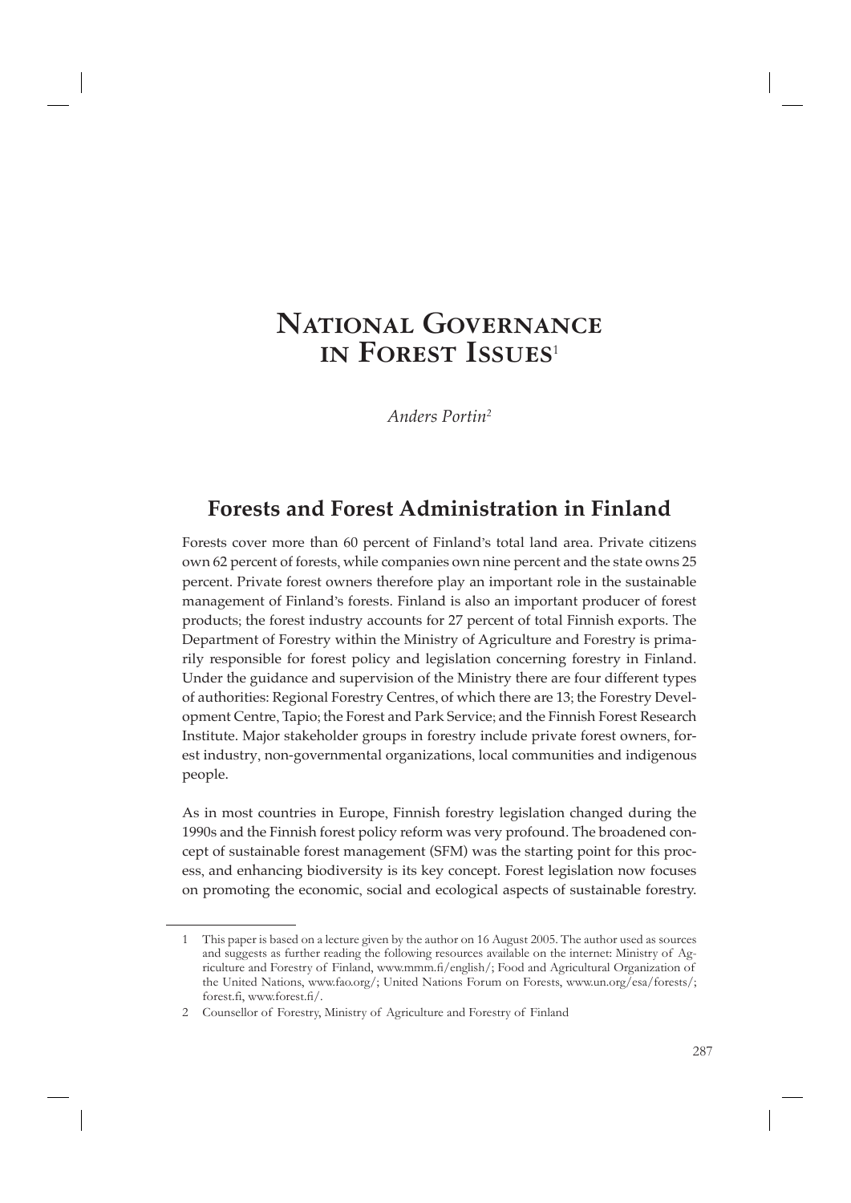# National Governance in Forest Issues[1]

*Anders Portin[2]*

## Forests and Forest Administration in Finland

Forests cover more than 60 percent of Finland's total land area. Private citizens own 62 percent of forests, while companies own nine percent and the state owns 25 percent. Private forest owners therefore play an important role in the sustainable management of Finland's forests. Finland is also an important producer of forest products; the forest industry accounts for 27 percent of total Finnish exports. The Department of Forestry within the Ministry of Agriculture and Forestry is primarily responsible for forest policy and legislation concerning forestry in Finland. Under the guidance and supervision of the Ministry there are four different types of authorities: Regional Forestry Centres, of which there are 13; the Forestry Development Centre, Tapio; the Forest and Park Service; and the Finnish Forest Research Institute. Major stakeholder groups in forestry include private forest owners, forest industry, non-governmental organizations, local communities and indigenous people.

As in most countries in Europe, Finnish forestry legislation changed during the 1990s and the Finnish forest policy reform was very profound. The broadened concept of sustainable forest management (SFM) was the starting point for this process, and enhancing biodiversity is its key concept. Forest legislation now focuses on promoting the economic, social and ecological aspects of sustainable forestry.

---

1 This paper is based on a lecture given by the author on 16 August 2005. The author used as sources and suggests as further reading the following resources available on the internet: Ministry of Agriculture and Forestry of Finland, www.mmm.fi/english/; Food and Agricultural Organization of the United Nations, www.fao.org/; United Nations Forum on Forests, www.un.org/esa/forests/; forest.fi, www.forest.fi/.

2 Counsellor of Forestry, Ministry of Agriculture and Forestry of Finland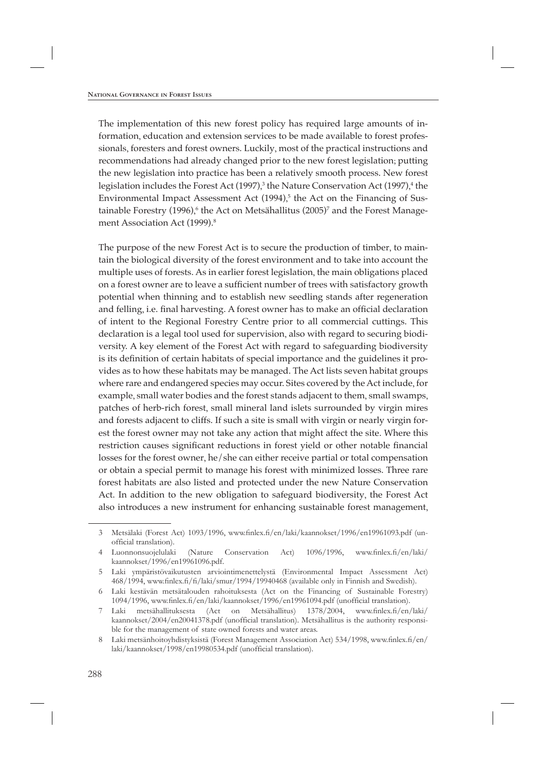The implementation of this new forest policy has required large amounts of information, education and extension services to be made available to forest professionals, foresters and forest owners. Luckily, most of the practical instructions and recommendations had already changed prior to the new forest legislation; putting the new legislation into practice has been a relatively smooth process. New forest legislation includes the Forest Act (1997),[3] the Nature Conservation Act (1997),[4] the Environmental Impact Assessment Act (1994),[5] the Act on the Financing of Sustainable Forestry (1996),[6] the Act on Metsähallitus (2005)[7] and the Forest Management Association Act (1999).[8]

The purpose of the new Forest Act is to secure the production of timber, to maintain the biological diversity of the forest environment and to take into account the multiple uses of forests. As in earlier forest legislation, the main obligations placed on a forest owner are to leave a sufficient number of trees with satisfactory growth potential when thinning and to establish new seedling stands after regeneration and felling, i.e. final harvesting. A forest owner has to make an official declaration of intent to the Regional Forestry Centre prior to all commercial cuttings. This declaration is a legal tool used for supervision, also with regard to securing biodiversity. A key element of the Forest Act with regard to safeguarding biodiversity is its definition of certain habitats of special importance and the guidelines it provides as to how these habitats may be managed. The Act lists seven habitat groups where rare and endangered species may occur. Sites covered by the Act include, for example, small water bodies and the forest stands adjacent to them, small swamps, patches of herb-rich forest, small mineral land islets surrounded by virgin mires and forests adjacent to cliffs. If such a site is small with virgin or nearly virgin forest the forest owner may not take any action that might affect the site. Where this restriction causes significant reductions in forest yield or other notable financial losses for the forest owner, he/she can either receive partial or total compensation or obtain a special permit to manage his forest with minimized losses. Three rare forest habitats are also listed and protected under the new Nature Conservation Act. In addition to the new obligation to safeguard biodiversity, the Forest Act also introduces a new instrument for enhancing sustainable forest management,

---

3 Metsälaki (Forest Act) 1093/1996, www.finlex.fi/en/laki/kaannokset/1996/en19961093.pdf (unofficial translation).

4 Luonnonsuojelulaki (Nature Conservation Act) 1096/1996, www.finlex.fi/en/laki/kaannokset/1996/en19961096.pdf.

5 Laki ympäristövaikutusten arviointimenettelystä (Environmental Impact Assessment Act) 468/1994, www.finlex.fi/fi/laki/smur/1994/19940468 (available only in Finnish and Swedish).

6 Laki kestävän metsätalouden rahoituksesta (Act on the Financing of Sustainable Forestry) 1094/1996, www.finlex.fi/en/laki/kaannokset/1996/en19961094.pdf (unofficial translation).

7 Laki metsähallituksesta (Act on Metsähallitus) 1378/2004, www.finlex.fi/en/laki/kaannokset/2004/en20041378.pdf (unofficial translation). Metsähallitus is the authority responsible for the management of state owned forests and water areas.

8 Laki metsänhoitoyhdistyksistä (Forest Management Association Act) 534/1998, www.finlex.fi/en/laki/kaannokset/1998/en19980534.pdf (unofficial translation).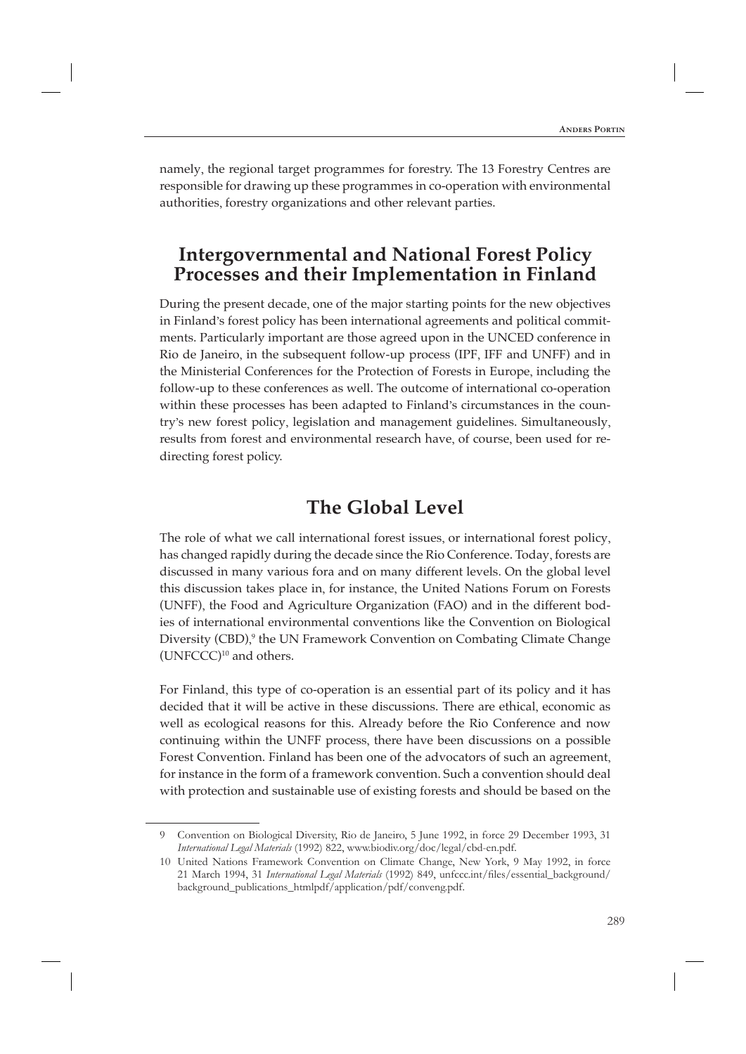namely, the regional target programmes for forestry. The 13 Forestry Centres are responsible for drawing up these programmes in co-operation with environmental authorities, forestry organizations and other relevant parties.

## Intergovernmental and National Forest Policy Processes and their Implementation in Finland

During the present decade, one of the major starting points for the new objectives in Finland's forest policy has been international agreements and political commitments. Particularly important are those agreed upon in the UNCED conference in Rio de Janeiro, in the subsequent follow-up process (IPF, IFF and UNFF) and in the Ministerial Conferences for the Protection of Forests in Europe, including the follow-up to these conferences as well. The outcome of international co-operation within these processes has been adapted to Finland's circumstances in the country's new forest policy, legislation and management guidelines. Simultaneously, results from forest and environmental research have, of course, been used for redirecting forest policy.

## The Global Level

The role of what we call international forest issues, or international forest policy, has changed rapidly during the decade since the Rio Conference. Today, forests are discussed in many various fora and on many different levels. On the global level this discussion takes place in, for instance, the United Nations Forum on Forests (UNFF), the Food and Agriculture Organization (FAO) and in the different bodies of international environmental conventions like the Convention on Biological Diversity (CBD),[9] the UN Framework Convention on Combating Climate Change (UNFCCC)[10] and others.

For Finland, this type of co-operation is an essential part of its policy and it has decided that it will be active in these discussions. There are ethical, economic as well as ecological reasons for this. Already before the Rio Conference and now continuing within the UNFF process, there have been discussions on a possible Forest Convention. Finland has been one of the advocators of such an agreement, for instance in the form of a framework convention. Such a convention should deal with protection and sustainable use of existing forests and should be based on the

---

9 Convention on Biological Diversity, Rio de Janeiro, 5 June 1992, in force 29 December 1993, 31 *International Legal Materials* (1992) 822, www.biodiv.org/doc/legal/cbd-en.pdf.

10 United Nations Framework Convention on Climate Change, New York, 9 May 1992, in force 21 March 1994, 31 *International Legal Materials* (1992) 849, unfccc.int/files/essential_background/background_publications_htmlpdf/application/pdf/conveng.pdf.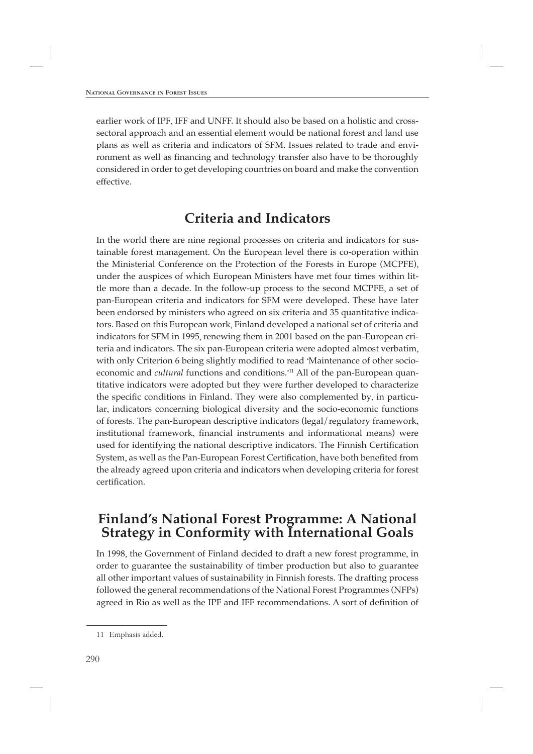earlier work of IPF, IFF and UNFF. It should also be based on a holistic and cross-sectoral approach and an essential element would be national forest and land use plans as well as criteria and indicators of SFM. Issues related to trade and environment as well as financing and technology transfer also have to be thoroughly considered in order to get developing countries on board and make the convention effective.

## Criteria and Indicators

In the world there are nine regional processes on criteria and indicators for sustainable forest management. On the European level there is co-operation within the Ministerial Conference on the Protection of the Forests in Europe (MCPFE), under the auspices of which European Ministers have met four times within little more than a decade. In the follow-up process to the second MCPFE, a set of pan-European criteria and indicators for SFM were developed. These have later been endorsed by ministers who agreed on six criteria and 35 quantitative indicators. Based on this European work, Finland developed a national set of criteria and indicators for SFM in 1995, renewing them in 2001 based on the pan-European criteria and indicators. The six pan-European criteria were adopted almost verbatim, with only Criterion 6 being slightly modified to read 'Maintenance of other socio-economic and *cultural* functions and conditions.'[11] All of the pan-European quantitative indicators were adopted but they were further developed to characterize the specific conditions in Finland. They were also complemented by, in particular, indicators concerning biological diversity and the socio-economic functions of forests. The pan-European descriptive indicators (legal/regulatory framework, institutional framework, financial instruments and informational means) were used for identifying the national descriptive indicators. The Finnish Certification System, as well as the Pan-European Forest Certification, have both benefited from the already agreed upon criteria and indicators when developing criteria for forest certification.

## Finland's National Forest Programme: A National Strategy in Conformity with International Goals

In 1998, the Government of Finland decided to draft a new forest programme, in order to guarantee the sustainability of timber production but also to guarantee all other important values of sustainability in Finnish forests. The drafting process followed the general recommendations of the National Forest Programmes (NFPs) agreed in Rio as well as the IPF and IFF recommendations. A sort of definition of

---

11 Emphasis added.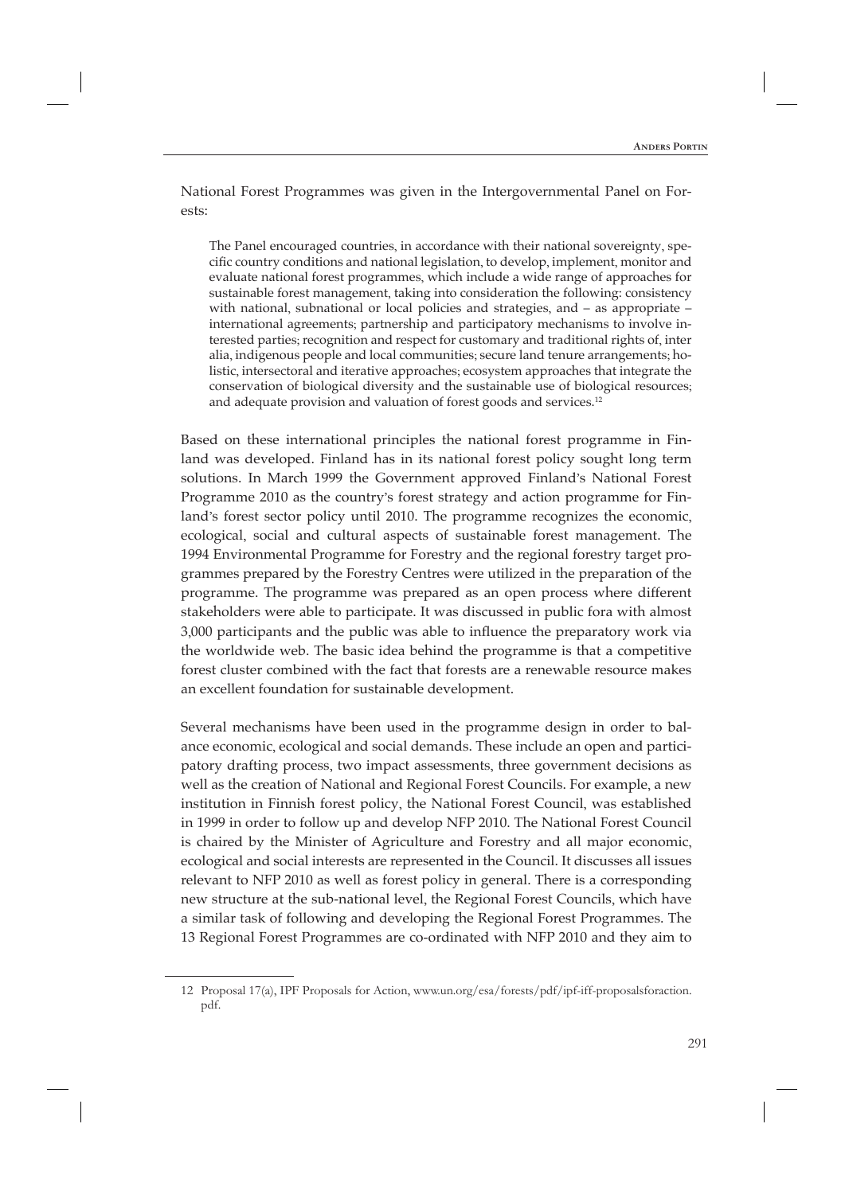National Forest Programmes was given in the Intergovernmental Panel on Forests:

> The Panel encouraged countries, in accordance with their national sovereignty, specific country conditions and national legislation, to develop, implement, monitor and evaluate national forest programmes, which include a wide range of approaches for sustainable forest management, taking into consideration the following: consistency with national, subnational or local policies and strategies, and – as appropriate – international agreements; partnership and participatory mechanisms to involve interested parties; recognition and respect for customary and traditional rights of, inter alia, indigenous people and local communities; secure land tenure arrangements; holistic, intersectoral and iterative approaches; ecosystem approaches that integrate the conservation of biological diversity and the sustainable use of biological resources; and adequate provision and valuation of forest goods and services.[12]

Based on these international principles the national forest programme in Finland was developed. Finland has in its national forest policy sought long term solutions. In March 1999 the Government approved Finland's National Forest Programme 2010 as the country's forest strategy and action programme for Finland's forest sector policy until 2010. The programme recognizes the economic, ecological, social and cultural aspects of sustainable forest management. The 1994 Environmental Programme for Forestry and the regional forestry target programmes prepared by the Forestry Centres were utilized in the preparation of the programme. The programme was prepared as an open process where different stakeholders were able to participate. It was discussed in public fora with almost 3,000 participants and the public was able to influence the preparatory work via the worldwide web. The basic idea behind the programme is that a competitive forest cluster combined with the fact that forests are a renewable resource makes an excellent foundation for sustainable development.

Several mechanisms have been used in the programme design in order to balance economic, ecological and social demands. These include an open and participatory drafting process, two impact assessments, three government decisions as well as the creation of National and Regional Forest Councils. For example, a new institution in Finnish forest policy, the National Forest Council, was established in 1999 in order to follow up and develop NFP 2010. The National Forest Council is chaired by the Minister of Agriculture and Forestry and all major economic, ecological and social interests are represented in the Council. It discusses all issues relevant to NFP 2010 as well as forest policy in general. There is a corresponding new structure at the sub-national level, the Regional Forest Councils, which have a similar task of following and developing the Regional Forest Programmes. The 13 Regional Forest Programmes are co-ordinated with NFP 2010 and they aim to

---

12 Proposal 17(a), IPF Proposals for Action, www.un.org/esa/forests/pdf/ipf-iff-proposalsforaction.pdf.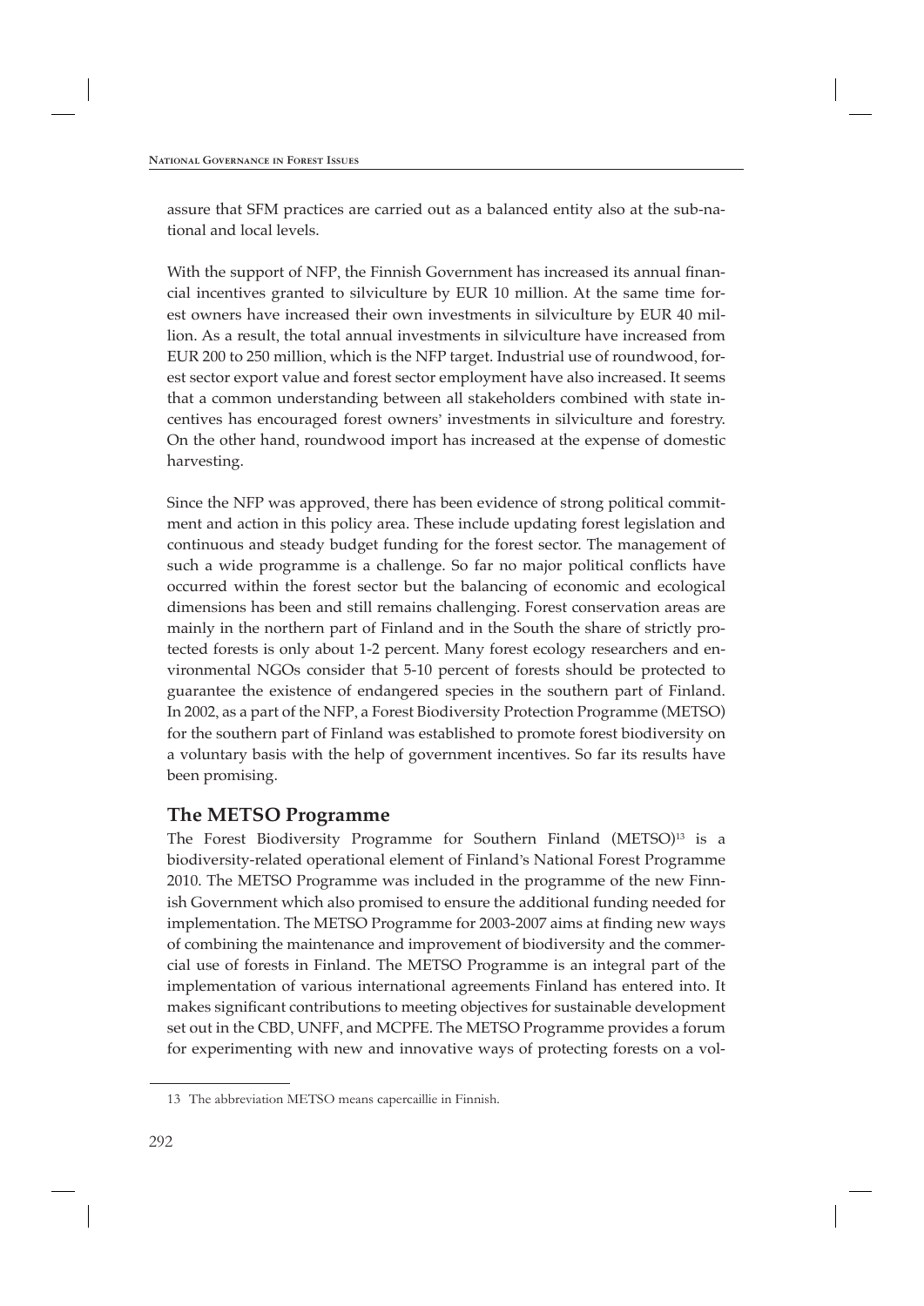assure that SFM practices are carried out as a balanced entity also at the sub-national and local levels.

With the support of NFP, the Finnish Government has increased its annual financial incentives granted to silviculture by EUR 10 million. At the same time forest owners have increased their own investments in silviculture by EUR 40 million. As a result, the total annual investments in silviculture have increased from EUR 200 to 250 million, which is the NFP target. Industrial use of roundwood, forest sector export value and forest sector employment have also increased. It seems that a common understanding between all stakeholders combined with state incentives has encouraged forest owners' investments in silviculture and forestry. On the other hand, roundwood import has increased at the expense of domestic harvesting.

Since the NFP was approved, there has been evidence of strong political commitment and action in this policy area. These include updating forest legislation and continuous and steady budget funding for the forest sector. The management of such a wide programme is a challenge. So far no major political conflicts have occurred within the forest sector but the balancing of economic and ecological dimensions has been and still remains challenging. Forest conservation areas are mainly in the northern part of Finland and in the South the share of strictly protected forests is only about 1-2 percent. Many forest ecology researchers and environmental NGOs consider that 5-10 percent of forests should be protected to guarantee the existence of endangered species in the southern part of Finland. In 2002, as a part of the NFP, a Forest Biodiversity Protection Programme (METSO) for the southern part of Finland was established to promote forest biodiversity on a voluntary basis with the help of government incentives. So far its results have been promising.

## The METSO Programme

The Forest Biodiversity Programme for Southern Finland (METSO)[13] is a biodiversity-related operational element of Finland's National Forest Programme 2010. The METSO Programme was included in the programme of the new Finnish Government which also promised to ensure the additional funding needed for implementation. The METSO Programme for 2003-2007 aims at finding new ways of combining the maintenance and improvement of biodiversity and the commercial use of forests in Finland. The METSO Programme is an integral part of the implementation of various international agreements Finland has entered into. It makes significant contributions to meeting objectives for sustainable development set out in the CBD, UNFF, and MCPFE. The METSO Programme provides a forum for experimenting with new and innovative ways of protecting forests on a vol-

---

13 The abbreviation METSO means capercaillie in Finnish.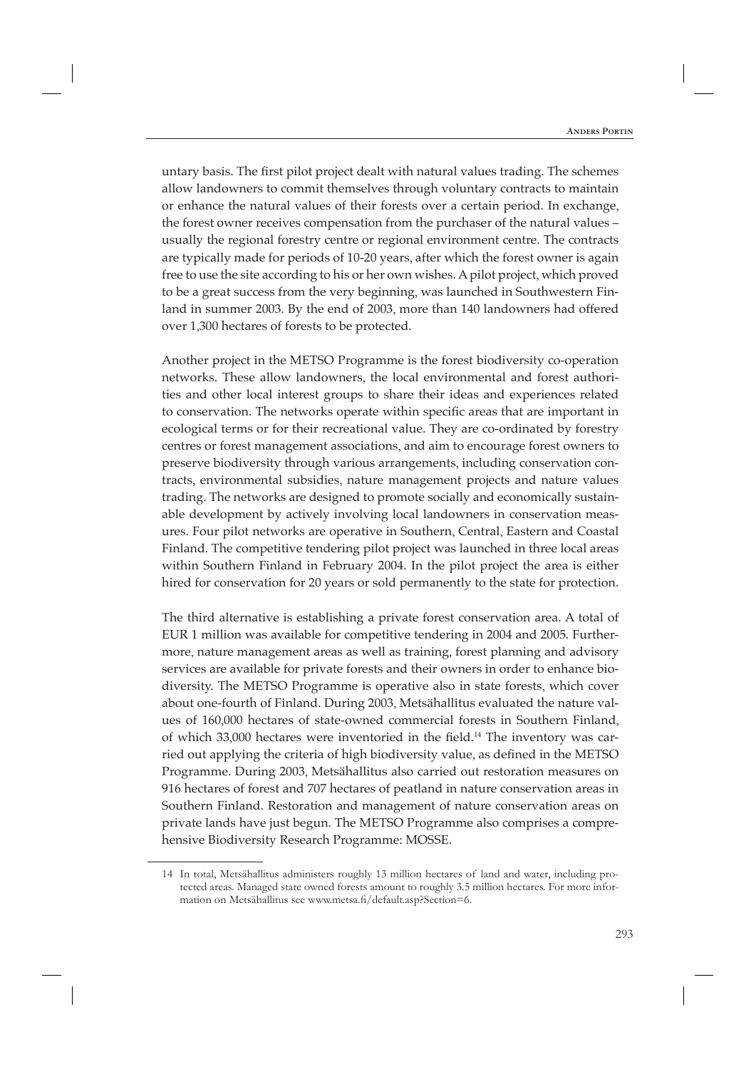untary basis. The first pilot project dealt with natural values trading. The schemes allow landowners to commit themselves through voluntary contracts to maintain or enhance the natural values of their forests over a certain period. In exchange, the forest owner receives compensation from the purchaser of the natural values – usually the regional forestry centre or regional environment centre. The contracts are typically made for periods of 10-20 years, after which the forest owner is again free to use the site according to his or her own wishes. A pilot project, which proved to be a great success from the very beginning, was launched in Southwestern Finland in summer 2003. By the end of 2003, more than 140 landowners had offered over 1,300 hectares of forests to be protected.

Another project in the METSO Programme is the forest biodiversity co-operation networks. These allow landowners, the local environmental and forest authorities and other local interest groups to share their ideas and experiences related to conservation. The networks operate within specific areas that are important in ecological terms or for their recreational value. They are co-ordinated by forestry centres or forest management associations, and aim to encourage forest owners to preserve biodiversity through various arrangements, including conservation contracts, environmental subsidies, nature management projects and nature values trading. The networks are designed to promote socially and economically sustainable development by actively involving local landowners in conservation measures. Four pilot networks are operative in Southern, Central, Eastern and Coastal Finland. The competitive tendering pilot project was launched in three local areas within Southern Finland in February 2004. In the pilot project the area is either hired for conservation for 20 years or sold permanently to the state for protection.

The third alternative is establishing a private forest conservation area. A total of EUR 1 million was available for competitive tendering in 2004 and 2005. Furthermore, nature management areas as well as training, forest planning and advisory services are available for private forests and their owners in order to enhance biodiversity. The METSO Programme is operative also in state forests, which cover about one-fourth of Finland. During 2003, Metsähallitus evaluated the nature values of 160,000 hectares of state-owned commercial forests in Southern Finland, of which 33,000 hectares were inventoried in the field.[14] The inventory was carried out applying the criteria of high biodiversity value, as defined in the METSO Programme. During 2003, Metsähallitus also carried out restoration measures on 916 hectares of forest and 707 hectares of peatland in nature conservation areas in Southern Finland. Restoration and management of nature conservation areas on private lands have just begun. The METSO Programme also comprises a comprehensive Biodiversity Research Programme: MOSSE.

---

14 In total, Metsähallitus administers roughly 13 million hectares of land and water, including protected areas. Managed state owned forests amount to roughly 3.5 million hectares. For more information on Metsähallitus see www.metsa.fi/default.asp?Section=6.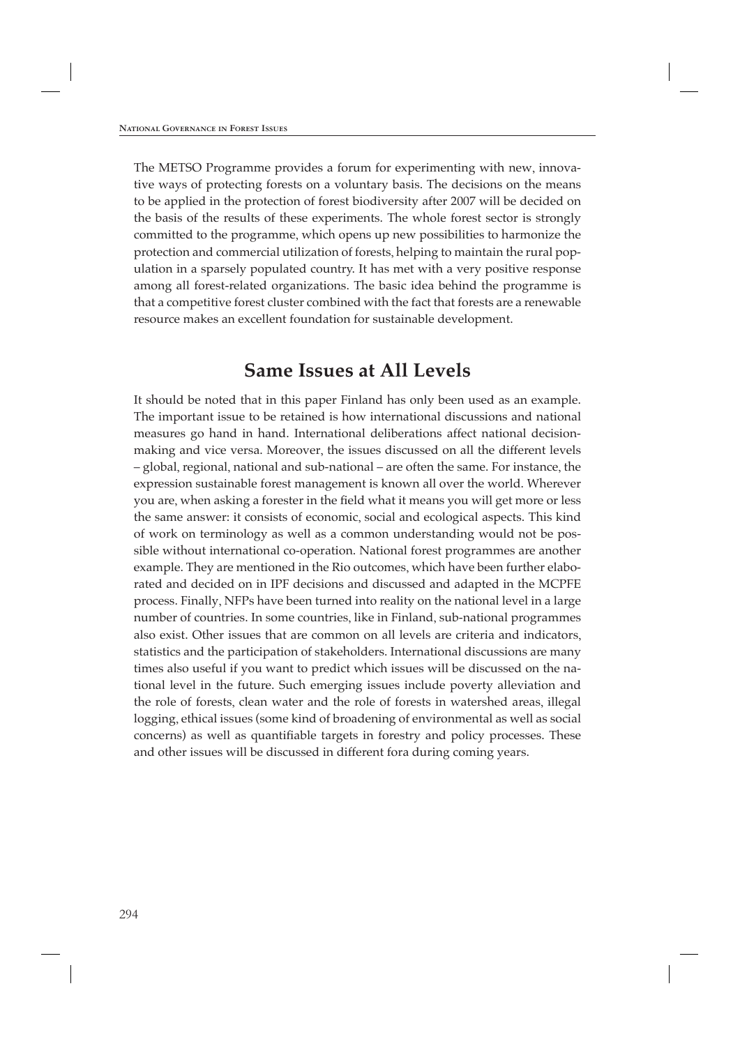The METSO Programme provides a forum for experimenting with new, innovative ways of protecting forests on a voluntary basis. The decisions on the means to be applied in the protection of forest biodiversity after 2007 will be decided on the basis of the results of these experiments. The whole forest sector is strongly committed to the programme, which opens up new possibilities to harmonize the protection and commercial utilization of forests, helping to maintain the rural population in a sparsely populated country. It has met with a very positive response among all forest-related organizations. The basic idea behind the programme is that a competitive forest cluster combined with the fact that forests are a renewable resource makes an excellent foundation for sustainable development.

## Same Issues at All Levels

It should be noted that in this paper Finland has only been used as an example. The important issue to be retained is how international discussions and national measures go hand in hand. International deliberations affect national decision-making and vice versa. Moreover, the issues discussed on all the different levels – global, regional, national and sub-national – are often the same. For instance, the expression sustainable forest management is known all over the world. Wherever you are, when asking a forester in the field what it means you will get more or less the same answer: it consists of economic, social and ecological aspects. This kind of work on terminology as well as a common understanding would not be possible without international co-operation. National forest programmes are another example. They are mentioned in the Rio outcomes, which have been further elaborated and decided on in IPF decisions and discussed and adapted in the MCPFE process. Finally, NFPs have been turned into reality on the national level in a large number of countries. In some countries, like in Finland, sub-national programmes also exist. Other issues that are common on all levels are criteria and indicators, statistics and the participation of stakeholders. International discussions are many times also useful if you want to predict which issues will be discussed on the national level in the future. Such emerging issues include poverty alleviation and the role of forests, clean water and the role of forests in watershed areas, illegal logging, ethical issues (some kind of broadening of environmental as well as social concerns) as well as quantifiable targets in forestry and policy processes. These and other issues will be discussed in different fora during coming years.